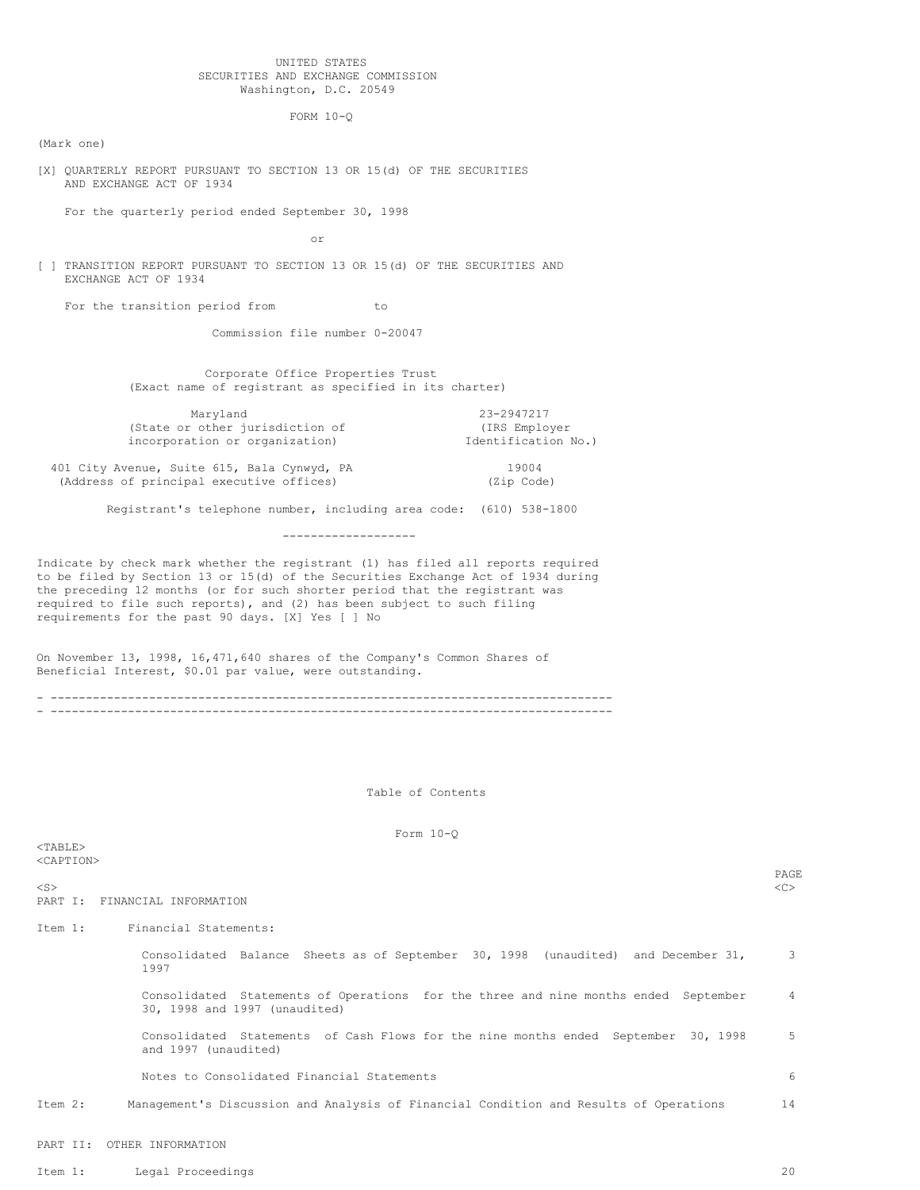UNITED STATES
SECURITIES AND EXCHANGE COMMISSION
Washington, D.C. 20549

FORM 10-Q

(Mark one)

[X] QUARTERLY REPORT PURSUANT TO SECTION 13 OR 15(d) OF THE SECURITIES AND EXCHANGE ACT OF 1934

For the quarterly period ended September 30, 1998

or

[ ] TRANSITION REPORT PURSUANT TO SECTION 13 OR 15(d) OF THE SECURITIES AND EXCHANGE ACT OF 1934

For the transition period from to

Commission file number 0-20047

Corporate Office Properties Trust
(Exact name of registrant as specified in its charter)

| | |
|---|---|
| Maryland<br>(State or other jurisdiction of incorporation or organization) | 23-2947217<br>(IRS Employer Identification No.) |
| 401 City Avenue, Suite 615, Bala Cynwyd, PA<br>(Address of principal executive offices) | 19004<br>(Zip Code) |

Registrant's telephone number, including area code: (610) 538-1800

---

Indicate by check mark whether the registrant (1) has filed all reports required to be filed by Section 13 or 15(d) of the Securities Exchange Act of 1934 during the preceding 12 months (or for such shorter period that the registrant was required to file such reports), and (2) has been subject to such filing requirements for the past 90 days. [X] Yes [ ] No

On November 13, 1998, 16,471,640 shares of the Company's Common Shares of Beneficial Interest, $0.01 par value, were outstanding.

---

Table of Contents

Form 10-Q

| | | PAGE |
|---|---|---|
| PART I: FINANCIAL INFORMATION | | |
| Item 1: | Financial Statements: | |
| | Consolidated Balance Sheets as of September 30, 1998 (unaudited) and December 31, 1997 | 3 |
| | Consolidated Statements of Operations for the three and nine months ended September 30, 1998 and 1997 (unaudited) | 4 |
| | Consolidated Statements of Cash Flows for the nine months ended September 30, 1998 and 1997 (unaudited) | 5 |
| | Notes to Consolidated Financial Statements | 6 |
| Item 2: | Management's Discussion and Analysis of Financial Condition and Results of Operations | 14 |
| PART II: OTHER INFORMATION | | |
| Item 1: | Legal Proceedings | 20 |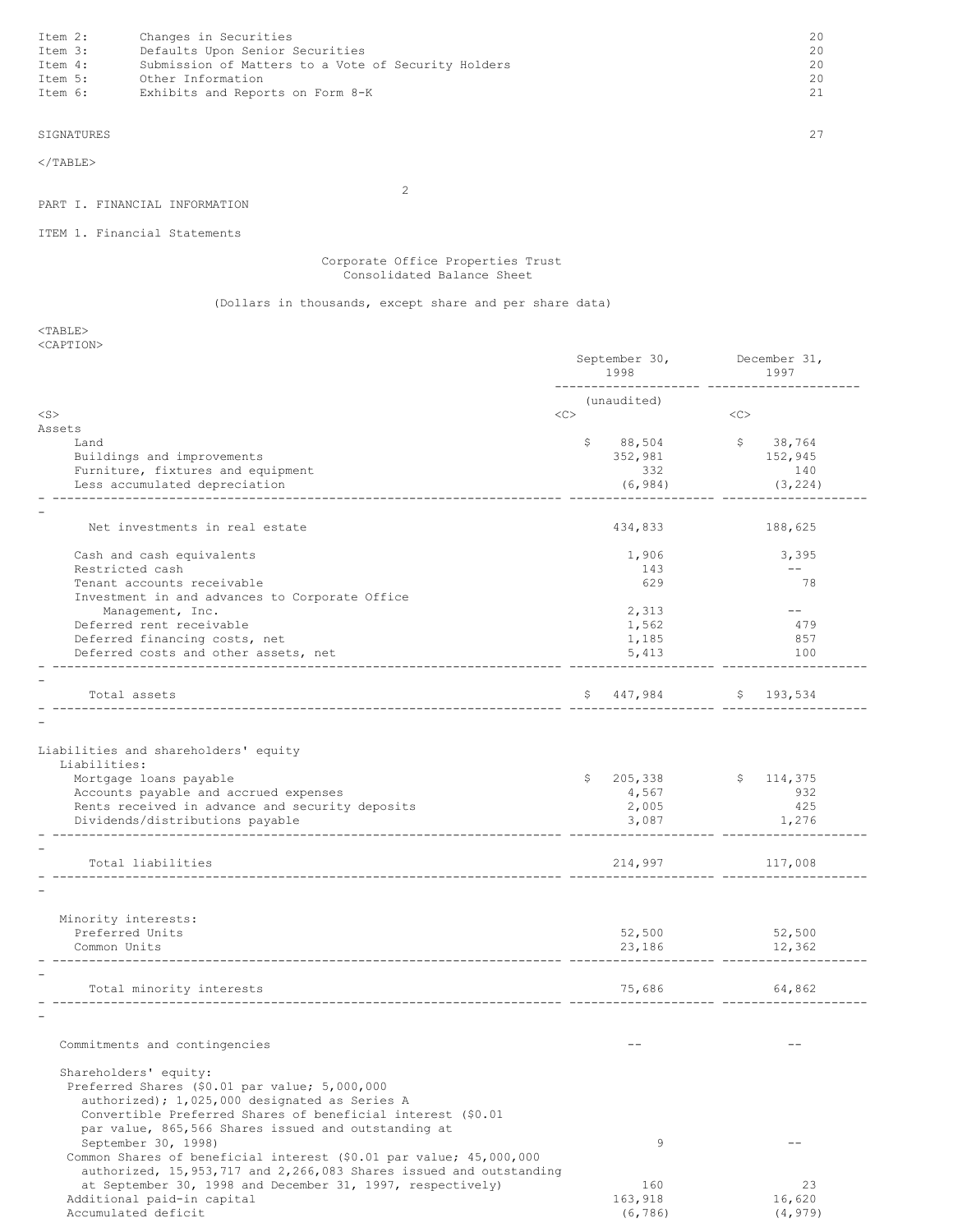| | | |
|---|---|---|
| Item 2: | Changes in Securities | 20 |
| Item 3: | Defaults Upon Senior Securities | 20 |
| Item 4: | Submission of Matters to a Vote of Security Holders | 20 |
| Item 5: | Other Information | 20 |
| Item 6: | Exhibits and Reports on Form 8-K | 21 |
| SIGNATURES | | 27 |

PART I. FINANCIAL INFORMATION

ITEM 1. Financial Statements

Corporate Office Properties Trust
Consolidated Balance Sheet

(Dollars in thousands, except share and per share data)

| | September 30, 1998 (unaudited) | December 31, 1997 |
|---|---|---|
| **Assets** | | |
| Land | $ 88,504 | $ 38,764 |
| Buildings and improvements | 352,981 | 152,945 |
| Furniture, fixtures and equipment | 332 | 140 |
| Less accumulated depreciation | (6,984) | (3,224) |
| Net investments in real estate | 434,833 | 188,625 |
| Cash and cash equivalents | 1,906 | 3,395 |
| Restricted cash | 143 | -- |
| Tenant accounts receivable | 629 | 78 |
| Investment in and advances to Corporate Office Management, Inc. | 2,313 | -- |
| Deferred rent receivable | 1,562 | 479 |
| Deferred financing costs, net | 1,185 | 857 |
| Deferred costs and other assets, net | 5,413 | 100 |
| Total assets | $ 447,984 | $ 193,534 |
| **Liabilities and shareholders' equity** | | |
| Liabilities: | | |
| Mortgage loans payable | $ 205,338 | $ 114,375 |
| Accounts payable and accrued expenses | 4,567 | 932 |
| Rents received in advance and security deposits | 2,005 | 425 |
| Dividends/distributions payable | 3,087 | 1,276 |
| Total liabilities | 214,997 | 117,008 |
| Minority interests: | | |
| Preferred Units | 52,500 | 52,500 |
| Common Units | 23,186 | 12,362 |
| Total minority interests | 75,686 | 64,862 |
| Commitments and contingencies | -- | -- |
| Shareholders' equity: | | |
| Preferred Shares ($0.01 par value; 5,000,000 authorized); 1,025,000 designated as Series A Convertible Preferred Shares of beneficial interest ($0.01 par value, 865,566 Shares issued and outstanding at September 30, 1998) | 9 | -- |
| Common Shares of beneficial interest ($0.01 par value; 45,000,000 authorized, 15,953,717 and 2,266,083 Shares issued and outstanding at September 30, 1998 and December 31, 1997, respectively) | 160 | 23 |
| Additional paid-in capital | 163,918 | 16,620 |
| Accumulated deficit | (6,786) | (4,979) |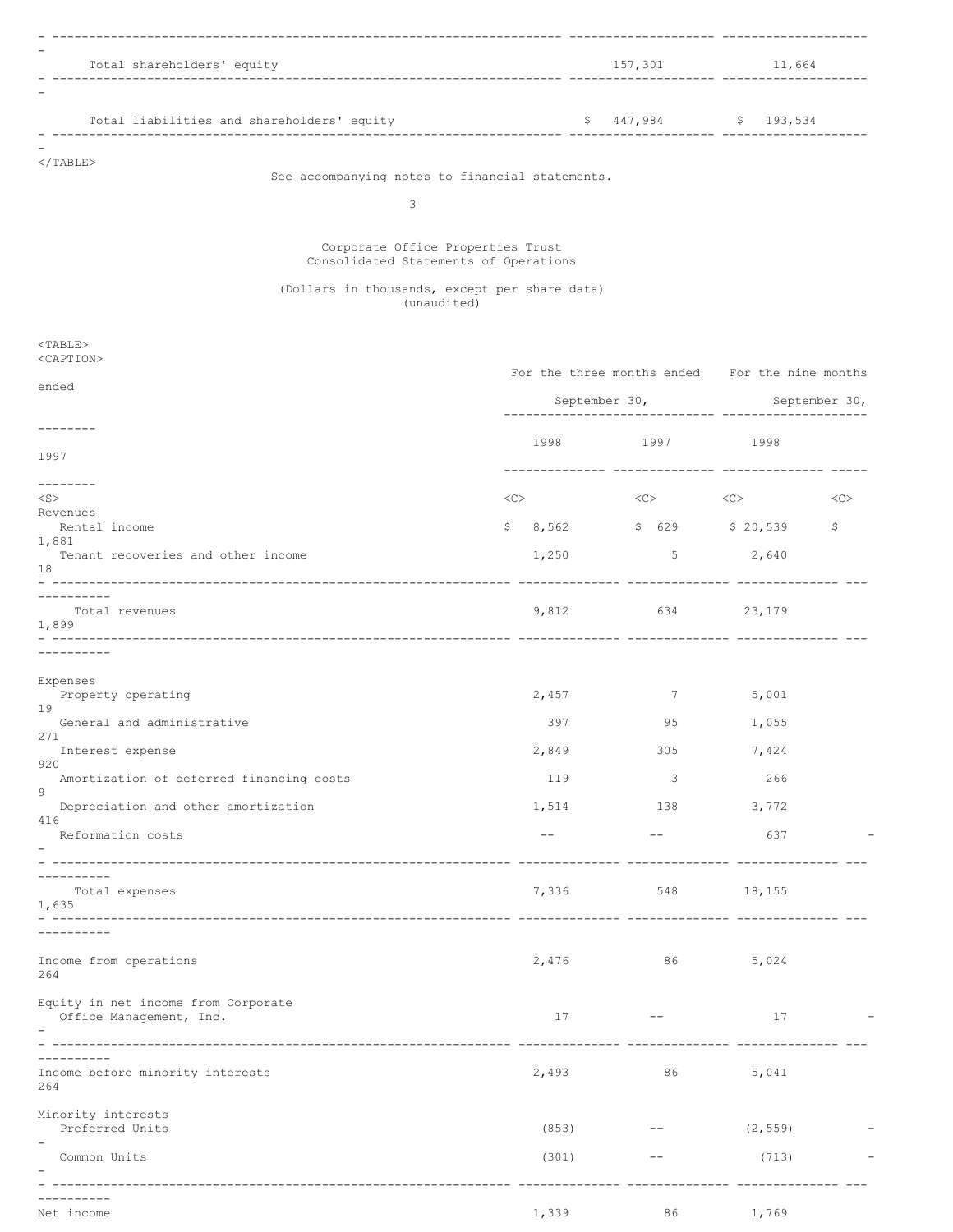| | | |
|---|---|---|
| Total shareholders' equity | 157,301 | 11,664 |
| Total liabilities and shareholders' equity | $ 447,984 | $ 193,534 |

See accompanying notes to financial statements.

Corporate Office Properties Trust
Consolidated Statements of Operations

(Dollars in thousands, except per share data)
(unaudited)

| | For the three months ended September 30, | | For the nine months ended September 30, | |
|---|---|---|---|---|
| | 1998 | 1997 | 1998 | 1997 |
| **Revenues** | | | | |
| Rental income | $ 8,562 | $ 629 | $ 20,539 | $ 1,881 |
| Tenant recoveries and other income | 1,250 | 5 | 2,640 | 18 |
| Total revenues | 9,812 | 634 | 23,179 | 1,899 |
| **Expenses** | | | | |
| Property operating | 2,457 | 7 | 5,001 | 19 |
| General and administrative | 397 | 95 | 1,055 | 271 |
| Interest expense | 2,849 | 305 | 7,424 | 920 |
| Amortization of deferred financing costs | 119 | 3 | 266 | 9 |
| Depreciation and other amortization | 1,514 | 138 | 3,772 | 416 |
| Reformation costs | -- | -- | 637 | -- |
| Total expenses | 7,336 | 548 | 18,155 | 1,635 |
| Income from operations | 2,476 | 86 | 5,024 | 264 |
| Equity in net income from Corporate Office Management, Inc. | 17 | -- | 17 | -- |
| Income before minority interests | 2,493 | 86 | 5,041 | 264 |
| Minority interests | | | | |
| Preferred Units | (853) | -- | (2,559) | -- |
| Common Units | (301) | -- | (713) | -- |
| Net income | 1,339 | 86 | 1,769 | |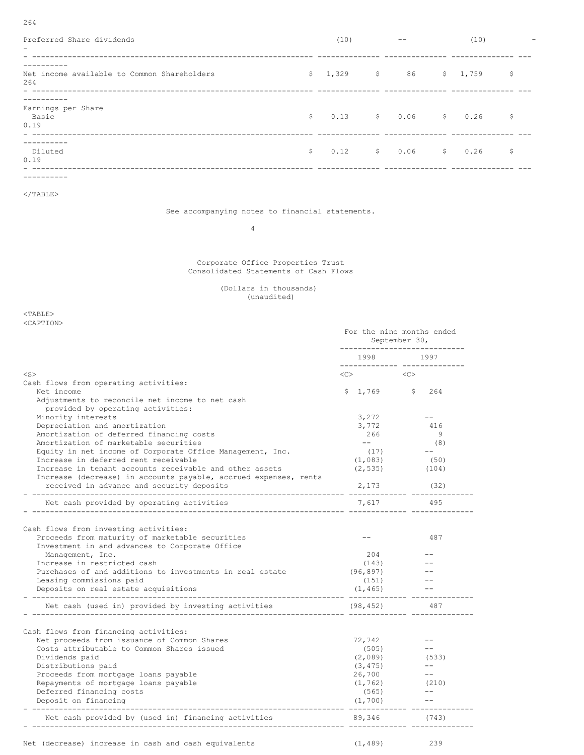| | | | | |
|---|---|---|---|---|
| | | | | 264 |
| Preferred Share dividends | (10) | -- | (10) | - |
| Net income available to Common Shareholders | $ 1,329 | $ 86 | $ 1,759 | $ 264 |
| Earnings per Share | | | | |
| Basic | $ 0.13 | $ 0.06 | $ 0.26 | $ 0.19 |
| Diluted | $ 0.12 | $ 0.06 | $ 0.26 | $ 0.19 |

See accompanying notes to financial statements.

# Corporate Office Properties Trust
## Consolidated Statements of Cash Flows

(Dollars in thousands)
(unaudited)

| | For the nine months ended September 30, | |
|---|---|---|
| | 1998 | 1997 |
| **Cash flows from operating activities:** | | |
| Net income | $ 1,769 | $ 264 |
| Adjustments to reconcile net income to net cash provided by operating activities: | | |
| Minority interests | 3,272 | -- |
| Depreciation and amortization | 3,772 | 416 |
| Amortization of deferred financing costs | 266 | 9 |
| Amortization of marketable securities | -- | (8) |
| Equity in net income of Corporate Office Management, Inc. | (17) | -- |
| Increase in deferred rent receivable | (1,083) | (50) |
| Increase in tenant accounts receivable and other assets | (2,535) | (104) |
| Increase (decrease) in accounts payable, accrued expenses, rents received in advance and security deposits | 2,173 | (32) |
| Net cash provided by operating activities | 7,617 | 495 |
| **Cash flows from investing activities:** | | |
| Proceeds from maturity of marketable securities | -- | 487 |
| Investment in and advances to Corporate Office Management, Inc. | 204 | -- |
| Increase in restricted cash | (143) | -- |
| Purchases of and additions to investments in real estate | (96,897) | -- |
| Leasing commissions paid | (151) | -- |
| Deposits on real estate acquisitions | (1,465) | -- |
| Net cash (used in) provided by investing activities | (98,452) | 487 |
| **Cash flows from financing activities:** | | |
| Net proceeds from issuance of Common Shares | 72,742 | -- |
| Costs attributable to Common Shares issued | (505) | -- |
| Dividends paid | (2,089) | (533) |
| Distributions paid | (3,475) | -- |
| Proceeds from mortgage loans payable | 26,700 | -- |
| Repayments of mortgage loans payable | (1,762) | (210) |
| Deferred financing costs | (565) | -- |
| Deposit on financing | (1,700) | -- |
| Net cash provided by (used in) financing activities | 89,346 | (743) |
| Net (decrease) increase in cash and cash equivalents | (1,489) | 239 |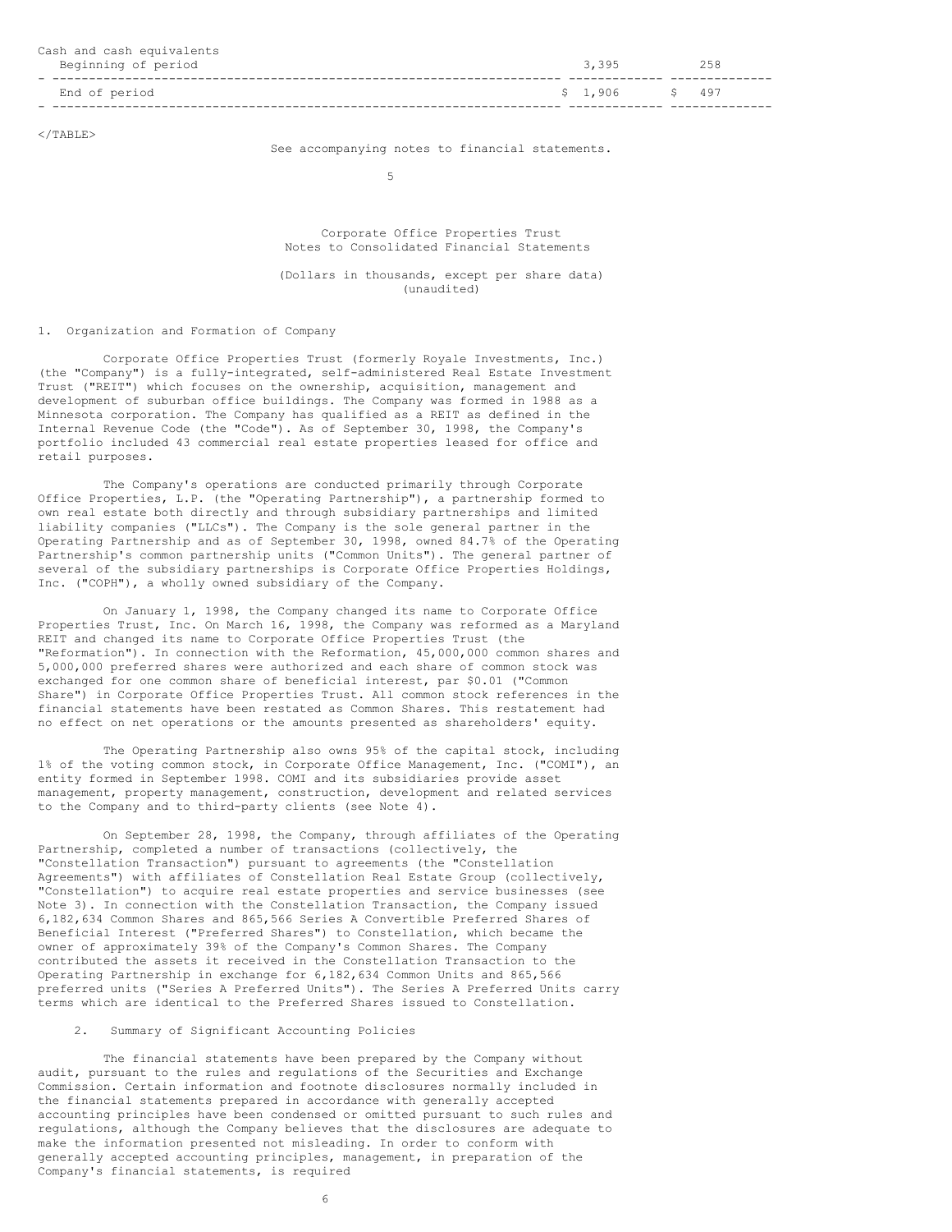| | | |
|---|---|---|
| Cash and cash equivalents | | |
| Beginning of period | 3,395 | 258 |
| End of period | $ 1,906 | $ 497 |

See accompanying notes to financial statements.

Corporate Office Properties Trust
Notes to Consolidated Financial Statements

(Dollars in thousands, except per share data)
(unaudited)

## 1. Organization and Formation of Company

Corporate Office Properties Trust (formerly Royale Investments, Inc.) (the "Company") is a fully-integrated, self-administered Real Estate Investment Trust ("REIT") which focuses on the ownership, acquisition, management and development of suburban office buildings. The Company was formed in 1988 as a Minnesota corporation. The Company has qualified as a REIT as defined in the Internal Revenue Code (the "Code"). As of September 30, 1998, the Company's portfolio included 43 commercial real estate properties leased for office and retail purposes.

The Company's operations are conducted primarily through Corporate Office Properties, L.P. (the "Operating Partnership"), a partnership formed to own real estate both directly and through subsidiary partnerships and limited liability companies ("LLCs"). The Company is the sole general partner in the Operating Partnership and as of September 30, 1998, owned 84.7% of the Operating Partnership's common partnership units ("Common Units"). The general partner of several of the subsidiary partnerships is Corporate Office Properties Holdings, Inc. ("COPH"), a wholly owned subsidiary of the Company.

On January 1, 1998, the Company changed its name to Corporate Office Properties Trust, Inc. On March 16, 1998, the Company was reformed as a Maryland REIT and changed its name to Corporate Office Properties Trust (the "Reformation"). In connection with the Reformation, 45,000,000 common shares and 5,000,000 preferred shares were authorized and each share of common stock was exchanged for one common share of beneficial interest, par $0.01 ("Common Share") in Corporate Office Properties Trust. All common stock references in the financial statements have been restated as Common Shares. This restatement had no effect on net operations or the amounts presented as shareholders' equity.

The Operating Partnership also owns 95% of the capital stock, including 1% of the voting common stock, in Corporate Office Management, Inc. ("COMI"), an entity formed in September 1998. COMI and its subsidiaries provide asset management, property management, construction, development and related services to the Company and to third-party clients (see Note 4).

On September 28, 1998, the Company, through affiliates of the Operating Partnership, completed a number of transactions (collectively, the "Constellation Transaction") pursuant to agreements (the "Constellation Agreements") with affiliates of Constellation Real Estate Group (collectively, "Constellation") to acquire real estate properties and service businesses (see Note 3). In connection with the Constellation Transaction, the Company issued 6,182,634 Common Shares and 865,566 Series A Convertible Preferred Shares of Beneficial Interest ("Preferred Shares") to Constellation, which became the owner of approximately 39% of the Company's Common Shares. The Company contributed the assets it received in the Constellation Transaction to the Operating Partnership in exchange for 6,182,634 Common Units and 865,566 preferred units ("Series A Preferred Units"). The Series A Preferred Units carry terms which are identical to the Preferred Shares issued to Constellation.

## 2. Summary of Significant Accounting Policies

The financial statements have been prepared by the Company without audit, pursuant to the rules and regulations of the Securities and Exchange Commission. Certain information and footnote disclosures normally included in the financial statements prepared in accordance with generally accepted accounting principles have been condensed or omitted pursuant to such rules and regulations, although the Company believes that the disclosures are adequate to make the information presented not misleading. In order to conform with generally accepted accounting principles, management, in preparation of the Company's financial statements, is required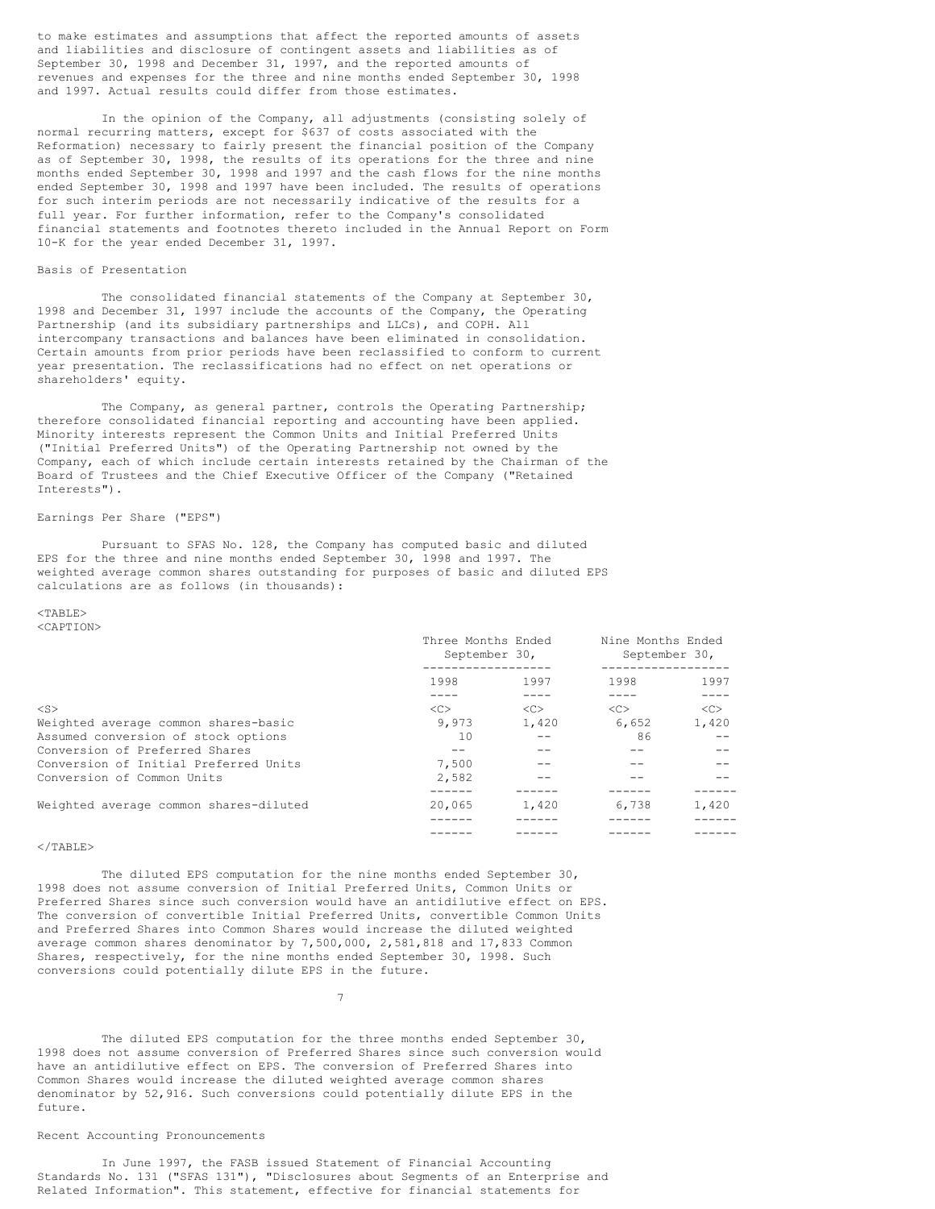to make estimates and assumptions that affect the reported amounts of assets and liabilities and disclosure of contingent assets and liabilities as of September 30, 1998 and December 31, 1997, and the reported amounts of revenues and expenses for the three and nine months ended September 30, 1998 and 1997. Actual results could differ from those estimates.

In the opinion of the Company, all adjustments (consisting solely of normal recurring matters, except for $637 of costs associated with the Reformation) necessary to fairly present the financial position of the Company as of September 30, 1998, the results of its operations for the three and nine months ended September 30, 1998 and 1997 and the cash flows for the nine months ended September 30, 1998 and 1997 have been included. The results of operations for such interim periods are not necessarily indicative of the results for a full year. For further information, refer to the Company's consolidated financial statements and footnotes thereto included in the Annual Report on Form 10-K for the year ended December 31, 1997.

Basis of Presentation

The consolidated financial statements of the Company at September 30, 1998 and December 31, 1997 include the accounts of the Company, the Operating Partnership (and its subsidiary partnerships and LLCs), and COPH. All intercompany transactions and balances have been eliminated in consolidation. Certain amounts from prior periods have been reclassified to conform to current year presentation. The reclassifications had no effect on net operations or shareholders' equity.

The Company, as general partner, controls the Operating Partnership; therefore consolidated financial reporting and accounting have been applied. Minority interests represent the Common Units and Initial Preferred Units ("Initial Preferred Units") of the Operating Partnership not owned by the Company, each of which include certain interests retained by the Chairman of the Board of Trustees and the Chief Executive Officer of the Company ("Retained Interests").

Earnings Per Share ("EPS")

Pursuant to SFAS No. 128, the Company has computed basic and diluted EPS for the three and nine months ended September 30, 1998 and 1997. The weighted average common shares outstanding for purposes of basic and diluted EPS calculations are as follows (in thousands):

| | Three Months Ended September 30, | | Nine Months Ended September 30, | |
|---|---|---|---|---|
| | 1998 | 1997 | 1998 | 1997 |
| Weighted average common shares-basic | 9,973 | 1,420 | 6,652 | 1,420 |
| Assumed conversion of stock options | 10 | -- | 86 | -- |
| Conversion of Preferred Shares | -- | -- | -- | -- |
| Conversion of Initial Preferred Units | 7,500 | -- | -- | -- |
| Conversion of Common Units | 2,582 | -- | -- | -- |
| Weighted average common shares-diluted | 20,065 | 1,420 | 6,738 | 1,420 |

The diluted EPS computation for the nine months ended September 30, 1998 does not assume conversion of Initial Preferred Units, Common Units or Preferred Shares since such conversion would have an antidilutive effect on EPS. The conversion of convertible Initial Preferred Units, convertible Common Units and Preferred Shares into Common Shares would increase the diluted weighted average common shares denominator by 7,500,000, 2,581,818 and 17,833 Common Shares, respectively, for the nine months ended September 30, 1998. Such conversions could potentially dilute EPS in the future.

The diluted EPS computation for the three months ended September 30, 1998 does not assume conversion of Preferred Shares since such conversion would have an antidilutive effect on EPS. The conversion of Preferred Shares into Common Shares would increase the diluted weighted average common shares denominator by 52,916. Such conversions could potentially dilute EPS in the future.

Recent Accounting Pronouncements

In June 1997, the FASB issued Statement of Financial Accounting Standards No. 131 ("SFAS 131"), "Disclosures about Segments of an Enterprise and Related Information". This statement, effective for financial statements for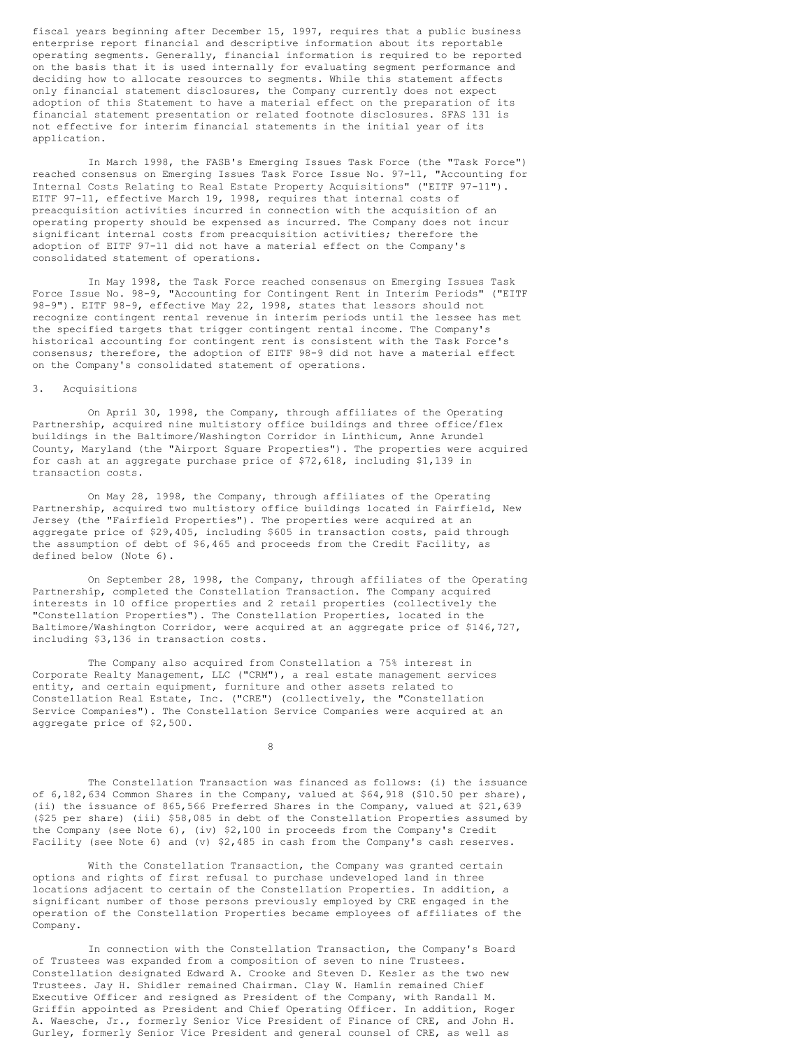fiscal years beginning after December 15, 1997, requires that a public business enterprise report financial and descriptive information about its reportable operating segments. Generally, financial information is required to be reported on the basis that it is used internally for evaluating segment performance and deciding how to allocate resources to segments. While this statement affects only financial statement disclosures, the Company currently does not expect adoption of this Statement to have a material effect on the preparation of its financial statement presentation or related footnote disclosures. SFAS 131 is not effective for interim financial statements in the initial year of its application.

In March 1998, the FASB's Emerging Issues Task Force (the "Task Force") reached consensus on Emerging Issues Task Force Issue No. 97-11, "Accounting for Internal Costs Relating to Real Estate Property Acquisitions" ("EITF 97-11"). EITF 97-11, effective March 19, 1998, requires that internal costs of preacquisition activities incurred in connection with the acquisition of an operating property should be expensed as incurred. The Company does not incur significant internal costs from preacquisition activities; therefore the adoption of EITF 97-11 did not have a material effect on the Company's consolidated statement of operations.

In May 1998, the Task Force reached consensus on Emerging Issues Task Force Issue No. 98-9, "Accounting for Contingent Rent in Interim Periods" ("EITF 98-9"). EITF 98-9, effective May 22, 1998, states that lessors should not recognize contingent rental revenue in interim periods until the lessee has met the specified targets that trigger contingent rental income. The Company's historical accounting for contingent rent is consistent with the Task Force's consensus; therefore, the adoption of EITF 98-9 did not have a material effect on the Company's consolidated statement of operations.

3. Acquisitions

On April 30, 1998, the Company, through affiliates of the Operating Partnership, acquired nine multistory office buildings and three office/flex buildings in the Baltimore/Washington Corridor in Linthicum, Anne Arundel County, Maryland (the "Airport Square Properties"). The properties were acquired for cash at an aggregate purchase price of $72,618, including $1,139 in transaction costs.

On May 28, 1998, the Company, through affiliates of the Operating Partnership, acquired two multistory office buildings located in Fairfield, New Jersey (the "Fairfield Properties"). The properties were acquired at an aggregate price of $29,405, including $605 in transaction costs, paid through the assumption of debt of $6,465 and proceeds from the Credit Facility, as defined below (Note 6).

On September 28, 1998, the Company, through affiliates of the Operating Partnership, completed the Constellation Transaction. The Company acquired interests in 10 office properties and 2 retail properties (collectively the "Constellation Properties"). The Constellation Properties, located in the Baltimore/Washington Corridor, were acquired at an aggregate price of $146,727, including $3,136 in transaction costs.

The Company also acquired from Constellation a 75% interest in Corporate Realty Management, LLC ("CRM"), a real estate management services entity, and certain equipment, furniture and other assets related to Constellation Real Estate, Inc. ("CRE") (collectively, the "Constellation Service Companies"). The Constellation Service Companies were acquired at an aggregate price of $2,500.

The Constellation Transaction was financed as follows: (i) the issuance of 6,182,634 Common Shares in the Company, valued at $64,918 ($10.50 per share), (ii) the issuance of 865,566 Preferred Shares in the Company, valued at $21,639 ($25 per share) (iii) $58,085 in debt of the Constellation Properties assumed by the Company (see Note 6), (iv) $2,100 in proceeds from the Company's Credit Facility (see Note 6) and (v) $2,485 in cash from the Company's cash reserves.

With the Constellation Transaction, the Company was granted certain options and rights of first refusal to purchase undeveloped land in three locations adjacent to certain of the Constellation Properties. In addition, a significant number of those persons previously employed by CRE engaged in the operation of the Constellation Properties became employees of affiliates of the Company.

In connection with the Constellation Transaction, the Company's Board of Trustees was expanded from a composition of seven to nine Trustees. Constellation designated Edward A. Crooke and Steven D. Kesler as the two new Trustees. Jay H. Shidler remained Chairman. Clay W. Hamlin remained Chief Executive Officer and resigned as President of the Company, with Randall M. Griffin appointed as President and Chief Operating Officer. In addition, Roger A. Waesche, Jr., formerly Senior Vice President of Finance of CRE, and John H. Gurley, formerly Senior Vice President and general counsel of CRE, as well as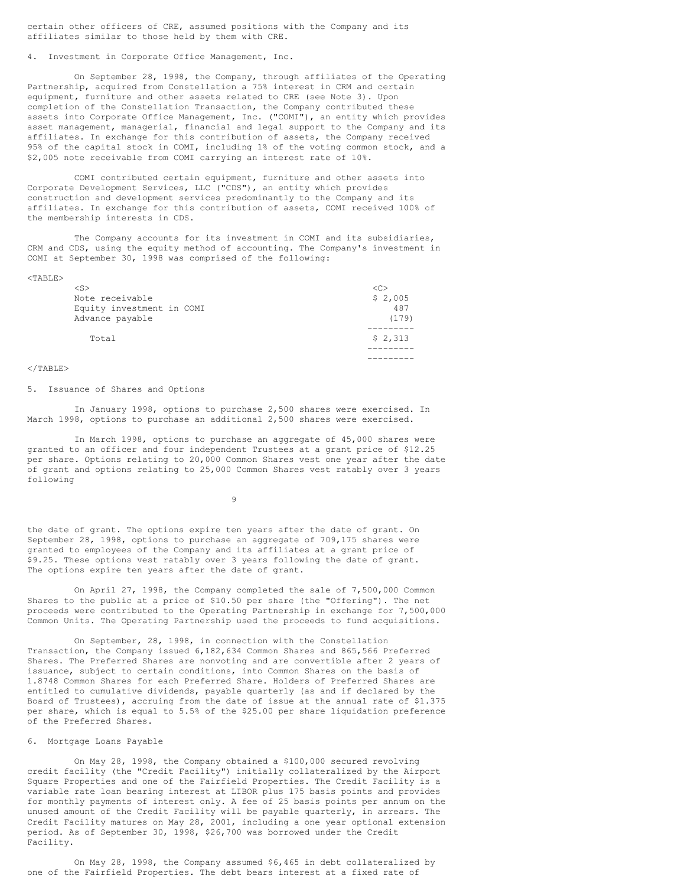certain other officers of CRE, assumed positions with the Company and its affiliates similar to those held by them with CRE.

4. Investment in Corporate Office Management, Inc.

On September 28, 1998, the Company, through affiliates of the Operating Partnership, acquired from Constellation a 75% interest in CRM and certain equipment, furniture and other assets related to CRE (see Note 3). Upon completion of the Constellation Transaction, the Company contributed these assets into Corporate Office Management, Inc. ("COMI"), an entity which provides asset management, managerial, financial and legal support to the Company and its affiliates. In exchange for this contribution of assets, the Company received 95% of the capital stock in COMI, including 1% of the voting common stock, and a $2,005 note receivable from COMI carrying an interest rate of 10%.

COMI contributed certain equipment, furniture and other assets into Corporate Development Services, LLC ("CDS"), an entity which provides construction and development services predominantly to the Company and its affiliates. In exchange for this contribution of assets, COMI received 100% of the membership interests in CDS.

The Company accounts for its investment in COMI and its subsidiaries, CRM and CDS, using the equity method of accounting. The Company's investment in COMI at September 30, 1998 was comprised of the following:

| | |
|---|---|
| Note receivable | $ 2,005 |
| Equity investment in COMI | 487 |
| Advance payable | (179) |
| Total | $ 2,313 |

5. Issuance of Shares and Options

In January 1998, options to purchase 2,500 shares were exercised. In March 1998, options to purchase an additional 2,500 shares were exercised.

In March 1998, options to purchase an aggregate of 45,000 shares were granted to an officer and four independent Trustees at a grant price of $12.25 per share. Options relating to 20,000 Common Shares vest one year after the date of grant and options relating to 25,000 Common Shares vest ratably over 3 years following the date of grant. The options expire ten years after the date of grant. On September 28, 1998, options to purchase an aggregate of 709,175 shares were granted to employees of the Company and its affiliates at a grant price of $9.25. These options vest ratably over 3 years following the date of grant. The options expire ten years after the date of grant.

On April 27, 1998, the Company completed the sale of 7,500,000 Common Shares to the public at a price of $10.50 per share (the "Offering"). The net proceeds were contributed to the Operating Partnership in exchange for 7,500,000 Common Units. The Operating Partnership used the proceeds to fund acquisitions.

On September, 28, 1998, in connection with the Constellation Transaction, the Company issued 6,182,634 Common Shares and 865,566 Preferred Shares. The Preferred Shares are nonvoting and are convertible after 2 years of issuance, subject to certain conditions, into Common Shares on the basis of 1.8748 Common Shares for each Preferred Share. Holders of Preferred Shares are entitled to cumulative dividends, payable quarterly (as and if declared by the Board of Trustees), accruing from the date of issue at the annual rate of $1.375 per share, which is equal to 5.5% of the $25.00 per share liquidation preference of the Preferred Shares.

6. Mortgage Loans Payable

On May 28, 1998, the Company obtained a $100,000 secured revolving credit facility (the "Credit Facility") initially collateralized by the Airport Square Properties and one of the Fairfield Properties. The Credit Facility is a variable rate loan bearing interest at LIBOR plus 175 basis points and provides for monthly payments of interest only. A fee of 25 basis points per annum on the unused amount of the Credit Facility will be payable quarterly, in arrears. The Credit Facility matures on May 28, 2001, including a one year optional extension period. As of September 30, 1998, $26,700 was borrowed under the Credit Facility.

On May 28, 1998, the Company assumed $6,465 in debt collateralized by one of the Fairfield Properties. The debt bears interest at a fixed rate of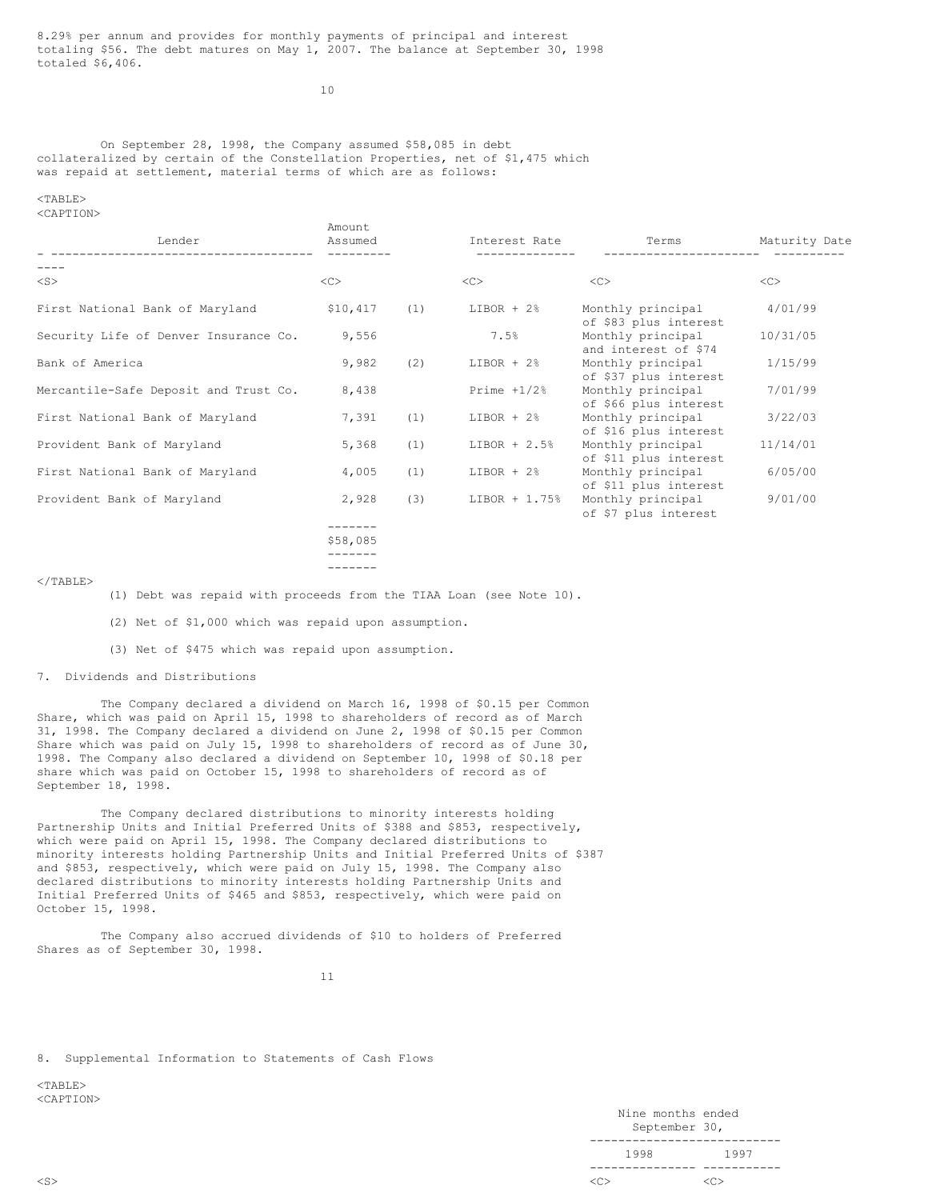8.29% per annum and provides for monthly payments of principal and interest totaling $56. The debt matures on May 1, 2007. The balance at September 30, 1998 totaled $6,406.

On September 28, 1998, the Company assumed $58,085 in debt collateralized by certain of the Constellation Properties, net of $1,475 which was repaid at settlement, material terms of which are as follows:

| Lender | Amount Assumed | | Interest Rate | Terms | Maturity Date |
|---|---|---|---|---|---|
| First National Bank of Maryland | $10,417 | (1) | LIBOR + 2% | Monthly principal of $83 plus interest | 4/01/99 |
| Security Life of Denver Insurance Co. | 9,556 | | 7.5% | Monthly principal and interest of $74 | 10/31/05 |
| Bank of America | 9,982 | (2) | LIBOR + 2% | Monthly principal of $37 plus interest | 1/15/99 |
| Mercantile-Safe Deposit and Trust Co. | 8,438 | | Prime +1/2% | Monthly principal of $66 plus interest | 7/01/99 |
| First National Bank of Maryland | 7,391 | (1) | LIBOR + 2% | Monthly principal of $16 plus interest | 3/22/03 |
| Provident Bank of Maryland | 5,368 | (1) | LIBOR + 2.5% | Monthly principal of $11 plus interest | 11/14/01 |
| First National Bank of Maryland | 4,005 | (1) | LIBOR + 2% | Monthly principal of $11 plus interest | 6/05/00 |
| Provident Bank of Maryland | 2,928 | (3) | LIBOR + 1.75% | Monthly principal of $7 plus interest | 9/01/00 |
| | $58,085 | | | | |

(1) Debt was repaid with proceeds from the TIAA Loan (see Note 10).

(2) Net of $1,000 which was repaid upon assumption.

(3) Net of $475 which was repaid upon assumption.

7. Dividends and Distributions

The Company declared a dividend on March 16, 1998 of $0.15 per Common Share, which was paid on April 15, 1998 to shareholders of record as of March 31, 1998. The Company declared a dividend on June 2, 1998 of $0.15 per Common Share which was paid on July 15, 1998 to shareholders of record as of June 30, 1998. The Company also declared a dividend on September 10, 1998 of $0.18 per share which was paid on October 15, 1998 to shareholders of record as of September 18, 1998.

The Company declared distributions to minority interests holding Partnership Units and Initial Preferred Units of $388 and $853, respectively, which were paid on April 15, 1998. The Company declared distributions to minority interests holding Partnership Units and Initial Preferred Units of $387 and $853, respectively, which were paid on July 15, 1998. The Company also declared distributions to minority interests holding Partnership Units and Initial Preferred Units of $465 and $853, respectively, which were paid on October 15, 1998.

The Company also accrued dividends of $10 to holders of Preferred Shares as of September 30, 1998.

8. Supplemental Information to Statements of Cash Flows

| | Nine months ended September 30, | |
|---|---|---|
| | 1998 | 1997 |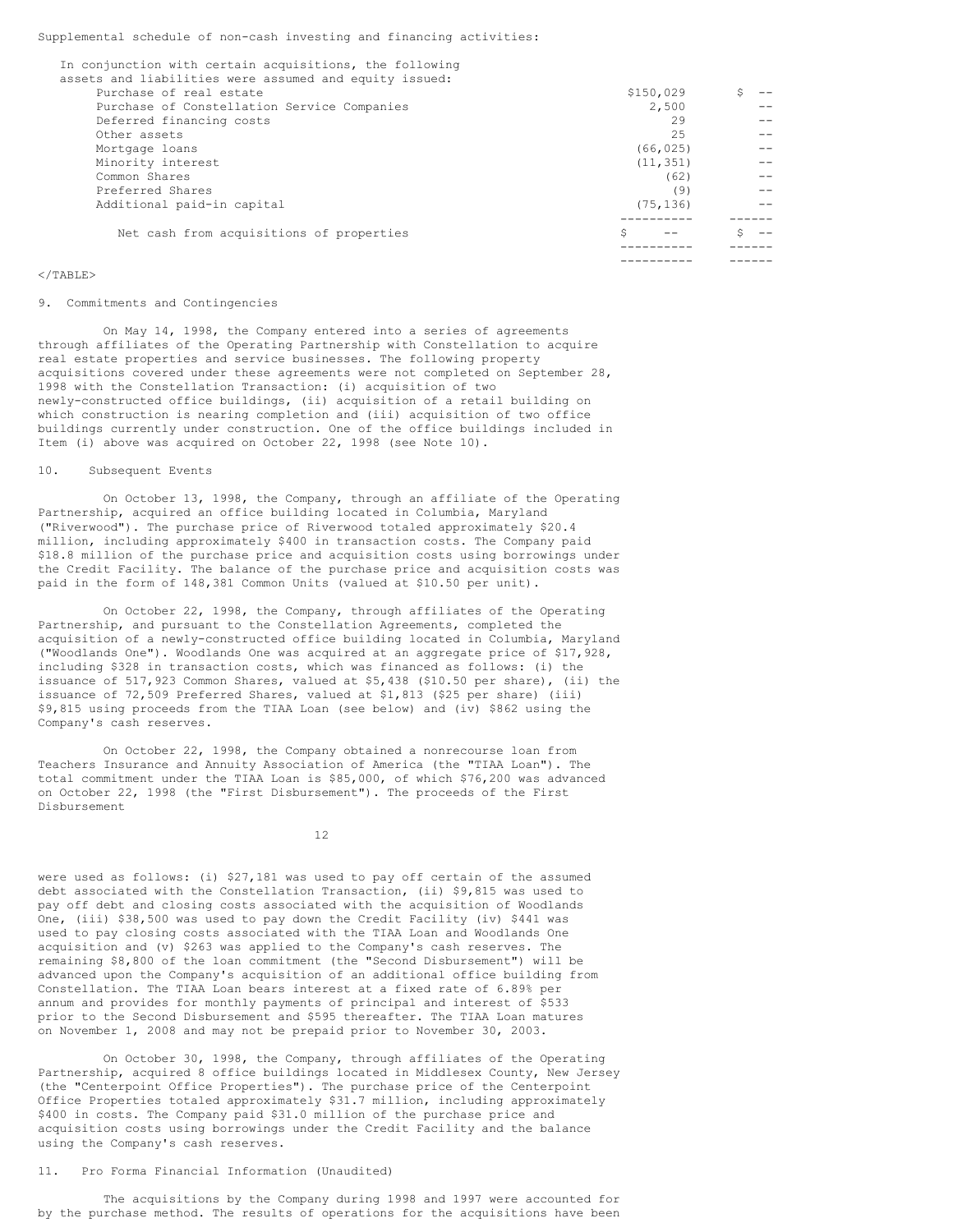Supplemental schedule of non-cash investing and financing activities:

| In conjunction with certain acquisitions, the following assets and liabilities were assumed and equity issued: | | |
|---|---|---|
| Purchase of real estate | $150,029 | $ -- |
| Purchase of Constellation Service Companies | 2,500 | -- |
| Deferred financing costs | 29 | -- |
| Other assets | 25 | -- |
| Mortgage loans | (66,025) | -- |
| Minority interest | (11,351) | -- |
| Common Shares | (62) | -- |
| Preferred Shares | (9) | -- |
| Additional paid-in capital | (75,136) | -- |
| Net cash from acquisitions of properties | $ -- | $ -- |

</TABLE>

9. Commitments and Contingencies

On May 14, 1998, the Company entered into a series of agreements through affiliates of the Operating Partnership with Constellation to acquire real estate properties and service businesses. The following property acquisitions covered under these agreements were not completed on September 28, 1998 with the Constellation Transaction: (i) acquisition of two newly-constructed office buildings, (ii) acquisition of a retail building on which construction is nearing completion and (iii) acquisition of two office buildings currently under construction. One of the office buildings included in Item (i) above was acquired on October 22, 1998 (see Note 10).

10. Subsequent Events

On October 13, 1998, the Company, through an affiliate of the Operating Partnership, acquired an office building located in Columbia, Maryland ("Riverwood"). The purchase price of Riverwood totaled approximately $20.4 million, including approximately $400 in transaction costs. The Company paid $18.8 million of the purchase price and acquisition costs using borrowings under the Credit Facility. The balance of the purchase price and acquisition costs was paid in the form of 148,381 Common Units (valued at $10.50 per unit).

On October 22, 1998, the Company, through affiliates of the Operating Partnership, and pursuant to the Constellation Agreements, completed the acquisition of a newly-constructed office building located in Columbia, Maryland ("Woodlands One"). Woodlands One was acquired at an aggregate price of $17,928, including $328 in transaction costs, which was financed as follows: (i) the issuance of 517,923 Common Shares, valued at $5,438 ($10.50 per share), (ii) the issuance of 72,509 Preferred Shares, valued at $1,813 ($25 per share) (iii) $9,815 using proceeds from the TIAA Loan (see below) and (iv) $862 using the Company's cash reserves.

On October 22, 1998, the Company obtained a nonrecourse loan from Teachers Insurance and Annuity Association of America (the "TIAA Loan"). The total commitment under the TIAA Loan is $85,000, of which $76,200 was advanced on October 22, 1998 (the "First Disbursement"). The proceeds of the First Disbursement were used as follows: (i) $27,181 was used to pay off certain of the assumed debt associated with the Constellation Transaction, (ii) $9,815 was used to pay off debt and closing costs associated with the acquisition of Woodlands One, (iii) $38,500 was used to pay down the Credit Facility (iv) $441 was used to pay closing costs associated with the TIAA Loan and Woodlands One acquisition and (v) $263 was applied to the Company's cash reserves. The remaining $8,800 of the loan commitment (the "Second Disbursement") will be advanced upon the Company's acquisition of an additional office building from Constellation. The TIAA Loan bears interest at a fixed rate of 6.89% per annum and provides for monthly payments of principal and interest of $533 prior to the Second Disbursement and $595 thereafter. The TIAA Loan matures on November 1, 2008 and may not be prepaid prior to November 30, 2003.

On October 30, 1998, the Company, through affiliates of the Operating Partnership, acquired 8 office buildings located in Middlesex County, New Jersey (the "Centerpoint Office Properties"). The purchase price of the Centerpoint Office Properties totaled approximately $31.7 million, including approximately $400 in costs. The Company paid $31.0 million of the purchase price and acquisition costs using borrowings under the Credit Facility and the balance using the Company's cash reserves.

11. Pro Forma Financial Information (Unaudited)

The acquisitions by the Company during 1998 and 1997 were accounted for by the purchase method. The results of operations for the acquisitions have been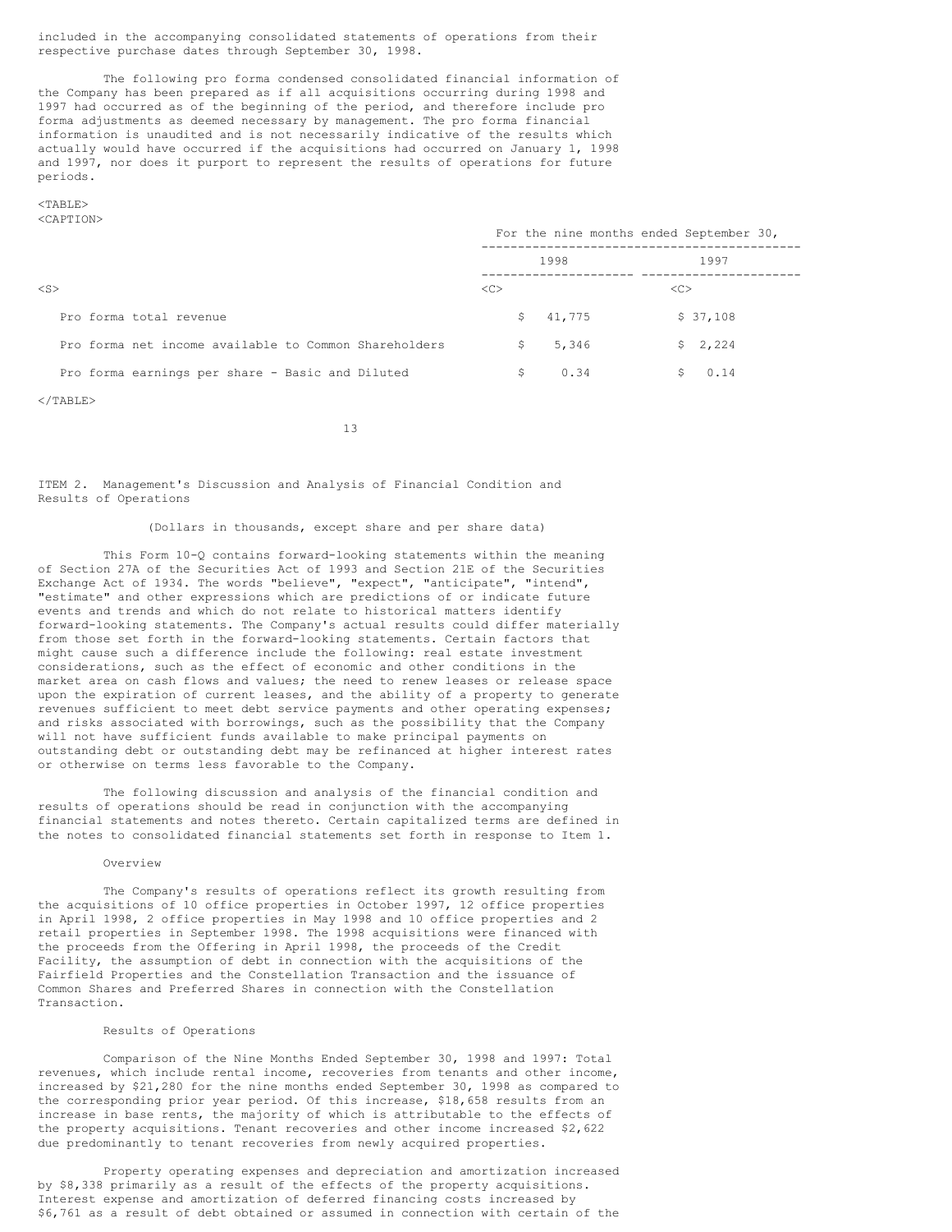included in the accompanying consolidated statements of operations from their respective purchase dates through September 30, 1998.

The following pro forma condensed consolidated financial information of the Company has been prepared as if all acquisitions occurring during 1998 and 1997 had occurred as of the beginning of the period, and therefore include pro forma adjustments as deemed necessary by management. The pro forma financial information is unaudited and is not necessarily indicative of the results which actually would have occurred if the acquisitions had occurred on January 1, 1998 and 1997, nor does it purport to represent the results of operations for future periods.

| | For the nine months ended September 30, | |
|---|---|---|
| | 1998 | 1997 |
| Pro forma total revenue | $ 41,775 | $ 37,108 |
| Pro forma net income available to Common Shareholders | $ 5,346 | $ 2,224 |
| Pro forma earnings per share - Basic and Diluted | $ 0.34 | $ 0.14 |

## ITEM 2. Management's Discussion and Analysis of Financial Condition and Results of Operations

(Dollars in thousands, except share and per share data)

This Form 10-Q contains forward-looking statements within the meaning of Section 27A of the Securities Act of 1993 and Section 21E of the Securities Exchange Act of 1934. The words "believe", "expect", "anticipate", "intend", "estimate" and other expressions which are predictions of or indicate future events and trends and which do not relate to historical matters identify forward-looking statements. The Company's actual results could differ materially from those set forth in the forward-looking statements. Certain factors that might cause such a difference include the following: real estate investment considerations, such as the effect of economic and other conditions in the market area on cash flows and values; the need to renew leases or release space upon the expiration of current leases, and the ability of a property to generate revenues sufficient to meet debt service payments and other operating expenses; and risks associated with borrowings, such as the possibility that the Company will not have sufficient funds available to make principal payments on outstanding debt or outstanding debt may be refinanced at higher interest rates or otherwise on terms less favorable to the Company.

The following discussion and analysis of the financial condition and results of operations should be read in conjunction with the accompanying financial statements and notes thereto. Certain capitalized terms are defined in the notes to consolidated financial statements set forth in response to Item 1.

### Overview

The Company's results of operations reflect its growth resulting from the acquisitions of 10 office properties in October 1997, 12 office properties in April 1998, 2 office properties in May 1998 and 10 office properties and 2 retail properties in September 1998. The 1998 acquisitions were financed with the proceeds from the Offering in April 1998, the proceeds of the Credit Facility, the assumption of debt in connection with the acquisitions of the Fairfield Properties and the Constellation Transaction and the issuance of Common Shares and Preferred Shares in connection with the Constellation Transaction.

### Results of Operations

Comparison of the Nine Months Ended September 30, 1998 and 1997: Total revenues, which include rental income, recoveries from tenants and other income, increased by $21,280 for the nine months ended September 30, 1998 as compared to the corresponding prior year period. Of this increase, $18,658 results from an increase in base rents, the majority of which is attributable to the effects of the property acquisitions. Tenant recoveries and other income increased $2,622 due predominantly to tenant recoveries from newly acquired properties.

Property operating expenses and depreciation and amortization increased by $8,338 primarily as a result of the effects of the property acquisitions. Interest expense and amortization of deferred financing costs increased by $6,761 as a result of debt obtained or assumed in connection with certain of the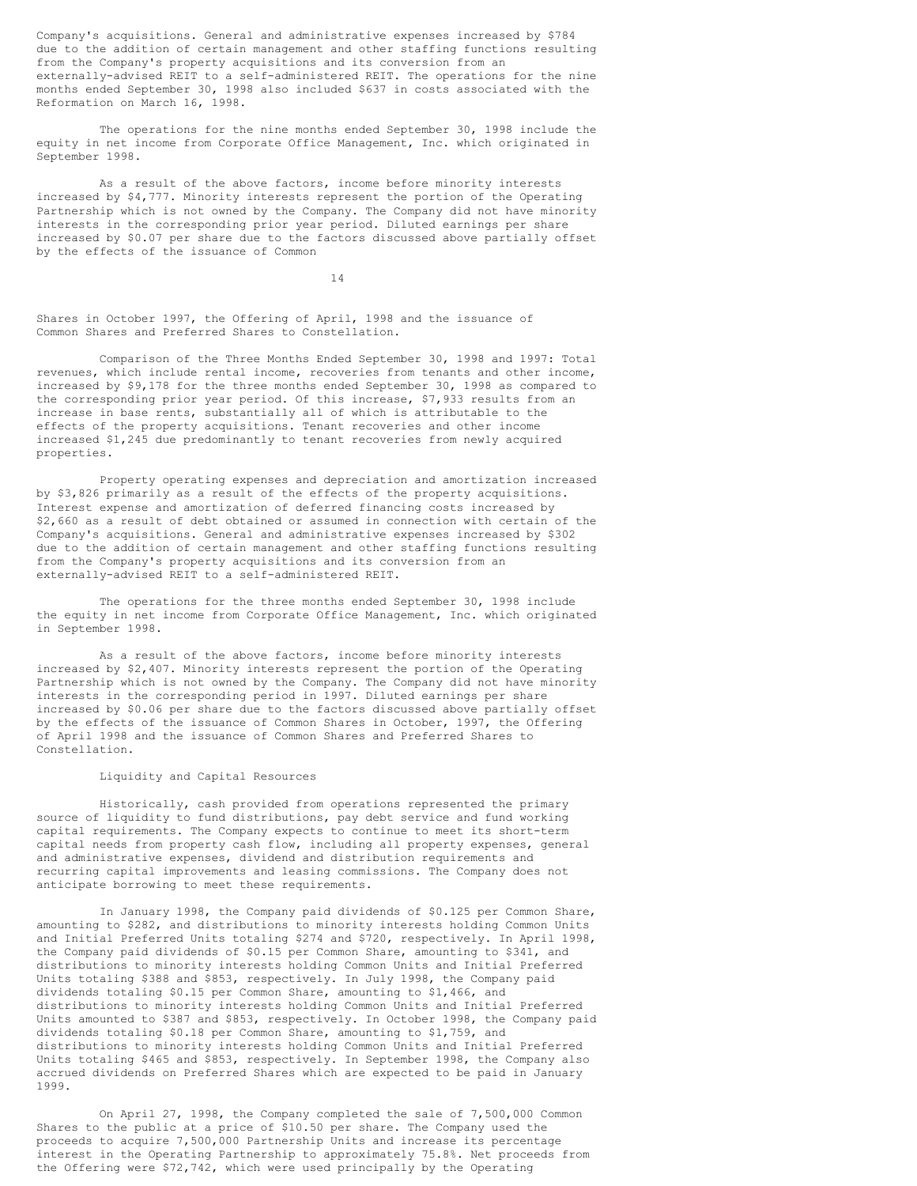Company's acquisitions. General and administrative expenses increased by $784 due to the addition of certain management and other staffing functions resulting from the Company's property acquisitions and its conversion from an externally-advised REIT to a self-administered REIT. The operations for the nine months ended September 30, 1998 also included $637 in costs associated with the Reformation on March 16, 1998.

The operations for the nine months ended September 30, 1998 include the equity in net income from Corporate Office Management, Inc. which originated in September 1998.

As a result of the above factors, income before minority interests increased by $4,777. Minority interests represent the portion of the Operating Partnership which is not owned by the Company. The Company did not have minority interests in the corresponding prior year period. Diluted earnings per share increased by $0.07 per share due to the factors discussed above partially offset by the effects of the issuance of Common Shares in October 1997, the Offering of April, 1998 and the issuance of Common Shares and Preferred Shares to Constellation.

Comparison of the Three Months Ended September 30, 1998 and 1997: Total revenues, which include rental income, recoveries from tenants and other income, increased by $9,178 for the three months ended September 30, 1998 as compared to the corresponding prior year period. Of this increase, $7,933 results from an increase in base rents, substantially all of which is attributable to the effects of the property acquisitions. Tenant recoveries and other income increased $1,245 due predominantly to tenant recoveries from newly acquired properties.

Property operating expenses and depreciation and amortization increased by $3,826 primarily as a result of the effects of the property acquisitions. Interest expense and amortization of deferred financing costs increased by $2,660 as a result of debt obtained or assumed in connection with certain of the Company's acquisitions. General and administrative expenses increased by $302 due to the addition of certain management and other staffing functions resulting from the Company's property acquisitions and its conversion from an externally-advised REIT to a self-administered REIT.

The operations for the three months ended September 30, 1998 include the equity in net income from Corporate Office Management, Inc. which originated in September 1998.

As a result of the above factors, income before minority interests increased by $2,407. Minority interests represent the portion of the Operating Partnership which is not owned by the Company. The Company did not have minority interests in the corresponding period in 1997. Diluted earnings per share increased by $0.06 per share due to the factors discussed above partially offset by the effects of the issuance of Common Shares in October, 1997, the Offering of April 1998 and the issuance of Common Shares and Preferred Shares to Constellation.

## Liquidity and Capital Resources

Historically, cash provided from operations represented the primary source of liquidity to fund distributions, pay debt service and fund working capital requirements. The Company expects to continue to meet its short-term capital needs from property cash flow, including all property expenses, general and administrative expenses, dividend and distribution requirements and recurring capital improvements and leasing commissions. The Company does not anticipate borrowing to meet these requirements.

In January 1998, the Company paid dividends of $0.125 per Common Share, amounting to $282, and distributions to minority interests holding Common Units and Initial Preferred Units totaling $274 and $720, respectively. In April 1998, the Company paid dividends of $0.15 per Common Share, amounting to $341, and distributions to minority interests holding Common Units and Initial Preferred Units totaling $388 and $853, respectively. In July 1998, the Company paid dividends totaling $0.15 per Common Share, amounting to $1,466, and distributions to minority interests holding Common Units and Initial Preferred Units amounted to $387 and $853, respectively. In October 1998, the Company paid dividends totaling $0.18 per Common Share, amounting to $1,759, and distributions to minority interests holding Common Units and Initial Preferred Units totaling $465 and $853, respectively. In September 1998, the Company also accrued dividends on Preferred Shares which are expected to be paid in January 1999.

On April 27, 1998, the Company completed the sale of 7,500,000 Common Shares to the public at a price of $10.50 per share. The Company used the proceeds to acquire 7,500,000 Partnership Units and increase its percentage interest in the Operating Partnership to approximately 75.8%. Net proceeds from the Offering were $72,742, which were used principally by the Operating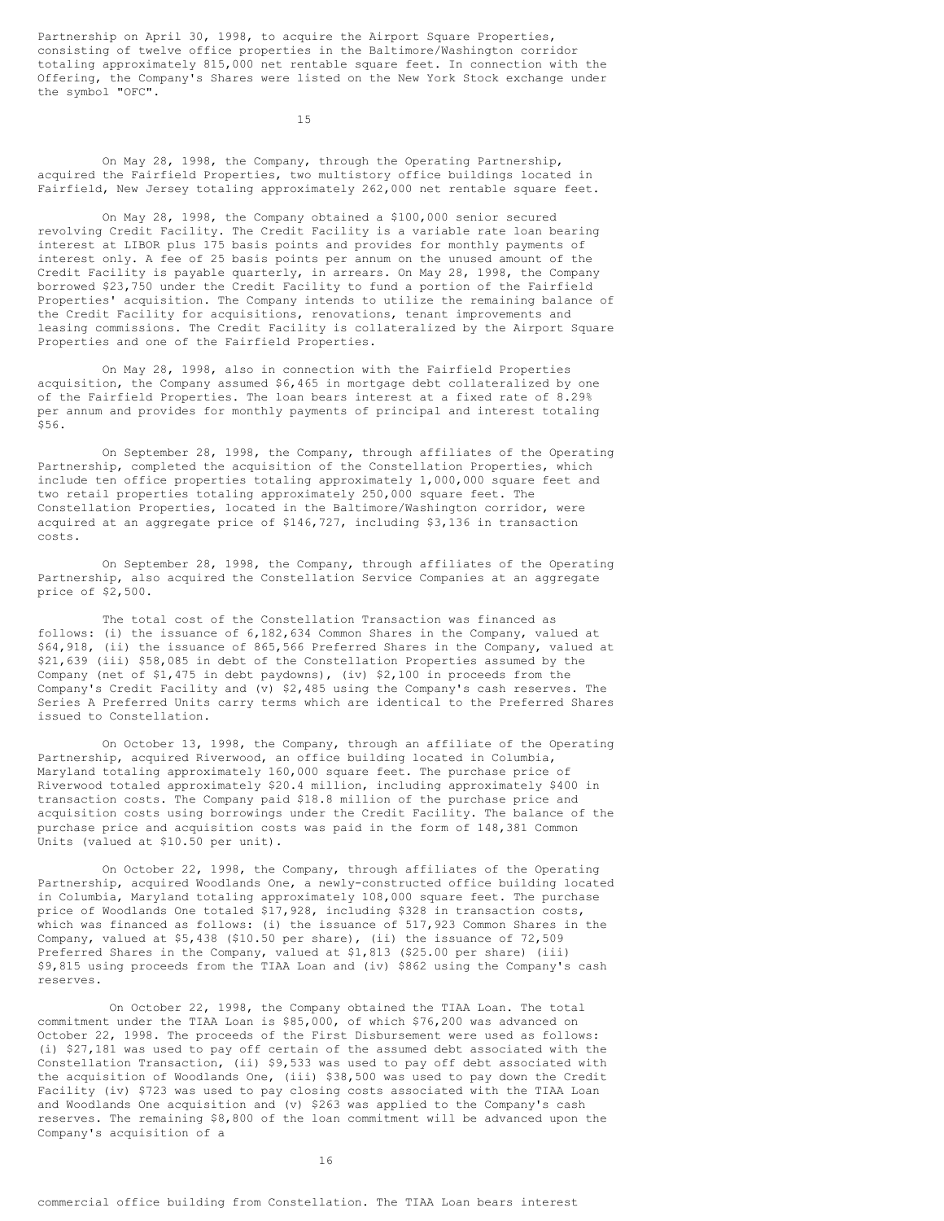Partnership on April 30, 1998, to acquire the Airport Square Properties, consisting of twelve office properties in the Baltimore/Washington corridor totaling approximately 815,000 net rentable square feet. In connection with the Offering, the Company's Shares were listed on the New York Stock exchange under the symbol "OFC".

On May 28, 1998, the Company, through the Operating Partnership, acquired the Fairfield Properties, two multistory office buildings located in Fairfield, New Jersey totaling approximately 262,000 net rentable square feet.

On May 28, 1998, the Company obtained a $100,000 senior secured revolving Credit Facility. The Credit Facility is a variable rate loan bearing interest at LIBOR plus 175 basis points and provides for monthly payments of interest only. A fee of 25 basis points per annum on the unused amount of the Credit Facility is payable quarterly, in arrears. On May 28, 1998, the Company borrowed $23,750 under the Credit Facility to fund a portion of the Fairfield Properties' acquisition. The Company intends to utilize the remaining balance of the Credit Facility for acquisitions, renovations, tenant improvements and leasing commissions. The Credit Facility is collateralized by the Airport Square Properties and one of the Fairfield Properties.

On May 28, 1998, also in connection with the Fairfield Properties acquisition, the Company assumed $6,465 in mortgage debt collateralized by one of the Fairfield Properties. The loan bears interest at a fixed rate of 8.29% per annum and provides for monthly payments of principal and interest totaling $56.

On September 28, 1998, the Company, through affiliates of the Operating Partnership, completed the acquisition of the Constellation Properties, which include ten office properties totaling approximately 1,000,000 square feet and two retail properties totaling approximately 250,000 square feet. The Constellation Properties, located in the Baltimore/Washington corridor, were acquired at an aggregate price of $146,727, including $3,136 in transaction costs.

On September 28, 1998, the Company, through affiliates of the Operating Partnership, also acquired the Constellation Service Companies at an aggregate price of $2,500.

The total cost of the Constellation Transaction was financed as follows: (i) the issuance of 6,182,634 Common Shares in the Company, valued at $64,918, (ii) the issuance of 865,566 Preferred Shares in the Company, valued at $21,639 (iii) $58,085 in debt of the Constellation Properties assumed by the Company (net of $1,475 in debt paydowns), (iv) $2,100 in proceeds from the Company's Credit Facility and (v) $2,485 using the Company's cash reserves. The Series A Preferred Units carry terms which are identical to the Preferred Shares issued to Constellation.

On October 13, 1998, the Company, through an affiliate of the Operating Partnership, acquired Riverwood, an office building located in Columbia, Maryland totaling approximately 160,000 square feet. The purchase price of Riverwood totaled approximately $20.4 million, including approximately $400 in transaction costs. The Company paid $18.8 million of the purchase price and acquisition costs using borrowings under the Credit Facility. The balance of the purchase price and acquisition costs was paid in the form of 148,381 Common Units (valued at $10.50 per unit).

On October 22, 1998, the Company, through affiliates of the Operating Partnership, acquired Woodlands One, a newly-constructed office building located in Columbia, Maryland totaling approximately 108,000 square feet. The purchase price of Woodlands One totaled $17,928, including $328 in transaction costs, which was financed as follows: (i) the issuance of 517,923 Common Shares in the Company, valued at $5,438 ($10.50 per share), (ii) the issuance of 72,509 Preferred Shares in the Company, valued at $1,813 ($25.00 per share) (iii) $9,815 using proceeds from the TIAA Loan and (iv) $862 using the Company's cash reserves.

On October 22, 1998, the Company obtained the TIAA Loan. The total commitment under the TIAA Loan is $85,000, of which $76,200 was advanced on October 22, 1998. The proceeds of the First Disbursement were used as follows: (i) $27,181 was used to pay off certain of the assumed debt associated with the Constellation Transaction, (ii) $9,533 was used to pay off debt associated with the acquisition of Woodlands One, (iii) $38,500 was used to pay down the Credit Facility (iv) $723 was used to pay closing costs associated with the TIAA Loan and Woodlands One acquisition and (v) $263 was applied to the Company's cash reserves. The remaining $8,800 of the loan commitment will be advanced upon the Company's acquisition of a commercial office building from Constellation. The TIAA Loan bears interest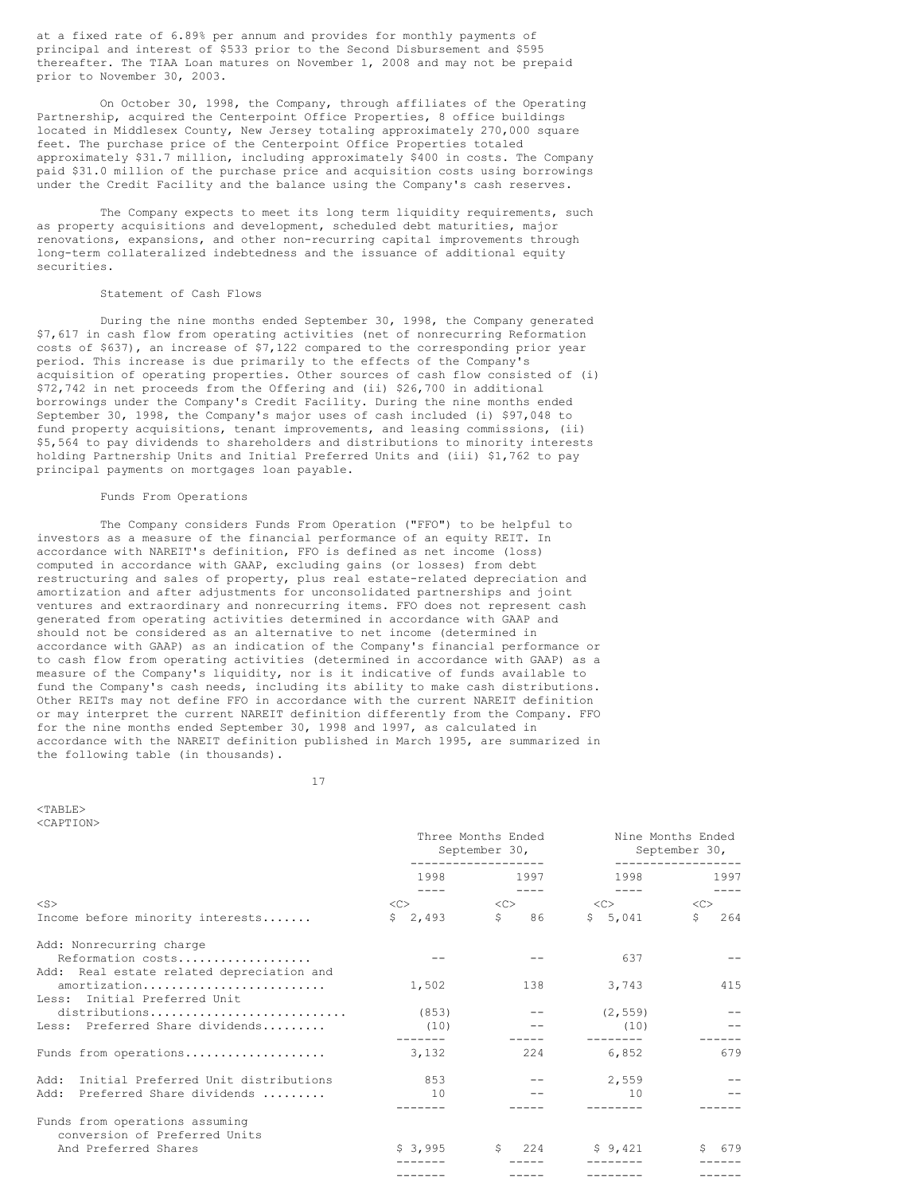at a fixed rate of 6.89% per annum and provides for monthly payments of principal and interest of $533 prior to the Second Disbursement and $595 thereafter. The TIAA Loan matures on November 1, 2008 and may not be prepaid prior to November 30, 2003.

On October 30, 1998, the Company, through affiliates of the Operating Partnership, acquired the Centerpoint Office Properties, 8 office buildings located in Middlesex County, New Jersey totaling approximately 270,000 square feet. The purchase price of the Centerpoint Office Properties totaled approximately $31.7 million, including approximately $400 in costs. The Company paid $31.0 million of the purchase price and acquisition costs using borrowings under the Credit Facility and the balance using the Company's cash reserves.

The Company expects to meet its long term liquidity requirements, such as property acquisitions and development, scheduled debt maturities, major renovations, expansions, and other non-recurring capital improvements through long-term collateralized indebtedness and the issuance of additional equity securities.

Statement of Cash Flows

During the nine months ended September 30, 1998, the Company generated $7,617 in cash flow from operating activities (net of nonrecurring Reformation costs of $637), an increase of $7,122 compared to the corresponding prior year period. This increase is due primarily to the effects of the Company's acquisition of operating properties. Other sources of cash flow consisted of (i) $72,742 in net proceeds from the Offering and (ii) $26,700 in additional borrowings under the Company's Credit Facility. During the nine months ended September 30, 1998, the Company's major uses of cash included (i) $97,048 to fund property acquisitions, tenant improvements, and leasing commissions, (ii) $5,564 to pay dividends to shareholders and distributions to minority interests holding Partnership Units and Initial Preferred Units and (iii) $1,762 to pay principal payments on mortgages loan payable.

Funds From Operations

The Company considers Funds From Operation ("FFO") to be helpful to investors as a measure of the financial performance of an equity REIT. In accordance with NAREIT's definition, FFO is defined as net income (loss) computed in accordance with GAAP, excluding gains (or losses) from debt restructuring and sales of property, plus real estate-related depreciation and amortization and after adjustments for unconsolidated partnerships and joint ventures and extraordinary and nonrecurring items. FFO does not represent cash generated from operating activities determined in accordance with GAAP and should not be considered as an alternative to net income (determined in accordance with GAAP) as an indication of the Company's financial performance or to cash flow from operating activities (determined in accordance with GAAP) as a measure of the Company's liquidity, nor is it indicative of funds available to fund the Company's cash needs, including its ability to make cash distributions. Other REITs may not define FFO in accordance with the current NAREIT definition or may interpret the current NAREIT definition differently from the Company. FFO for the nine months ended September 30, 1998 and 1997, as calculated in accordance with the NAREIT definition published in March 1995, are summarized in the following table (in thousands).

| | Three Months Ended September 30, | | Nine Months Ended September 30, | |
|---|---|---|---|---|
| | 1998 | 1997 | 1998 | 1997 |
| Income before minority interests | $ 2,493 | $ 86 | $ 5,041 | $ 264 |
| Add: Nonrecurring charge Reformation costs | -- | -- | 637 | -- |
| Add: Real estate related depreciation and amortization | 1,502 | 138 | 3,743 | 415 |
| Less: Initial Preferred Unit distributions | (853) | -- | (2,559) | -- |
| Less: Preferred Share dividends | (10) | -- | (10) | -- |
| Funds from operations | 3,132 | 224 | 6,852 | 679 |
| Add: Initial Preferred Unit distributions | 853 | -- | 2,559 | -- |
| Add: Preferred Share dividends | 10 | -- | 10 | -- |
| Funds from operations assuming conversion of Preferred Units And Preferred Shares | $ 3,995 | $ 224 | $ 9,421 | $ 679 |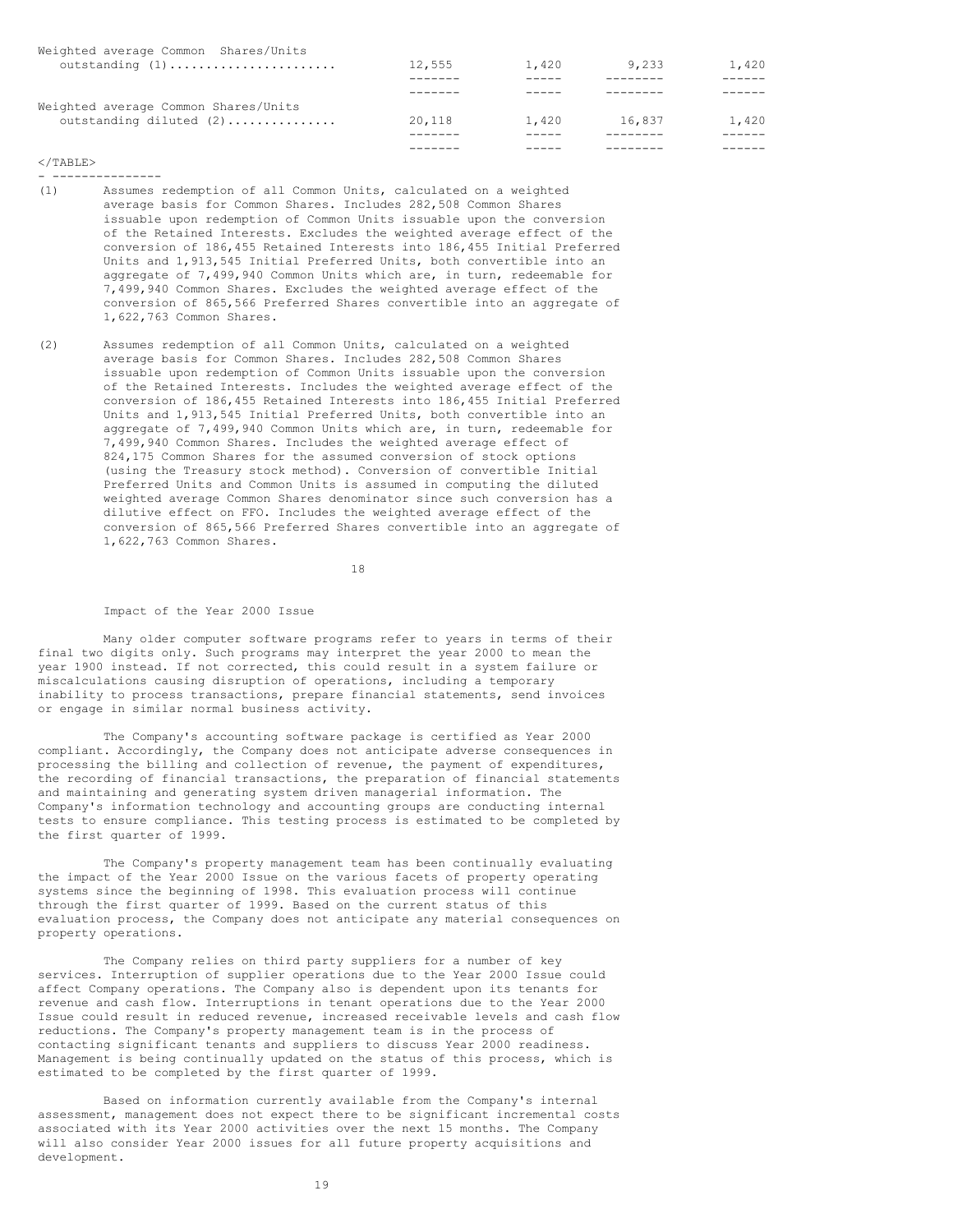| | | | | |
|---|---|---|---|---|
| Weighted average Common Shares/Units outstanding (1) | 12,555 | 1,420 | 9,233 | 1,420 |
| Weighted average Common Shares/Units outstanding diluted (2) | 20,118 | 1,420 | 16,837 | 1,420 |

- (1) Assumes redemption of all Common Units, calculated on a weighted average basis for Common Shares. Includes 282,508 Common Shares issuable upon redemption of Common Units issuable upon the conversion of the Retained Interests. Excludes the weighted average effect of the conversion of 186,455 Retained Interests into 186,455 Initial Preferred Units and 1,913,545 Initial Preferred Units, both convertible into an aggregate of 7,499,940 Common Units which are, in turn, redeemable for 7,499,940 Common Shares. Excludes the weighted average effect of the conversion of 865,566 Preferred Shares convertible into an aggregate of 1,622,763 Common Shares.

- (2) Assumes redemption of all Common Units, calculated on a weighted average basis for Common Shares. Includes 282,508 Common Shares issuable upon redemption of Common Units issuable upon the conversion of the Retained Interests. Includes the weighted average effect of the conversion of 186,455 Retained Interests into 186,455 Initial Preferred Units and 1,913,545 Initial Preferred Units, both convertible into an aggregate of 7,499,940 Common Units which are, in turn, redeemable for 7,499,940 Common Shares. Includes the weighted average effect of 824,175 Common Shares for the assumed conversion of stock options (using the Treasury stock method). Conversion of convertible Initial Preferred Units and Common Units is assumed in computing the diluted weighted average Common Shares denominator since such conversion has a dilutive effect on FFO. Includes the weighted average effect of the conversion of 865,566 Preferred Shares convertible into an aggregate of 1,622,763 Common Shares.

## Impact of the Year 2000 Issue

Many older computer software programs refer to years in terms of their final two digits only. Such programs may interpret the year 2000 to mean the year 1900 instead. If not corrected, this could result in a system failure or miscalculations causing disruption of operations, including a temporary inability to process transactions, prepare financial statements, send invoices or engage in similar normal business activity.

The Company's accounting software package is certified as Year 2000 compliant. Accordingly, the Company does not anticipate adverse consequences in processing the billing and collection of revenue, the payment of expenditures, the recording of financial transactions, the preparation of financial statements and maintaining and generating system driven managerial information. The Company's information technology and accounting groups are conducting internal tests to ensure compliance. This testing process is estimated to be completed by the first quarter of 1999.

The Company's property management team has been continually evaluating the impact of the Year 2000 Issue on the various facets of property operating systems since the beginning of 1998. This evaluation process will continue through the first quarter of 1999. Based on the current status of this evaluation process, the Company does not anticipate any material consequences on property operations.

The Company relies on third party suppliers for a number of key services. Interruption of supplier operations due to the Year 2000 Issue could affect Company operations. The Company also is dependent upon its tenants for revenue and cash flow. Interruptions in tenant operations due to the Year 2000 Issue could result in reduced revenue, increased receivable levels and cash flow reductions. The Company's property management team is in the process of contacting significant tenants and suppliers to discuss Year 2000 readiness. Management is being continually updated on the status of this process, which is estimated to be completed by the first quarter of 1999.

Based on information currently available from the Company's internal assessment, management does not expect there to be significant incremental costs associated with its Year 2000 activities over the next 15 months. The Company will also consider Year 2000 issues for all future property acquisitions and development.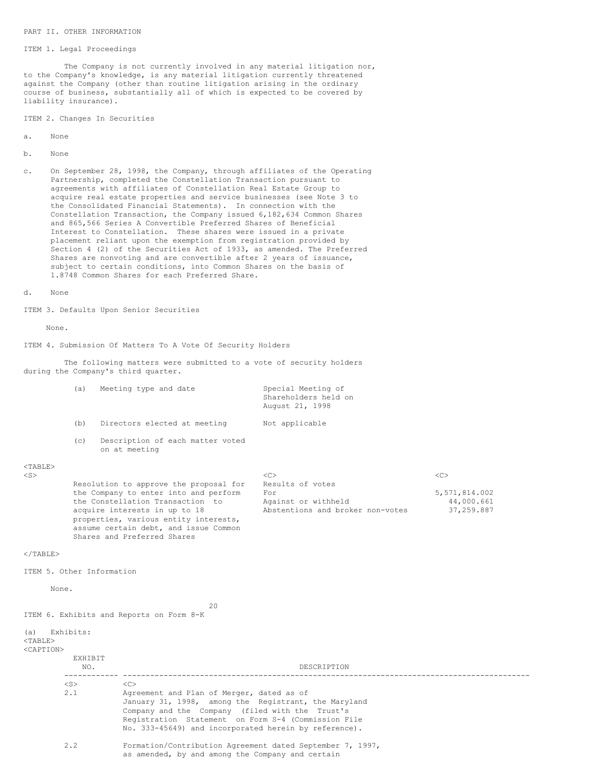## PART II. OTHER INFORMATION

### ITEM 1. Legal Proceedings

The Company is not currently involved in any material litigation nor, to the Company's knowledge, is any material litigation currently threatened against the Company (other than routine litigation arising in the ordinary course of business, substantially all of which is expected to be covered by liability insurance).

### ITEM 2. Changes In Securities

a. None

b. None

c. On September 28, 1998, the Company, through affiliates of the Operating Partnership, completed the Constellation Transaction pursuant to agreements with affiliates of Constellation Real Estate Group to acquire real estate properties and service businesses (see Note 3 to the Consolidated Financial Statements). In connection with the Constellation Transaction, the Company issued 6,182,634 Common Shares and 865,566 Series A Convertible Preferred Shares of Beneficial Interest to Constellation. These shares were issued in a private placement reliant upon the exemption from registration provided by Section 4 (2) of the Securities Act of 1933, as amended. The Preferred Shares are nonvoting and are convertible after 2 years of issuance, subject to certain conditions, into Common Shares on the basis of 1.8748 Common Shares for each Preferred Share.

d. None

### ITEM 3. Defaults Upon Senior Securities

None.

### ITEM 4. Submission Of Matters To A Vote Of Security Holders

The following matters were submitted to a vote of security holders during the Company's third quarter.

(a) Meeting type and date — Special Meeting of Shareholders held on August 21, 1998

(b) Directors elected at meeting — Not applicable

(c) Description of each matter voted on at meeting

| | | |
|---|---|---|
| Resolution to approve the proposal for the Company to enter into and perform the Constellation Transaction to acquire interests in up to 18 properties, various entity interests, assume certain debt, and issue Common Shares and Preferred Shares | Results of votes | |
| | For | 5,571,814.002 |
| | Against or withheld | 44,000.661 |
| | Abstentions and broker non-votes | 37,259.887 |

### ITEM 5. Other Information

None.

### ITEM 6. Exhibits and Reports on Form 8-K

(a) Exhibits:

| EXHIBIT NO. | DESCRIPTION |
|---|---|
| 2.1 | Agreement and Plan of Merger, dated as of January 31, 1998, among the Registrant, the Maryland Company and the Company (filed with the Trust's Registration Statement on Form S-4 (Commission File No. 333-45649) and incorporated herein by reference). |
| 2.2 | Formation/Contribution Agreement dated September 7, 1997, as amended, by and among the Company and certain |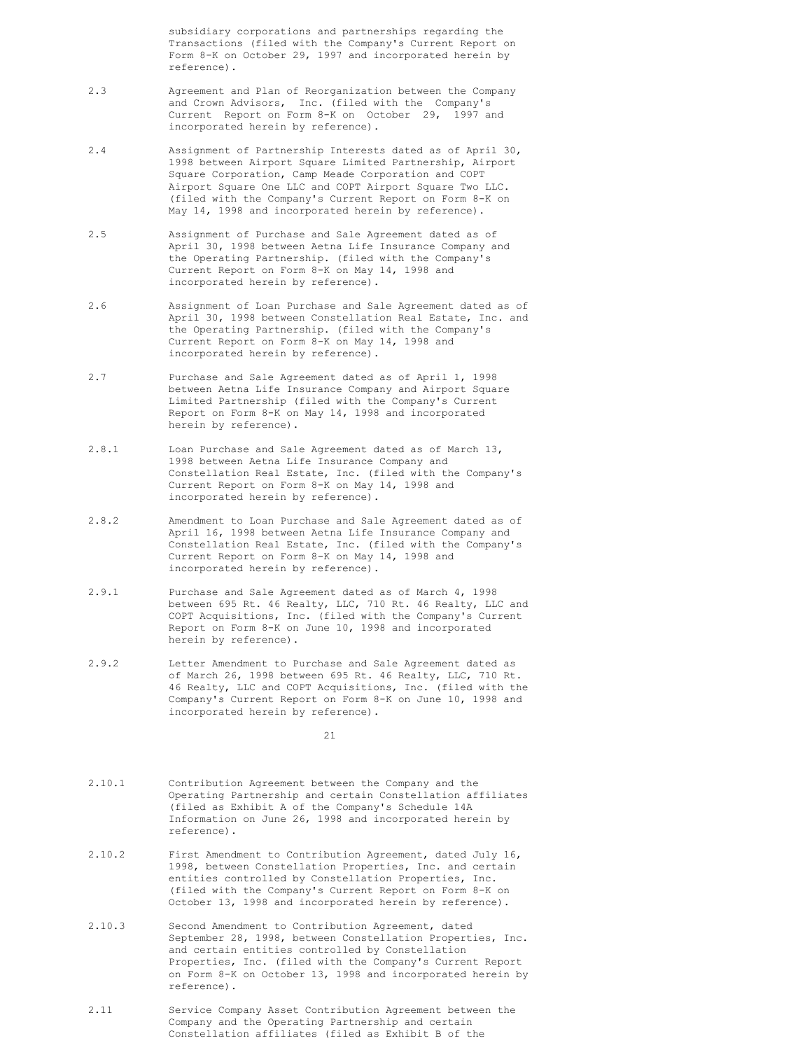subsidiary corporations and partnerships regarding the Transactions (filed with the Company's Current Report on Form 8-K on October 29, 1997 and incorporated herein by reference).

2.3 Agreement and Plan of Reorganization between the Company and Crown Advisors, Inc. (filed with the Company's Current Report on Form 8-K on October 29, 1997 and incorporated herein by reference).

2.4 Assignment of Partnership Interests dated as of April 30, 1998 between Airport Square Limited Partnership, Airport Square Corporation, Camp Meade Corporation and COPT Airport Square One LLC and COPT Airport Square Two LLC. (filed with the Company's Current Report on Form 8-K on May 14, 1998 and incorporated herein by reference).

2.5 Assignment of Purchase and Sale Agreement dated as of April 30, 1998 between Aetna Life Insurance Company and the Operating Partnership. (filed with the Company's Current Report on Form 8-K on May 14, 1998 and incorporated herein by reference).

2.6 Assignment of Loan Purchase and Sale Agreement dated as of April 30, 1998 between Constellation Real Estate, Inc. and the Operating Partnership. (filed with the Company's Current Report on Form 8-K on May 14, 1998 and incorporated herein by reference).

2.7 Purchase and Sale Agreement dated as of April 1, 1998 between Aetna Life Insurance Company and Airport Square Limited Partnership (filed with the Company's Current Report on Form 8-K on May 14, 1998 and incorporated herein by reference).

2.8.1 Loan Purchase and Sale Agreement dated as of March 13, 1998 between Aetna Life Insurance Company and Constellation Real Estate, Inc. (filed with the Company's Current Report on Form 8-K on May 14, 1998 and incorporated herein by reference).

2.8.2 Amendment to Loan Purchase and Sale Agreement dated as of April 16, 1998 between Aetna Life Insurance Company and Constellation Real Estate, Inc. (filed with the Company's Current Report on Form 8-K on May 14, 1998 and incorporated herein by reference).

2.9.1 Purchase and Sale Agreement dated as of March 4, 1998 between 695 Rt. 46 Realty, LLC, 710 Rt. 46 Realty, LLC and COPT Acquisitions, Inc. (filed with the Company's Current Report on Form 8-K on June 10, 1998 and incorporated herein by reference).

2.9.2 Letter Amendment to Purchase and Sale Agreement dated as of March 26, 1998 between 695 Rt. 46 Realty, LLC, 710 Rt. 46 Realty, LLC and COPT Acquisitions, Inc. (filed with the Company's Current Report on Form 8-K on June 10, 1998 and incorporated herein by reference).

2.10.1 Contribution Agreement between the Company and the Operating Partnership and certain Constellation affiliates (filed as Exhibit A of the Company's Schedule 14A Information on June 26, 1998 and incorporated herein by reference).

2.10.2 First Amendment to Contribution Agreement, dated July 16, 1998, between Constellation Properties, Inc. and certain entities controlled by Constellation Properties, Inc. (filed with the Company's Current Report on Form 8-K on October 13, 1998 and incorporated herein by reference).

2.10.3 Second Amendment to Contribution Agreement, dated September 28, 1998, between Constellation Properties, Inc. and certain entities controlled by Constellation Properties, Inc. (filed with the Company's Current Report on Form 8-K on October 13, 1998 and incorporated herein by reference).

2.11 Service Company Asset Contribution Agreement between the Company and the Operating Partnership and certain Constellation affiliates (filed as Exhibit B of the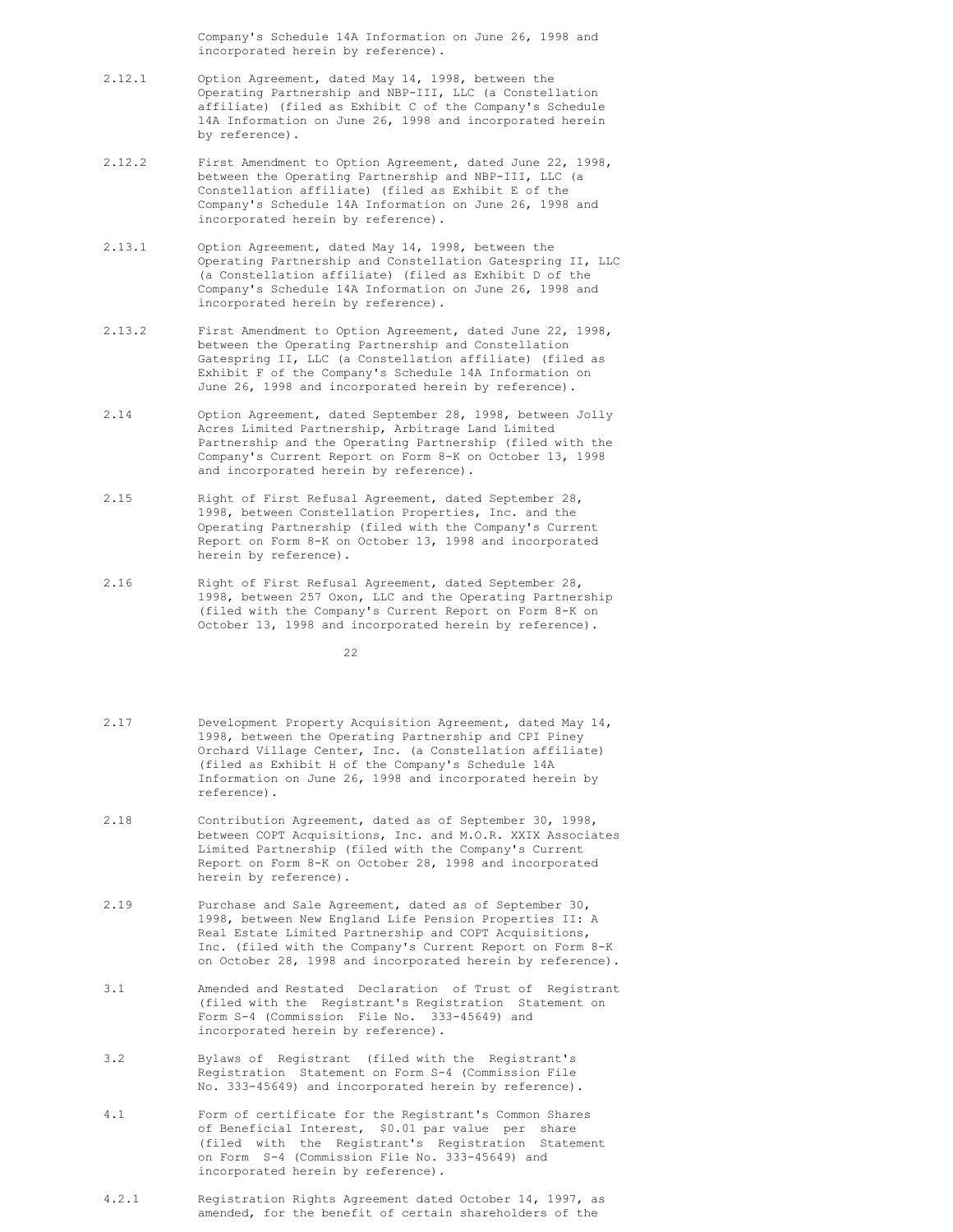Company's Schedule 14A Information on June 26, 1998 and incorporated herein by reference).

| | |
|---|---|
| 2.12.1 | Option Agreement, dated May 14, 1998, between the Operating Partnership and NBP-III, LLC (a Constellation affiliate) (filed as Exhibit C of the Company's Schedule 14A Information on June 26, 1998 and incorporated herein by reference). |
| 2.12.2 | First Amendment to Option Agreement, dated June 22, 1998, between the Operating Partnership and NBP-III, LLC (a Constellation affiliate) (filed as Exhibit E of the Company's Schedule 14A Information on June 26, 1998 and incorporated herein by reference). |
| 2.13.1 | Option Agreement, dated May 14, 1998, between the Operating Partnership and Constellation Gatespring II, LLC (a Constellation affiliate) (filed as Exhibit D of the Company's Schedule 14A Information on June 26, 1998 and incorporated herein by reference). |
| 2.13.2 | First Amendment to Option Agreement, dated June 22, 1998, between the Operating Partnership and Constellation Gatespring II, LLC (a Constellation affiliate) (filed as Exhibit F of the Company's Schedule 14A Information on June 26, 1998 and incorporated herein by reference). |
| 2.14 | Option Agreement, dated September 28, 1998, between Jolly Acres Limited Partnership, Arbitrage Land Limited Partnership and the Operating Partnership (filed with the Company's Current Report on Form 8-K on October 13, 1998 and incorporated herein by reference). |
| 2.15 | Right of First Refusal Agreement, dated September 28, 1998, between Constellation Properties, Inc. and the Operating Partnership (filed with the Company's Current Report on Form 8-K on October 13, 1998 and incorporated herein by reference). |
| 2.16 | Right of First Refusal Agreement, dated September 28, 1998, between 257 Oxon, LLC and the Operating Partnership (filed with the Company's Current Report on Form 8-K on October 13, 1998 and incorporated herein by reference). |
| 2.17 | Development Property Acquisition Agreement, dated May 14, 1998, between the Operating Partnership and CPI Piney Orchard Village Center, Inc. (a Constellation affiliate) (filed as Exhibit H of the Company's Schedule 14A Information on June 26, 1998 and incorporated herein by reference). |
| 2.18 | Contribution Agreement, dated as of September 30, 1998, between COPT Acquisitions, Inc. and M.O.R. XXIX Associates Limited Partnership (filed with the Company's Current Report on Form 8-K on October 28, 1998 and incorporated herein by reference). |
| 2.19 | Purchase and Sale Agreement, dated as of September 30, 1998, between New England Life Pension Properties II: A Real Estate Limited Partnership and COPT Acquisitions, Inc. (filed with the Company's Current Report on Form 8-K on October 28, 1998 and incorporated herein by reference). |
| 3.1 | Amended and Restated Declaration of Trust of Registrant (filed with the Registrant's Registration Statement on Form S-4 (Commission File No. 333-45649) and incorporated herein by reference). |
| 3.2 | Bylaws of Registrant (filed with the Registrant's Registration Statement on Form S-4 (Commission File No. 333-45649) and incorporated herein by reference). |
| 4.1 | Form of certificate for the Registrant's Common Shares of Beneficial Interest, $0.01 par value per share (filed with the Registrant's Registration Statement on Form S-4 (Commission File No. 333-45649) and incorporated herein by reference). |
| 4.2.1 | Registration Rights Agreement dated October 14, 1997, as amended, for the benefit of certain shareholders of the |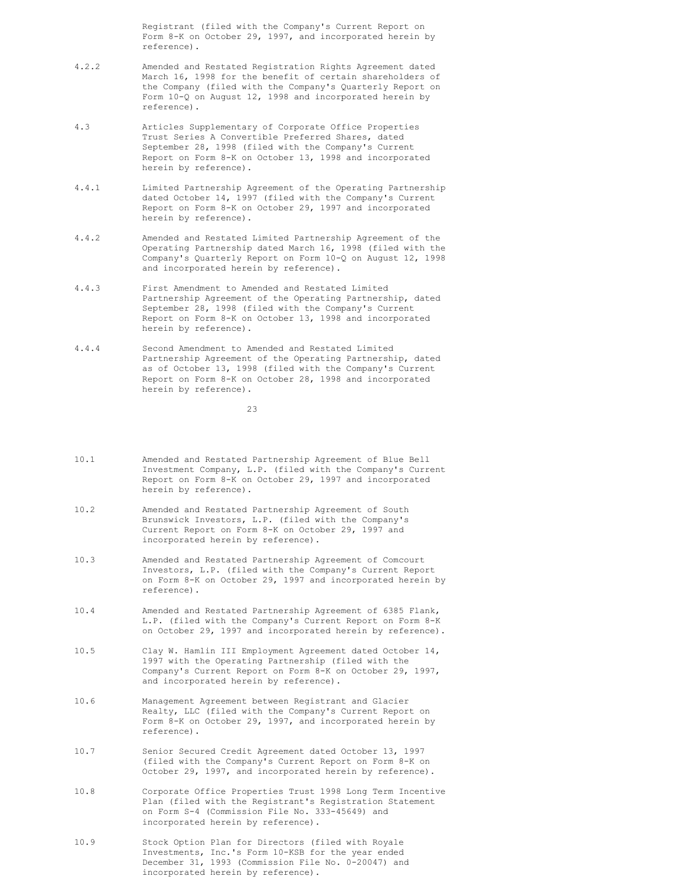Registrant (filed with the Company's Current Report on Form 8-K on October 29, 1997, and incorporated herein by reference).

| | |
|---|---|
| 4.2.2 | Amended and Restated Registration Rights Agreement dated March 16, 1998 for the benefit of certain shareholders of the Company (filed with the Company's Quarterly Report on Form 10-Q on August 12, 1998 and incorporated herein by reference). |
| 4.3 | Articles Supplementary of Corporate Office Properties Trust Series A Convertible Preferred Shares, dated September 28, 1998 (filed with the Company's Current Report on Form 8-K on October 13, 1998 and incorporated herein by reference). |
| 4.4.1 | Limited Partnership Agreement of the Operating Partnership dated October 14, 1997 (filed with the Company's Current Report on Form 8-K on October 29, 1997 and incorporated herein by reference). |
| 4.4.2 | Amended and Restated Limited Partnership Agreement of the Operating Partnership dated March 16, 1998 (filed with the Company's Quarterly Report on Form 10-Q on August 12, 1998 and incorporated herein by reference). |
| 4.4.3 | First Amendment to Amended and Restated Limited Partnership Agreement of the Operating Partnership, dated September 28, 1998 (filed with the Company's Current Report on Form 8-K on October 13, 1998 and incorporated herein by reference). |
| 4.4.4 | Second Amendment to Amended and Restated Limited Partnership Agreement of the Operating Partnership, dated as of October 13, 1998 (filed with the Company's Current Report on Form 8-K on October 28, 1998 and incorporated herein by reference). |
| 10.1 | Amended and Restated Partnership Agreement of Blue Bell Investment Company, L.P. (filed with the Company's Current Report on Form 8-K on October 29, 1997 and incorporated herein by reference). |
| 10.2 | Amended and Restated Partnership Agreement of South Brunswick Investors, L.P. (filed with the Company's Current Report on Form 8-K on October 29, 1997 and incorporated herein by reference). |
| 10.3 | Amended and Restated Partnership Agreement of Comcourt Investors, L.P. (filed with the Company's Current Report on Form 8-K on October 29, 1997 and incorporated herein by reference). |
| 10.4 | Amended and Restated Partnership Agreement of 6385 Flank, L.P. (filed with the Company's Current Report on Form 8-K on October 29, 1997 and incorporated herein by reference). |
| 10.5 | Clay W. Hamlin III Employment Agreement dated October 14, 1997 with the Operating Partnership (filed with the Company's Current Report on Form 8-K on October 29, 1997, and incorporated herein by reference). |
| 10.6 | Management Agreement between Registrant and Glacier Realty, LLC (filed with the Company's Current Report on Form 8-K on October 29, 1997, and incorporated herein by reference). |
| 10.7 | Senior Secured Credit Agreement dated October 13, 1997 (filed with the Company's Current Report on Form 8-K on October 29, 1997, and incorporated herein by reference). |
| 10.8 | Corporate Office Properties Trust 1998 Long Term Incentive Plan (filed with the Registrant's Registration Statement on Form S-4 (Commission File No. 333-45649) and incorporated herein by reference). |
| 10.9 | Stock Option Plan for Directors (filed with Royale Investments, Inc.'s Form 10-KSB for the year ended December 31, 1993 (Commission File No. 0-20047) and incorporated herein by reference). |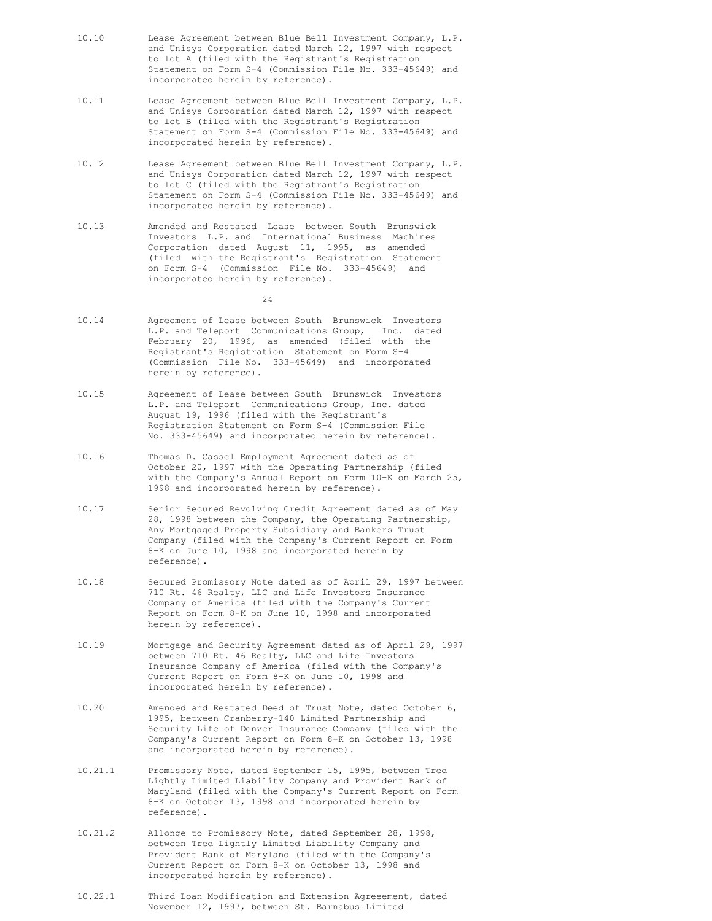10.10 Lease Agreement between Blue Bell Investment Company, L.P. and Unisys Corporation dated March 12, 1997 with respect to lot A (filed with the Registrant's Registration Statement on Form S-4 (Commission File No. 333-45649) and incorporated herein by reference).

10.11 Lease Agreement between Blue Bell Investment Company, L.P. and Unisys Corporation dated March 12, 1997 with respect to lot B (filed with the Registrant's Registration Statement on Form S-4 (Commission File No. 333-45649) and incorporated herein by reference).

10.12 Lease Agreement between Blue Bell Investment Company, L.P. and Unisys Corporation dated March 12, 1997 with respect to lot C (filed with the Registrant's Registration Statement on Form S-4 (Commission File No. 333-45649) and incorporated herein by reference).

10.13 Amended and Restated Lease between South Brunswick Investors L.P. and International Business Machines Corporation dated August 11, 1995, as amended (filed with the Registrant's Registration Statement on Form S-4 (Commission File No. 333-45649) and incorporated herein by reference).

10.14 Agreement of Lease between South Brunswick Investors L.P. and Teleport Communications Group, Inc. dated February 20, 1996, as amended (filed with the Registrant's Registration Statement on Form S-4 (Commission File No. 333-45649) and incorporated herein by reference).

10.15 Agreement of Lease between South Brunswick Investors L.P. and Teleport Communications Group, Inc. dated August 19, 1996 (filed with the Registrant's Registration Statement on Form S-4 (Commission File No. 333-45649) and incorporated herein by reference).

10.16 Thomas D. Cassel Employment Agreement dated as of October 20, 1997 with the Operating Partnership (filed with the Company's Annual Report on Form 10-K on March 25, 1998 and incorporated herein by reference).

10.17 Senior Secured Revolving Credit Agreement dated as of May 28, 1998 between the Company, the Operating Partnership, Any Mortgaged Property Subsidiary and Bankers Trust Company (filed with the Company's Current Report on Form 8-K on June 10, 1998 and incorporated herein by reference).

10.18 Secured Promissory Note dated as of April 29, 1997 between 710 Rt. 46 Realty, LLC and Life Investors Insurance Company of America (filed with the Company's Current Report on Form 8-K on June 10, 1998 and incorporated herein by reference).

10.19 Mortgage and Security Agreement dated as of April 29, 1997 between 710 Rt. 46 Realty, LLC and Life Investors Insurance Company of America (filed with the Company's Current Report on Form 8-K on June 10, 1998 and incorporated herein by reference).

10.20 Amended and Restated Deed of Trust Note, dated October 6, 1995, between Cranberry-140 Limited Partnership and Security Life of Denver Insurance Company (filed with the Company's Current Report on Form 8-K on October 13, 1998 and incorporated herein by reference).

10.21.1 Promissory Note, dated September 15, 1995, between Tred Lightly Limited Liability Company and Provident Bank of Maryland (filed with the Company's Current Report on Form 8-K on October 13, 1998 and incorporated herein by reference).

10.21.2 Allonge to Promissory Note, dated September 28, 1998, between Tred Lightly Limited Liability Company and Provident Bank of Maryland (filed with the Company's Current Report on Form 8-K on October 13, 1998 and incorporated herein by reference).

10.22.1 Third Loan Modification and Extension Agreeement, dated November 12, 1997, between St. Barnabus Limited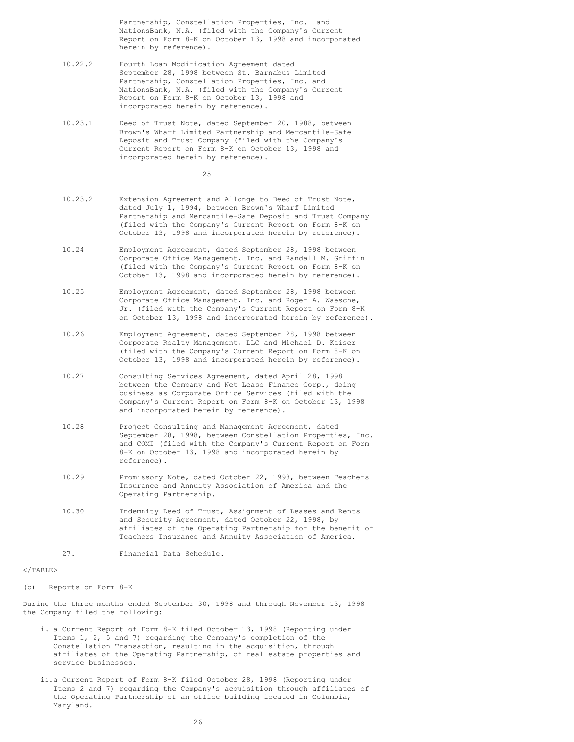| | |
|---|---|
| | Partnership, Constellation Properties, Inc. and NationsBank, N.A. (filed with the Company's Current Report on Form 8-K on October 13, 1998 and incorporated herein by reference). |
| 10.22.2 | Fourth Loan Modification Agreement dated September 28, 1998 between St. Barnabus Limited Partnership, Constellation Properties, Inc. and NationsBank, N.A. (filed with the Company's Current Report on Form 8-K on October 13, 1998 and incorporated herein by reference). |
| 10.23.1 | Deed of Trust Note, dated September 20, 1988, between Brown's Wharf Limited Partnership and Mercantile-Safe Deposit and Trust Company (filed with the Company's Current Report on Form 8-K on October 13, 1998 and incorporated herein by reference). |
| 10.23.2 | Extension Agreement and Allonge to Deed of Trust Note, dated July 1, 1994, between Brown's Wharf Limited Partnership and Mercantile-Safe Deposit and Trust Company (filed with the Company's Current Report on Form 8-K on October 13, 1998 and incorporated herein by reference). |
| 10.24 | Employment Agreement, dated September 28, 1998 between Corporate Office Management, Inc. and Randall M. Griffin (filed with the Company's Current Report on Form 8-K on October 13, 1998 and incorporated herein by reference). |
| 10.25 | Employment Agreement, dated September 28, 1998 between Corporate Office Management, Inc. and Roger A. Waesche, Jr. (filed with the Company's Current Report on Form 8-K on October 13, 1998 and incorporated herein by reference). |
| 10.26 | Employment Agreement, dated September 28, 1998 between Corporate Realty Management, LLC and Michael D. Kaiser (filed with the Company's Current Report on Form 8-K on October 13, 1998 and incorporated herein by reference). |
| 10.27 | Consulting Services Agreement, dated April 28, 1998 between the Company and Net Lease Finance Corp., doing business as Corporate Office Services (filed with the Company's Current Report on Form 8-K on October 13, 1998 and incorporated herein by reference). |
| 10.28 | Project Consulting and Management Agreement, dated September 28, 1998, between Constellation Properties, Inc. and COMI (filed with the Company's Current Report on Form 8-K on October 13, 1998 and incorporated herein by reference). |
| 10.29 | Promissory Note, dated October 22, 1998, between Teachers Insurance and Annuity Association of America and the Operating Partnership. |
| 10.30 | Indemnity Deed of Trust, Assignment of Leases and Rents and Security Agreement, dated October 22, 1998, by affiliates of the Operating Partnership for the benefit of Teachers Insurance and Annuity Association of America. |
| 27. | Financial Data Schedule. |

(b) Reports on Form 8-K

During the three months ended September 30, 1998 and through November 13, 1998 the Company filed the following:

i. a Current Report of Form 8-K filed October 13, 1998 (Reporting under Items 1, 2, 5 and 7) regarding the Company's completion of the Constellation Transaction, resulting in the acquisition, through affiliates of the Operating Partnership, of real estate properties and service businesses.

ii. a Current Report of Form 8-K filed October 28, 1998 (Reporting under Items 2 and 7) regarding the Company's acquisition through affiliates of the Operating Partnership of an office building located in Columbia, Maryland.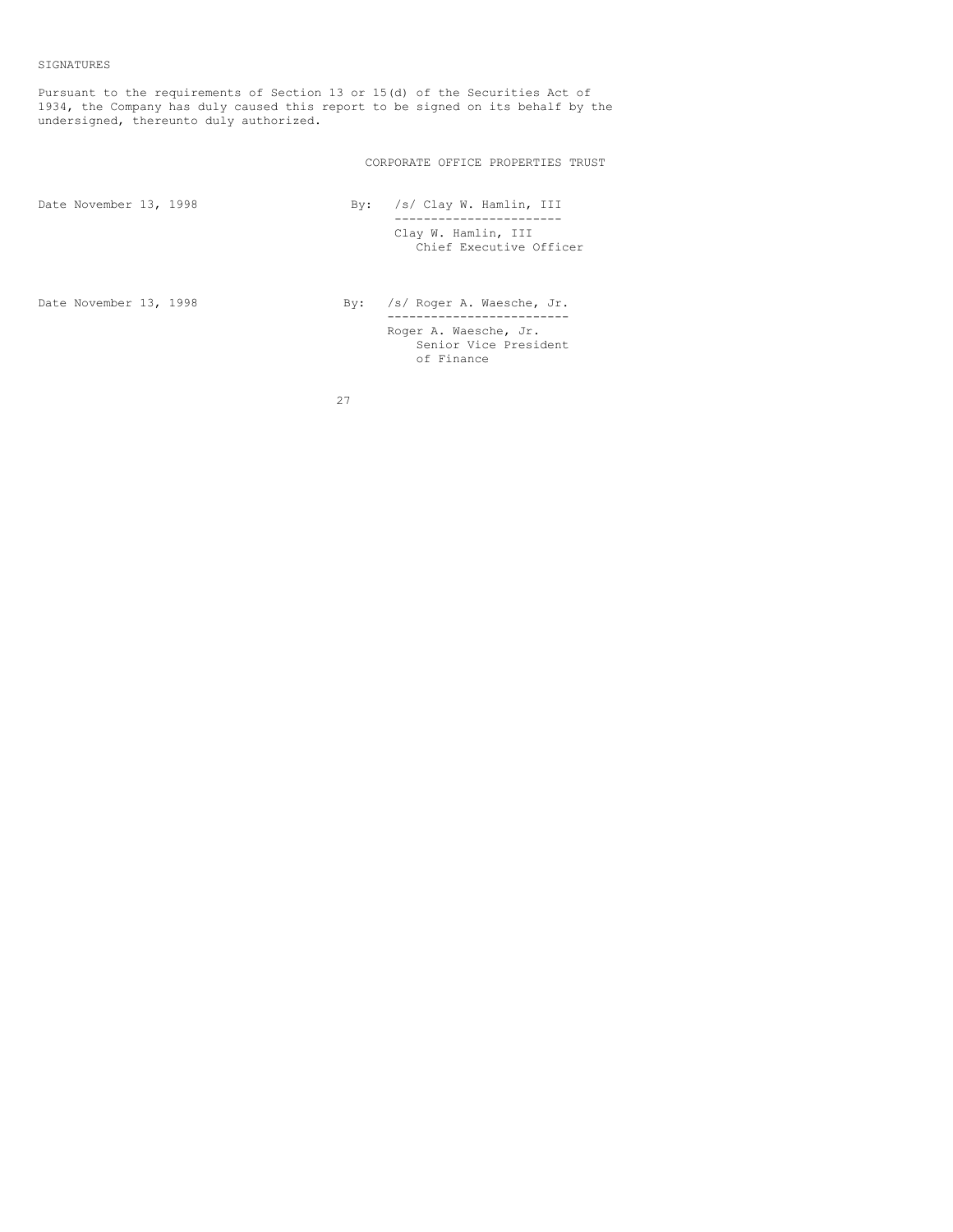SIGNATURES

Pursuant to the requirements of Section 13 or 15(d) of the Securities Act of 1934, the Company has duly caused this report to be signed on its behalf by the undersigned, thereunto duly authorized.

CORPORATE OFFICE PROPERTIES TRUST

Date November 13, 1998

By: /s/ Clay W. Hamlin, III

Clay W. Hamlin, III
Chief Executive Officer

Date November 13, 1998

By: /s/ Roger A. Waesche, Jr.

Roger A. Waesche, Jr.
Senior Vice President
of Finance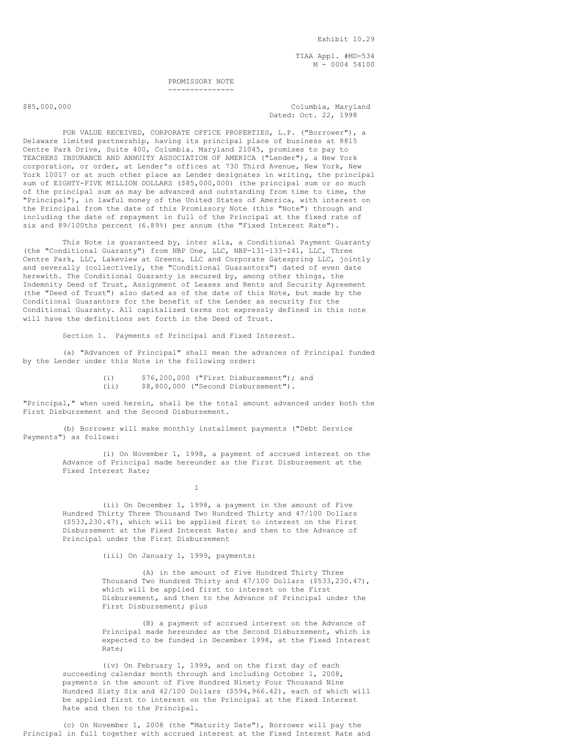Exhibit 10.29

TIAA Appl. #MD-534
M - 0004 54100

# PROMISSORY NOTE

$85,000,000

Columbia, Maryland
Dated: Oct. 22, 1998

FOR VALUE RECEIVED, CORPORATE OFFICE PROPERTIES, L.P. ("Borrower"), a Delaware limited partnership, having its principal place of business at 8815 Centre Park Drive, Suite 400, Columbia. Maryland 21045, promises to pay to TEACHERS INSURANCE AND ANNUITY ASSOCIATION OF AMERICA ("Lender"), a New York corporation, or order, at Lender's offices at 730 Third Avenue, New York, New York 10017 or at such other place as Lender designates in writing, the principal sum of EIGHTY-FIVE MILLION DOLLARS ($85,000,000) (the principal sum or so much of the principal sum as may be advanced and outstanding from time to time, the "Principal"), in lawful money of the United States of America, with interest on the Principal from the date of this Promissory Note (this "Note") through and including the date of repayment in full of the Principal at the fixed rate of six and 89/100ths percent (6.89%) per annum (the "Fixed Interest Rate").

This Note is guaranteed by, inter alia, a Conditional Payment Guaranty (the "Conditional Guaranty") from NBP One, LLC, NBP-131-133-141, LLC, Three Centre Park, LLC, Lakeview at Greens, LLC and Corporate Gatespring LLC, jointly and severally (collectively, the "Conditional Guarantors") dated of even date herewith. The Conditional Guaranty is secured by, among other things, the Indemnity Deed of Trust, Assignment of Leases and Rents and Security Agreement (the "Deed of Trust") also dated as of the date of this Note, but made by the Conditional Guarantors for the benefit of the Lender as security for the Conditional Guaranty. All capitalized terms not expressly defined in this note will have the definitions set forth in the Deed of Trust.

Section 1. Payments of Principal and Fixed Interest.

(a) "Advances of Principal" shall mean the advances of Principal funded by the Lender under this Note in the following order:

(i) $76,200,000 ("First Disbursement"); and
(ii) $8,800,000 ("Second Disbursement").

"Principal," when used herein, shall be the total amount advanced under both the First Disbursement and the Second Disbursement.

(b) Borrower will make monthly installment payments ("Debt Service Payments") as follows:

(i) On November 1, 1998, a payment of accrued interest on the Advance of Principal made hereunder as the First Disbursement at the Fixed Interest Rate;

(ii) On December 1, 1998, a payment in the amount of Five Hundred Thirty Three Thousand Two Hundred Thirty and 47/100 Dollars ($533,230.47), which will be applied first to interest on the First Disbursement at the Fixed Interest Rate; and then to the Advance of Principal under the First Disbursement

(iii) On January 1, 1999, payments:

(A) in the amount of Five Hundred Thirty Three Thousand Two Hundred Thirty and 47/100 Dollars ($533,230.47), which will be applied first to interest on the First Disbursement, and then to the Advance of Principal under the First Disbursement; plus

(B) a payment of accrued interest on the Advance of Principal made hereunder as the Second Disbursement, which is expected to be funded in December 1998, at the Fixed Interest Rate;

(iv) On February 1, 1999, and on the first day of each succeeding calendar month through and including October 1, 2008, payments in the amount of Five Hundred Ninety Four Thousand Nine Hundred Sixty Six and 42/100 Dollars ($594,966.42), each of which will be applied first to interest on the Principal at the Fixed Interest Rate and then to the Principal.

(c) On November 1, 2008 (the "Maturity Date"), Borrower will pay the Principal in full together with accrued interest at the Fixed Interest Rate and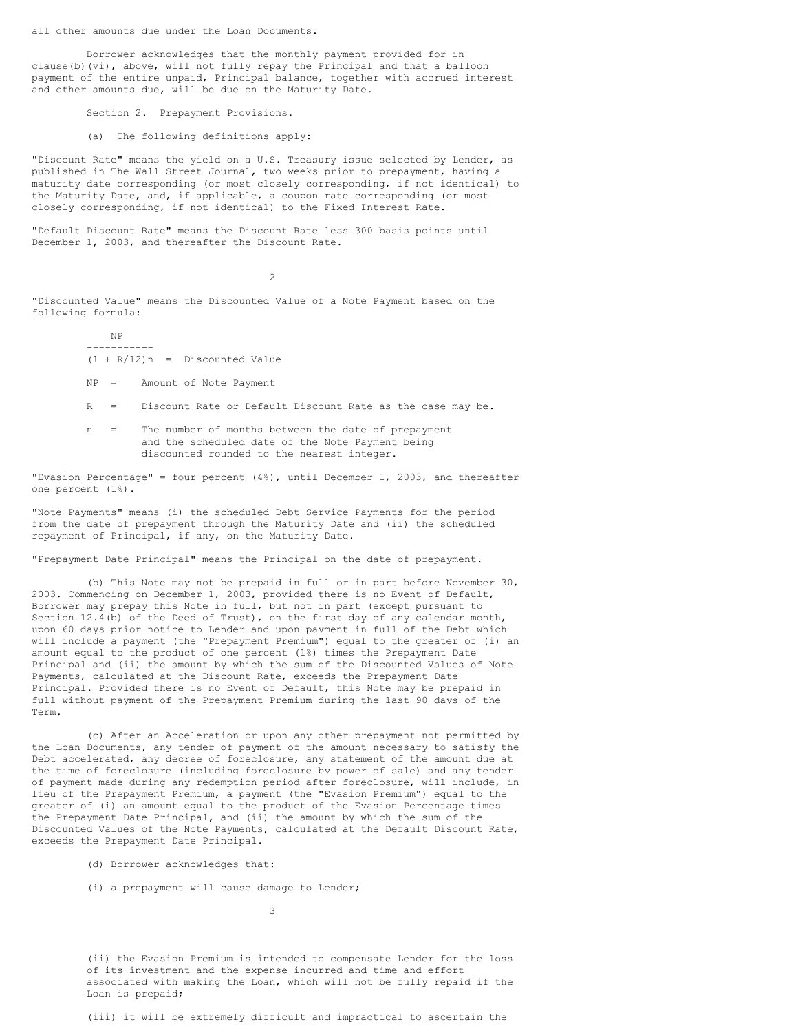all other amounts due under the Loan Documents.

Borrower acknowledges that the monthly payment provided for in clause(b)(vi), above, will not fully repay the Principal and that a balloon payment of the entire unpaid, Principal balance, together with accrued interest and other amounts due, will be due on the Maturity Date.

Section 2. Prepayment Provisions.

(a) The following definitions apply:

"Discount Rate" means the yield on a U.S. Treasury issue selected by Lender, as published in The Wall Street Journal, two weeks prior to prepayment, having a maturity date corresponding (or most closely corresponding, if not identical) to the Maturity Date, and, if applicable, a coupon rate corresponding (or most closely corresponding, if not identical) to the Fixed Interest Rate.

"Default Discount Rate" means the Discount Rate less 300 basis points until December 1, 2003, and thereafter the Discount Rate.

"Discounted Value" means the Discounted Value of a Note Payment based on the following formula:

$$\frac{NP}{(1 + R/12)^n} = \text{Discounted Value}$$

NP = Amount of Note Payment

R = Discount Rate or Default Discount Rate as the case may be.

n = The number of months between the date of prepayment and the scheduled date of the Note Payment being discounted rounded to the nearest integer.

"Evasion Percentage" = four percent (4%), until December 1, 2003, and thereafter one percent (1%).

"Note Payments" means (i) the scheduled Debt Service Payments for the period from the date of prepayment through the Maturity Date and (ii) the scheduled repayment of Principal, if any, on the Maturity Date.

"Prepayment Date Principal" means the Principal on the date of prepayment.

(b) This Note may not be prepaid in full or in part before November 30, 2003. Commencing on December 1, 2003, provided there is no Event of Default, Borrower may prepay this Note in full, but not in part (except pursuant to Section 12.4(b) of the Deed of Trust), on the first day of any calendar month, upon 60 days prior notice to Lender and upon payment in full of the Debt which will include a payment (the "Prepayment Premium") equal to the greater of (i) an amount equal to the product of one percent (1%) times the Prepayment Date Principal and (ii) the amount by which the sum of the Discounted Values of Note Payments, calculated at the Discount Rate, exceeds the Prepayment Date Principal. Provided there is no Event of Default, this Note may be prepaid in full without payment of the Prepayment Premium during the last 90 days of the Term.

(c) After an Acceleration or upon any other prepayment not permitted by the Loan Documents, any tender of payment of the amount necessary to satisfy the Debt accelerated, any decree of foreclosure, any statement of the amount due at the time of foreclosure (including foreclosure by power of sale) and any tender of payment made during any redemption period after foreclosure, will include, in lieu of the Prepayment Premium, a payment (the "Evasion Premium") equal to the greater of (i) an amount equal to the product of the Evasion Percentage times the Prepayment Date Principal, and (ii) the amount by which the sum of the Discounted Values of the Note Payments, calculated at the Default Discount Rate, exceeds the Prepayment Date Principal.

(d) Borrower acknowledges that:

(i) a prepayment will cause damage to Lender;

(ii) the Evasion Premium is intended to compensate Lender for the loss of its investment and the expense incurred and time and effort associated with making the Loan, which will not be fully repaid if the Loan is prepaid;

(iii) it will be extremely difficult and impractical to ascertain the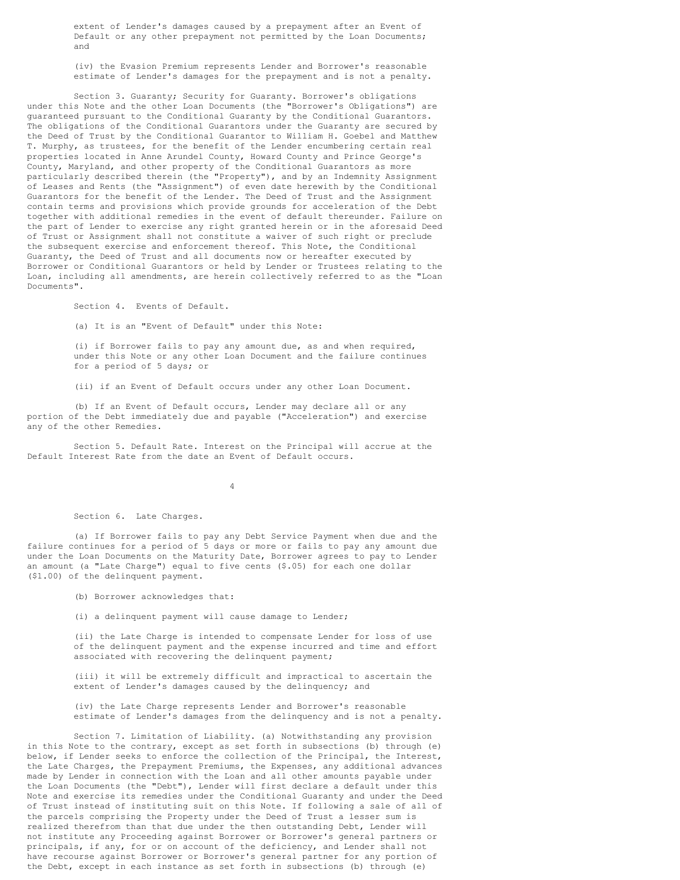extent of Lender's damages caused by a prepayment after an Event of Default or any other prepayment not permitted by the Loan Documents; and

(iv) the Evasion Premium represents Lender and Borrower's reasonable estimate of Lender's damages for the prepayment and is not a penalty.

Section 3. Guaranty; Security for Guaranty. Borrower's obligations under this Note and the other Loan Documents (the "Borrower's Obligations") are guaranteed pursuant to the Conditional Guaranty by the Conditional Guarantors. The obligations of the Conditional Guarantors under the Guaranty are secured by the Deed of Trust by the Conditional Guarantor to William H. Goebel and Matthew T. Murphy, as trustees, for the benefit of the Lender encumbering certain real properties located in Anne Arundel County, Howard County and Prince George's County, Maryland, and other property of the Conditional Guarantors as more particularly described therein (the "Property"), and by an Indemnity Assignment of Leases and Rents (the "Assignment") of even date herewith by the Conditional Guarantors for the benefit of the Lender. The Deed of Trust and the Assignment contain terms and provisions which provide grounds for acceleration of the Debt together with additional remedies in the event of default thereunder. Failure on the part of Lender to exercise any right granted herein or in the aforesaid Deed of Trust or Assignment shall not constitute a waiver of such right or preclude the subsequent exercise and enforcement thereof. This Note, the Conditional Guaranty, the Deed of Trust and all documents now or hereafter executed by Borrower or Conditional Guarantors or held by Lender or Trustees relating to the Loan, including all amendments, are herein collectively referred to as the "Loan Documents".

Section 4. Events of Default.

(a) It is an "Event of Default" under this Note:

(i) if Borrower fails to pay any amount due, as and when required, under this Note or any other Loan Document and the failure continues for a period of 5 days; or

(ii) if an Event of Default occurs under any other Loan Document.

(b) If an Event of Default occurs, Lender may declare all or any portion of the Debt immediately due and payable ("Acceleration") and exercise any of the other Remedies.

Section 5. Default Rate. Interest on the Principal will accrue at the Default Interest Rate from the date an Event of Default occurs.

Section 6. Late Charges.

(a) If Borrower fails to pay any Debt Service Payment when due and the failure continues for a period of 5 days or more or fails to pay any amount due under the Loan Documents on the Maturity Date, Borrower agrees to pay to Lender an amount (a "Late Charge") equal to five cents ($.05) for each one dollar ($1.00) of the delinquent payment.

(b) Borrower acknowledges that:

(i) a delinquent payment will cause damage to Lender;

(ii) the Late Charge is intended to compensate Lender for loss of use of the delinquent payment and the expense incurred and time and effort associated with recovering the delinquent payment;

(iii) it will be extremely difficult and impractical to ascertain the extent of Lender's damages caused by the delinquency; and

(iv) the Late Charge represents Lender and Borrower's reasonable estimate of Lender's damages from the delinquency and is not a penalty.

Section 7. Limitation of Liability. (a) Notwithstanding any provision in this Note to the contrary, except as set forth in subsections (b) through (e) below, if Lender seeks to enforce the collection of the Principal, the Interest, the Late Charges, the Prepayment Premiums, the Expenses, any additional advances made by Lender in connection with the Loan and all other amounts payable under the Loan Documents (the "Debt"), Lender will first declare a default under this Note and exercise its remedies under the Conditional Guaranty and under the Deed of Trust instead of instituting suit on this Note. If following a sale of all of the parcels comprising the Property under the Deed of Trust a lesser sum is realized therefrom than that due under the then outstanding Debt, Lender will not institute any Proceeding against Borrower or Borrower's general partners or principals, if any, for or on account of the deficiency, and Lender shall not have recourse against Borrower or Borrower's general partner for any portion of the Debt, except in each instance as set forth in subsections (b) through (e)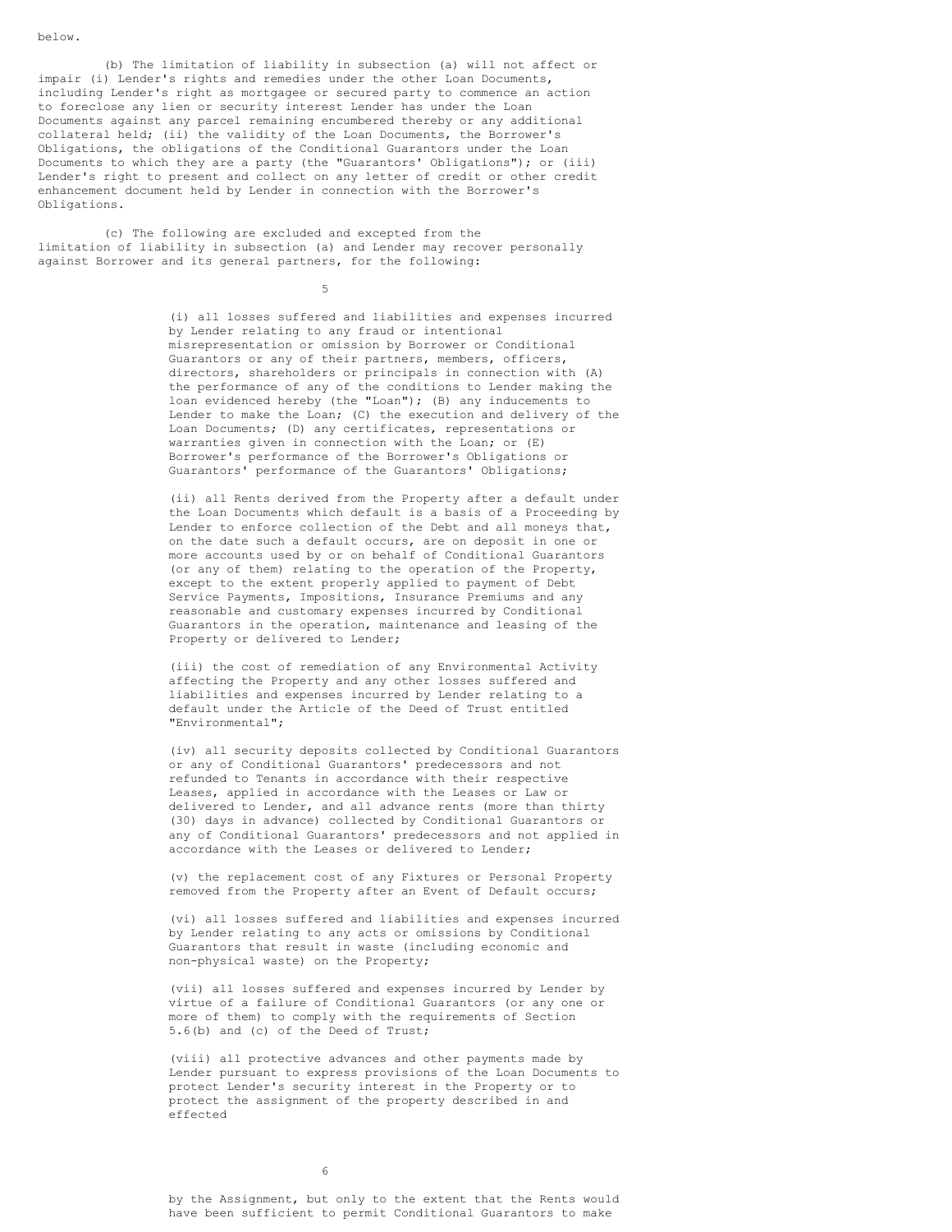below.

(b) The limitation of liability in subsection (a) will not affect or impair (i) Lender's rights and remedies under the other Loan Documents, including Lender's right as mortgagee or secured party to commence an action to foreclose any lien or security interest Lender has under the Loan Documents against any parcel remaining encumbered thereby or any additional collateral held; (ii) the validity of the Loan Documents, the Borrower's Obligations, the obligations of the Conditional Guarantors under the Loan Documents to which they are a party (the "Guarantors' Obligations"); or (iii) Lender's right to present and collect on any letter of credit or other credit enhancement document held by Lender in connection with the Borrower's Obligations.

(c) The following are excluded and excepted from the limitation of liability in subsection (a) and Lender may recover personally against Borrower and its general partners, for the following:

(i) all losses suffered and liabilities and expenses incurred by Lender relating to any fraud or intentional misrepresentation or omission by Borrower or Conditional Guarantors or any of their partners, members, officers, directors, shareholders or principals in connection with (A) the performance of any of the conditions to Lender making the loan evidenced hereby (the "Loan"); (B) any inducements to Lender to make the Loan; (C) the execution and delivery of the Loan Documents; (D) any certificates, representations or warranties given in connection with the Loan; or (E) Borrower's performance of the Borrower's Obligations or Guarantors' performance of the Guarantors' Obligations;

(ii) all Rents derived from the Property after a default under the Loan Documents which default is a basis of a Proceeding by Lender to enforce collection of the Debt and all moneys that, on the date such a default occurs, are on deposit in one or more accounts used by or on behalf of Conditional Guarantors (or any of them) relating to the operation of the Property, except to the extent properly applied to payment of Debt Service Payments, Impositions, Insurance Premiums and any reasonable and customary expenses incurred by Conditional Guarantors in the operation, maintenance and leasing of the Property or delivered to Lender;

(iii) the cost of remediation of any Environmental Activity affecting the Property and any other losses suffered and liabilities and expenses incurred by Lender relating to a default under the Article of the Deed of Trust entitled "Environmental";

(iv) all security deposits collected by Conditional Guarantors or any of Conditional Guarantors' predecessors and not refunded to Tenants in accordance with their respective Leases, applied in accordance with the Leases or Law or delivered to Lender, and all advance rents (more than thirty (30) days in advance) collected by Conditional Guarantors or any of Conditional Guarantors' predecessors and not applied in accordance with the Leases or delivered to Lender;

(v) the replacement cost of any Fixtures or Personal Property removed from the Property after an Event of Default occurs;

(vi) all losses suffered and liabilities and expenses incurred by Lender relating to any acts or omissions by Conditional Guarantors that result in waste (including economic and non-physical waste) on the Property;

(vii) all losses suffered and expenses incurred by Lender by virtue of a failure of Conditional Guarantors (or any one or more of them) to comply with the requirements of Section 5.6(b) and (c) of the Deed of Trust;

(viii) all protective advances and other payments made by Lender pursuant to express provisions of the Loan Documents to protect Lender's security interest in the Property or to protect the assignment of the property described in and effected by the Assignment, but only to the extent that the Rents would have been sufficient to permit Conditional Guarantors to make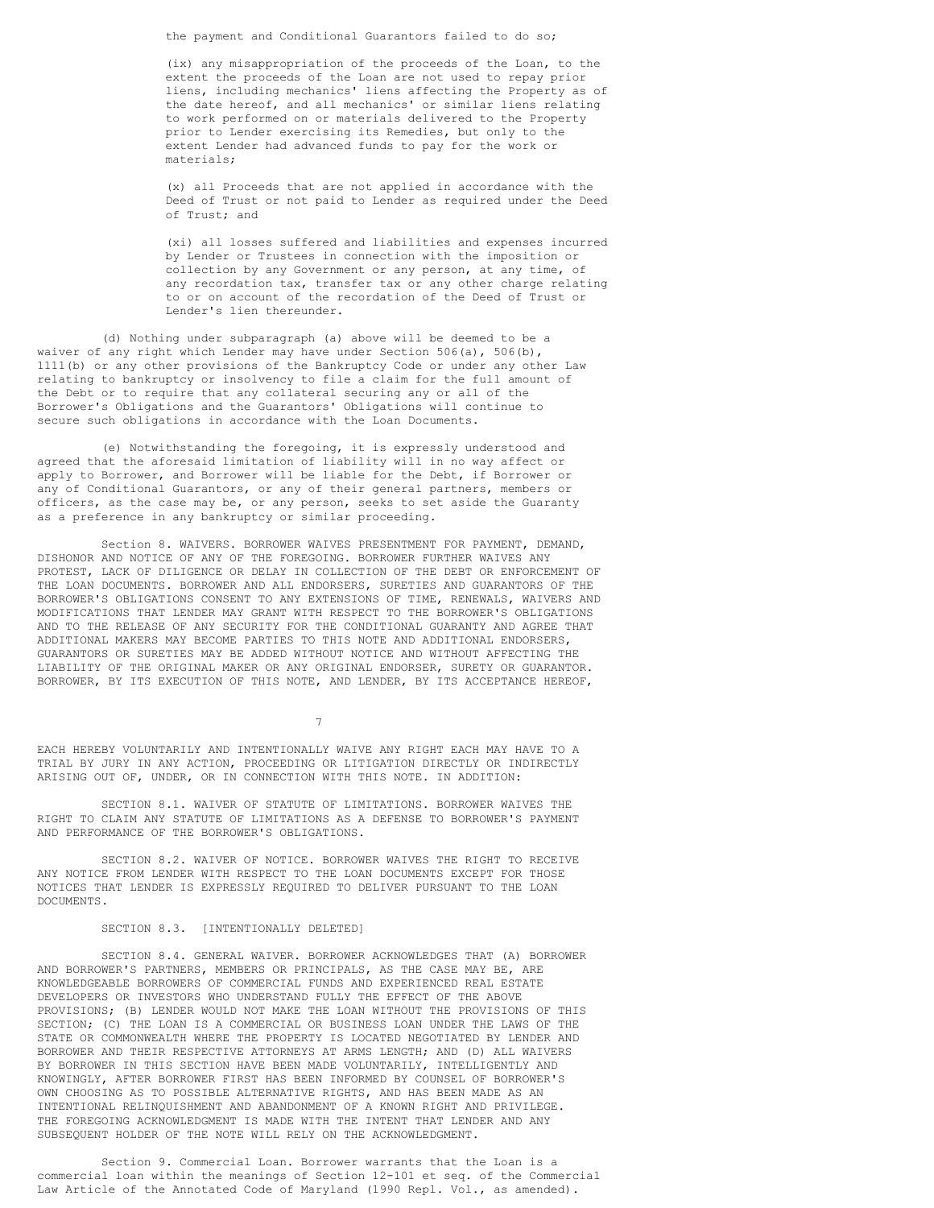the payment and Conditional Guarantors failed to do so;

(ix) any misappropriation of the proceeds of the Loan, to the extent the proceeds of the Loan are not used to repay prior liens, including mechanics' liens affecting the Property as of the date hereof, and all mechanics' or similar liens relating to work performed on or materials delivered to the Property prior to Lender exercising its Remedies, but only to the extent Lender had advanced funds to pay for the work or materials;

(x) all Proceeds that are not applied in accordance with the Deed of Trust or not paid to Lender as required under the Deed of Trust; and

(xi) all losses suffered and liabilities and expenses incurred by Lender or Trustees in connection with the imposition or collection by any Government or any person, at any time, of any recordation tax, transfer tax or any other charge relating to or on account of the recordation of the Deed of Trust or Lender's lien thereunder.

(d) Nothing under subparagraph (a) above will be deemed to be a waiver of any right which Lender may have under Section 506(a), 506(b), 1111(b) or any other provisions of the Bankruptcy Code or under any other Law relating to bankruptcy or insolvency to file a claim for the full amount of the Debt or to require that any collateral securing any or all of the Borrower's Obligations and the Guarantors' Obligations will continue to secure such obligations in accordance with the Loan Documents.

(e) Notwithstanding the foregoing, it is expressly understood and agreed that the aforesaid limitation of liability will in no way affect or apply to Borrower, and Borrower will be liable for the Debt, if Borrower or any of Conditional Guarantors, or any of their general partners, members or officers, as the case may be, or any person, seeks to set aside the Guaranty as a preference in any bankruptcy or similar proceeding.

Section 8. WAIVERS. BORROWER WAIVES PRESENTMENT FOR PAYMENT, DEMAND, DISHONOR AND NOTICE OF ANY OF THE FOREGOING. BORROWER FURTHER WAIVES ANY PROTEST, LACK OF DILIGENCE OR DELAY IN COLLECTION OF THE DEBT OR ENFORCEMENT OF THE LOAN DOCUMENTS. BORROWER AND ALL ENDORSERS, SURETIES AND GUARANTORS OF THE BORROWER'S OBLIGATIONS CONSENT TO ANY EXTENSIONS OF TIME, RENEWALS, WAIVERS AND MODIFICATIONS THAT LENDER MAY GRANT WITH RESPECT TO THE BORROWER'S OBLIGATIONS AND TO THE RELEASE OF ANY SECURITY FOR THE CONDITIONAL GUARANTY AND AGREE THAT ADDITIONAL MAKERS MAY BECOME PARTIES TO THIS NOTE AND ADDITIONAL ENDORSERS, GUARANTORS OR SURETIES MAY BE ADDED WITHOUT NOTICE AND WITHOUT AFFECTING THE LIABILITY OF THE ORIGINAL MAKER OR ANY ORIGINAL ENDORSER, SURETY OR GUARANTOR. BORROWER, BY ITS EXECUTION OF THIS NOTE, AND LENDER, BY ITS ACCEPTANCE HEREOF, EACH HEREBY VOLUNTARILY AND INTENTIONALLY WAIVE ANY RIGHT EACH MAY HAVE TO A TRIAL BY JURY IN ANY ACTION, PROCEEDING OR LITIGATION DIRECTLY OR INDIRECTLY ARISING OUT OF, UNDER, OR IN CONNECTION WITH THIS NOTE. IN ADDITION:

SECTION 8.1. WAIVER OF STATUTE OF LIMITATIONS. BORROWER WAIVES THE RIGHT TO CLAIM ANY STATUTE OF LIMITATIONS AS A DEFENSE TO BORROWER'S PAYMENT AND PERFORMANCE OF THE BORROWER'S OBLIGATIONS.

SECTION 8.2. WAIVER OF NOTICE. BORROWER WAIVES THE RIGHT TO RECEIVE ANY NOTICE FROM LENDER WITH RESPECT TO THE LOAN DOCUMENTS EXCEPT FOR THOSE NOTICES THAT LENDER IS EXPRESSLY REQUIRED TO DELIVER PURSUANT TO THE LOAN DOCUMENTS.

SECTION 8.3. [INTENTIONALLY DELETED]

SECTION 8.4. GENERAL WAIVER. BORROWER ACKNOWLEDGES THAT (A) BORROWER AND BORROWER'S PARTNERS, MEMBERS OR PRINCIPALS, AS THE CASE MAY BE, ARE KNOWLEDGEABLE BORROWERS OF COMMERCIAL FUNDS AND EXPERIENCED REAL ESTATE DEVELOPERS OR INVESTORS WHO UNDERSTAND FULLY THE EFFECT OF THE ABOVE PROVISIONS; (B) LENDER WOULD NOT MAKE THE LOAN WITHOUT THE PROVISIONS OF THIS SECTION; (C) THE LOAN IS A COMMERCIAL OR BUSINESS LOAN UNDER THE LAWS OF THE STATE OR COMMONWEALTH WHERE THE PROPERTY IS LOCATED NEGOTIATED BY LENDER AND BORROWER AND THEIR RESPECTIVE ATTORNEYS AT ARMS LENGTH; AND (D) ALL WAIVERS BY BORROWER IN THIS SECTION HAVE BEEN MADE VOLUNTARILY, INTELLIGENTLY AND KNOWINGLY, AFTER BORROWER FIRST HAS BEEN INFORMED BY COUNSEL OF BORROWER'S OWN CHOOSING AS TO POSSIBLE ALTERNATIVE RIGHTS, AND HAS BEEN MADE AS AN INTENTIONAL RELINQUISHMENT AND ABANDONMENT OF A KNOWN RIGHT AND PRIVILEGE. THE FOREGOING ACKNOWLEDGMENT IS MADE WITH THE INTENT THAT LENDER AND ANY SUBSEQUENT HOLDER OF THE NOTE WILL RELY ON THE ACKNOWLEDGMENT.

Section 9. Commercial Loan. Borrower warrants that the Loan is a commercial loan within the meanings of Section 12-101 et seq. of the Commercial Law Article of the Annotated Code of Maryland (1990 Repl. Vol., as amended).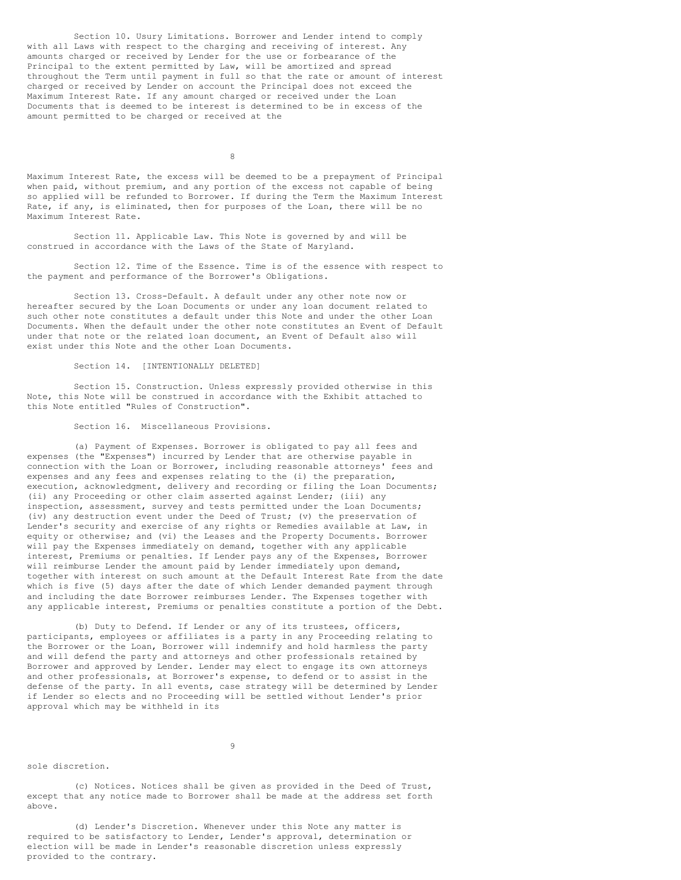Section 10. Usury Limitations. Borrower and Lender intend to comply with all Laws with respect to the charging and receiving of interest. Any amounts charged or received by Lender for the use or forbearance of the Principal to the extent permitted by Law, will be amortized and spread throughout the Term until payment in full so that the rate or amount of interest charged or received by Lender on account the Principal does not exceed the Maximum Interest Rate. If any amount charged or received under the Loan Documents that is deemed to be interest is determined to be in excess of the amount permitted to be charged or received at the Maximum Interest Rate, the excess will be deemed to be a prepayment of Principal when paid, without premium, and any portion of the excess not capable of being so applied will be refunded to Borrower. If during the Term the Maximum Interest Rate, if any, is eliminated, then for purposes of the Loan, there will be no Maximum Interest Rate.

Section 11. Applicable Law. This Note is governed by and will be construed in accordance with the Laws of the State of Maryland.

Section 12. Time of the Essence. Time is of the essence with respect to the payment and performance of the Borrower's Obligations.

Section 13. Cross-Default. A default under any other note now or hereafter secured by the Loan Documents or under any loan document related to such other note constitutes a default under this Note and under the other Loan Documents. When the default under the other note constitutes an Event of Default under that note or the related loan document, an Event of Default also will exist under this Note and the other Loan Documents.

Section 14. [INTENTIONALLY DELETED]

Section 15. Construction. Unless expressly provided otherwise in this Note, this Note will be construed in accordance with the Exhibit attached to this Note entitled "Rules of Construction".

Section 16. Miscellaneous Provisions.

(a) Payment of Expenses. Borrower is obligated to pay all fees and expenses (the "Expenses") incurred by Lender that are otherwise payable in connection with the Loan or Borrower, including reasonable attorneys' fees and expenses and any fees and expenses relating to the (i) the preparation, execution, acknowledgment, delivery and recording or filing the Loan Documents; (ii) any Proceeding or other claim asserted against Lender; (iii) any inspection, assessment, survey and tests permitted under the Loan Documents; (iv) any destruction event under the Deed of Trust; (v) the preservation of Lender's security and exercise of any rights or Remedies available at Law, in equity or otherwise; and (vi) the Leases and the Property Documents. Borrower will pay the Expenses immediately on demand, together with any applicable interest, Premiums or penalties. If Lender pays any of the Expenses, Borrower will reimburse Lender the amount paid by Lender immediately upon demand, together with interest on such amount at the Default Interest Rate from the date which is five (5) days after the date of which Lender demanded payment through and including the date Borrower reimburses Lender. The Expenses together with any applicable interest, Premiums or penalties constitute a portion of the Debt.

(b) Duty to Defend. If Lender or any of its trustees, officers, participants, employees or affiliates is a party in any Proceeding relating to the Borrower or the Loan, Borrower will indemnify and hold harmless the party and will defend the party and attorneys and other professionals retained by Borrower and approved by Lender. Lender may elect to engage its own attorneys and other professionals, at Borrower's expense, to defend or to assist in the defense of the party. In all events, case strategy will be determined by Lender if Lender so elects and no Proceeding will be settled without Lender's prior approval which may be withheld in its sole discretion.

(c) Notices. Notices shall be given as provided in the Deed of Trust, except that any notice made to Borrower shall be made at the address set forth above.

(d) Lender's Discretion. Whenever under this Note any matter is required to be satisfactory to Lender, Lender's approval, determination or election will be made in Lender's reasonable discretion unless expressly provided to the contrary.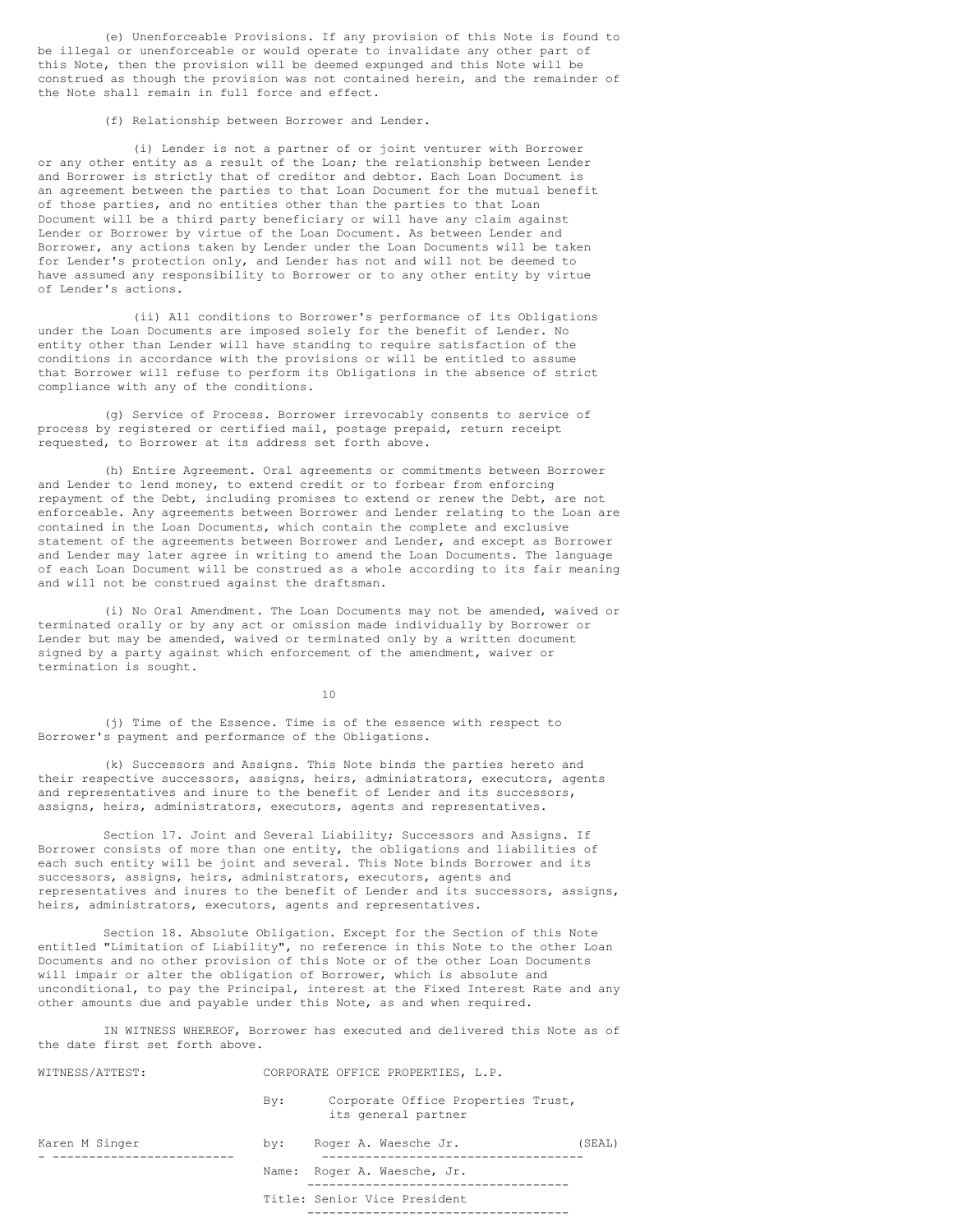(e) Unenforceable Provisions. If any provision of this Note is found to be illegal or unenforceable or would operate to invalidate any other part of this Note, then the provision will be deemed expunged and this Note will be construed as though the provision was not contained herein, and the remainder of the Note shall remain in full force and effect.

(f) Relationship between Borrower and Lender.

(i) Lender is not a partner of or joint venturer with Borrower or any other entity as a result of the Loan; the relationship between Lender and Borrower is strictly that of creditor and debtor. Each Loan Document is an agreement between the parties to that Loan Document for the mutual benefit of those parties, and no entities other than the parties to that Loan Document will be a third party beneficiary or will have any claim against Lender or Borrower by virtue of the Loan Document. As between Lender and Borrower, any actions taken by Lender under the Loan Documents will be taken for Lender's protection only, and Lender has not and will not be deemed to have assumed any responsibility to Borrower or to any other entity by virtue of Lender's actions.

(ii) All conditions to Borrower's performance of its Obligations under the Loan Documents are imposed solely for the benefit of Lender. No entity other than Lender will have standing to require satisfaction of the conditions in accordance with the provisions or will be entitled to assume that Borrower will refuse to perform its Obligations in the absence of strict compliance with any of the conditions.

(g) Service of Process. Borrower irrevocably consents to service of process by registered or certified mail, postage prepaid, return receipt requested, to Borrower at its address set forth above.

(h) Entire Agreement. Oral agreements or commitments between Borrower and Lender to lend money, to extend credit or to forbear from enforcing repayment of the Debt, including promises to extend or renew the Debt, are not enforceable. Any agreements between Borrower and Lender relating to the Loan are contained in the Loan Documents, which contain the complete and exclusive statement of the agreements between Borrower and Lender, and except as Borrower and Lender may later agree in writing to amend the Loan Documents. The language of each Loan Document will be construed as a whole according to its fair meaning and will not be construed against the draftsman.

(i) No Oral Amendment. The Loan Documents may not be amended, waived or terminated orally or by any act or omission made individually by Borrower or Lender but may be amended, waived or terminated only by a written document signed by a party against which enforcement of the amendment, waiver or termination is sought.

(j) Time of the Essence. Time is of the essence with respect to Borrower's payment and performance of the Obligations.

(k) Successors and Assigns. This Note binds the parties hereto and their respective successors, assigns, heirs, administrators, executors, agents and representatives and inure to the benefit of Lender and its successors, assigns, heirs, administrators, executors, agents and representatives.

Section 17. Joint and Several Liability; Successors and Assigns. If Borrower consists of more than one entity, the obligations and liabilities of each such entity will be joint and several. This Note binds Borrower and its successors, assigns, heirs, administrators, executors, agents and representatives and inures to the benefit of Lender and its successors, assigns, heirs, administrators, executors, agents and representatives.

Section 18. Absolute Obligation. Except for the Section of this Note entitled "Limitation of Liability", no reference in this Note to the other Loan Documents and no other provision of this Note or of the other Loan Documents will impair or alter the obligation of Borrower, which is absolute and unconditional, to pay the Principal, interest at the Fixed Interest Rate and any other amounts due and payable under this Note, as and when required.

IN WITNESS WHEREOF, Borrower has executed and delivered this Note as of the date first set forth above.

WITNESS/ATTEST: CORPORATE OFFICE PROPERTIES, L.P.

By: Corporate Office Properties Trust, its general partner

Karen M Singer

by: Roger A. Waesche Jr. (SEAL)

Name: Roger A. Waesche, Jr.

Title: Senior Vice President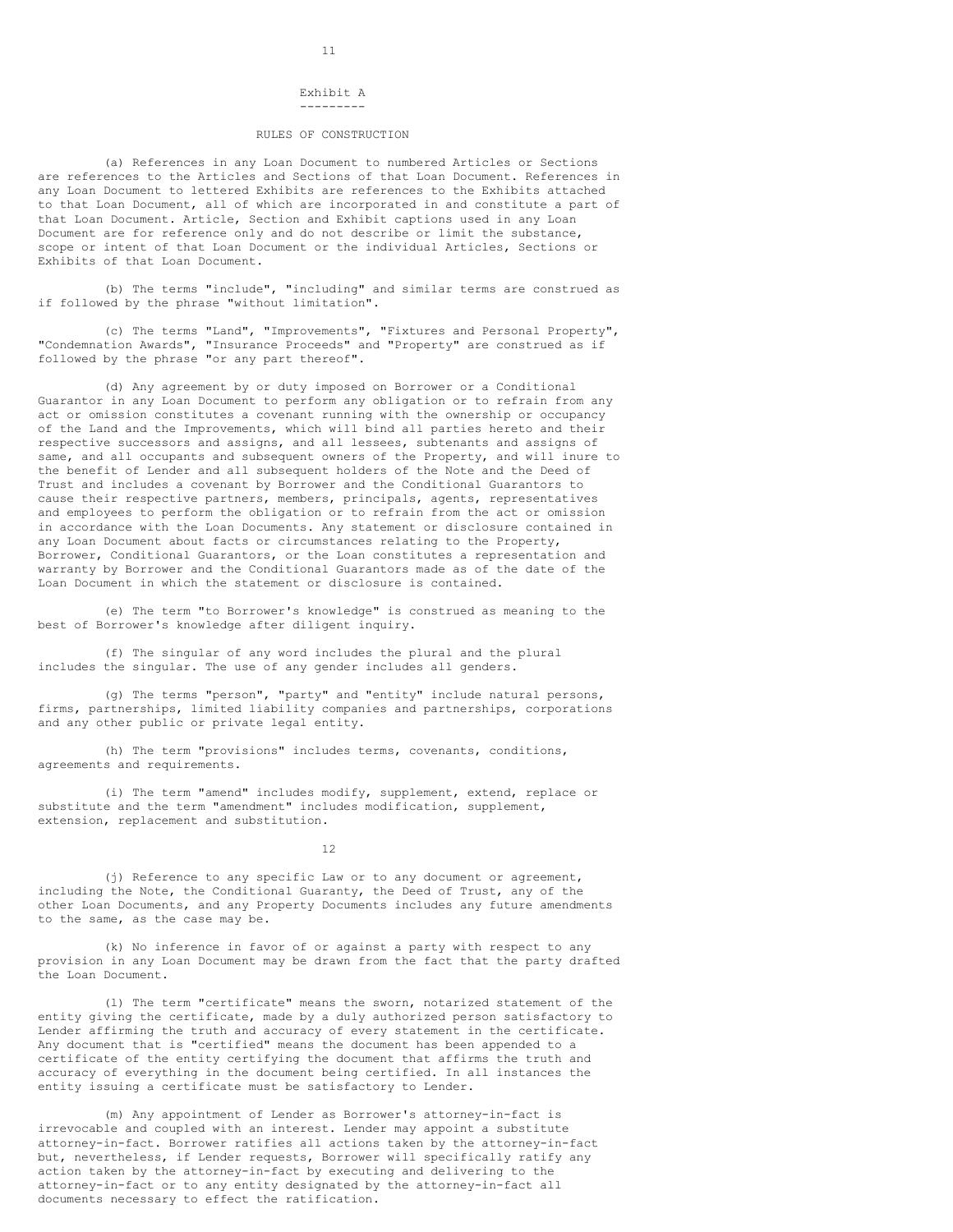# Exhibit A

## RULES OF CONSTRUCTION

(a) References in any Loan Document to numbered Articles or Sections are references to the Articles and Sections of that Loan Document. References in any Loan Document to lettered Exhibits are references to the Exhibits attached to that Loan Document, all of which are incorporated in and constitute a part of that Loan Document. Article, Section and Exhibit captions used in any Loan Document are for reference only and do not describe or limit the substance, scope or intent of that Loan Document or the individual Articles, Sections or Exhibits of that Loan Document.

(b) The terms "include", "including" and similar terms are construed as if followed by the phrase "without limitation".

(c) The terms "Land", "Improvements", "Fixtures and Personal Property", "Condemnation Awards", "Insurance Proceeds" and "Property" are construed as if followed by the phrase "or any part thereof".

(d) Any agreement by or duty imposed on Borrower or a Conditional Guarantor in any Loan Document to perform any obligation or to refrain from any act or omission constitutes a covenant running with the ownership or occupancy of the Land and the Improvements, which will bind all parties hereto and their respective successors and assigns, and all lessees, subtenants and assigns of same, and all occupants and subsequent owners of the Property, and will inure to the benefit of Lender and all subsequent holders of the Note and the Deed of Trust and includes a covenant by Borrower and the Conditional Guarantors to cause their respective partners, members, principals, agents, representatives and employees to perform the obligation or to refrain from the act or omission in accordance with the Loan Documents. Any statement or disclosure contained in any Loan Document about facts or circumstances relating to the Property, Borrower, Conditional Guarantors, or the Loan constitutes a representation and warranty by Borrower and the Conditional Guarantors made as of the date of the Loan Document in which the statement or disclosure is contained.

(e) The term "to Borrower's knowledge" is construed as meaning to the best of Borrower's knowledge after diligent inquiry.

(f) The singular of any word includes the plural and the plural includes the singular. The use of any gender includes all genders.

(g) The terms "person", "party" and "entity" include natural persons, firms, partnerships, limited liability companies and partnerships, corporations and any other public or private legal entity.

(h) The term "provisions" includes terms, covenants, conditions, agreements and requirements.

(i) The term "amend" includes modify, supplement, extend, replace or substitute and the term "amendment" includes modification, supplement, extension, replacement and substitution.

(j) Reference to any specific Law or to any document or agreement, including the Note, the Conditional Guaranty, the Deed of Trust, any of the other Loan Documents, and any Property Documents includes any future amendments to the same, as the case may be.

(k) No inference in favor of or against a party with respect to any provision in any Loan Document may be drawn from the fact that the party drafted the Loan Document.

(l) The term "certificate" means the sworn, notarized statement of the entity giving the certificate, made by a duly authorized person satisfactory to Lender affirming the truth and accuracy of every statement in the certificate. Any document that is "certified" means the document has been appended to a certificate of the entity certifying the document that affirms the truth and accuracy of everything in the document being certified. In all instances the entity issuing a certificate must be satisfactory to Lender.

(m) Any appointment of Lender as Borrower's attorney-in-fact is irrevocable and coupled with an interest. Lender may appoint a substitute attorney-in-fact. Borrower ratifies all actions taken by the attorney-in-fact but, nevertheless, if Lender requests, Borrower will specifically ratify any action taken by the attorney-in-fact by executing and delivering to the attorney-in-fact or to any entity designated by the attorney-in-fact all documents necessary to effect the ratification.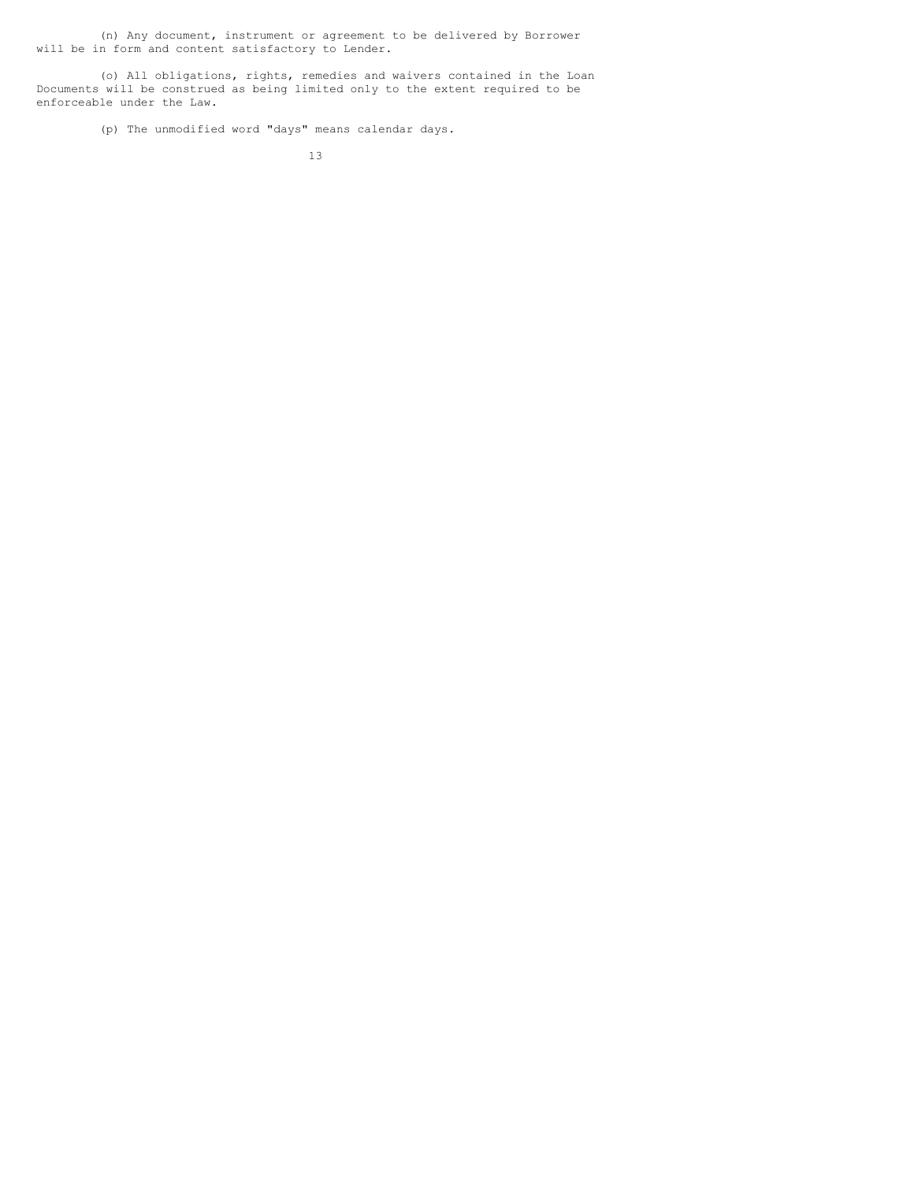(n) Any document, instrument or agreement to be delivered by Borrower will be in form and content satisfactory to Lender.

(o) All obligations, rights, remedies and waivers contained in the Loan Documents will be construed as being limited only to the extent required to be enforceable under the Law.

(p) The unmodified word "days" means calendar days.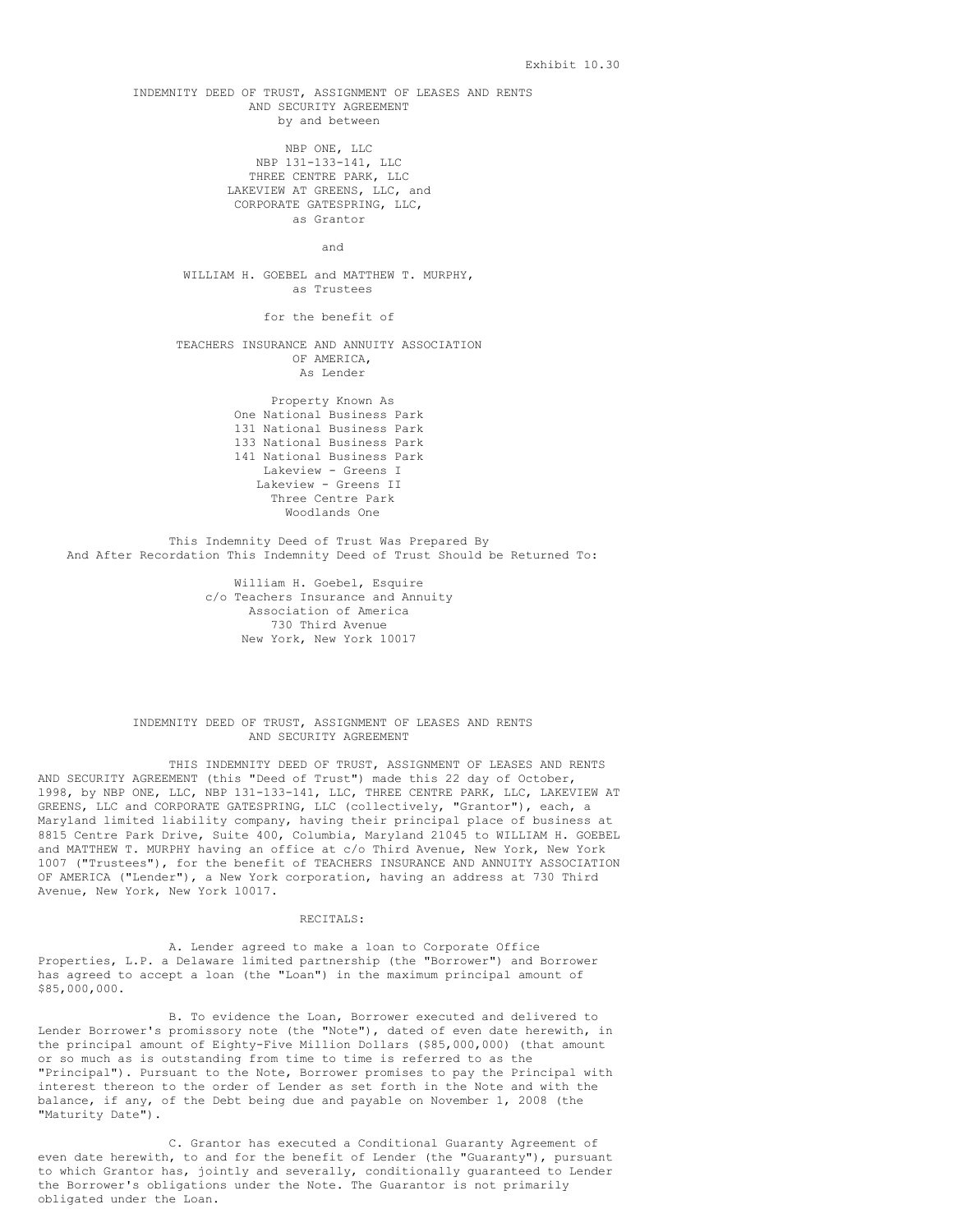Exhibit 10.30

INDEMNITY DEED OF TRUST, ASSIGNMENT OF LEASES AND RENTS
AND SECURITY AGREEMENT
by and between

NBP ONE, LLC
NBP 131-133-141, LLC
THREE CENTRE PARK, LLC
LAKEVIEW AT GREENS, LLC, and
CORPORATE GATESPRING, LLC,
as Grantor

and

WILLIAM H. GOEBEL and MATTHEW T. MURPHY,
as Trustees

for the benefit of

TEACHERS INSURANCE AND ANNUITY ASSOCIATION
OF AMERICA,
As Lender

Property Known As
One National Business Park
131 National Business Park
133 National Business Park
141 National Business Park
Lakeview - Greens I
Lakeview - Greens II
Three Centre Park
Woodlands One

This Indemnity Deed of Trust Was Prepared By
And After Recordation This Indemnity Deed of Trust Should be Returned To:

William H. Goebel, Esquire
c/o Teachers Insurance and Annuity
Association of America
730 Third Avenue
New York, New York 10017

# INDEMNITY DEED OF TRUST, ASSIGNMENT OF LEASES AND RENTS AND SECURITY AGREEMENT

THIS INDEMNITY DEED OF TRUST, ASSIGNMENT OF LEASES AND RENTS AND SECURITY AGREEMENT (this "Deed of Trust") made this 22 day of October, 1998, by NBP ONE, LLC, NBP 131-133-141, LLC, THREE CENTRE PARK, LLC, LAKEVIEW AT GREENS, LLC and CORPORATE GATESPRING, LLC (collectively, "Grantor"), each, a Maryland limited liability company, having their principal place of business at 8815 Centre Park Drive, Suite 400, Columbia, Maryland 21045 to WILLIAM H. GOEBEL and MATTHEW T. MURPHY having an office at c/o Third Avenue, New York, New York 1007 ("Trustees"), for the benefit of TEACHERS INSURANCE AND ANNUITY ASSOCIATION OF AMERICA ("Lender"), a New York corporation, having an address at 730 Third Avenue, New York, New York 10017.

RECITALS:

A. Lender agreed to make a loan to Corporate Office Properties, L.P. a Delaware limited partnership (the "Borrower") and Borrower has agreed to accept a loan (the "Loan") in the maximum principal amount of $85,000,000.

B. To evidence the Loan, Borrower executed and delivered to Lender Borrower's promissory note (the "Note"), dated of even date herewith, in the principal amount of Eighty-Five Million Dollars ($85,000,000) (that amount or so much as is outstanding from time to time is referred to as the "Principal"). Pursuant to the Note, Borrower promises to pay the Principal with interest thereon to the order of Lender as set forth in the Note and with the balance, if any, of the Debt being due and payable on November 1, 2008 (the "Maturity Date").

C. Grantor has executed a Conditional Guaranty Agreement of even date herewith, to and for the benefit of Lender (the "Guaranty"), pursuant to which Grantor has, jointly and severally, conditionally guaranteed to Lender the Borrower's obligations under the Note. The Guarantor is not primarily obligated under the Loan.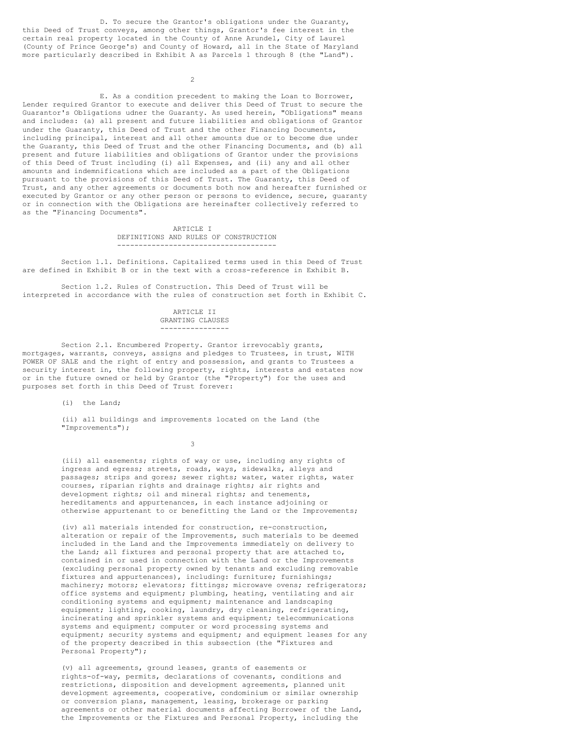D. To secure the Grantor's obligations under the Guaranty, this Deed of Trust conveys, among other things, Grantor's fee interest in the certain real property located in the County of Anne Arundel, City of Laurel (County of Prince George's) and County of Howard, all in the State of Maryland more particularly described in Exhibit A as Parcels 1 through 8 (the "Land").

E. As a condition precedent to making the Loan to Borrower, Lender required Grantor to execute and deliver this Deed of Trust to secure the Guarantor's Obligations udner the Guaranty. As used herein, "Obligations" means and includes: (a) all present and future liabilities and obligations of Grantor under the Guaranty, this Deed of Trust and the other Financing Documents, including principal, interest and all other amounts due or to become due under the Guaranty, this Deed of Trust and the other Financing Documents, and (b) all present and future liabilities and obligations of Grantor under the provisions of this Deed of Trust including (i) all Expenses, and (ii) any and all other amounts and indemnifications which are included as a part of the Obligations pursuant to the provisions of this Deed of Trust. The Guaranty, this Deed of Trust, and any other agreements or documents both now and hereafter furnished or executed by Grantor or any other person or persons to evidence, secure, guaranty or in connection with the Obligations are hereinafter collectively referred to as the "Financing Documents".

## ARTICLE I
## DEFINITIONS AND RULES OF CONSTRUCTION

Section 1.1. Definitions. Capitalized terms used in this Deed of Trust are defined in Exhibit B or in the text with a cross-reference in Exhibit B.

Section 1.2. Rules of Construction. This Deed of Trust will be interpreted in accordance with the rules of construction set forth in Exhibit C.

## ARTICLE II
## GRANTING CLAUSES

Section 2.1. Encumbered Property. Grantor irrevocably grants, mortgages, warrants, conveys, assigns and pledges to Trustees, in trust, WITH POWER OF SALE and the right of entry and possession, and grants to Trustees a security interest in, the following property, rights, interests and estates now or in the future owned or held by Grantor (the "Property") for the uses and purposes set forth in this Deed of Trust forever:

(i) the Land;

(ii) all buildings and improvements located on the Land (the "Improvements");

(iii) all easements; rights of way or use, including any rights of ingress and egress; streets, roads, ways, sidewalks, alleys and passages; strips and gores; sewer rights; water, water rights, water courses, riparian rights and drainage rights; air rights and development rights; oil and mineral rights; and tenements, hereditaments and appurtenances, in each instance adjoining or otherwise appurtenant to or benefitting the Land or the Improvements;

(iv) all materials intended for construction, re-construction, alteration or repair of the Improvements, such materials to be deemed included in the Land and the Improvements immediately on delivery to the Land; all fixtures and personal property that are attached to, contained in or used in connection with the Land or the Improvements (excluding personal property owned by tenants and excluding removable fixtures and appurtenances), including: furniture; furnishings; machinery; motors; elevators; fittings; microwave ovens; refrigerators; office systems and equipment; plumbing, heating, ventilating and air conditioning systems and equipment; maintenance and landscaping equipment; lighting, cooking, laundry, dry cleaning, refrigerating, incinerating and sprinkler systems and equipment; telecommunications systems and equipment; computer or word processing systems and equipment; security systems and equipment; and equipment leases for any of the property described in this subsection (the "Fixtures and Personal Property");

(v) all agreements, ground leases, grants of easements or rights-of-way, permits, declarations of covenants, conditions and restrictions, disposition and development agreements, planned unit development agreements, cooperative, condominium or similar ownership or conversion plans, management, leasing, brokerage or parking agreements or other material documents affecting Borrower of the Land, the Improvements or the Fixtures and Personal Property, including the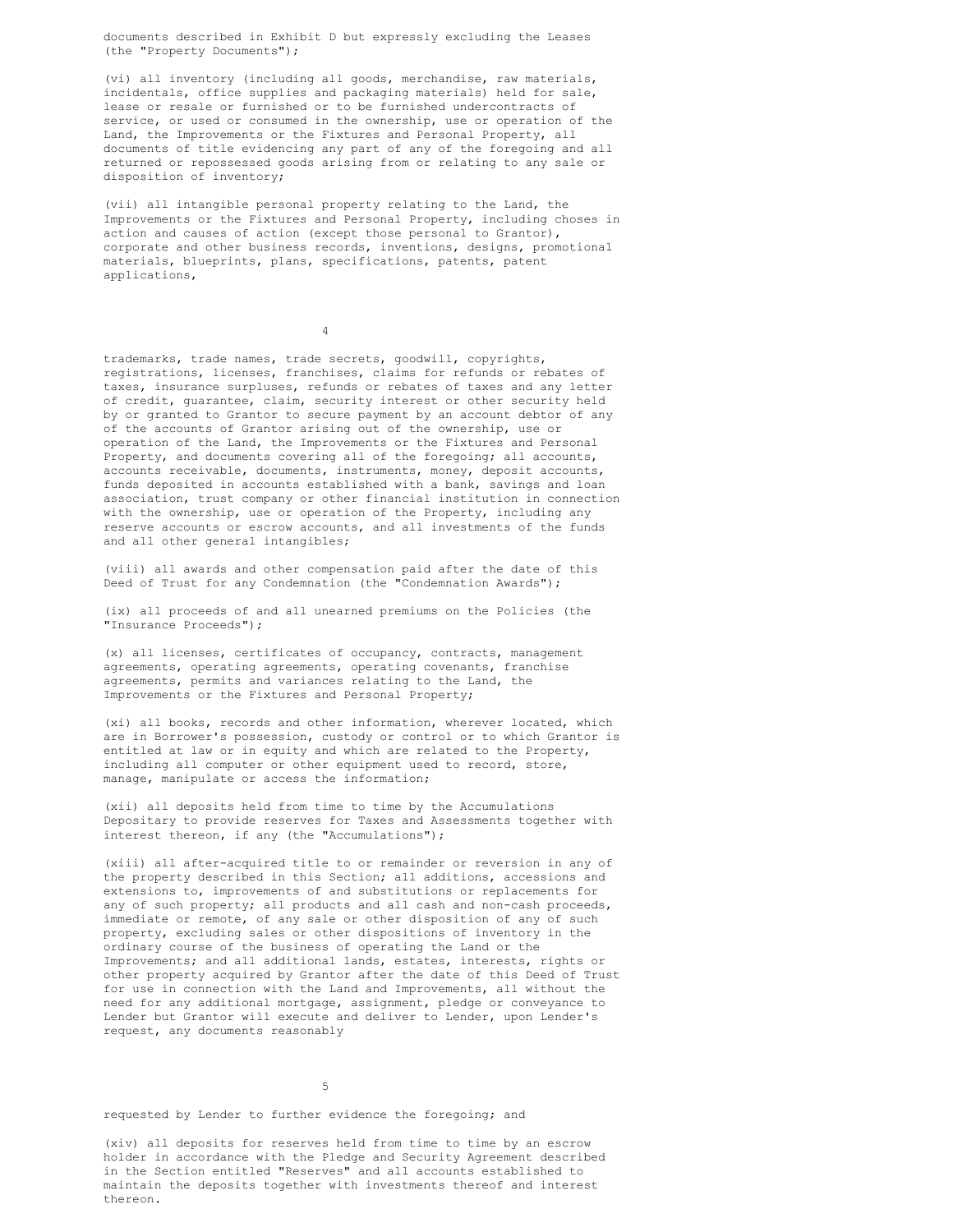documents described in Exhibit D but expressly excluding the Leases (the "Property Documents");

(vi) all inventory (including all goods, merchandise, raw materials, incidentals, office supplies and packaging materials) held for sale, lease or resale or furnished or to be furnished undercontracts of service, or used or consumed in the ownership, use or operation of the Land, the Improvements or the Fixtures and Personal Property, all documents of title evidencing any part of any of the foregoing and all returned or repossessed goods arising from or relating to any sale or disposition of inventory;

(vii) all intangible personal property relating to the Land, the Improvements or the Fixtures and Personal Property, including choses in action and causes of action (except those personal to Grantor), corporate and other business records, inventions, designs, promotional materials, blueprints, plans, specifications, patents, patent applications, trademarks, trade names, trade secrets, goodwill, copyrights, registrations, licenses, franchises, claims for refunds or rebates of taxes, insurance surpluses, refunds or rebates of taxes and any letter of credit, guarantee, claim, security interest or other security held by or granted to Grantor to secure payment by an account debtor of any of the accounts of Grantor arising out of the ownership, use or operation of the Land, the Improvements or the Fixtures and Personal Property, and documents covering all of the foregoing; all accounts, accounts receivable, documents, instruments, money, deposit accounts, funds deposited in accounts established with a bank, savings and loan association, trust company or other financial institution in connection with the ownership, use or operation of the Property, including any reserve accounts or escrow accounts, and all investments of the funds and all other general intangibles;

(viii) all awards and other compensation paid after the date of this Deed of Trust for any Condemnation (the "Condemnation Awards");

(ix) all proceeds of and all unearned premiums on the Policies (the "Insurance Proceeds");

(x) all licenses, certificates of occupancy, contracts, management agreements, operating agreements, operating covenants, franchise agreements, permits and variances relating to the Land, the Improvements or the Fixtures and Personal Property;

(xi) all books, records and other information, wherever located, which are in Borrower's possession, custody or control or to which Grantor is entitled at law or in equity and which are related to the Property, including all computer or other equipment used to record, store, manage, manipulate or access the information;

(xii) all deposits held from time to time by the Accumulations Depositary to provide reserves for Taxes and Assessments together with interest thereon, if any (the "Accumulations");

(xiii) all after-acquired title to or remainder or reversion in any of the property described in this Section; all additions, accessions and extensions to, improvements of and substitutions or replacements for any of such property; all products and all cash and non-cash proceeds, immediate or remote, of any sale or other disposition of any of such property, excluding sales or other dispositions of inventory in the ordinary course of the business of operating the Land or the Improvements; and all additional lands, estates, interests, rights or other property acquired by Grantor after the date of this Deed of Trust for use in connection with the Land and Improvements, all without the need for any additional mortgage, assignment, pledge or conveyance to Lender but Grantor will execute and deliver to Lender, upon Lender's request, any documents reasonably requested by Lender to further evidence the foregoing; and

(xiv) all deposits for reserves held from time to time by an escrow holder in accordance with the Pledge and Security Agreement described in the Section entitled "Reserves" and all accounts established to maintain the deposits together with investments thereof and interest thereon.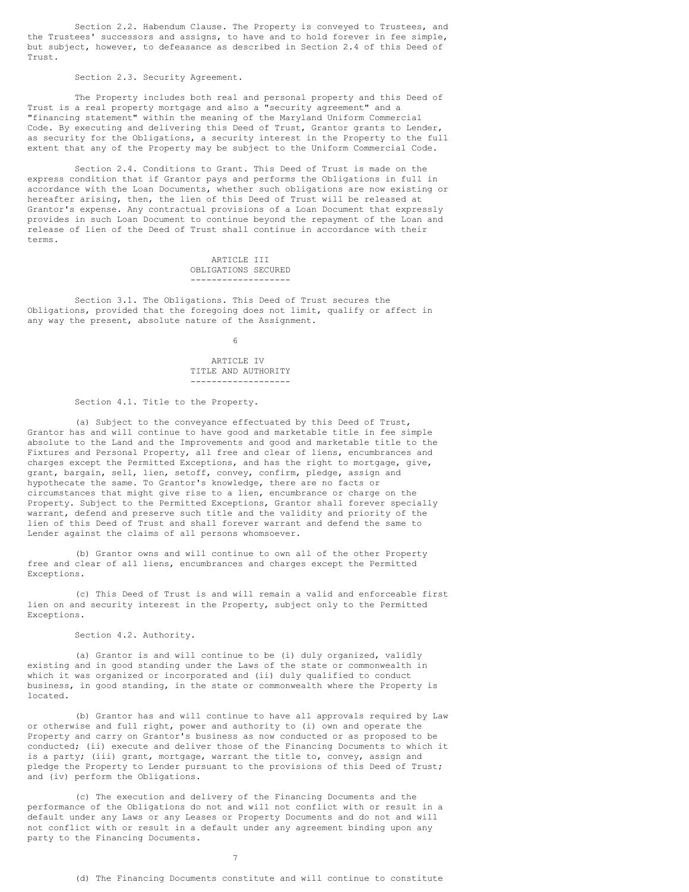Section 2.2. Habendum Clause. The Property is conveyed to Trustees, and the Trustees' successors and assigns, to have and to hold forever in fee simple, but subject, however, to defeasance as described in Section 2.4 of this Deed of Trust.

Section 2.3. Security Agreement.

The Property includes both real and personal property and this Deed of Trust is a real property mortgage and also a "security agreement" and a "financing statement" within the meaning of the Maryland Uniform Commercial Code. By executing and delivering this Deed of Trust, Grantor grants to Lender, as security for the Obligations, a security interest in the Property to the full extent that any of the Property may be subject to the Uniform Commercial Code.

Section 2.4. Conditions to Grant. This Deed of Trust is made on the express condition that if Grantor pays and performs the Obligations in full in accordance with the Loan Documents, whether such obligations are now existing or hereafter arising, then, the lien of this Deed of Trust will be released at Grantor's expense. Any contractual provisions of a Loan Document that expressly provides in such Loan Document to continue beyond the repayment of the Loan and release of lien of the Deed of Trust shall continue in accordance with their terms.

## ARTICLE III
## OBLIGATIONS SECURED

Section 3.1. The Obligations. This Deed of Trust secures the Obligations, provided that the foregoing does not limit, qualify or affect in any way the present, absolute nature of the Assignment.

## ARTICLE IV
## TITLE AND AUTHORITY

Section 4.1. Title to the Property.

(a) Subject to the conveyance effectuated by this Deed of Trust, Grantor has and will continue to have good and marketable title in fee simple absolute to the Land and the Improvements and good and marketable title to the Fixtures and Personal Property, all free and clear of liens, encumbrances and charges except the Permitted Exceptions, and has the right to mortgage, give, grant, bargain, sell, lien, setoff, convey, confirm, pledge, assign and hypothecate the same. To Grantor's knowledge, there are no facts or circumstances that might give rise to a lien, encumbrance or charge on the Property. Subject to the Permitted Exceptions, Grantor shall forever specially warrant, defend and preserve such title and the validity and priority of the lien of this Deed of Trust and shall forever warrant and defend the same to Lender against the claims of all persons whomsoever.

(b) Grantor owns and will continue to own all of the other Property free and clear of all liens, encumbrances and charges except the Permitted Exceptions.

(c) This Deed of Trust is and will remain a valid and enforceable first lien on and security interest in the Property, subject only to the Permitted Exceptions.

Section 4.2. Authority.

(a) Grantor is and will continue to be (i) duly organized, validly existing and in good standing under the Laws of the state or commonwealth in which it was organized or incorporated and (ii) duly qualified to conduct business, in good standing, in the state or commonwealth where the Property is located.

(b) Grantor has and will continue to have all approvals required by Law or otherwise and full right, power and authority to (i) own and operate the Property and carry on Grantor's business as now conducted or as proposed to be conducted; (ii) execute and deliver those of the Financing Documents to which it is a party; (iii) grant, mortgage, warrant the title to, convey, assign and pledge the Property to Lender pursuant to the provisions of this Deed of Trust; and (iv) perform the Obligations.

(c) The execution and delivery of the Financing Documents and the performance of the Obligations do not and will not conflict with or result in a default under any Laws or any Leases or Property Documents and do not and will not conflict with or result in a default under any agreement binding upon any party to the Financing Documents.

(d) The Financing Documents constitute and will continue to constitute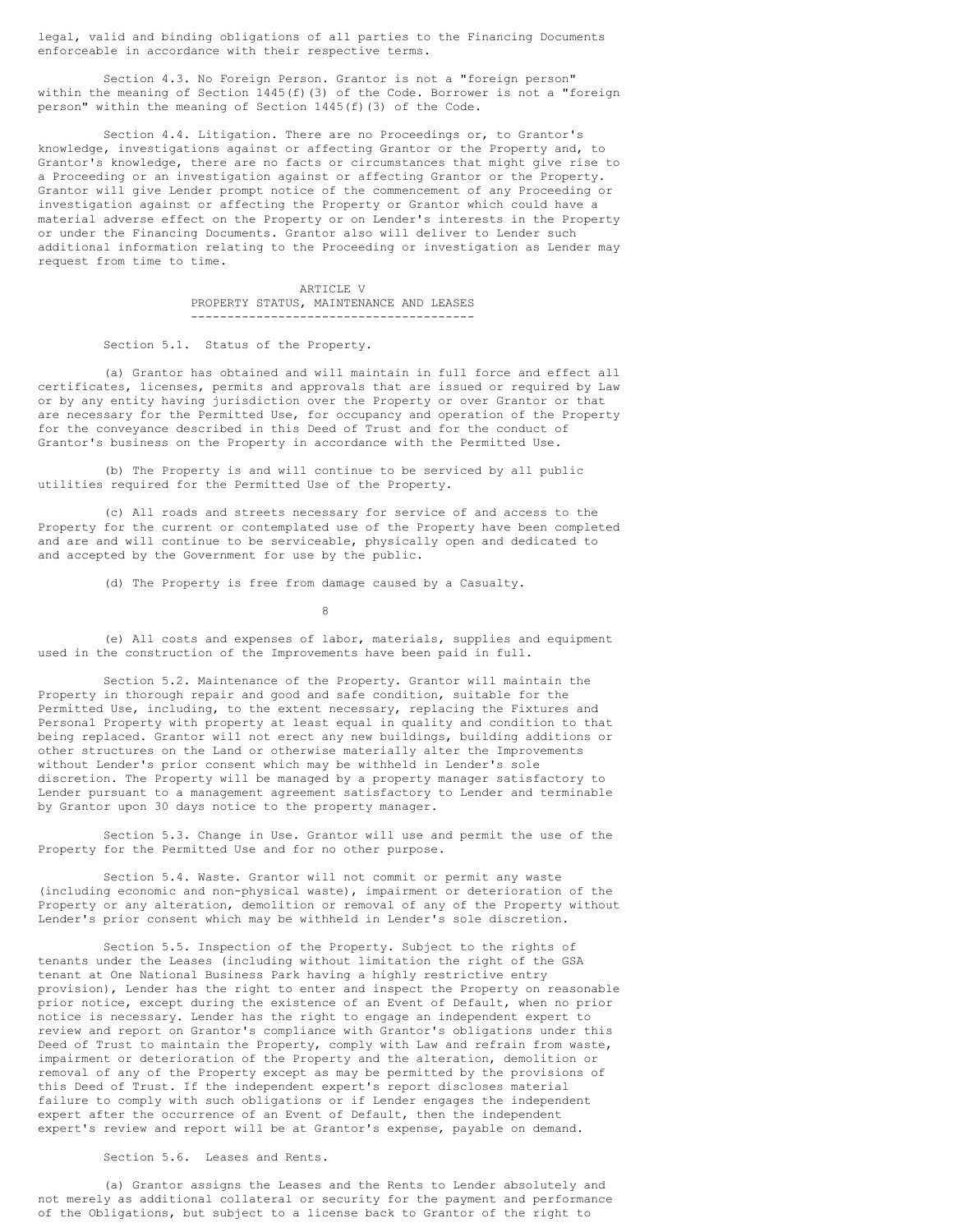legal, valid and binding obligations of all parties to the Financing Documents enforceable in accordance with their respective terms.

Section 4.3. No Foreign Person. Grantor is not a "foreign person" within the meaning of Section 1445(f)(3) of the Code. Borrower is not a "foreign person" within the meaning of Section 1445(f)(3) of the Code.

Section 4.4. Litigation. There are no Proceedings or, to Grantor's knowledge, investigations against or affecting Grantor or the Property and, to Grantor's knowledge, there are no facts or circumstances that might give rise to a Proceeding or an investigation against or affecting Grantor or the Property. Grantor will give Lender prompt notice of the commencement of any Proceeding or investigation against or affecting the Property or Grantor which could have a material adverse effect on the Property or on Lender's interests in the Property or under the Financing Documents. Grantor also will deliver to Lender such additional information relating to the Proceeding or investigation as Lender may request from time to time.

## ARTICLE V
## PROPERTY STATUS, MAINTENANCE AND LEASES

Section 5.1. Status of the Property.

(a) Grantor has obtained and will maintain in full force and effect all certificates, licenses, permits and approvals that are issued or required by Law or by any entity having jurisdiction over the Property or over Grantor or that are necessary for the Permitted Use, for occupancy and operation of the Property for the conveyance described in this Deed of Trust and for the conduct of Grantor's business on the Property in accordance with the Permitted Use.

(b) The Property is and will continue to be serviced by all public utilities required for the Permitted Use of the Property.

(c) All roads and streets necessary for service of and access to the Property for the current or contemplated use of the Property have been completed and are and will continue to be serviceable, physically open and dedicated to and accepted by the Government for use by the public.

(d) The Property is free from damage caused by a Casualty.

(e) All costs and expenses of labor, materials, supplies and equipment used in the construction of the Improvements have been paid in full.

Section 5.2. Maintenance of the Property. Grantor will maintain the Property in thorough repair and good and safe condition, suitable for the Permitted Use, including, to the extent necessary, replacing the Fixtures and Personal Property with property at least equal in quality and condition to that being replaced. Grantor will not erect any new buildings, building additions or other structures on the Land or otherwise materially alter the Improvements without Lender's prior consent which may be withheld in Lender's sole discretion. The Property will be managed by a property manager satisfactory to Lender pursuant to a management agreement satisfactory to Lender and terminable by Grantor upon 30 days notice to the property manager.

Section 5.3. Change in Use. Grantor will use and permit the use of the Property for the Permitted Use and for no other purpose.

Section 5.4. Waste. Grantor will not commit or permit any waste (including economic and non-physical waste), impairment or deterioration of the Property or any alteration, demolition or removal of any of the Property without Lender's prior consent which may be withheld in Lender's sole discretion.

Section 5.5. Inspection of the Property. Subject to the rights of tenants under the Leases (including without limitation the right of the GSA tenant at One National Business Park having a highly restrictive entry provision), Lender has the right to enter and inspect the Property on reasonable prior notice, except during the existence of an Event of Default, when no prior notice is necessary. Lender has the right to engage an independent expert to review and report on Grantor's compliance with Grantor's obligations under this Deed of Trust to maintain the Property, comply with Law and refrain from waste, impairment or deterioration of the Property and the alteration, demolition or removal of any of the Property except as may be permitted by the provisions of this Deed of Trust. If the independent expert's report discloses material failure to comply with such obligations or if Lender engages the independent expert after the occurrence of an Event of Default, then the independent expert's review and report will be at Grantor's expense, payable on demand.

Section 5.6. Leases and Rents.

(a) Grantor assigns the Leases and the Rents to Lender absolutely and not merely as additional collateral or security for the payment and performance of the Obligations, but subject to a license back to Grantor of the right to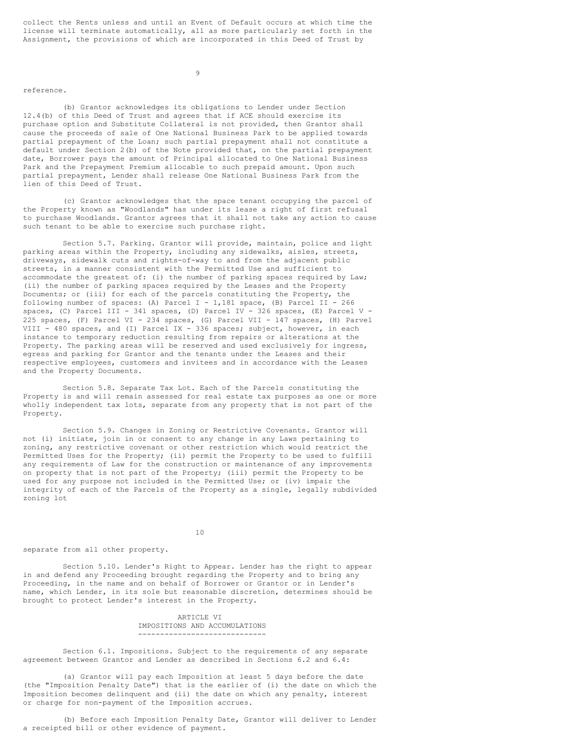collect the Rents unless and until an Event of Default occurs at which time the license will terminate automatically, all as more particularly set forth in the Assignment, the provisions of which are incorporated in this Deed of Trust by reference.

(b) Grantor acknowledges its obligations to Lender under Section 12.4(b) of this Deed of Trust and agrees that if ACE should exercise its purchase option and Substitute Collateral is not provided, then Grantor shall cause the proceeds of sale of One National Business Park to be applied towards partial prepayment of the Loan; such partial prepayment shall not constitute a default under Section 2(b) of the Note provided that, on the partial prepayment date, Borrower pays the amount of Principal allocated to One National Business Park and the Prepayment Premium allocable to such prepaid amount. Upon such partial prepayment, Lender shall release One National Business Park from the lien of this Deed of Trust.

(c) Grantor acknowledges that the space tenant occupying the parcel of the Property known as "Woodlands" has under its lease a right of first refusal to purchase Woodlands. Grantor agrees that it shall not take any action to cause such tenant to be able to exercise such purchase right.

Section 5.7. Parking. Grantor will provide, maintain, police and light parking areas within the Property, including any sidewalks, aisles, streets, driveways, sidewalk cuts and rights-of-way to and from the adjacent public streets, in a manner consistent with the Permitted Use and sufficient to accommodate the greatest of: (i) the number of parking spaces required by Law; (ii) the number of parking spaces required by the Leases and the Property Documents; or (iii) for each of the parcels constituting the Property, the following number of spaces: (A) Parcel I - 1,181 space, (B) Parcel II - 266 spaces, (C) Parcel III - 341 spaces, (D) Parcel IV - 326 spaces, (E) Parcel V - 225 spaces, (F) Parcel VI - 234 spaces, (G) Parcel VII - 147 spaces, (H) Parvel VIII - 480 spaces, and (I) Parcel IX - 336 spaces; subject, however, in each instance to temporary reduction resulting from repairs or alterations at the Property. The parking areas will be reserved and used exclusively for ingress, egress and parking for Grantor and the tenants under the Leases and their respective employees, customers and invitees and in accordance with the Leases and the Property Documents.

Section 5.8. Separate Tax Lot. Each of the Parcels constituting the Property is and will remain assessed for real estate tax purposes as one or more wholly independent tax lots, separate from any property that is not part of the Property.

Section 5.9. Changes in Zoning or Restrictive Covenants. Grantor will not (i) initiate, join in or consent to any change in any Laws pertaining to zoning, any restrictive covenant or other restriction which would restrict the Permitted Uses for the Property; (ii) permit the Property to be used to fulfill any requirements of Law for the construction or maintenance of any improvements on property that is not part of the Property; (iii) permit the Property to be used for any purpose not included in the Permitted Use; or (iv) impair the integrity of each of the Parcels of the Property as a single, legally subdivided zoning lot separate from all other property.

Section 5.10. Lender's Right to Appear. Lender has the right to appear in and defend any Proceeding brought regarding the Property and to bring any Proceeding, in the name and on behalf of Borrower or Grantor or in Lender's name, which Lender, in its sole but reasonable discretion, determines should be brought to protect Lender's interest in the Property.

## ARTICLE VI
## IMPOSITIONS AND ACCUMULATIONS

Section 6.1. Impositions. Subject to the requirements of any separate agreement between Grantor and Lender as described in Sections 6.2 and 6.4:

(a) Grantor will pay each Imposition at least 5 days before the date (the "Imposition Penalty Date") that is the earlier of (i) the date on which the Imposition becomes delinquent and (ii) the date on which any penalty, interest or charge for non-payment of the Imposition accrues.

(b) Before each Imposition Penalty Date, Grantor will deliver to Lender a receipted bill or other evidence of payment.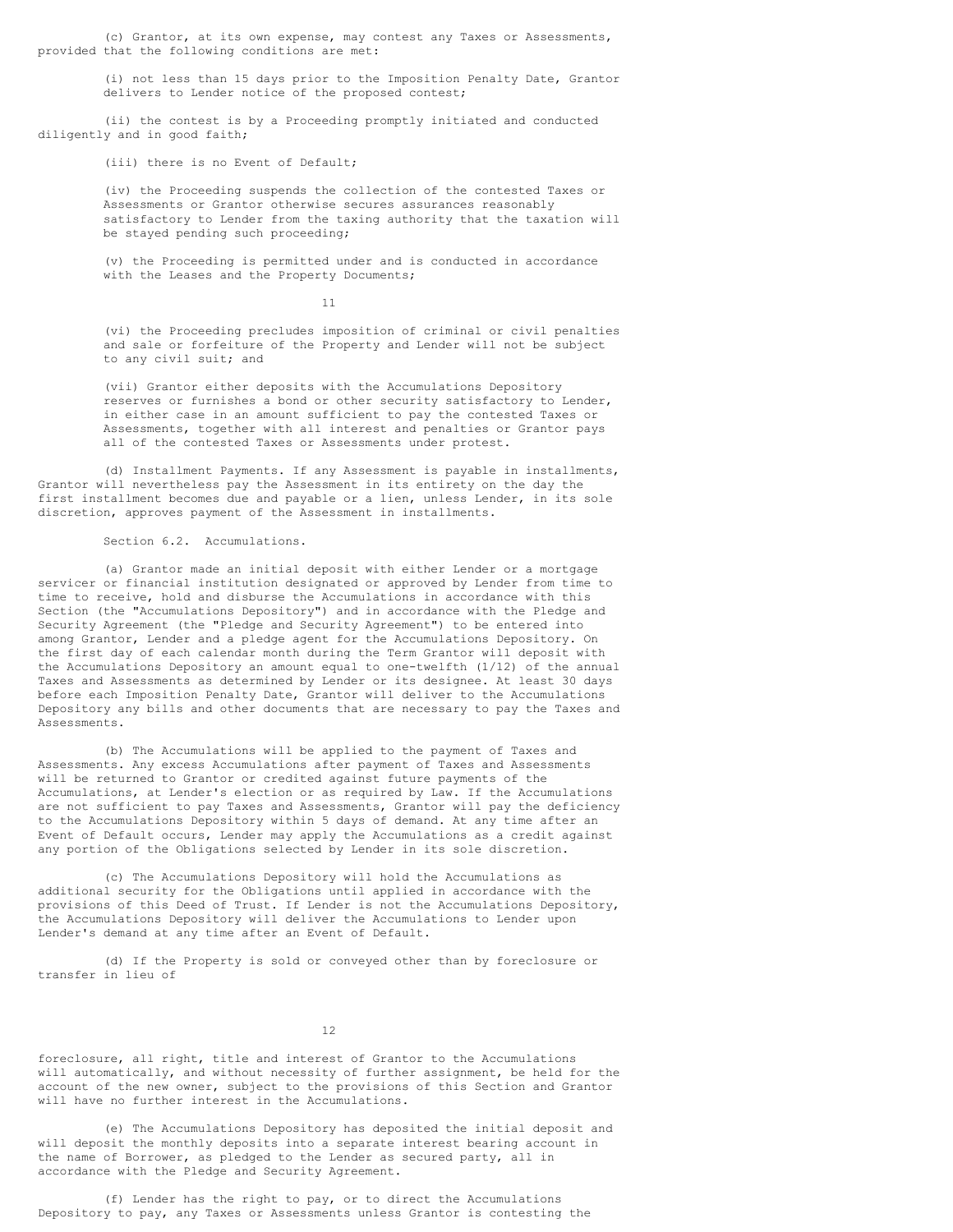(c) Grantor, at its own expense, may contest any Taxes or Assessments, provided that the following conditions are met:

(i) not less than 15 days prior to the Imposition Penalty Date, Grantor delivers to Lender notice of the proposed contest;

(ii) the contest is by a Proceeding promptly initiated and conducted diligently and in good faith;

(iii) there is no Event of Default;

(iv) the Proceeding suspends the collection of the contested Taxes or Assessments or Grantor otherwise secures assurances reasonably satisfactory to Lender from the taxing authority that the taxation will be stayed pending such proceeding;

(v) the Proceeding is permitted under and is conducted in accordance with the Leases and the Property Documents;

(vi) the Proceeding precludes imposition of criminal or civil penalties and sale or forfeiture of the Property and Lender will not be subject to any civil suit; and

(vii) Grantor either deposits with the Accumulations Depository reserves or furnishes a bond or other security satisfactory to Lender, in either case in an amount sufficient to pay the contested Taxes or Assessments, together with all interest and penalties or Grantor pays all of the contested Taxes or Assessments under protest.

(d) Installment Payments. If any Assessment is payable in installments, Grantor will nevertheless pay the Assessment in its entirety on the day the first installment becomes due and payable or a lien, unless Lender, in its sole discretion, approves payment of the Assessment in installments.

Section 6.2. Accumulations.

(a) Grantor made an initial deposit with either Lender or a mortgage servicer or financial institution designated or approved by Lender from time to time to receive, hold and disburse the Accumulations in accordance with this Section (the "Accumulations Depository") and in accordance with the Pledge and Security Agreement (the "Pledge and Security Agreement") to be entered into among Grantor, Lender and a pledge agent for the Accumulations Depository. On the first day of each calendar month during the Term Grantor will deposit with the Accumulations Depository an amount equal to one-twelfth (1/12) of the annual Taxes and Assessments as determined by Lender or its designee. At least 30 days before each Imposition Penalty Date, Grantor will deliver to the Accumulations Depository any bills and other documents that are necessary to pay the Taxes and Assessments.

(b) The Accumulations will be applied to the payment of Taxes and Assessments. Any excess Accumulations after payment of Taxes and Assessments will be returned to Grantor or credited against future payments of the Accumulations, at Lender's election or as required by Law. If the Accumulations are not sufficient to pay Taxes and Assessments, Grantor will pay the deficiency to the Accumulations Depository within 5 days of demand. At any time after an Event of Default occurs, Lender may apply the Accumulations as a credit against any portion of the Obligations selected by Lender in its sole discretion.

(c) The Accumulations Depository will hold the Accumulations as additional security for the Obligations until applied in accordance with the provisions of this Deed of Trust. If Lender is not the Accumulations Depository, the Accumulations Depository will deliver the Accumulations to Lender upon Lender's demand at any time after an Event of Default.

(d) If the Property is sold or conveyed other than by foreclosure or transfer in lieu of foreclosure, all right, title and interest of Grantor to the Accumulations will automatically, and without necessity of further assignment, be held for the account of the new owner, subject to the provisions of this Section and Grantor will have no further interest in the Accumulations.

(e) The Accumulations Depository has deposited the initial deposit and will deposit the monthly deposits into a separate interest bearing account in the name of Borrower, as pledged to the Lender as secured party, all in accordance with the Pledge and Security Agreement.

(f) Lender has the right to pay, or to direct the Accumulations Depository to pay, any Taxes or Assessments unless Grantor is contesting the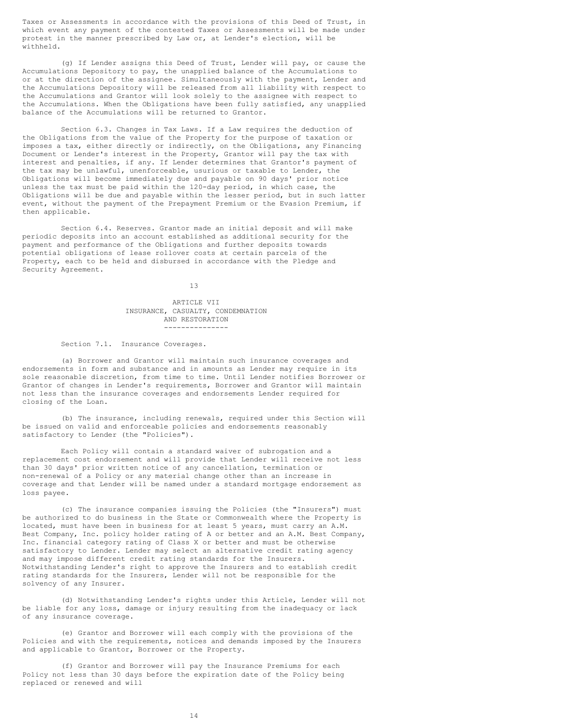Taxes or Assessments in accordance with the provisions of this Deed of Trust, in which event any payment of the contested Taxes or Assessments will be made under protest in the manner prescribed by Law or, at Lender's election, will be withheld.

(g) If Lender assigns this Deed of Trust, Lender will pay, or cause the Accumulations Depository to pay, the unapplied balance of the Accumulations to or at the direction of the assignee. Simultaneously with the payment, Lender and the Accumulations Depository will be released from all liability with respect to the Accumulations and Grantor will look solely to the assignee with respect to the Accumulations. When the Obligations have been fully satisfied, any unapplied balance of the Accumulations will be returned to Grantor.

Section 6.3. Changes in Tax Laws. If a Law requires the deduction of the Obligations from the value of the Property for the purpose of taxation or imposes a tax, either directly or indirectly, on the Obligations, any Financing Document or Lender's interest in the Property, Grantor will pay the tax with interest and penalties, if any. If Lender determines that Grantor's payment of the tax may be unlawful, unenforceable, usurious or taxable to Lender, the Obligations will become immediately due and payable on 90 days' prior notice unless the tax must be paid within the 120-day period, in which case, the Obligations will be due and payable within the lesser period, but in such latter event, without the payment of the Prepayment Premium or the Evasion Premium, if then applicable.

Section 6.4. Reserves. Grantor made an initial deposit and will make periodic deposits into an account established as additional security for the payment and performance of the Obligations and further deposits towards potential obligations of lease rollover costs at certain parcels of the Property, each to be held and disbursed in accordance with the Pledge and Security Agreement.

## ARTICLE VII
## INSURANCE, CASUALTY, CONDEMNATION AND RESTORATION

Section 7.1. Insurance Coverages.

(a) Borrower and Grantor will maintain such insurance coverages and endorsements in form and substance and in amounts as Lender may require in its sole reasonable discretion, from time to time. Until Lender notifies Borrower or Grantor of changes in Lender's requirements, Borrower and Grantor will maintain not less than the insurance coverages and endorsements Lender required for closing of the Loan.

(b) The insurance, including renewals, required under this Section will be issued on valid and enforceable policies and endorsements reasonably satisfactory to Lender (the "Policies").

Each Policy will contain a standard waiver of subrogation and a replacement cost endorsement and will provide that Lender will receive not less than 30 days' prior written notice of any cancellation, termination or non-renewal of a Policy or any material change other than an increase in coverage and that Lender will be named under a standard mortgage endorsement as loss payee.

(c) The insurance companies issuing the Policies (the "Insurers") must be authorized to do business in the State or Commonwealth where the Property is located, must have been in business for at least 5 years, must carry an A.M. Best Company, Inc. policy holder rating of A or better and an A.M. Best Company, Inc. financial category rating of Class X or better and must be otherwise satisfactory to Lender. Lender may select an alternative credit rating agency and may impose different credit rating standards for the Insurers. Notwithstanding Lender's right to approve the Insurers and to establish credit rating standards for the Insurers, Lender will not be responsible for the solvency of any Insurer.

(d) Notwithstanding Lender's rights under this Article, Lender will not be liable for any loss, damage or injury resulting from the inadequacy or lack of any insurance coverage.

(e) Grantor and Borrower will each comply with the provisions of the Policies and with the requirements, notices and demands imposed by the Insurers and applicable to Grantor, Borrower or the Property.

(f) Grantor and Borrower will pay the Insurance Premiums for each Policy not less than 30 days before the expiration date of the Policy being replaced or renewed and will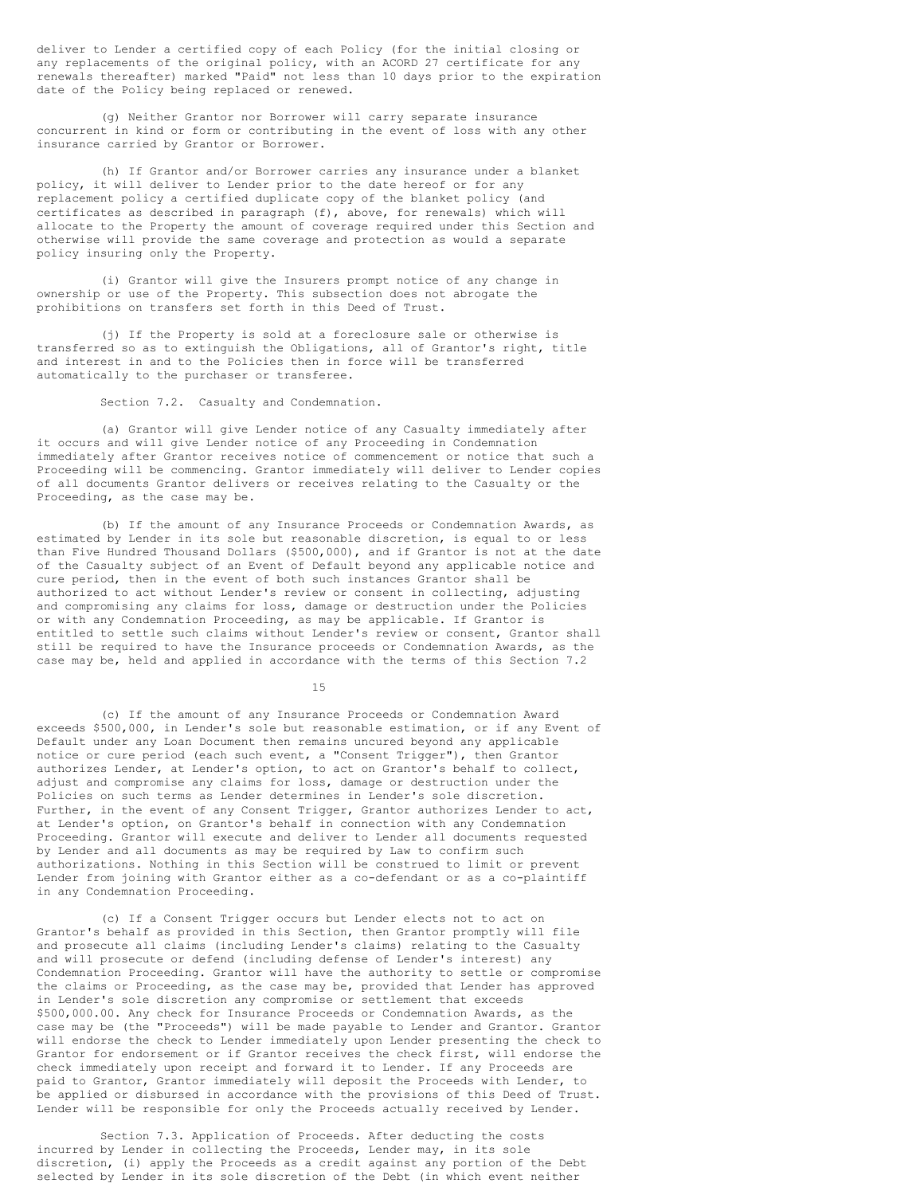deliver to Lender a certified copy of each Policy (for the initial closing or any replacements of the original policy, with an ACORD 27 certificate for any renewals thereafter) marked "Paid" not less than 10 days prior to the expiration date of the Policy being replaced or renewed.

(g) Neither Grantor nor Borrower will carry separate insurance concurrent in kind or form or contributing in the event of loss with any other insurance carried by Grantor or Borrower.

(h) If Grantor and/or Borrower carries any insurance under a blanket policy, it will deliver to Lender prior to the date hereof or for any replacement policy a certified duplicate copy of the blanket policy (and certificates as described in paragraph (f), above, for renewals) which will allocate to the Property the amount of coverage required under this Section and otherwise will provide the same coverage and protection as would a separate policy insuring only the Property.

(i) Grantor will give the Insurers prompt notice of any change in ownership or use of the Property. This subsection does not abrogate the prohibitions on transfers set forth in this Deed of Trust.

(j) If the Property is sold at a foreclosure sale or otherwise is transferred so as to extinguish the Obligations, all of Grantor's right, title and interest in and to the Policies then in force will be transferred automatically to the purchaser or transferee.

Section 7.2. Casualty and Condemnation.

(a) Grantor will give Lender notice of any Casualty immediately after it occurs and will give Lender notice of any Proceeding in Condemnation immediately after Grantor receives notice of commencement or notice that such a Proceeding will be commencing. Grantor immediately will deliver to Lender copies of all documents Grantor delivers or receives relating to the Casualty or the Proceeding, as the case may be.

(b) If the amount of any Insurance Proceeds or Condemnation Awards, as estimated by Lender in its sole but reasonable discretion, is equal to or less than Five Hundred Thousand Dollars ($500,000), and if Grantor is not at the date of the Casualty subject of an Event of Default beyond any applicable notice and cure period, then in the event of both such instances Grantor shall be authorized to act without Lender's review or consent in collecting, adjusting and compromising any claims for loss, damage or destruction under the Policies or with any Condemnation Proceeding, as may be applicable. If Grantor is entitled to settle such claims without Lender's review or consent, Grantor shall still be required to have the Insurance proceeds or Condemnation Awards, as the case may be, held and applied in accordance with the terms of this Section 7.2

(c) If the amount of any Insurance Proceeds or Condemnation Award exceeds $500,000, in Lender's sole but reasonable estimation, or if any Event of Default under any Loan Document then remains uncured beyond any applicable notice or cure period (each such event, a "Consent Trigger"), then Grantor authorizes Lender, at Lender's option, to act on Grantor's behalf to collect, adjust and compromise any claims for loss, damage or destruction under the Policies on such terms as Lender determines in Lender's sole discretion. Further, in the event of any Consent Trigger, Grantor authorizes Lender to act, at Lender's option, on Grantor's behalf in connection with any Condemnation Proceeding. Grantor will execute and deliver to Lender all documents requested by Lender and all documents as may be required by Law to confirm such authorizations. Nothing in this Section will be construed to limit or prevent Lender from joining with Grantor either as a co-defendant or as a co-plaintiff in any Condemnation Proceeding.

(c) If a Consent Trigger occurs but Lender elects not to act on Grantor's behalf as provided in this Section, then Grantor promptly will file and prosecute all claims (including Lender's claims) relating to the Casualty and will prosecute or defend (including defense of Lender's interest) any Condemnation Proceeding. Grantor will have the authority to settle or compromise the claims or Proceeding, as the case may be, provided that Lender has approved in Lender's sole discretion any compromise or settlement that exceeds $500,000.00. Any check for Insurance Proceeds or Condemnation Awards, as the case may be (the "Proceeds") will be made payable to Lender and Grantor. Grantor will endorse the check to Lender immediately upon Lender presenting the check to Grantor for endorsement or if Grantor receives the check first, will endorse the check immediately upon receipt and forward it to Lender. If any Proceeds are paid to Grantor, Grantor immediately will deposit the Proceeds with Lender, to be applied or disbursed in accordance with the provisions of this Deed of Trust. Lender will be responsible for only the Proceeds actually received by Lender.

Section 7.3. Application of Proceeds. After deducting the costs incurred by Lender in collecting the Proceeds, Lender may, in its sole discretion, (i) apply the Proceeds as a credit against any portion of the Debt selected by Lender in its sole discretion of the Debt (in which event neither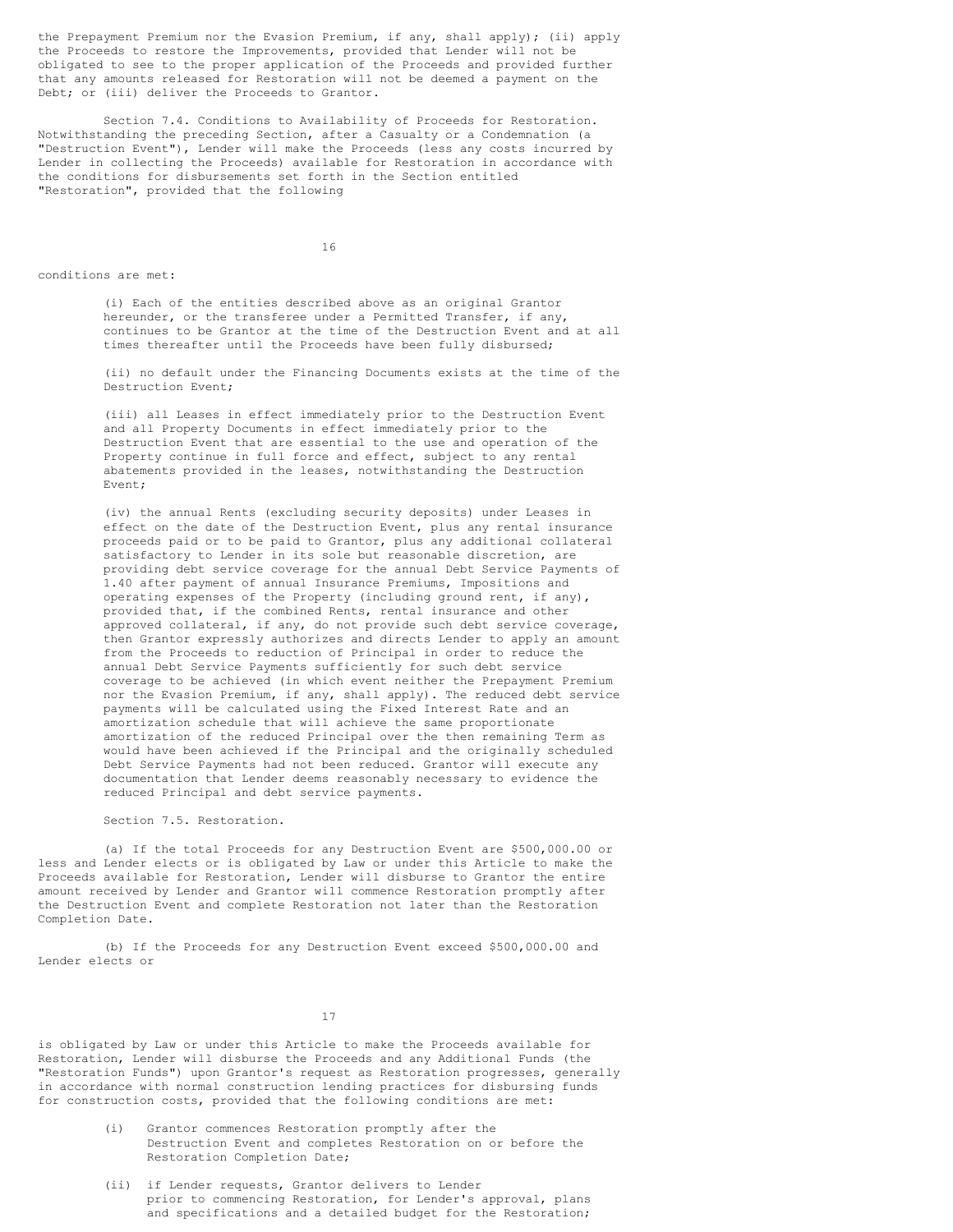the Prepayment Premium nor the Evasion Premium, if any, shall apply); (ii) apply the Proceeds to restore the Improvements, provided that Lender will not be obligated to see to the proper application of the Proceeds and provided further that any amounts released for Restoration will not be deemed a payment on the Debt; or (iii) deliver the Proceeds to Grantor.

Section 7.4. Conditions to Availability of Proceeds for Restoration. Notwithstanding the preceding Section, after a Casualty or a Condemnation (a "Destruction Event"), Lender will make the Proceeds (less any costs incurred by Lender in collecting the Proceeds) available for Restoration in accordance with the conditions for disbursements set forth in the Section entitled "Restoration", provided that the following conditions are met:

(i) Each of the entities described above as an original Grantor hereunder, or the transferee under a Permitted Transfer, if any, continues to be Grantor at the time of the Destruction Event and at all times thereafter until the Proceeds have been fully disbursed;

(ii) no default under the Financing Documents exists at the time of the Destruction Event;

(iii) all Leases in effect immediately prior to the Destruction Event and all Property Documents in effect immediately prior to the Destruction Event that are essential to the use and operation of the Property continue in full force and effect, subject to any rental abatements provided in the leases, notwithstanding the Destruction Event;

(iv) the annual Rents (excluding security deposits) under Leases in effect on the date of the Destruction Event, plus any rental insurance proceeds paid or to be paid to Grantor, plus any additional collateral satisfactory to Lender in its sole but reasonable discretion, are providing debt service coverage for the annual Debt Service Payments of 1.40 after payment of annual Insurance Premiums, Impositions and operating expenses of the Property (including ground rent, if any), provided that, if the combined Rents, rental insurance and other approved collateral, if any, do not provide such debt service coverage, then Grantor expressly authorizes and directs Lender to apply an amount from the Proceeds to reduction of Principal in order to reduce the annual Debt Service Payments sufficiently for such debt service coverage to be achieved (in which event neither the Prepayment Premium nor the Evasion Premium, if any, shall apply). The reduced debt service payments will be calculated using the Fixed Interest Rate and an amortization schedule that will achieve the same proportionate amortization of the reduced Principal over the then remaining Term as would have been achieved if the Principal and the originally scheduled Debt Service Payments had not been reduced. Grantor will execute any documentation that Lender deems reasonably necessary to evidence the reduced Principal and debt service payments.

Section 7.5. Restoration.

(a) If the total Proceeds for any Destruction Event are $500,000.00 or less and Lender elects or is obligated by Law or under this Article to make the Proceeds available for Restoration, Lender will disburse to Grantor the entire amount received by Lender and Grantor will commence Restoration promptly after the Destruction Event and complete Restoration not later than the Restoration Completion Date.

(b) If the Proceeds for any Destruction Event exceed $500,000.00 and Lender elects or is obligated by Law or under this Article to make the Proceeds available for Restoration, Lender will disburse the Proceeds and any Additional Funds (the "Restoration Funds") upon Grantor's request as Restoration progresses, generally in accordance with normal construction lending practices for disbursing funds for construction costs, provided that the following conditions are met:

(i) Grantor commences Restoration promptly after the Destruction Event and completes Restoration on or before the Restoration Completion Date;

(ii) if Lender requests, Grantor delivers to Lender prior to commencing Restoration, for Lender's approval, plans and specifications and a detailed budget for the Restoration;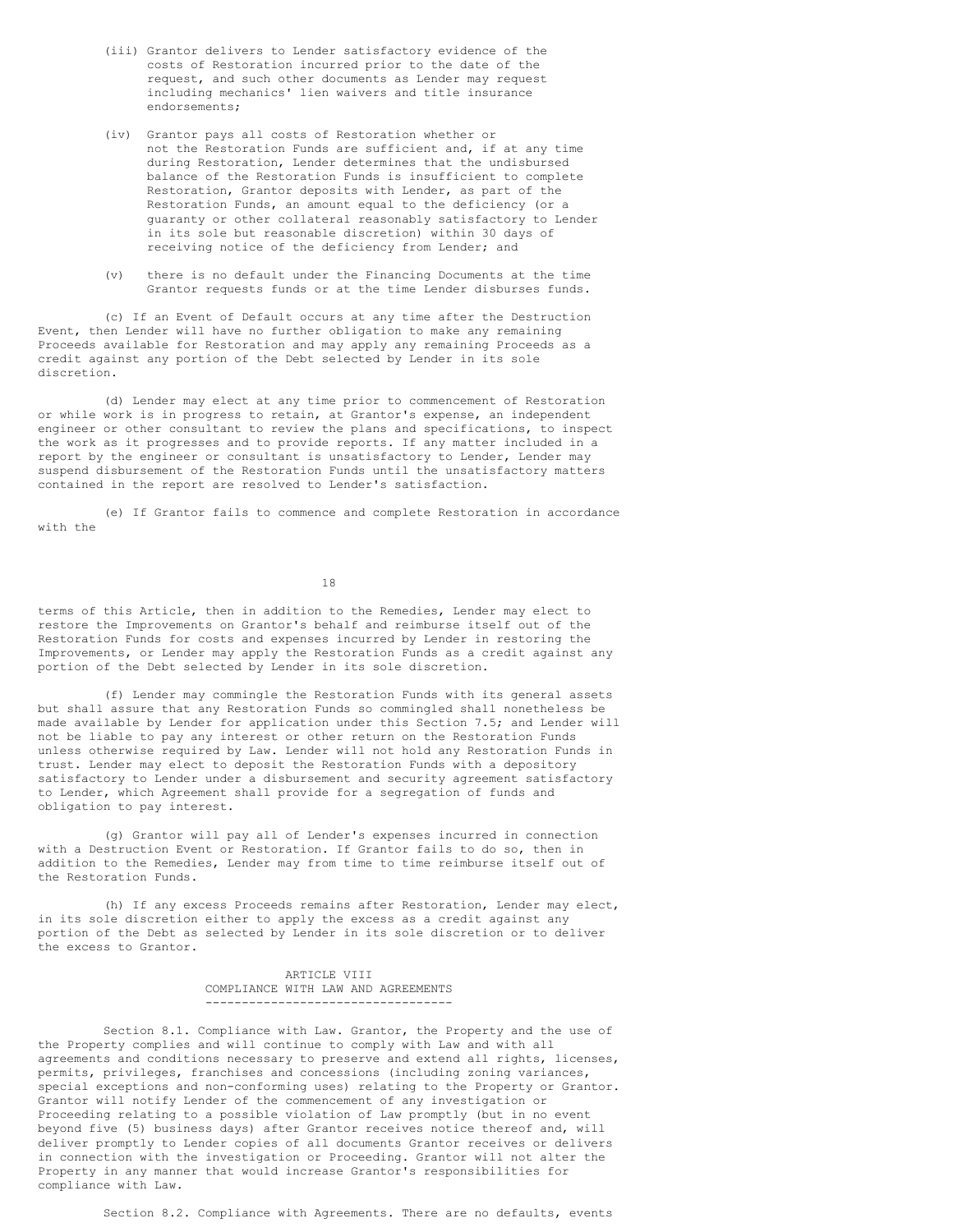(iii) Grantor delivers to Lender satisfactory evidence of the costs of Restoration incurred prior to the date of the request, and such other documents as Lender may request including mechanics' lien waivers and title insurance endorsements;

(iv) Grantor pays all costs of Restoration whether or not the Restoration Funds are sufficient and, if at any time during Restoration, Lender determines that the undisbursed balance of the Restoration Funds is insufficient to complete Restoration, Grantor deposits with Lender, as part of the Restoration Funds, an amount equal to the deficiency (or a guaranty or other collateral reasonably satisfactory to Lender in its sole but reasonable discretion) within 30 days of receiving notice of the deficiency from Lender; and

(v) there is no default under the Financing Documents at the time Grantor requests funds or at the time Lender disburses funds.

(c) If an Event of Default occurs at any time after the Destruction Event, then Lender will have no further obligation to make any remaining Proceeds available for Restoration and may apply any remaining Proceeds as a credit against any portion of the Debt selected by Lender in its sole discretion.

(d) Lender may elect at any time prior to commencement of Restoration or while work is in progress to retain, at Grantor's expense, an independent engineer or other consultant to review the plans and specifications, to inspect the work as it progresses and to provide reports. If any matter included in a report by the engineer or consultant is unsatisfactory to Lender, Lender may suspend disbursement of the Restoration Funds until the unsatisfactory matters contained in the report are resolved to Lender's satisfaction.

(e) If Grantor fails to commence and complete Restoration in accordance with the terms of this Article, then in addition to the Remedies, Lender may elect to restore the Improvements on Grantor's behalf and reimburse itself out of the Restoration Funds for costs and expenses incurred by Lender in restoring the Improvements, or Lender may apply the Restoration Funds as a credit against any portion of the Debt selected by Lender in its sole discretion.

(f) Lender may commingle the Restoration Funds with its general assets but shall assure that any Restoration Funds so commingled shall nonetheless be made available by Lender for application under this Section 7.5; and Lender will not be liable to pay any interest or other return on the Restoration Funds unless otherwise required by Law. Lender will not hold any Restoration Funds in trust. Lender may elect to deposit the Restoration Funds with a depository satisfactory to Lender under a disbursement and security agreement satisfactory to Lender, which Agreement shall provide for a segregation of funds and obligation to pay interest.

(g) Grantor will pay all of Lender's expenses incurred in connection with a Destruction Event or Restoration. If Grantor fails to do so, then in addition to the Remedies, Lender may from time to time reimburse itself out of the Restoration Funds.

(h) If any excess Proceeds remains after Restoration, Lender may elect, in its sole discretion either to apply the excess as a credit against any portion of the Debt as selected by Lender in its sole discretion or to deliver the excess to Grantor.

## ARTICLE VIII
## COMPLIANCE WITH LAW AND AGREEMENTS

Section 8.1. Compliance with Law. Grantor, the Property and the use of the Property complies and will continue to comply with Law and with all agreements and conditions necessary to preserve and extend all rights, licenses, permits, privileges, franchises and concessions (including zoning variances, special exceptions and non-conforming uses) relating to the Property or Grantor. Grantor will notify Lender of the commencement of any investigation or Proceeding relating to a possible violation of Law promptly (but in no event beyond five (5) business days) after Grantor receives notice thereof and, will deliver promptly to Lender copies of all documents Grantor receives or delivers in connection with the investigation or Proceeding. Grantor will not alter the Property in any manner that would increase Grantor's responsibilities for compliance with Law.

Section 8.2. Compliance with Agreements. There are no defaults, events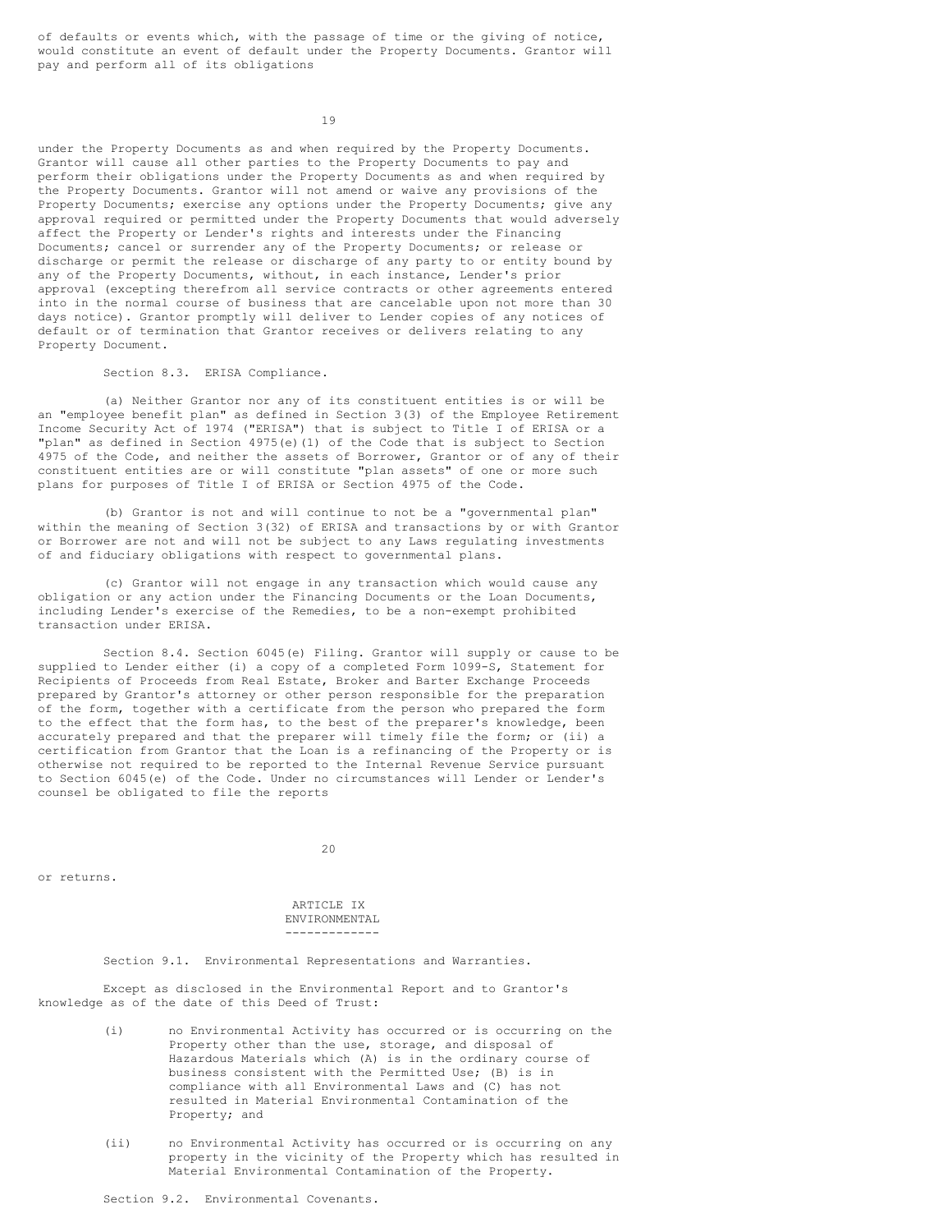of defaults or events which, with the passage of time or the giving of notice, would constitute an event of default under the Property Documents. Grantor will pay and perform all of its obligations under the Property Documents as and when required by the Property Documents. Grantor will cause all other parties to the Property Documents to pay and perform their obligations under the Property Documents as and when required by the Property Documents. Grantor will not amend or waive any provisions of the Property Documents; exercise any options under the Property Documents; give any approval required or permitted under the Property Documents that would adversely affect the Property or Lender's rights and interests under the Financing Documents; cancel or surrender any of the Property Documents; or release or discharge or permit the release or discharge of any party to or entity bound by any of the Property Documents, without, in each instance, Lender's prior approval (excepting therefrom all service contracts or other agreements entered into in the normal course of business that are cancelable upon not more than 30 days notice). Grantor promptly will deliver to Lender copies of any notices of default or of termination that Grantor receives or delivers relating to any Property Document.

Section 8.3. ERISA Compliance.

(a) Neither Grantor nor any of its constituent entities is or will be an "employee benefit plan" as defined in Section 3(3) of the Employee Retirement Income Security Act of 1974 ("ERISA") that is subject to Title I of ERISA or a "plan" as defined in Section 4975(e)(1) of the Code that is subject to Section 4975 of the Code, and neither the assets of Borrower, Grantor or of any of their constituent entities are or will constitute "plan assets" of one or more such plans for purposes of Title I of ERISA or Section 4975 of the Code.

(b) Grantor is not and will continue to not be a "governmental plan" within the meaning of Section 3(32) of ERISA and transactions by or with Grantor or Borrower are not and will not be subject to any Laws regulating investments of and fiduciary obligations with respect to governmental plans.

(c) Grantor will not engage in any transaction which would cause any obligation or any action under the Financing Documents or the Loan Documents, including Lender's exercise of the Remedies, to be a non-exempt prohibited transaction under ERISA.

Section 8.4. Section 6045(e) Filing. Grantor will supply or cause to be supplied to Lender either (i) a copy of a completed Form 1099-S, Statement for Recipients of Proceeds from Real Estate, Broker and Barter Exchange Proceeds prepared by Grantor's attorney or other person responsible for the preparation of the form, together with a certificate from the person who prepared the form to the effect that the form has, to the best of the preparer's knowledge, been accurately prepared and that the preparer will timely file the form; or (ii) a certification from Grantor that the Loan is a refinancing of the Property or is otherwise not required to be reported to the Internal Revenue Service pursuant to Section 6045(e) of the Code. Under no circumstances will Lender or Lender's counsel be obligated to file the reports or returns.

## ARTICLE IX
## ENVIRONMENTAL

Section 9.1. Environmental Representations and Warranties.

Except as disclosed in the Environmental Report and to Grantor's knowledge as of the date of this Deed of Trust:

(i) no Environmental Activity has occurred or is occurring on the Property other than the use, storage, and disposal of Hazardous Materials which (A) is in the ordinary course of business consistent with the Permitted Use; (B) is in compliance with all Environmental Laws and (C) has not resulted in Material Environmental Contamination of the Property; and

(ii) no Environmental Activity has occurred or is occurring on any property in the vicinity of the Property which has resulted in Material Environmental Contamination of the Property.

Section 9.2. Environmental Covenants.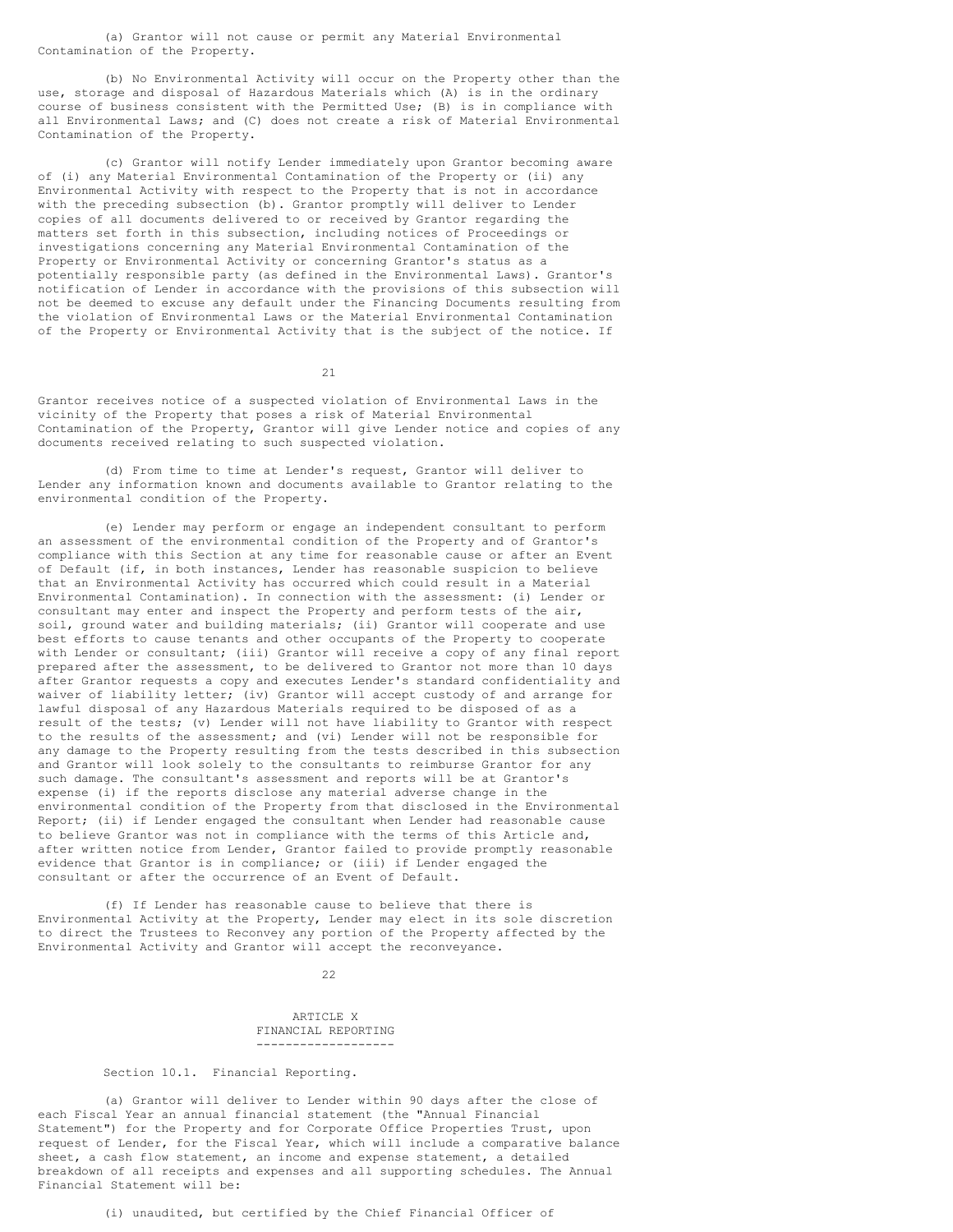(a) Grantor will not cause or permit any Material Environmental Contamination of the Property.

(b) No Environmental Activity will occur on the Property other than the use, storage and disposal of Hazardous Materials which (A) is in the ordinary course of business consistent with the Permitted Use; (B) is in compliance with all Environmental Laws; and (C) does not create a risk of Material Environmental Contamination of the Property.

(c) Grantor will notify Lender immediately upon Grantor becoming aware of (i) any Material Environmental Contamination of the Property or (ii) any Environmental Activity with respect to the Property that is not in accordance with the preceding subsection (b). Grantor promptly will deliver to Lender copies of all documents delivered to or received by Grantor regarding the matters set forth in this subsection, including notices of Proceedings or investigations concerning any Material Environmental Contamination of the Property or Environmental Activity or concerning Grantor's status as a potentially responsible party (as defined in the Environmental Laws). Grantor's notification of Lender in accordance with the provisions of this subsection will not be deemed to excuse any default under the Financing Documents resulting from the violation of Environmental Laws or the Material Environmental Contamination of the Property or Environmental Activity that is the subject of the notice. If Grantor receives notice of a suspected violation of Environmental Laws in the vicinity of the Property that poses a risk of Material Environmental Contamination of the Property, Grantor will give Lender notice and copies of any documents received relating to such suspected violation.

(d) From time to time at Lender's request, Grantor will deliver to Lender any information known and documents available to Grantor relating to the environmental condition of the Property.

(e) Lender may perform or engage an independent consultant to perform an assessment of the environmental condition of the Property and of Grantor's compliance with this Section at any time for reasonable cause or after an Event of Default (if, in both instances, Lender has reasonable suspicion to believe that an Environmental Activity has occurred which could result in a Material Environmental Contamination). In connection with the assessment: (i) Lender or consultant may enter and inspect the Property and perform tests of the air, soil, ground water and building materials; (ii) Grantor will cooperate and use best efforts to cause tenants and other occupants of the Property to cooperate with Lender or consultant; (iii) Grantor will receive a copy of any final report prepared after the assessment, to be delivered to Grantor not more than 10 days after Grantor requests a copy and executes Lender's standard confidentiality and waiver of liability letter; (iv) Grantor will accept custody of and arrange for lawful disposal of any Hazardous Materials required to be disposed of as a result of the tests; (v) Lender will not have liability to Grantor with respect to the results of the assessment; and (vi) Lender will not be responsible for any damage to the Property resulting from the tests described in this subsection and Grantor will look solely to the consultants to reimburse Grantor for any such damage. The consultant's assessment and reports will be at Grantor's expense (i) if the reports disclose any material adverse change in the environmental condition of the Property from that disclosed in the Environmental Report; (ii) if Lender engaged the consultant when Lender had reasonable cause to believe Grantor was not in compliance with the terms of this Article and, after written notice from Lender, Grantor failed to provide promptly reasonable evidence that Grantor is in compliance; or (iii) if Lender engaged the consultant or after the occurrence of an Event of Default.

(f) If Lender has reasonable cause to believe that there is Environmental Activity at the Property, Lender may elect in its sole discretion to direct the Trustees to Reconvey any portion of the Property affected by the Environmental Activity and Grantor will accept the reconveyance.

## ARTICLE X
## FINANCIAL REPORTING

Section 10.1. Financial Reporting.

(a) Grantor will deliver to Lender within 90 days after the close of each Fiscal Year an annual financial statement (the "Annual Financial Statement") for the Property and for Corporate Office Properties Trust, upon request of Lender, for the Fiscal Year, which will include a comparative balance sheet, a cash flow statement, an income and expense statement, a detailed breakdown of all receipts and expenses and all supporting schedules. The Annual Financial Statement will be:

(i) unaudited, but certified by the Chief Financial Officer of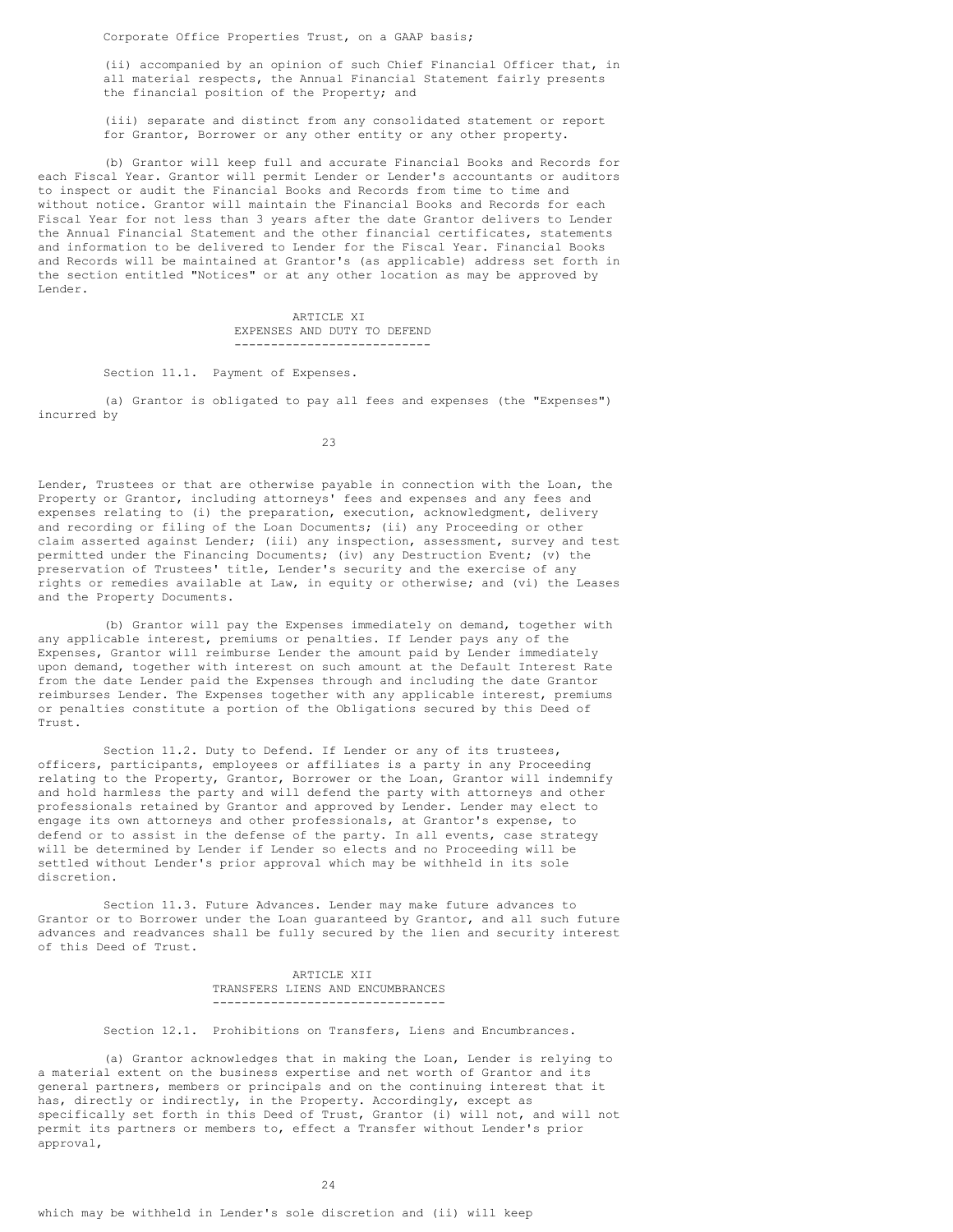Corporate Office Properties Trust, on a GAAP basis;

(ii) accompanied by an opinion of such Chief Financial Officer that, in all material respects, the Annual Financial Statement fairly presents the financial position of the Property; and

(iii) separate and distinct from any consolidated statement or report for Grantor, Borrower or any other entity or any other property.

(b) Grantor will keep full and accurate Financial Books and Records for each Fiscal Year. Grantor will permit Lender or Lender's accountants or auditors to inspect or audit the Financial Books and Records from time to time and without notice. Grantor will maintain the Financial Books and Records for each Fiscal Year for not less than 3 years after the date Grantor delivers to Lender the Annual Financial Statement and the other financial certificates, statements and information to be delivered to Lender for the Fiscal Year. Financial Books and Records will be maintained at Grantor's (as applicable) address set forth in the section entitled "Notices" or at any other location as may be approved by Lender.

## ARTICLE XI
## EXPENSES AND DUTY TO DEFEND

Section 11.1. Payment of Expenses.

(a) Grantor is obligated to pay all fees and expenses (the "Expenses") incurred by Lender, Trustees or that are otherwise payable in connection with the Loan, the Property or Grantor, including attorneys' fees and expenses and any fees and expenses relating to (i) the preparation, execution, acknowledgment, delivery and recording or filing of the Loan Documents; (ii) any Proceeding or other claim asserted against Lender; (iii) any inspection, assessment, survey and test permitted under the Financing Documents; (iv) any Destruction Event; (v) the preservation of Trustees' title, Lender's security and the exercise of any rights or remedies available at Law, in equity or otherwise; and (vi) the Leases and the Property Documents.

(b) Grantor will pay the Expenses immediately on demand, together with any applicable interest, premiums or penalties. If Lender pays any of the Expenses, Grantor will reimburse Lender the amount paid by Lender immediately upon demand, together with interest on such amount at the Default Interest Rate from the date Lender paid the Expenses through and including the date Grantor reimburses Lender. The Expenses together with any applicable interest, premiums or penalties constitute a portion of the Obligations secured by this Deed of Trust.

Section 11.2. Duty to Defend. If Lender or any of its trustees, officers, participants, employees or affiliates is a party in any Proceeding relating to the Property, Grantor, Borrower or the Loan, Grantor will indemnify and hold harmless the party and will defend the party with attorneys and other professionals retained by Grantor and approved by Lender. Lender may elect to engage its own attorneys and other professionals, at Grantor's expense, to defend or to assist in the defense of the party. In all events, case strategy will be determined by Lender if Lender so elects and no Proceeding will be settled without Lender's prior approval which may be withheld in its sole discretion.

Section 11.3. Future Advances. Lender may make future advances to Grantor or to Borrower under the Loan guaranteed by Grantor, and all such future advances and readvances shall be fully secured by the lien and security interest of this Deed of Trust.

## ARTICLE XII
## TRANSFERS LIENS AND ENCUMBRANCES

Section 12.1. Prohibitions on Transfers, Liens and Encumbrances.

(a) Grantor acknowledges that in making the Loan, Lender is relying to a material extent on the business expertise and net worth of Grantor and its general partners, members or principals and on the continuing interest that it has, directly or indirectly, in the Property. Accordingly, except as specifically set forth in this Deed of Trust, Grantor (i) will not, and will not permit its partners or members to, effect a Transfer without Lender's prior approval, which may be withheld in Lender's sole discretion and (ii) will keep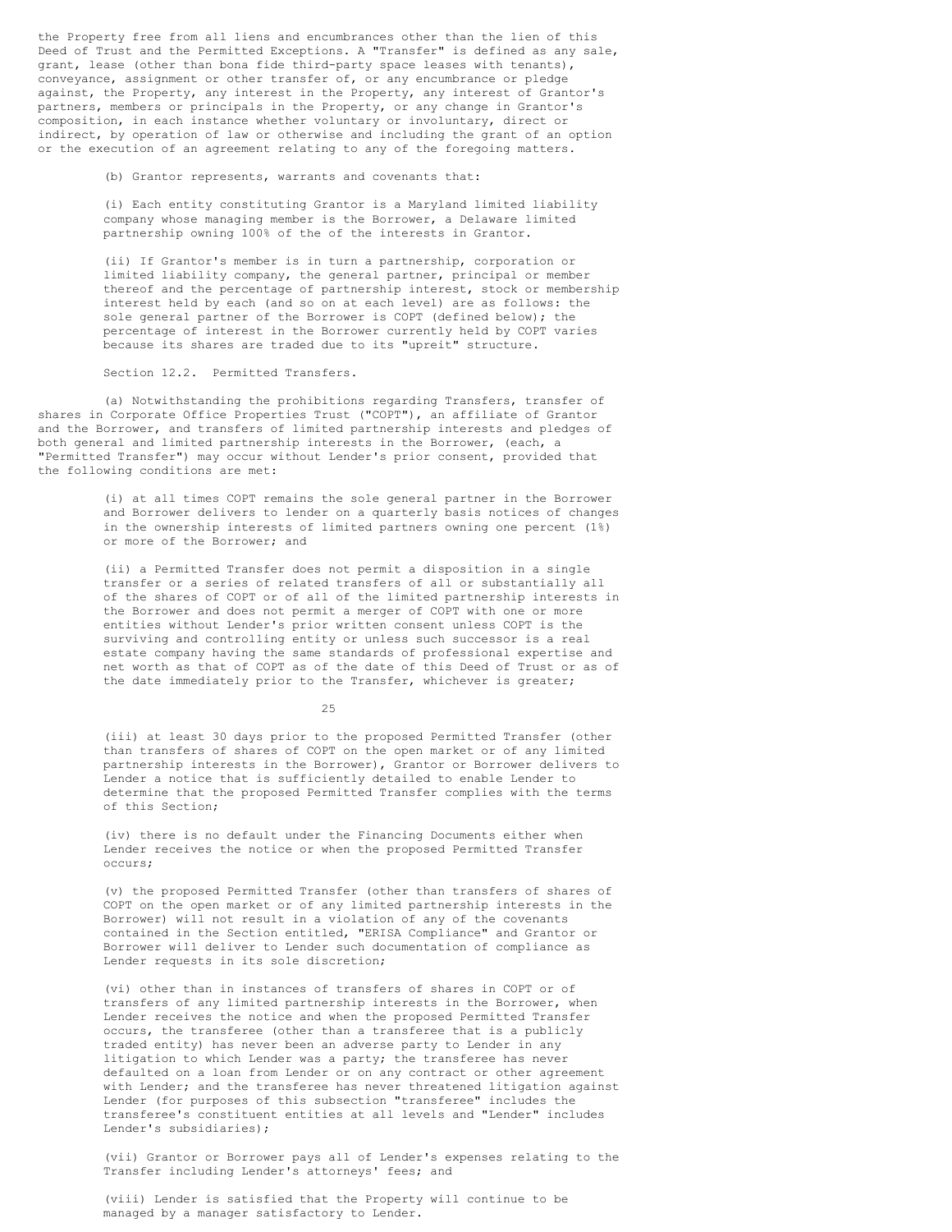the Property free from all liens and encumbrances other than the lien of this Deed of Trust and the Permitted Exceptions. A "Transfer" is defined as any sale, grant, lease (other than bona fide third-party space leases with tenants), conveyance, assignment or other transfer of, or any encumbrance or pledge against, the Property, any interest in the Property, any interest of Grantor's partners, members or principals in the Property, or any change in Grantor's composition, in each instance whether voluntary or involuntary, direct or indirect, by operation of law or otherwise and including the grant of an option or the execution of an agreement relating to any of the foregoing matters.

(b) Grantor represents, warrants and covenants that:

(i) Each entity constituting Grantor is a Maryland limited liability company whose managing member is the Borrower, a Delaware limited partnership owning 100% of the of the interests in Grantor.

(ii) If Grantor's member is in turn a partnership, corporation or limited liability company, the general partner, principal or member thereof and the percentage of partnership interest, stock or membership interest held by each (and so on at each level) are as follows: the sole general partner of the Borrower is COPT (defined below); the percentage of interest in the Borrower currently held by COPT varies because its shares are traded due to its "upreit" structure.

Section 12.2. Permitted Transfers.

(a) Notwithstanding the prohibitions regarding Transfers, transfer of shares in Corporate Office Properties Trust ("COPT"), an affiliate of Grantor and the Borrower, and transfers of limited partnership interests and pledges of both general and limited partnership interests in the Borrower, (each, a "Permitted Transfer") may occur without Lender's prior consent, provided that the following conditions are met:

(i) at all times COPT remains the sole general partner in the Borrower and Borrower delivers to lender on a quarterly basis notices of changes in the ownership interests of limited partners owning one percent (1%) or more of the Borrower; and

(ii) a Permitted Transfer does not permit a disposition in a single transfer or a series of related transfers of all or substantially all of the shares of COPT or of all of the limited partnership interests in the Borrower and does not permit a merger of COPT with one or more entities without Lender's prior written consent unless COPT is the surviving and controlling entity or unless such successor is a real estate company having the same standards of professional expertise and net worth as that of COPT as of the date of this Deed of Trust or as of the date immediately prior to the Transfer, whichever is greater;

(iii) at least 30 days prior to the proposed Permitted Transfer (other than transfers of shares of COPT on the open market or of any limited partnership interests in the Borrower), Grantor or Borrower delivers to Lender a notice that is sufficiently detailed to enable Lender to determine that the proposed Permitted Transfer complies with the terms of this Section;

(iv) there is no default under the Financing Documents either when Lender receives the notice or when the proposed Permitted Transfer occurs;

(v) the proposed Permitted Transfer (other than transfers of shares of COPT on the open market or of any limited partnership interests in the Borrower) will not result in a violation of any of the covenants contained in the Section entitled, "ERISA Compliance" and Grantor or Borrower will deliver to Lender such documentation of compliance as Lender requests in its sole discretion;

(vi) other than in instances of transfers of shares in COPT or of transfers of any limited partnership interests in the Borrower, when Lender receives the notice and when the proposed Permitted Transfer occurs, the transferee (other than a transferee that is a publicly traded entity) has never been an adverse party to Lender in any litigation to which Lender was a party; the transferee has never defaulted on a loan from Lender or on any contract or other agreement with Lender; and the transferee has never threatened litigation against Lender (for purposes of this subsection "transferee" includes the transferee's constituent entities at all levels and "Lender" includes Lender's subsidiaries);

(vii) Grantor or Borrower pays all of Lender's expenses relating to the Transfer including Lender's attorneys' fees; and

(viii) Lender is satisfied that the Property will continue to be managed by a manager satisfactory to Lender.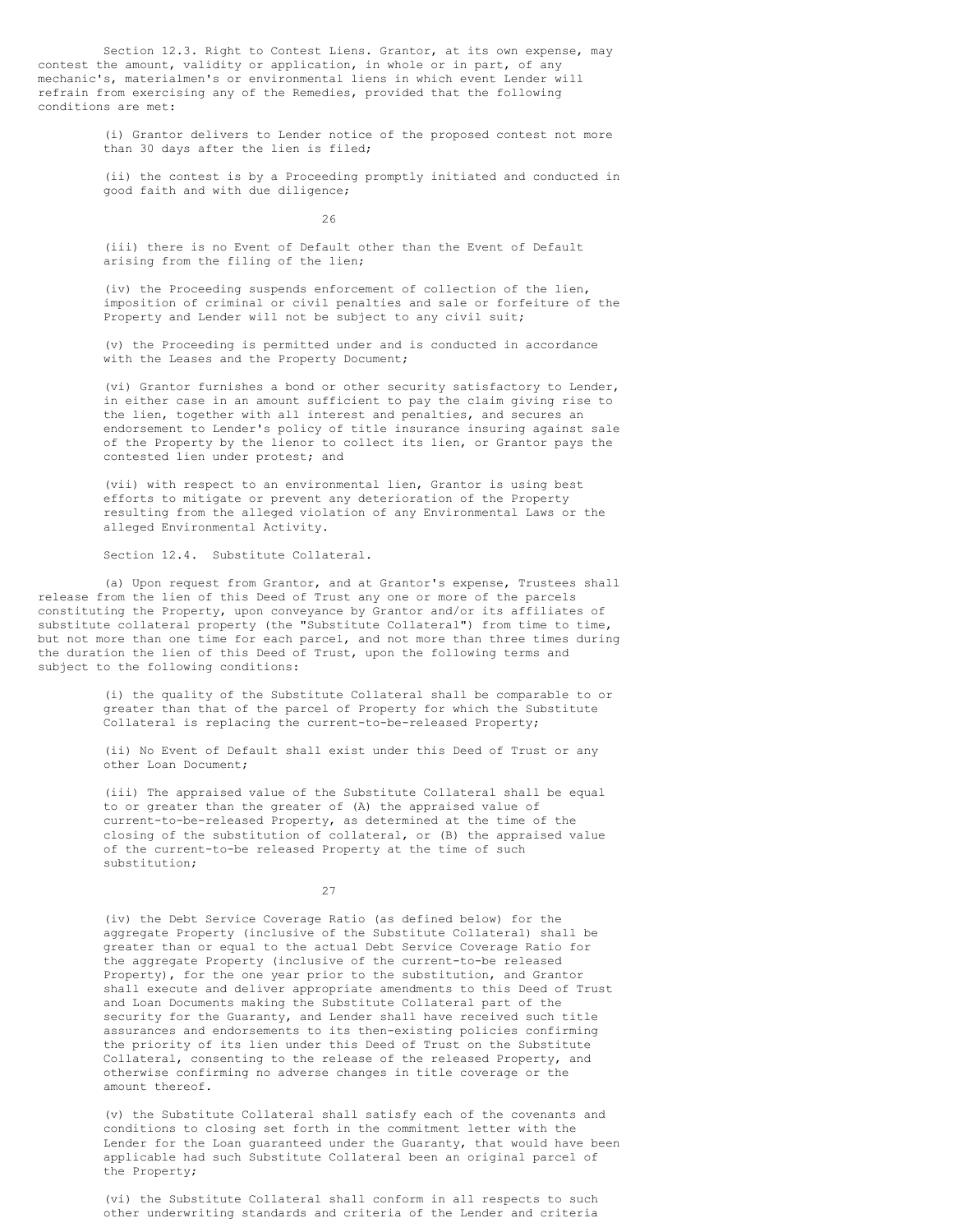Section 12.3. Right to Contest Liens. Grantor, at its own expense, may contest the amount, validity or application, in whole or in part, of any mechanic's, materialmen's or environmental liens in which event Lender will refrain from exercising any of the Remedies, provided that the following conditions are met:

(i) Grantor delivers to Lender notice of the proposed contest not more than 30 days after the lien is filed;

(ii) the contest is by a Proceeding promptly initiated and conducted in good faith and with due diligence;

(iii) there is no Event of Default other than the Event of Default arising from the filing of the lien;

(iv) the Proceeding suspends enforcement of collection of the lien, imposition of criminal or civil penalties and sale or forfeiture of the Property and Lender will not be subject to any civil suit;

(v) the Proceeding is permitted under and is conducted in accordance with the Leases and the Property Document;

(vi) Grantor furnishes a bond or other security satisfactory to Lender, in either case in an amount sufficient to pay the claim giving rise to the lien, together with all interest and penalties, and secures an endorsement to Lender's policy of title insurance insuring against sale of the Property by the lienor to collect its lien, or Grantor pays the contested lien under protest; and

(vii) with respect to an environmental lien, Grantor is using best efforts to mitigate or prevent any deterioration of the Property resulting from the alleged violation of any Environmental Laws or the alleged Environmental Activity.

Section 12.4. Substitute Collateral.

(a) Upon request from Grantor, and at Grantor's expense, Trustees shall release from the lien of this Deed of Trust any one or more of the parcels constituting the Property, upon conveyance by Grantor and/or its affiliates of substitute collateral property (the "Substitute Collateral") from time to time, but not more than one time for each parcel, and not more than three times during the duration the lien of this Deed of Trust, upon the following terms and subject to the following conditions:

(i) the quality of the Substitute Collateral shall be comparable to or greater than that of the parcel of Property for which the Substitute Collateral is replacing the current-to-be-released Property;

(ii) No Event of Default shall exist under this Deed of Trust or any other Loan Document;

(iii) The appraised value of the Substitute Collateral shall be equal to or greater than the greater of (A) the appraised value of current-to-be-released Property, as determined at the time of the closing of the substitution of collateral, or (B) the appraised value of the current-to-be released Property at the time of such substitution;

(iv) the Debt Service Coverage Ratio (as defined below) for the aggregate Property (inclusive of the Substitute Collateral) shall be greater than or equal to the actual Debt Service Coverage Ratio for the aggregate Property (inclusive of the current-to-be released Property), for the one year prior to the substitution, and Grantor shall execute and deliver appropriate amendments to this Deed of Trust and Loan Documents making the Substitute Collateral part of the security for the Guaranty, and Lender shall have received such title assurances and endorsements to its then-existing policies confirming the priority of its lien under this Deed of Trust on the Substitute Collateral, consenting to the release of the released Property, and otherwise confirming no adverse changes in title coverage or the amount thereof.

(v) the Substitute Collateral shall satisfy each of the covenants and conditions to closing set forth in the commitment letter with the Lender for the Loan guaranteed under the Guaranty, that would have been applicable had such Substitute Collateral been an original parcel of the Property;

(vi) the Substitute Collateral shall conform in all respects to such other underwriting standards and criteria of the Lender and criteria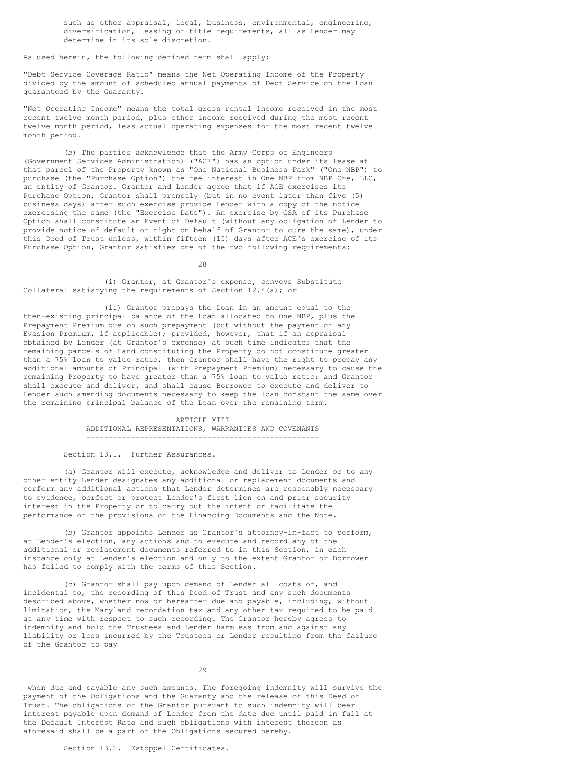such as other appraisal, legal, business, environmental, engineering, diversification, leasing or title requirements, all as Lender may determine in its sole discretion.

As used herein, the following defined term shall apply:

"Debt Service Coverage Ratio" means the Net Operating Income of the Property divided by the amount of scheduled annual payments of Debt Service on the Loan guaranteed by the Guaranty.

"Net Operating Income" means the total gross rental income received in the most recent twelve month period, plus other income received during the most recent twelve month period, less actual operating expenses for the most recent twelve month period.

(b) The parties acknowledge that the Army Corps of Engineers (Government Services Administration) ("ACE") has an option under its lease at that parcel of the Property known as "One National Business Park" ("One NBP") to purchase (the "Purchase Option") the fee interest in One NBP from NBP One, LLC, an entity of Grantor. Grantor and Lender agree that if ACE exercises its Purchase Option, Grantor shall promptly (but in no event later than five (5) business days) after such exercise provide Lender with a copy of the notice exercising the same (the "Exercise Date"). An exercise by GSA of its Purchase Option shall constitute an Event of Default (without any obligation of Lender to provide notice of default or right on behalf of Grantor to cure the same), under this Deed of Trust unless, within fifteen (15) days after ACE's exercise of its Purchase Option, Grantor satisfies one of the two following requirements:

(i) Grantor, at Grantor's expense, conveys Substitute Collateral satisfying the requirements of Section 12.4(a); or

(ii) Grantor prepays the Loan in an amount equal to the then-existing principal balance of the Loan allocated to One NBP, plus the Prepayment Premium due on such prepayment (but without the payment of any Evasion Premium, if applicable); provided, however, that if an appraisal obtained by Lender (at Grantor's expense) at such time indicates that the remaining parcels of Land constituting the Property do not constitute greater than a 75% loan to value ratio, then Grantor shall have the right to prepay any additional amounts of Principal (with Prepayment Premium) necessary to cause the remaining Property to have greater than a 75% loan to value ratio; and Grantor shall execute and deliver, and shall cause Borrower to execute and deliver to Lender such amending documents necessary to keep the loan constant the same over the remaining principal balance of the Loan over the remaining term.

## ARTICLE XIII
## ADDITIONAL REPRESENTATIONS, WARRANTIES AND COVENANTS

### Section 13.1. Further Assurances.

(a) Grantor will execute, acknowledge and deliver to Lender or to any other entity Lender designates any additional or replacement documents and perform any additional actions that Lender determines are reasonably necessary to evidence, perfect or protect Lender's first lien on and prior security interest in the Property or to carry out the intent or facilitate the performance of the provisions of the Financing Documents and the Note.

(b) Grantor appoints Lender as Grantor's attorney-in-fact to perform, at Lender's election, any actions and to execute and record any of the additional or replacement documents referred to in this Section, in each instance only at Lender's election and only to the extent Grantor or Borrower has failed to comply with the terms of this Section.

(c) Grantor shall pay upon demand of Lender all costs of, and incidental to, the recording of this Deed of Trust and any such documents described above, whether now or hereafter due and payable, including, without limitation, the Maryland recordation tax and any other tax required to be paid at any time with respect to such recording. The Grantor hereby agrees to indemnify and hold the Trustees and Lender harmless from and against any liability or loss incurred by the Trustees or Lender resulting from the failure of the Grantor to pay when due and payable any such amounts. The foregoing indemnity will survive the payment of the Obligations and the Guaranty and the release of this Deed of Trust. The obligations of the Grantor pursuant to such indemnity will bear interest payable upon demand of Lender from the date due until paid in full at the Default Interest Rate and such obligations with interest thereon as aforesaid shall be a part of the Obligations secured hereby.

### Section 13.2. Estoppel Certificates.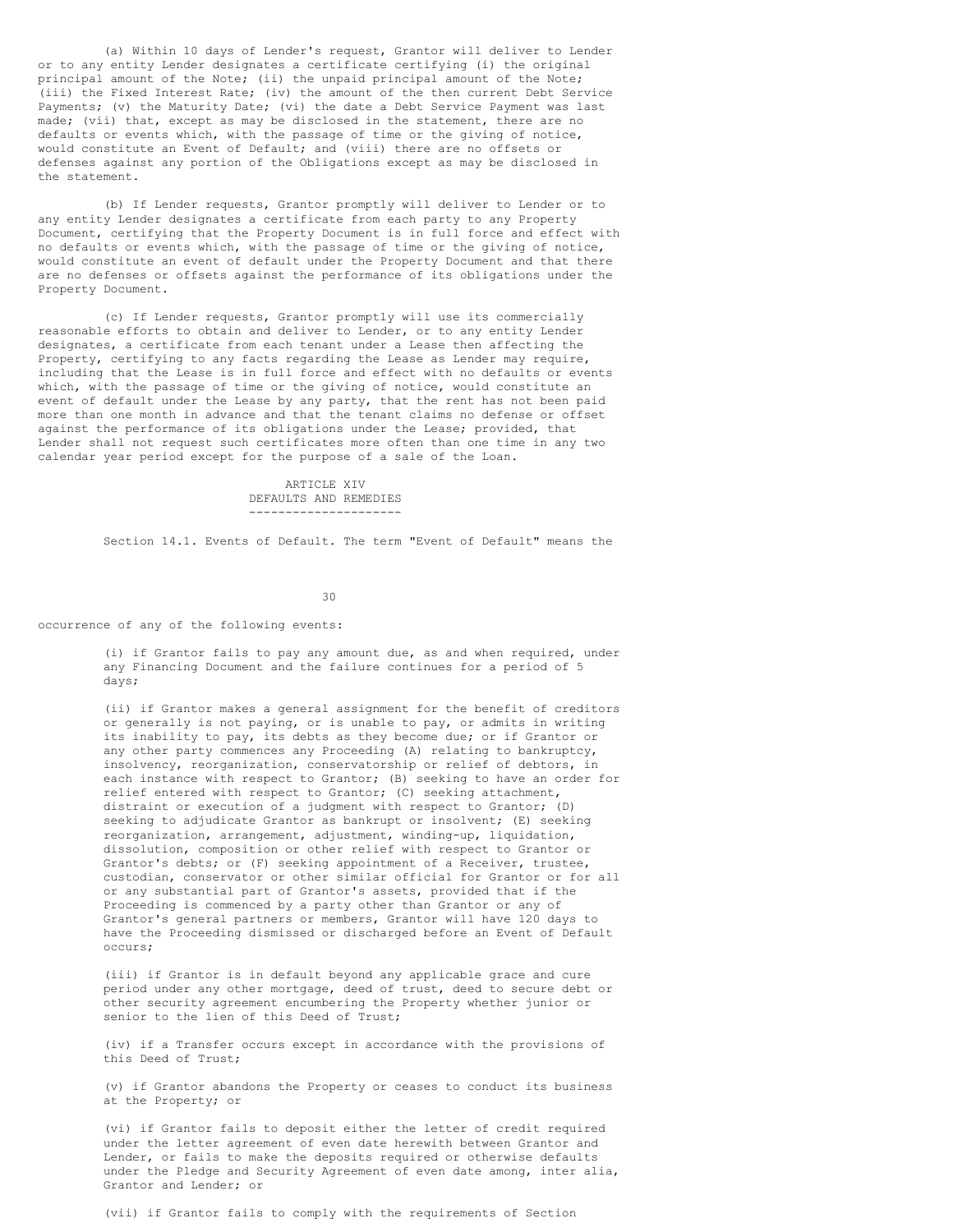(a) Within 10 days of Lender's request, Grantor will deliver to Lender or to any entity Lender designates a certificate certifying (i) the original principal amount of the Note; (ii) the unpaid principal amount of the Note; (iii) the Fixed Interest Rate; (iv) the amount of the then current Debt Service Payments; (v) the Maturity Date; (vi) the date a Debt Service Payment was last made; (vii) that, except as may be disclosed in the statement, there are no defaults or events which, with the passage of time or the giving of notice, would constitute an Event of Default; and (viii) there are no offsets or defenses against any portion of the Obligations except as may be disclosed in the statement.

(b) If Lender requests, Grantor promptly will deliver to Lender or to any entity Lender designates a certificate from each party to any Property Document, certifying that the Property Document is in full force and effect with no defaults or events which, with the passage of time or the giving of notice, would constitute an event of default under the Property Document and that there are no defenses or offsets against the performance of its obligations under the Property Document.

(c) If Lender requests, Grantor promptly will use its commercially reasonable efforts to obtain and deliver to Lender, or to any entity Lender designates, a certificate from each tenant under a Lease then affecting the Property, certifying to any facts regarding the Lease as Lender may require, including that the Lease is in full force and effect with no defaults or events which, with the passage of time or the giving of notice, would constitute an event of default under the Lease by any party, that the rent has not been paid more than one month in advance and that the tenant claims no defense or offset against the performance of its obligations under the Lease; provided, that Lender shall not request such certificates more often than one time in any two calendar year period except for the purpose of a sale of the Loan.

## ARTICLE XIV
## DEFAULTS AND REMEDIES

Section 14.1. Events of Default. The term "Event of Default" means the occurrence of any of the following events:

(i) if Grantor fails to pay any amount due, as and when required, under any Financing Document and the failure continues for a period of 5 days;

(ii) if Grantor makes a general assignment for the benefit of creditors or generally is not paying, or is unable to pay, or admits in writing its inability to pay, its debts as they become due; or if Grantor or any other party commences any Proceeding (A) relating to bankruptcy, insolvency, reorganization, conservatorship or relief of debtors, in each instance with respect to Grantor; (B) seeking to have an order for relief entered with respect to Grantor; (C) seeking attachment, distraint or execution of a judgment with respect to Grantor; (D) seeking to adjudicate Grantor as bankrupt or insolvent; (E) seeking reorganization, arrangement, adjustment, winding-up, liquidation, dissolution, composition or other relief with respect to Grantor or Grantor's debts; or (F) seeking appointment of a Receiver, trustee, custodian, conservator or other similar official for Grantor or for all or any substantial part of Grantor's assets, provided that if the Proceeding is commenced by a party other than Grantor or any of Grantor's general partners or members, Grantor will have 120 days to have the Proceeding dismissed or discharged before an Event of Default occurs;

(iii) if Grantor is in default beyond any applicable grace and cure period under any other mortgage, deed of trust, deed to secure debt or other security agreement encumbering the Property whether junior or senior to the lien of this Deed of Trust;

(iv) if a Transfer occurs except in accordance with the provisions of this Deed of Trust;

(v) if Grantor abandons the Property or ceases to conduct its business at the Property; or

(vi) if Grantor fails to deposit either the letter of credit required under the letter agreement of even date herewith between Grantor and Lender, or fails to make the deposits required or otherwise defaults under the Pledge and Security Agreement of even date among, inter alia, Grantor and Lender; or

(vii) if Grantor fails to comply with the requirements of Section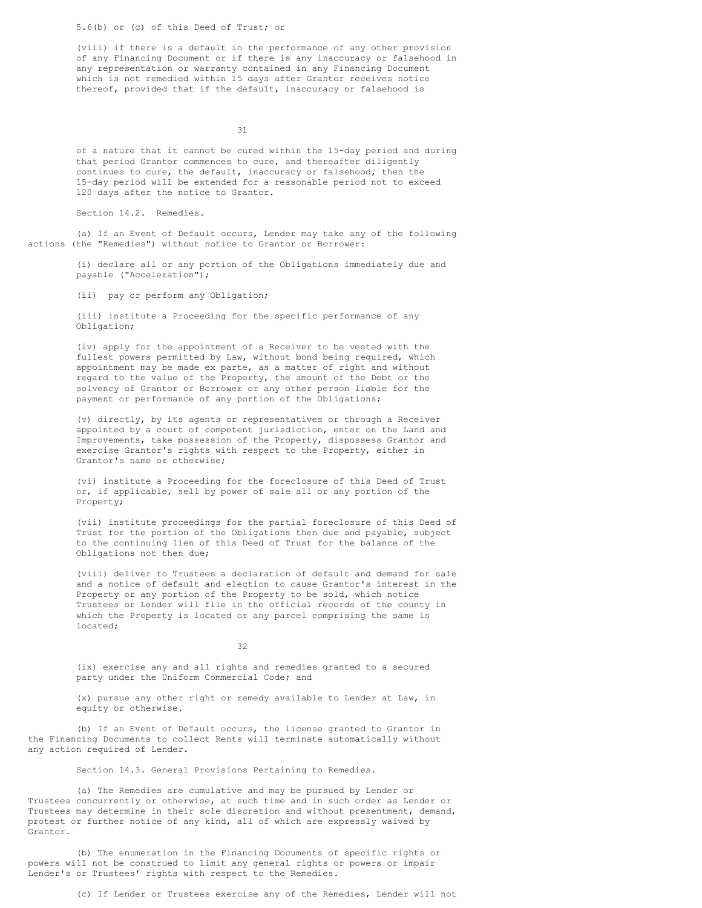5.6(b) or (c) of this Deed of Trust; or

(viii) if there is a default in the performance of any other provision of any Financing Document or if there is any inaccuracy or falsehood in any representation or warranty contained in any Financing Document which is not remedied within 15 days after Grantor receives notice thereof, provided that if the default, inaccuracy or falsehood is of a nature that it cannot be cured within the 15-day period and during that period Grantor commences to cure, and thereafter diligently continues to cure, the default, inaccuracy or falsehood, then the 15-day period will be extended for a reasonable period not to exceed 120 days after the notice to Grantor.

Section 14.2. Remedies.

(a) If an Event of Default occurs, Lender may take any of the following actions (the "Remedies") without notice to Grantor or Borrower:

(i) declare all or any portion of the Obligations immediately due and payable ("Acceleration");

(ii) pay or perform any Obligation;

(iii) institute a Proceeding for the specific performance of any Obligation;

(iv) apply for the appointment of a Receiver to be vested with the fullest powers permitted by Law, without bond being required, which appointment may be made ex parte, as a matter of right and without regard to the value of the Property, the amount of the Debt or the solvency of Grantor or Borrower or any other person liable for the payment or performance of any portion of the Obligations;

(v) directly, by its agents or representatives or through a Receiver appointed by a court of competent jurisdiction, enter on the Land and Improvements, take possession of the Property, dispossess Grantor and exercise Grantor's rights with respect to the Property, either in Grantor's name or otherwise;

(vi) institute a Proceeding for the foreclosure of this Deed of Trust or, if applicable, sell by power of sale all or any portion of the Property;

(vii) institute proceedings for the partial foreclosure of this Deed of Trust for the portion of the Obligations then due and payable, subject to the continuing lien of this Deed of Trust for the balance of the Obligations not then due;

(viii) deliver to Trustees a declaration of default and demand for sale and a notice of default and election to cause Grantor's interest in the Property or any portion of the Property to be sold, which notice Trustees or Lender will file in the official records of the county in which the Property is located or any parcel comprising the same is located;

(ix) exercise any and all rights and remedies granted to a secured party under the Uniform Commercial Code; and

(x) pursue any other right or remedy available to Lender at Law, in equity or otherwise.

(b) If an Event of Default occurs, the license granted to Grantor in the Financing Documents to collect Rents will terminate automatically without any action required of Lender.

Section 14.3. General Provisions Pertaining to Remedies.

(a) The Remedies are cumulative and may be pursued by Lender or Trustees concurrently or otherwise, at such time and in such order as Lender or Trustees may determine in their sole discretion and without presentment, demand, protest or further notice of any kind, all of which are expressly waived by Grantor.

(b) The enumeration in the Financing Documents of specific rights or powers will not be construed to limit any general rights or powers or impair Lender's or Trustees' rights with respect to the Remedies.

(c) If Lender or Trustees exercise any of the Remedies, Lender will not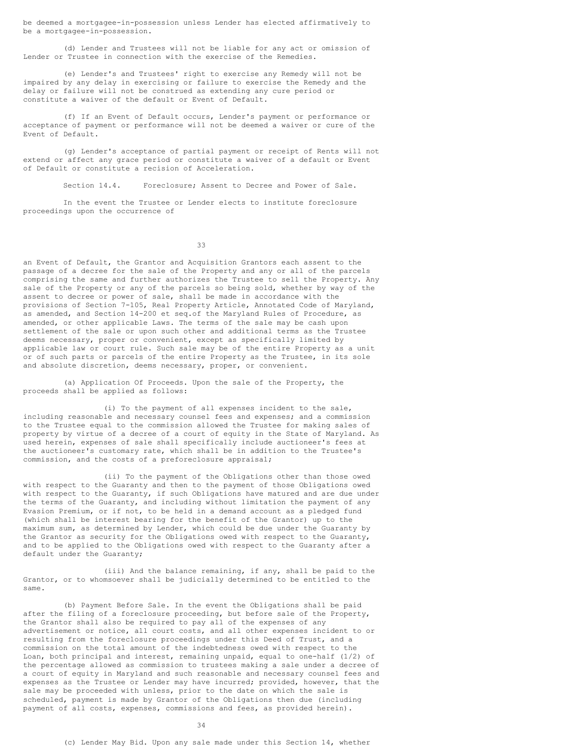be deemed a mortgagee-in-possession unless Lender has elected affirmatively to be a mortgagee-in-possession.

(d) Lender and Trustees will not be liable for any act or omission of Lender or Trustee in connection with the exercise of the Remedies.

(e) Lender's and Trustees' right to exercise any Remedy will not be impaired by any delay in exercising or failure to exercise the Remedy and the delay or failure will not be construed as extending any cure period or constitute a waiver of the default or Event of Default.

(f) If an Event of Default occurs, Lender's payment or performance or acceptance of payment or performance will not be deemed a waiver or cure of the Event of Default.

(g) Lender's acceptance of partial payment or receipt of Rents will not extend or affect any grace period or constitute a waiver of a default or Event of Default or constitute a recision of Acceleration.

Section 14.4. Foreclosure; Assent to Decree and Power of Sale.

In the event the Trustee or Lender elects to institute foreclosure proceedings upon the occurrence of an Event of Default, the Grantor and Acquisition Grantors each assent to the passage of a decree for the sale of the Property and any or all of the parcels comprising the same and further authorizes the Trustee to sell the Property. Any sale of the Property or any of the parcels so being sold, whether by way of the assent to decree or power of sale, shall be made in accordance with the provisions of Section 7-105, Real Property Article, Annotated Code of Maryland, as amended, and Section 14-200 et seq.of the Maryland Rules of Procedure, as amended, or other applicable Laws. The terms of the sale may be cash upon settlement of the sale or upon such other and additional terms as the Trustee deems necessary, proper or convenient, except as specifically limited by applicable law or court rule. Such sale may be of the entire Property as a unit or of such parts or parcels of the entire Property as the Trustee, in its sole and absolute discretion, deems necessary, proper, or convenient.

(a) Application Of Proceeds. Upon the sale of the Property, the proceeds shall be applied as follows:

(i) To the payment of all expenses incident to the sale, including reasonable and necessary counsel fees and expenses; and a commission to the Trustee equal to the commission allowed the Trustee for making sales of property by virtue of a decree of a court of equity in the State of Maryland. As used herein, expenses of sale shall specifically include auctioneer's fees at the auctioneer's customary rate, which shall be in addition to the Trustee's commission, and the costs of a preforeclosure appraisal;

(ii) To the payment of the Obligations other than those owed with respect to the Guaranty and then to the payment of those Obligations owed with respect to the Guaranty, if such Obligations have matured and are due under the terms of the Guaranty, and including without limitation the payment of any Evasion Premium, or if not, to be held in a demand account as a pledged fund (which shall be interest bearing for the benefit of the Grantor) up to the maximum sum, as determined by Lender, which could be due under the Guaranty by the Grantor as security for the Obligations owed with respect to the Guaranty, and to be applied to the Obligations owed with respect to the Guaranty after a default under the Guaranty;

(iii) And the balance remaining, if any, shall be paid to the Grantor, or to whomsoever shall be judicially determined to be entitled to the same.

(b) Payment Before Sale. In the event the Obligations shall be paid after the filing of a foreclosure proceeding, but before sale of the Property, the Grantor shall also be required to pay all of the expenses of any advertisement or notice, all court costs, and all other expenses incident to or resulting from the foreclosure proceedings under this Deed of Trust, and a commission on the total amount of the indebtedness owed with respect to the Loan, both principal and interest, remaining unpaid, equal to one-half (1/2) of the percentage allowed as commission to trustees making a sale under a decree of a court of equity in Maryland and such reasonable and necessary counsel fees and expenses as the Trustee or Lender may have incurred; provided, however, that the sale may be proceeded with unless, prior to the date on which the sale is scheduled, payment is made by Grantor of the Obligations then due (including payment of all costs, expenses, commissions and fees, as provided herein).

(c) Lender May Bid. Upon any sale made under this Section 14, whether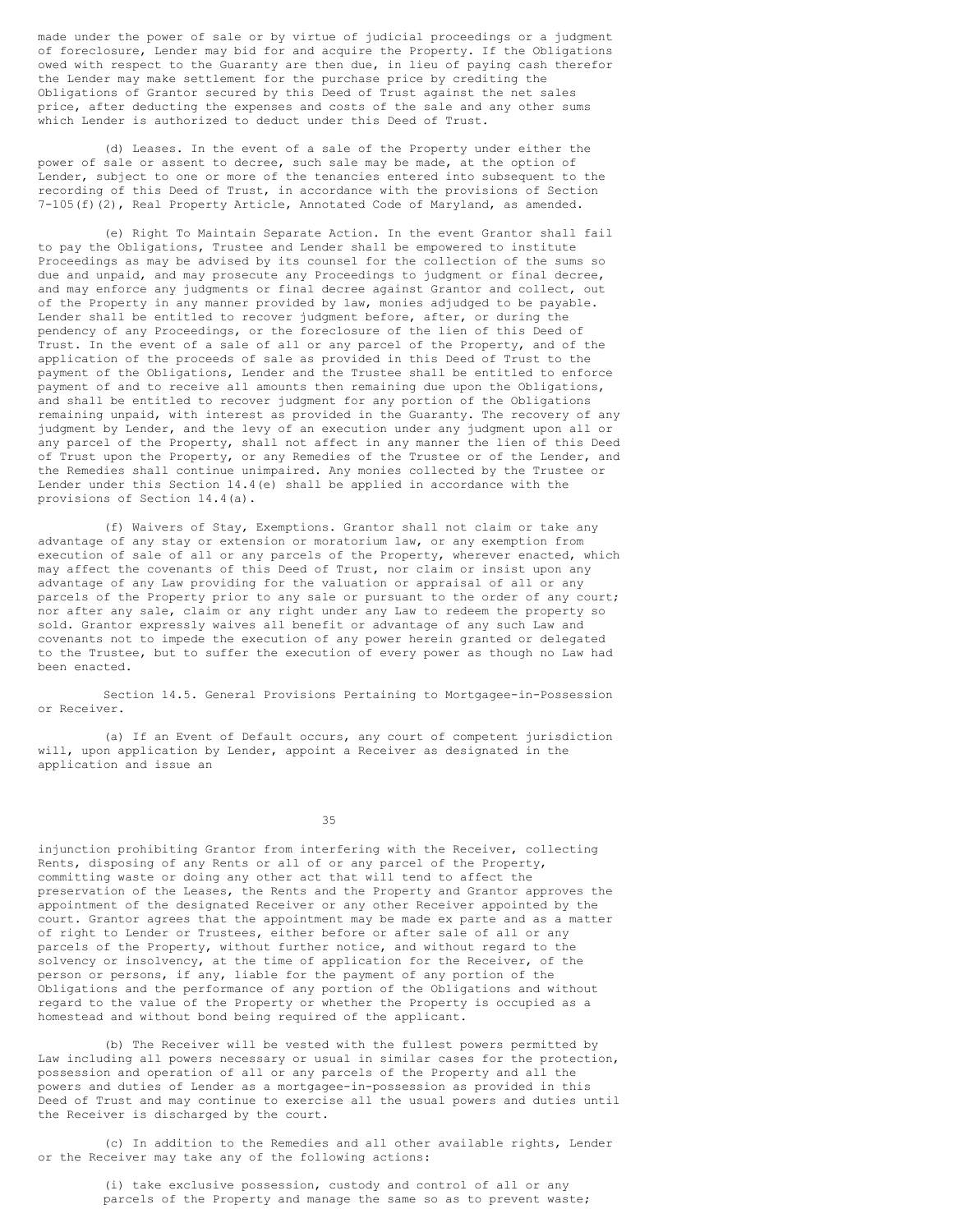made under the power of sale or by virtue of judicial proceedings or a judgment of foreclosure, Lender may bid for and acquire the Property. If the Obligations owed with respect to the Guaranty are then due, in lieu of paying cash therefor the Lender may make settlement for the purchase price by crediting the Obligations of Grantor secured by this Deed of Trust against the net sales price, after deducting the expenses and costs of the sale and any other sums which Lender is authorized to deduct under this Deed of Trust.

(d) Leases. In the event of a sale of the Property under either the power of sale or assent to decree, such sale may be made, at the option of Lender, subject to one or more of the tenancies entered into subsequent to the recording of this Deed of Trust, in accordance with the provisions of Section 7-105(f)(2), Real Property Article, Annotated Code of Maryland, as amended.

(e) Right To Maintain Separate Action. In the event Grantor shall fail to pay the Obligations, Trustee and Lender shall be empowered to institute Proceedings as may be advised by its counsel for the collection of the sums so due and unpaid, and may prosecute any Proceedings to judgment or final decree, and may enforce any judgments or final decree against Grantor and collect, out of the Property in any manner provided by law, monies adjudged to be payable. Lender shall be entitled to recover judgment before, after, or during the pendency of any Proceedings, or the foreclosure of the lien of this Deed of Trust. In the event of a sale of all or any parcel of the Property, and of the application of the proceeds of sale as provided in this Deed of Trust to the payment of the Obligations, Lender and the Trustee shall be entitled to enforce payment of and to receive all amounts then remaining due upon the Obligations, and shall be entitled to recover judgment for any portion of the Obligations remaining unpaid, with interest as provided in the Guaranty. The recovery of any judgment by Lender, and the levy of an execution under any judgment upon all or any parcel of the Property, shall not affect in any manner the lien of this Deed of Trust upon the Property, or any Remedies of the Trustee or of the Lender, and the Remedies shall continue unimpaired. Any monies collected by the Trustee or Lender under this Section 14.4(e) shall be applied in accordance with the provisions of Section 14.4(a).

(f) Waivers of Stay, Exemptions. Grantor shall not claim or take any advantage of any stay or extension or moratorium law, or any exemption from execution of sale of all or any parcels of the Property, wherever enacted, which may affect the covenants of this Deed of Trust, nor claim or insist upon any advantage of any Law providing for the valuation or appraisal of all or any parcels of the Property prior to any sale or pursuant to the order of any court; nor after any sale, claim or any right under any Law to redeem the property so sold. Grantor expressly waives all benefit or advantage of any such Law and covenants not to impede the execution of any power herein granted or delegated to the Trustee, but to suffer the execution of every power as though no Law had been enacted.

Section 14.5. General Provisions Pertaining to Mortgagee-in-Possession or Receiver.

(a) If an Event of Default occurs, any court of competent jurisdiction will, upon application by Lender, appoint a Receiver as designated in the application and issue an injunction prohibiting Grantor from interfering with the Receiver, collecting Rents, disposing of any Rents or all of or any parcel of the Property, committing waste or doing any other act that will tend to affect the preservation of the Leases, the Rents and the Property and Grantor approves the appointment of the designated Receiver or any other Receiver appointed by the court. Grantor agrees that the appointment may be made ex parte and as a matter of right to Lender or Trustees, either before or after sale of all or any parcels of the Property, without further notice, and without regard to the solvency or insolvency, at the time of application for the Receiver, of the person or persons, if any, liable for the payment of any portion of the Obligations and the performance of any portion of the Obligations and without regard to the value of the Property or whether the Property is occupied as a homestead and without bond being required of the applicant.

(b) The Receiver will be vested with the fullest powers permitted by Law including all powers necessary or usual in similar cases for the protection, possession and operation of all or any parcels of the Property and all the powers and duties of Lender as a mortgagee-in-possession as provided in this Deed of Trust and may continue to exercise all the usual powers and duties until the Receiver is discharged by the court.

(c) In addition to the Remedies and all other available rights, Lender or the Receiver may take any of the following actions:

(i) take exclusive possession, custody and control of all or any parcels of the Property and manage the same so as to prevent waste;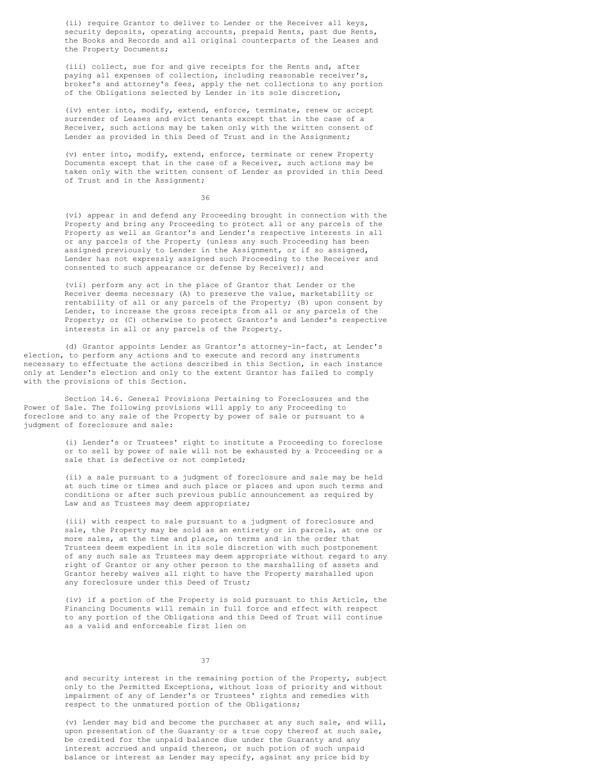(ii) require Grantor to deliver to Lender or the Receiver all keys, security deposits, operating accounts, prepaid Rents, past due Rents, the Books and Records and all original counterparts of the Leases and the Property Documents;

(iii) collect, sue for and give receipts for the Rents and, after paying all expenses of collection, including reasonable receiver's, broker's and attorney's fees, apply the net collections to any portion of the Obligations selected by Lender in its sole discretion,

(iv) enter into, modify, extend, enforce, terminate, renew or accept surrender of Leases and evict tenants except that in the case of a Receiver, such actions may be taken only with the written consent of Lender as provided in this Deed of Trust and in the Assignment;

(v) enter into, modify, extend, enforce, terminate or renew Property Documents except that in the case of a Receiver, such actions may be taken only with the written consent of Lender as provided in this Deed of Trust and in the Assignment;

(vi) appear in and defend any Proceeding brought in connection with the Property and bring any Proceeding to protect all or any parcels of the Property as well as Grantor's and Lender's respective interests in all or any parcels of the Property (unless any such Proceeding has been assigned previously to Lender in the Assignment, or if so assigned, Lender has not expressly assigned such Proceeding to the Receiver and consented to such appearance or defense by Receiver); and

(vii) perform any act in the place of Grantor that Lender or the Receiver deems necessary (A) to preserve the value, marketability or rentability of all or any parcels of the Property; (B) upon consent by Lender, to increase the gross receipts from all or any parcels of the Property; or (C) otherwise to protect Grantor's and Lender's respective interests in all or any parcels of the Property.

(d) Grantor appoints Lender as Grantor's attorney-in-fact, at Lender's election, to perform any actions and to execute and record any instruments necessary to effectuate the actions described in this Section, in each instance only at Lender's election and only to the extent Grantor has failed to comply with the provisions of this Section.

Section 14.6. General Provisions Pertaining to Foreclosures and the Power of Sale. The following provisions will apply to any Proceeding to foreclose and to any sale of the Property by power of sale or pursuant to a judgment of foreclosure and sale:

(i) Lender's or Trustees' right to institute a Proceeding to foreclose or to sell by power of sale will not be exhausted by a Proceeding or a sale that is defective or not completed;

(ii) a sale pursuant to a judgment of foreclosure and sale may be held at such time or times and such place or places and upon such terms and conditions or after such previous public announcement as required by Law and as Trustees may deem appropriate;

(iii) with respect to sale pursuant to a judgment of foreclosure and sale, the Property may be sold as an entirety or in parcels, at one or more sales, at the time and place, on terms and in the order that Trustees deem expedient in its sole discretion with such postponement of any such sale as Trustees may deem appropriate without regard to any right of Grantor or any other person to the marshalling of assets and Grantor hereby waives all right to have the Property marshalled upon any foreclosure under this Deed of Trust;

(iv) if a portion of the Property is sold pursuant to this Article, the Financing Documents will remain in full force and effect with respect to any portion of the Obligations and this Deed of Trust will continue as a valid and enforceable first lien on and security interest in the remaining portion of the Property, subject only to the Permitted Exceptions, without loss of priority and without impairment of any of Lender's or Trustees' rights and remedies with respect to the unmatured portion of the Obligations;

(v) Lender may bid and become the purchaser at any such sale, and will, upon presentation of the Guaranty or a true copy thereof at such sale, be credited for the unpaid balance due under the Guaranty and any interest accrued and unpaid thereon, or such potion of such unpaid balance or interest as Lender may specify, against any price bid by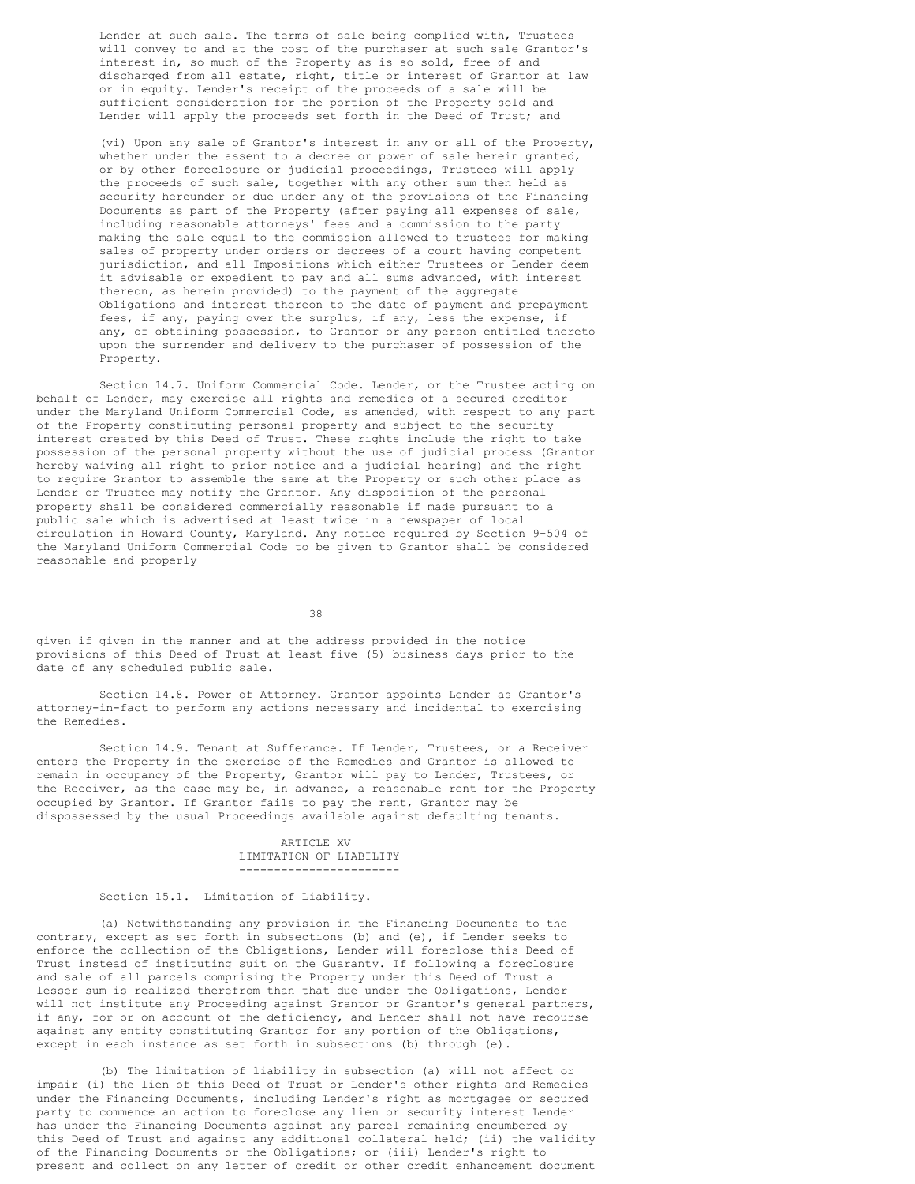Lender at such sale. The terms of sale being complied with, Trustees will convey to and at the cost of the purchaser at such sale Grantor's interest in, so much of the Property as is so sold, free of and discharged from all estate, right, title or interest of Grantor at law or in equity. Lender's receipt of the proceeds of a sale will be sufficient consideration for the portion of the Property sold and Lender will apply the proceeds set forth in the Deed of Trust; and

(vi) Upon any sale of Grantor's interest in any or all of the Property, whether under the assent to a decree or power of sale herein granted, or by other foreclosure or judicial proceedings, Trustees will apply the proceeds of such sale, together with any other sum then held as security hereunder or due under any of the provisions of the Financing Documents as part of the Property (after paying all expenses of sale, including reasonable attorneys' fees and a commission to the party making the sale equal to the commission allowed to trustees for making sales of property under orders or decrees of a court having competent jurisdiction, and all Impositions which either Trustees or Lender deem it advisable or expedient to pay and all sums advanced, with interest thereon, as herein provided) to the payment of the aggregate Obligations and interest thereon to the date of payment and prepayment fees, if any, paying over the surplus, if any, less the expense, if any, of obtaining possession, to Grantor or any person entitled thereto upon the surrender and delivery to the purchaser of possession of the Property.

Section 14.7. Uniform Commercial Code. Lender, or the Trustee acting on behalf of Lender, may exercise all rights and remedies of a secured creditor under the Maryland Uniform Commercial Code, as amended, with respect to any part of the Property constituting personal property and subject to the security interest created by this Deed of Trust. These rights include the right to take possession of the personal property without the use of judicial process (Grantor hereby waiving all right to prior notice and a judicial hearing) and the right to require Grantor to assemble the same at the Property or such other place as Lender or Trustee may notify the Grantor. Any disposition of the personal property shall be considered commercially reasonable if made pursuant to a public sale which is advertised at least twice in a newspaper of local circulation in Howard County, Maryland. Any notice required by Section 9-504 of the Maryland Uniform Commercial Code to be given to Grantor shall be considered reasonable and properly given if given in the manner and at the address provided in the notice provisions of this Deed of Trust at least five (5) business days prior to the date of any scheduled public sale.

Section 14.8. Power of Attorney. Grantor appoints Lender as Grantor's attorney-in-fact to perform any actions necessary and incidental to exercising the Remedies.

Section 14.9. Tenant at Sufferance. If Lender, Trustees, or a Receiver enters the Property in the exercise of the Remedies and Grantor is allowed to remain in occupancy of the Property, Grantor will pay to Lender, Trustees, or the Receiver, as the case may be, in advance, a reasonable rent for the Property occupied by Grantor. If Grantor fails to pay the rent, Grantor may be dispossessed by the usual Proceedings available against defaulting tenants.

## ARTICLE XV
## LIMITATION OF LIABILITY

Section 15.1. Limitation of Liability.

(a) Notwithstanding any provision in the Financing Documents to the contrary, except as set forth in subsections (b) and (e), if Lender seeks to enforce the collection of the Obligations, Lender will foreclose this Deed of Trust instead of instituting suit on the Guaranty. If following a foreclosure and sale of all parcels comprising the Property under this Deed of Trust a lesser sum is realized therefrom than that due under the Obligations, Lender will not institute any Proceeding against Grantor or Grantor's general partners, if any, for or on account of the deficiency, and Lender shall not have recourse against any entity constituting Grantor for any portion of the Obligations, except in each instance as set forth in subsections (b) through (e).

(b) The limitation of liability in subsection (a) will not affect or impair (i) the lien of this Deed of Trust or Lender's other rights and Remedies under the Financing Documents, including Lender's right as mortgagee or secured party to commence an action to foreclose any lien or security interest Lender has under the Financing Documents against any parcel remaining encumbered by this Deed of Trust and against any additional collateral held; (ii) the validity of the Financing Documents or the Obligations; or (iii) Lender's right to present and collect on any letter of credit or other credit enhancement document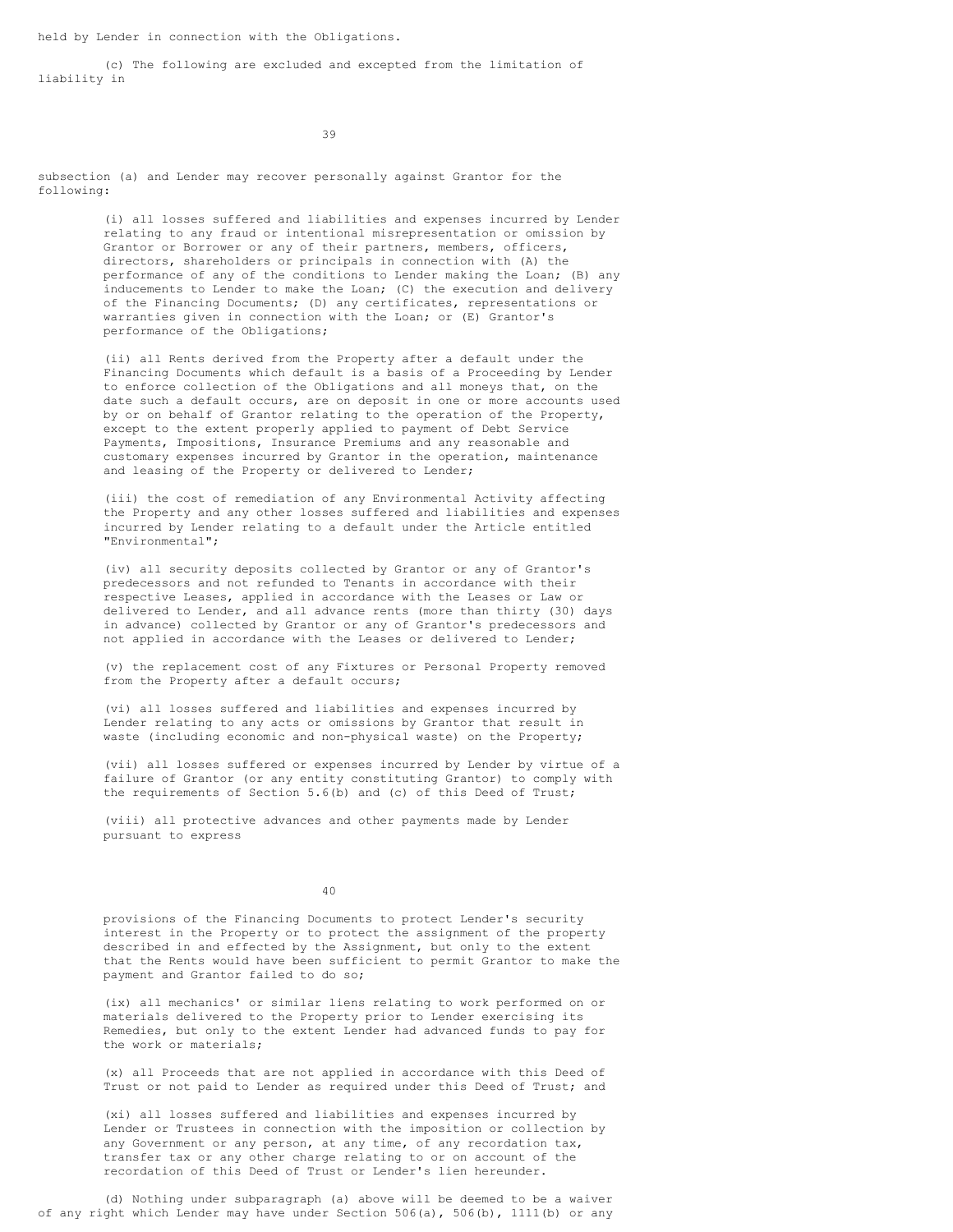held by Lender in connection with the Obligations.

(c) The following are excluded and excepted from the limitation of liability in subsection (a) and Lender may recover personally against Grantor for the following:

(i) all losses suffered and liabilities and expenses incurred by Lender relating to any fraud or intentional misrepresentation or omission by Grantor or Borrower or any of their partners, members, officers, directors, shareholders or principals in connection with (A) the performance of any of the conditions to Lender making the Loan; (B) any inducements to Lender to make the Loan; (C) the execution and delivery of the Financing Documents; (D) any certificates, representations or warranties given in connection with the Loan; or (E) Grantor's performance of the Obligations;

(ii) all Rents derived from the Property after a default under the Financing Documents which default is a basis of a Proceeding by Lender to enforce collection of the Obligations and all moneys that, on the date such a default occurs, are on deposit in one or more accounts used by or on behalf of Grantor relating to the operation of the Property, except to the extent properly applied to payment of Debt Service Payments, Impositions, Insurance Premiums and any reasonable and customary expenses incurred by Grantor in the operation, maintenance and leasing of the Property or delivered to Lender;

(iii) the cost of remediation of any Environmental Activity affecting the Property and any other losses suffered and liabilities and expenses incurred by Lender relating to a default under the Article entitled "Environmental";

(iv) all security deposits collected by Grantor or any of Grantor's predecessors and not refunded to Tenants in accordance with their respective Leases, applied in accordance with the Leases or Law or delivered to Lender, and all advance rents (more than thirty (30) days in advance) collected by Grantor or any of Grantor's predecessors and not applied in accordance with the Leases or delivered to Lender;

(v) the replacement cost of any Fixtures or Personal Property removed from the Property after a default occurs;

(vi) all losses suffered and liabilities and expenses incurred by Lender relating to any acts or omissions by Grantor that result in waste (including economic and non-physical waste) on the Property;

(vii) all losses suffered or expenses incurred by Lender by virtue of a failure of Grantor (or any entity constituting Grantor) to comply with the requirements of Section 5.6(b) and (c) of this Deed of Trust;

(viii) all protective advances and other payments made by Lender pursuant to express provisions of the Financing Documents to protect Lender's security interest in the Property or to protect the assignment of the property described in and effected by the Assignment, but only to the extent that the Rents would have been sufficient to permit Grantor to make the payment and Grantor failed to do so;

(ix) all mechanics' or similar liens relating to work performed on or materials delivered to the Property prior to Lender exercising its Remedies, but only to the extent Lender had advanced funds to pay for the work or materials;

(x) all Proceeds that are not applied in accordance with this Deed of Trust or not paid to Lender as required under this Deed of Trust; and

(xi) all losses suffered and liabilities and expenses incurred by Lender or Trustees in connection with the imposition or collection by any Government or any person, at any time, of any recordation tax, transfer tax or any other charge relating to or on account of the recordation of this Deed of Trust or Lender's lien hereunder.

(d) Nothing under subparagraph (a) above will be deemed to be a waiver of any right which Lender may have under Section 506(a), 506(b), 1111(b) or any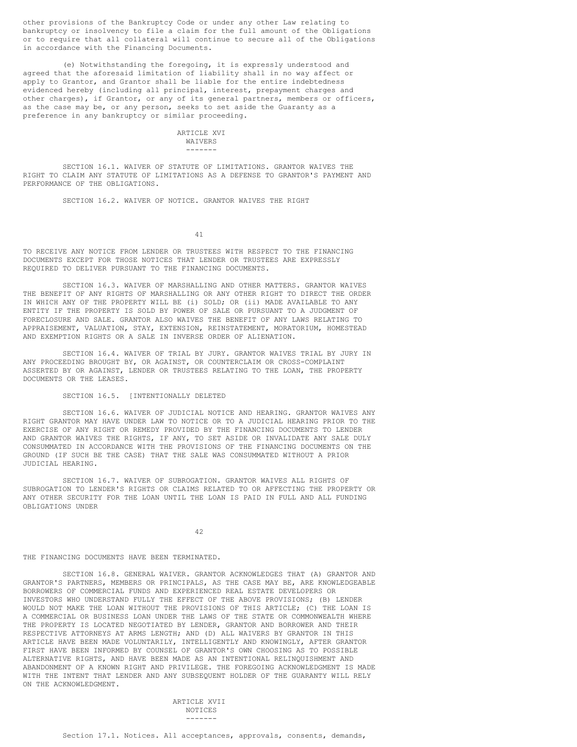other provisions of the Bankruptcy Code or under any other Law relating to bankruptcy or insolvency to file a claim for the full amount of the Obligations or to require that all collateral will continue to secure all of the Obligations in accordance with the Financing Documents.

(e) Notwithstanding the foregoing, it is expressly understood and agreed that the aforesaid limitation of liability shall in no way affect or apply to Grantor, and Grantor shall be liable for the entire indebtedness evidenced hereby (including all principal, interest, prepayment charges and other charges), if Grantor, or any of its general partners, members or officers, as the case may be, or any person, seeks to set aside the Guaranty as a preference in any bankruptcy or similar proceeding.

## ARTICLE XVI
## WAIVERS

SECTION 16.1. WAIVER OF STATUTE OF LIMITATIONS. GRANTOR WAIVES THE RIGHT TO CLAIM ANY STATUTE OF LIMITATIONS AS A DEFENSE TO GRANTOR'S PAYMENT AND PERFORMANCE OF THE OBLIGATIONS.

SECTION 16.2. WAIVER OF NOTICE. GRANTOR WAIVES THE RIGHT TO RECEIVE ANY NOTICE FROM LENDER OR TRUSTEES WITH RESPECT TO THE FINANCING DOCUMENTS EXCEPT FOR THOSE NOTICES THAT LENDER OR TRUSTEES ARE EXPRESSLY REQUIRED TO DELIVER PURSUANT TO THE FINANCING DOCUMENTS.

SECTION 16.3. WAIVER OF MARSHALLING AND OTHER MATTERS. GRANTOR WAIVES THE BENEFIT OF ANY RIGHTS OF MARSHALLING OR ANY OTHER RIGHT TO DIRECT THE ORDER IN WHICH ANY OF THE PROPERTY WILL BE (i) SOLD; OR (ii) MADE AVAILABLE TO ANY ENTITY IF THE PROPERTY IS SOLD BY POWER OF SALE OR PURSUANT TO A JUDGMENT OF FORECLOSURE AND SALE. GRANTOR ALSO WAIVES THE BENEFIT OF ANY LAWS RELATING TO APPRAISEMENT, VALUATION, STAY, EXTENSION, REINSTATEMENT, MORATORIUM, HOMESTEAD AND EXEMPTION RIGHTS OR A SALE IN INVERSE ORDER OF ALIENATION.

SECTION 16.4. WAIVER OF TRIAL BY JURY. GRANTOR WAIVES TRIAL BY JURY IN ANY PROCEEDING BROUGHT BY, OR AGAINST, OR COUNTERCLAIM OR CROSS-COMPLAINT ASSERTED BY OR AGAINST, LENDER OR TRUSTEES RELATING TO THE LOAN, THE PROPERTY DOCUMENTS OR THE LEASES.

SECTION 16.5. [INTENTIONALLY DELETED

SECTION 16.6. WAIVER OF JUDICIAL NOTICE AND HEARING. GRANTOR WAIVES ANY RIGHT GRANTOR MAY HAVE UNDER LAW TO NOTICE OR TO A JUDICIAL HEARING PRIOR TO THE EXERCISE OF ANY RIGHT OR REMEDY PROVIDED BY THE FINANCING DOCUMENTS TO LENDER AND GRANTOR WAIVES THE RIGHTS, IF ANY, TO SET ASIDE OR INVALIDATE ANY SALE DULY CONSUMMATED IN ACCORDANCE WITH THE PROVISIONS OF THE FINANCING DOCUMENTS ON THE GROUND (IF SUCH BE THE CASE) THAT THE SALE WAS CONSUMMATED WITHOUT A PRIOR JUDICIAL HEARING.

SECTION 16.7. WAIVER OF SUBROGATION. GRANTOR WAIVES ALL RIGHTS OF SUBROGATION TO LENDER'S RIGHTS OR CLAIMS RELATED TO OR AFFECTING THE PROPERTY OR ANY OTHER SECURITY FOR THE LOAN UNTIL THE LOAN IS PAID IN FULL AND ALL FUNDING OBLIGATIONS UNDER THE FINANCING DOCUMENTS HAVE BEEN TERMINATED.

SECTION 16.8. GENERAL WAIVER. GRANTOR ACKNOWLEDGES THAT (A) GRANTOR AND GRANTOR'S PARTNERS, MEMBERS OR PRINCIPALS, AS THE CASE MAY BE, ARE KNOWLEDGEABLE BORROWERS OF COMMERCIAL FUNDS AND EXPERIENCED REAL ESTATE DEVELOPERS OR INVESTORS WHO UNDERSTAND FULLY THE EFFECT OF THE ABOVE PROVISIONS; (B) LENDER WOULD NOT MAKE THE LOAN WITHOUT THE PROVISIONS OF THIS ARTICLE; (C) THE LOAN IS A COMMERCIAL OR BUSINESS LOAN UNDER THE LAWS OF THE STATE OR COMMONWEALTH WHERE THE PROPERTY IS LOCATED NEGOTIATED BY LENDER, GRANTOR AND BORROWER AND THEIR RESPECTIVE ATTORNEYS AT ARMS LENGTH; AND (D) ALL WAIVERS BY GRANTOR IN THIS ARTICLE HAVE BEEN MADE VOLUNTARILY, INTELLIGENTLY AND KNOWINGLY, AFTER GRANTOR FIRST HAVE BEEN INFORMED BY COUNSEL OF GRANTOR'S OWN CHOOSING AS TO POSSIBLE ALTERNATIVE RIGHTS, AND HAVE BEEN MADE AS AN INTENTIONAL RELINQUISHMENT AND ABANDONMENT OF A KNOWN RIGHT AND PRIVILEGE. THE FOREGOING ACKNOWLEDGMENT IS MADE WITH THE INTENT THAT LENDER AND ANY SUBSEQUENT HOLDER OF THE GUARANTY WILL RELY ON THE ACKNOWLEDGMENT.

## ARTICLE XVII
## NOTICES

Section 17.1. Notices. All acceptances, approvals, consents, demands,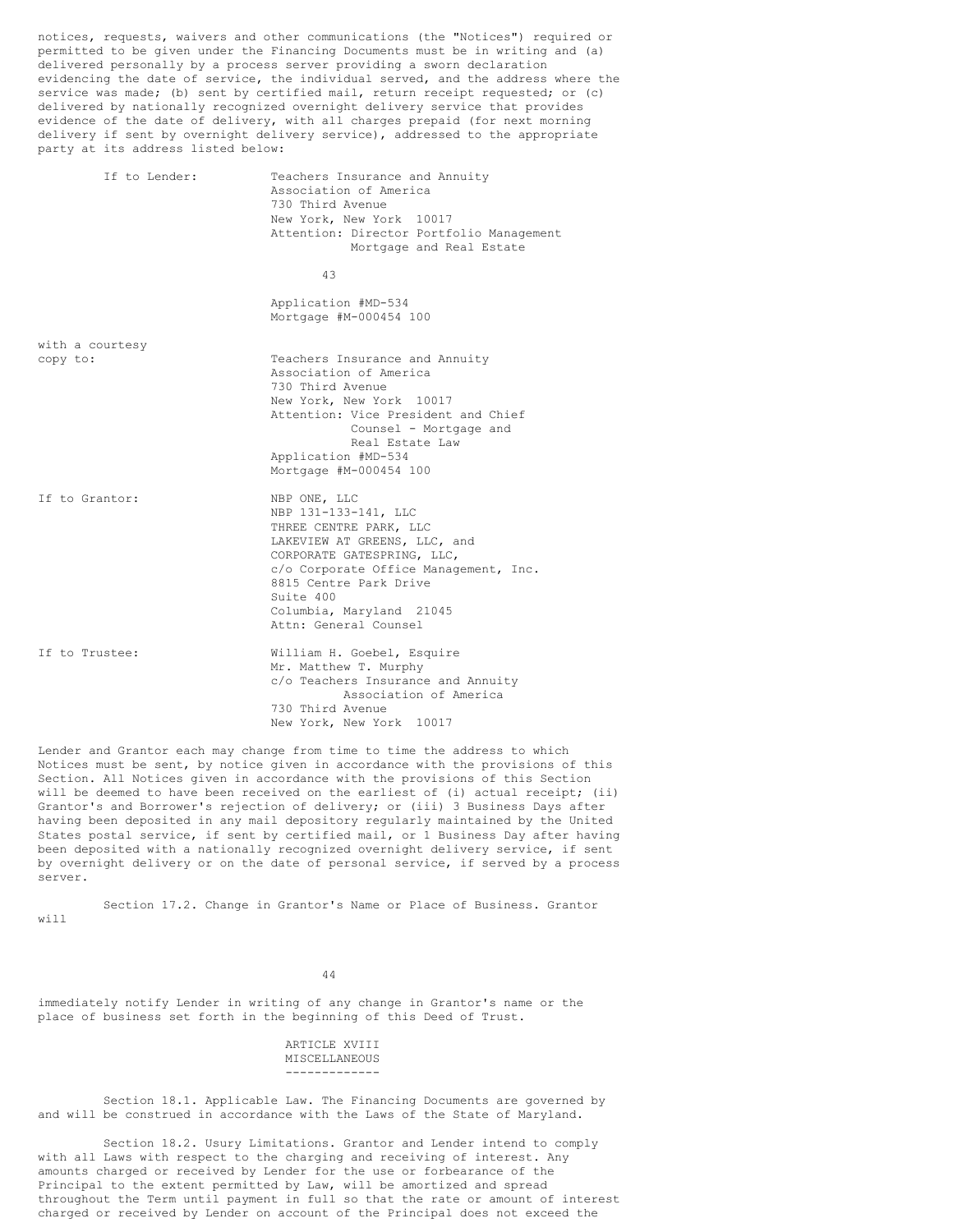notices, requests, waivers and other communications (the "Notices") required or permitted to be given under the Financing Documents must be in writing and (a) delivered personally by a process server providing a sworn declaration evidencing the date of service, the individual served, and the address where the service was made; (b) sent by certified mail, return receipt requested; or (c) delivered by nationally recognized overnight delivery service that provides evidence of the date of delivery, with all charges prepaid (for next morning delivery if sent by overnight delivery service), addressed to the appropriate party at its address listed below:

| | |
|---|---|
| If to Lender: | Teachers Insurance and Annuity Association of America<br>730 Third Avenue<br>New York, New York 10017<br>Attention: Director Portfolio Management Mortgage and Real Estate<br>Application #MD-534<br>Mortgage #M-000454 100 |
| with a courtesy copy to: | Teachers Insurance and Annuity Association of America<br>730 Third Avenue<br>New York, New York 10017<br>Attention: Vice President and Chief Counsel - Mortgage and Real Estate Law<br>Application #MD-534<br>Mortgage #M-000454 100 |
| If to Grantor: | NBP ONE, LLC<br>NBP 131-133-141, LLC<br>THREE CENTRE PARK, LLC<br>LAKEVIEW AT GREENS, LLC, and<br>CORPORATE GATESPRING, LLC,<br>c/o Corporate Office Management, Inc.<br>8815 Centre Park Drive<br>Suite 400<br>Columbia, Maryland 21045<br>Attn: General Counsel |
| If to Trustee: | William H. Goebel, Esquire<br>Mr. Matthew T. Murphy<br>c/o Teachers Insurance and Annuity Association of America<br>730 Third Avenue<br>New York, New York 10017 |

Lender and Grantor each may change from time to time the address to which Notices must be sent, by notice given in accordance with the provisions of this Section. All Notices given in accordance with the provisions of this Section will be deemed to have been received on the earliest of (i) actual receipt; (ii) Grantor's and Borrower's rejection of delivery; or (iii) 3 Business Days after having been deposited in any mail depository regularly maintained by the United States postal service, if sent by certified mail, or 1 Business Day after having been deposited with a nationally recognized overnight delivery service, if sent by overnight delivery or on the date of personal service, if served by a process server.

Section 17.2. Change in Grantor's Name or Place of Business. Grantor will immediately notify Lender in writing of any change in Grantor's name or the place of business set forth in the beginning of this Deed of Trust.

## ARTICLE XVIII
## MISCELLANEOUS

Section 18.1. Applicable Law. The Financing Documents are governed by and will be construed in accordance with the Laws of the State of Maryland.

Section 18.2. Usury Limitations. Grantor and Lender intend to comply with all Laws with respect to the charging and receiving of interest. Any amounts charged or received by Lender for the use or forbearance of the Principal to the extent permitted by Law, will be amortized and spread throughout the Term until payment in full so that the rate or amount of interest charged or received by Lender on account of the Principal does not exceed the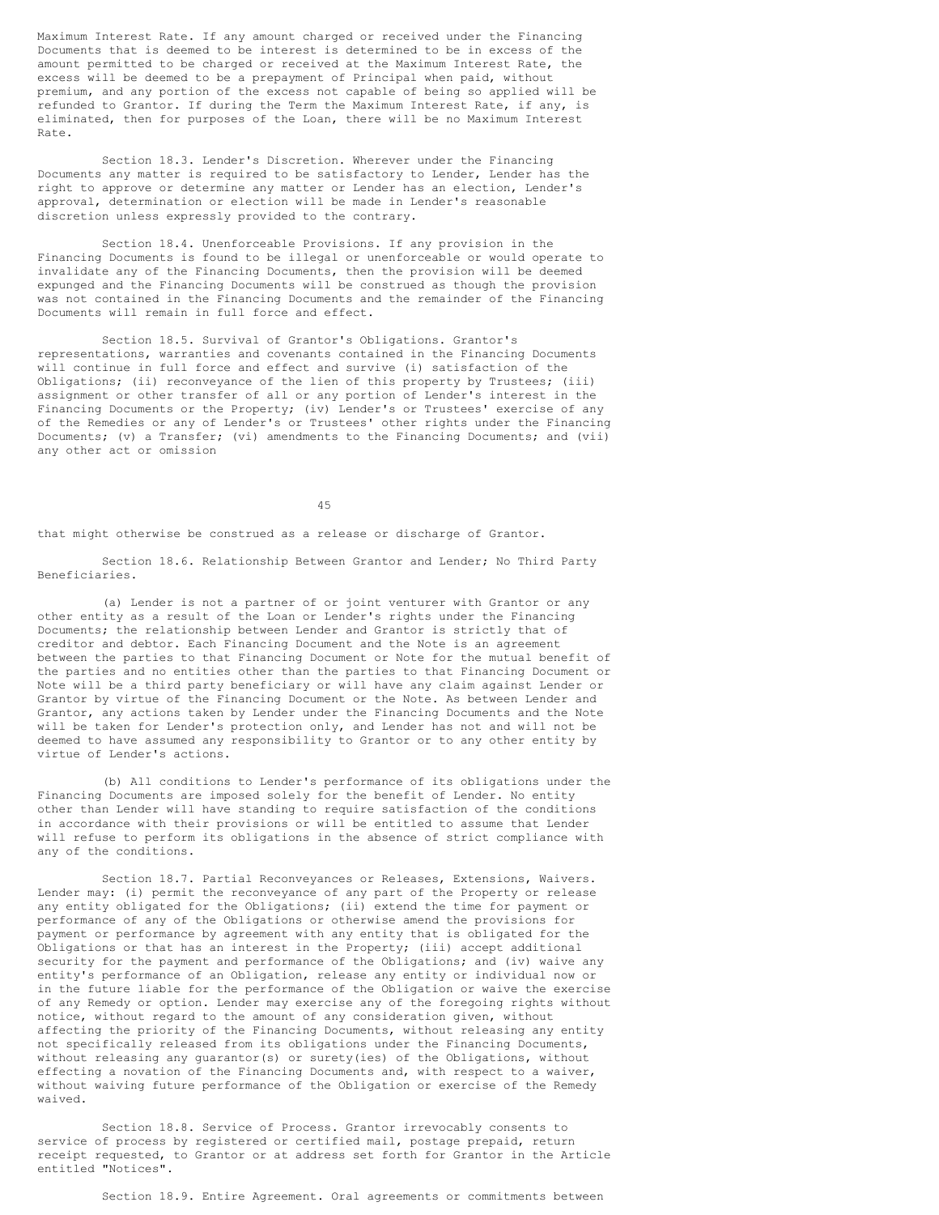Maximum Interest Rate. If any amount charged or received under the Financing Documents that is deemed to be interest is determined to be in excess of the amount permitted to be charged or received at the Maximum Interest Rate, the excess will be deemed to be a prepayment of Principal when paid, without premium, and any portion of the excess not capable of being so applied will be refunded to Grantor. If during the Term the Maximum Interest Rate, if any, is eliminated, then for purposes of the Loan, there will be no Maximum Interest Rate.

Section 18.3. Lender's Discretion. Wherever under the Financing Documents any matter is required to be satisfactory to Lender, Lender has the right to approve or determine any matter or Lender has an election, Lender's approval, determination or election will be made in Lender's reasonable discretion unless expressly provided to the contrary.

Section 18.4. Unenforceable Provisions. If any provision in the Financing Documents is found to be illegal or unenforceable or would operate to invalidate any of the Financing Documents, then the provision will be deemed expunged and the Financing Documents will be construed as though the provision was not contained in the Financing Documents and the remainder of the Financing Documents will remain in full force and effect.

Section 18.5. Survival of Grantor's Obligations. Grantor's representations, warranties and covenants contained in the Financing Documents will continue in full force and effect and survive (i) satisfaction of the Obligations; (ii) reconveyance of the lien of this property by Trustees; (iii) assignment or other transfer of all or any portion of Lender's interest in the Financing Documents or the Property; (iv) Lender's or Trustees' exercise of any of the Remedies or any of Lender's or Trustees' other rights under the Financing Documents; (v) a Transfer; (vi) amendments to the Financing Documents; and (vii) any other act or omission that might otherwise be construed as a release or discharge of Grantor.

Section 18.6. Relationship Between Grantor and Lender; No Third Party Beneficiaries.

(a) Lender is not a partner of or joint venturer with Grantor or any other entity as a result of the Loan or Lender's rights under the Financing Documents; the relationship between Lender and Grantor is strictly that of creditor and debtor. Each Financing Document and the Note is an agreement between the parties to that Financing Document or Note for the mutual benefit of the parties and no entities other than the parties to that Financing Document or Note will be a third party beneficiary or will have any claim against Lender or Grantor by virtue of the Financing Document or the Note. As between Lender and Grantor, any actions taken by Lender under the Financing Documents and the Note will be taken for Lender's protection only, and Lender has not and will not be deemed to have assumed any responsibility to Grantor or to any other entity by virtue of Lender's actions.

(b) All conditions to Lender's performance of its obligations under the Financing Documents are imposed solely for the benefit of Lender. No entity other than Lender will have standing to require satisfaction of the conditions in accordance with their provisions or will be entitled to assume that Lender will refuse to perform its obligations in the absence of strict compliance with any of the conditions.

Section 18.7. Partial Reconveyances or Releases, Extensions, Waivers. Lender may: (i) permit the reconveyance of any part of the Property or release any entity obligated for the Obligations; (ii) extend the time for payment or performance of any of the Obligations or otherwise amend the provisions for payment or performance by agreement with any entity that is obligated for the Obligations or that has an interest in the Property; (iii) accept additional security for the payment and performance of the Obligations; and (iv) waive any entity's performance of an Obligation, release any entity or individual now or in the future liable for the performance of the Obligation or waive the exercise of any Remedy or option. Lender may exercise any of the foregoing rights without notice, without regard to the amount of any consideration given, without affecting the priority of the Financing Documents, without releasing any entity not specifically released from its obligations under the Financing Documents, without releasing any guarantor(s) or surety(ies) of the Obligations, without effecting a novation of the Financing Documents and, with respect to a waiver, without waiving future performance of the Obligation or exercise of the Remedy waived.

Section 18.8. Service of Process. Grantor irrevocably consents to service of process by registered or certified mail, postage prepaid, return receipt requested, to Grantor or at address set forth for Grantor in the Article entitled "Notices".

Section 18.9. Entire Agreement. Oral agreements or commitments between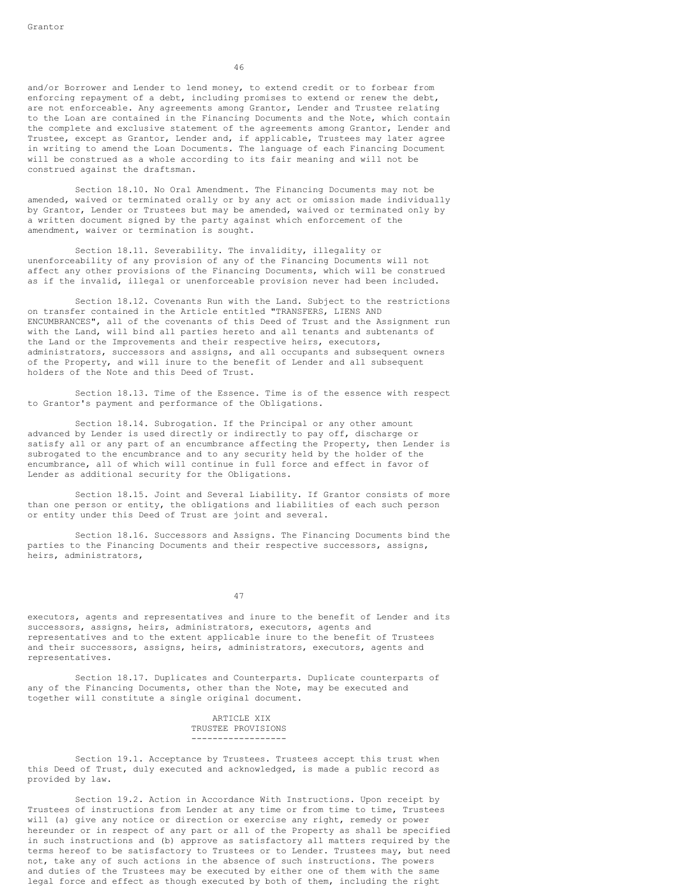and/or Borrower and Lender to lend money, to extend credit or to forbear from enforcing repayment of a debt, including promises to extend or renew the debt, are not enforceable. Any agreements among Grantor, Lender and Trustee relating to the Loan are contained in the Financing Documents and the Note, which contain the complete and exclusive statement of the agreements among Grantor, Lender and Trustee, except as Grantor, Lender and, if applicable, Trustees may later agree in writing to amend the Loan Documents. The language of each Financing Document will be construed as a whole according to its fair meaning and will not be construed against the draftsman.

Section 18.10. No Oral Amendment. The Financing Documents may not be amended, waived or terminated orally or by any act or omission made individually by Grantor, Lender or Trustees but may be amended, waived or terminated only by a written document signed by the party against which enforcement of the amendment, waiver or termination is sought.

Section 18.11. Severability. The invalidity, illegality or unenforceability of any provision of any of the Financing Documents will not affect any other provisions of the Financing Documents, which will be construed as if the invalid, illegal or unenforceable provision never had been included.

Section 18.12. Covenants Run with the Land. Subject to the restrictions on transfer contained in the Article entitled "TRANSFERS, LIENS AND ENCUMBRANCES", all of the covenants of this Deed of Trust and the Assignment run with the Land, will bind all parties hereto and all tenants and subtenants of the Land or the Improvements and their respective heirs, executors, administrators, successors and assigns, and all occupants and subsequent owners of the Property, and will inure to the benefit of Lender and all subsequent holders of the Note and this Deed of Trust.

Section 18.13. Time of the Essence. Time is of the essence with respect to Grantor's payment and performance of the Obligations.

Section 18.14. Subrogation. If the Principal or any other amount advanced by Lender is used directly or indirectly to pay off, discharge or satisfy all or any part of an encumbrance affecting the Property, then Lender is subrogated to the encumbrance and to any security held by the holder of the encumbrance, all of which will continue in full force and effect in favor of Lender as additional security for the Obligations.

Section 18.15. Joint and Several Liability. If Grantor consists of more than one person or entity, the obligations and liabilities of each such person or entity under this Deed of Trust are joint and several.

Section 18.16. Successors and Assigns. The Financing Documents bind the parties to the Financing Documents and their respective successors, assigns, heirs, administrators, executors, agents and representatives and inure to the benefit of Lender and its successors, assigns, heirs, administrators, executors, agents and representatives and to the extent applicable inure to the benefit of Trustees and their successors, assigns, heirs, administrators, executors, agents and representatives.

Section 18.17. Duplicates and Counterparts. Duplicate counterparts of any of the Financing Documents, other than the Note, may be executed and together will constitute a single original document.

## ARTICLE XIX
## TRUSTEE PROVISIONS

Section 19.1. Acceptance by Trustees. Trustees accept this trust when this Deed of Trust, duly executed and acknowledged, is made a public record as provided by law.

Section 19.2. Action in Accordance With Instructions. Upon receipt by Trustees of instructions from Lender at any time or from time to time, Trustees will (a) give any notice or direction or exercise any right, remedy or power hereunder or in respect of any part or all of the Property as shall be specified in such instructions and (b) approve as satisfactory all matters required by the terms hereof to be satisfactory to Trustees or to Lender. Trustees may, but need not, take any of such actions in the absence of such instructions. The powers and duties of the Trustees may be executed by either one of them with the same legal force and effect as though executed by both of them, including the right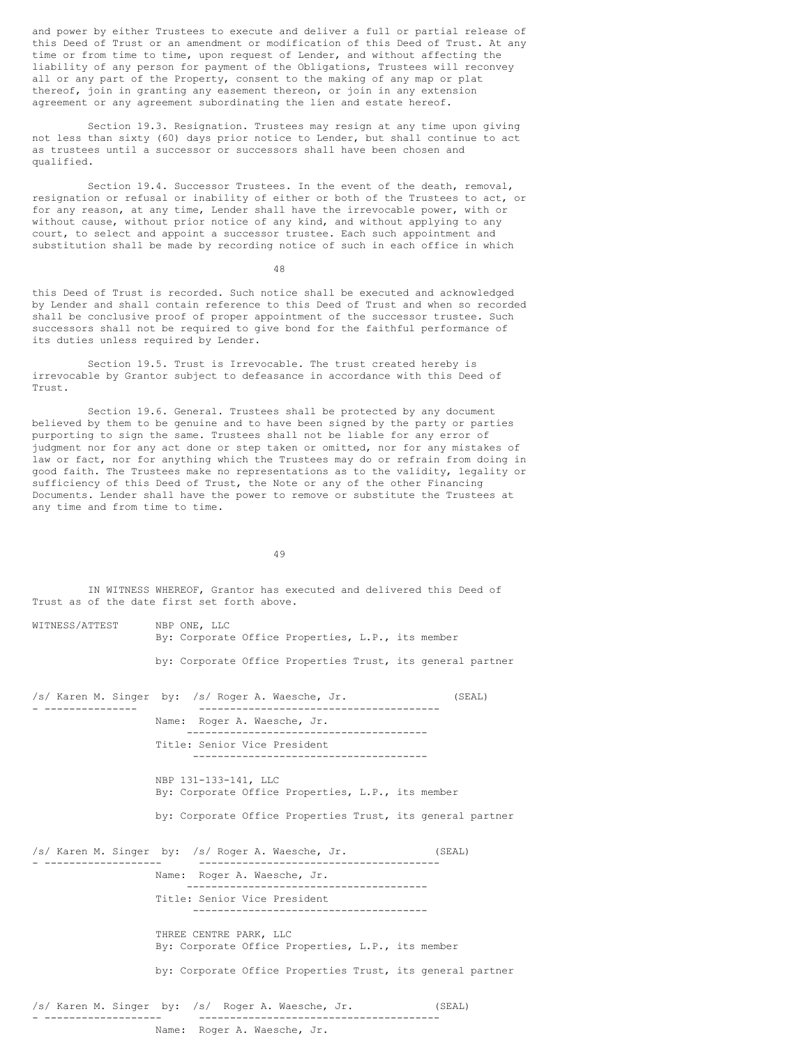and power by either Trustees to execute and deliver a full or partial release of this Deed of Trust or an amendment or modification of this Deed of Trust. At any time or from time to time, upon request of Lender, and without affecting the liability of any person for payment of the Obligations, Trustees will reconvey all or any part of the Property, consent to the making of any map or plat thereof, join in granting any easement thereon, or join in any extension agreement or any agreement subordinating the lien and estate hereof.

Section 19.3. Resignation. Trustees may resign at any time upon giving not less than sixty (60) days prior notice to Lender, but shall continue to act as trustees until a successor or successors shall have been chosen and qualified.

Section 19.4. Successor Trustees. In the event of the death, removal, resignation or refusal or inability of either or both of the Trustees to act, or for any reason, at any time, Lender shall have the irrevocable power, with or without cause, without prior notice of any kind, and without applying to any court, to select and appoint a successor trustee. Each such appointment and substitution shall be made by recording notice of such in each office in which this Deed of Trust is recorded. Such notice shall be executed and acknowledged by Lender and shall contain reference to this Deed of Trust and when so recorded shall be conclusive proof of proper appointment of the successor trustee. Such successors shall not be required to give bond for the faithful performance of its duties unless required by Lender.

Section 19.5. Trust is Irrevocable. The trust created hereby is irrevocable by Grantor subject to defeasance in accordance with this Deed of Trust.

Section 19.6. General. Trustees shall be protected by any document believed by them to be genuine and to have been signed by the party or parties purporting to sign the same. Trustees shall not be liable for any error of judgment nor for any act done or step taken or omitted, nor for any mistakes of law or fact, nor for anything which the Trustees may do or refrain from doing in good faith. The Trustees make no representations as to the validity, legality or sufficiency of this Deed of Trust, the Note or any of the other Financing Documents. Lender shall have the power to remove or substitute the Trustees at any time and from time to time.

IN WITNESS WHEREOF, Grantor has executed and delivered this Deed of Trust as of the date first set forth above.

WITNESS/ATTEST

NBP ONE, LLC
By: Corporate Office Properties, L.P., its member

by: Corporate Office Properties Trust, its general partner

/s/ Karen M. Singer by: /s/ Roger A. Waesche, Jr. (SEAL)

Name: Roger A. Waesche, Jr.

Title: Senior Vice President

NBP 131-133-141, LLC
By: Corporate Office Properties, L.P., its member

by: Corporate Office Properties Trust, its general partner

/s/ Karen M. Singer by: /s/ Roger A. Waesche, Jr. (SEAL)

Name: Roger A. Waesche, Jr.

Title: Senior Vice President

THREE CENTRE PARK, LLC
By: Corporate Office Properties, L.P., its member

by: Corporate Office Properties Trust, its general partner

/s/ Karen M. Singer by: /s/ Roger A. Waesche, Jr. (SEAL)

Name: Roger A. Waesche, Jr.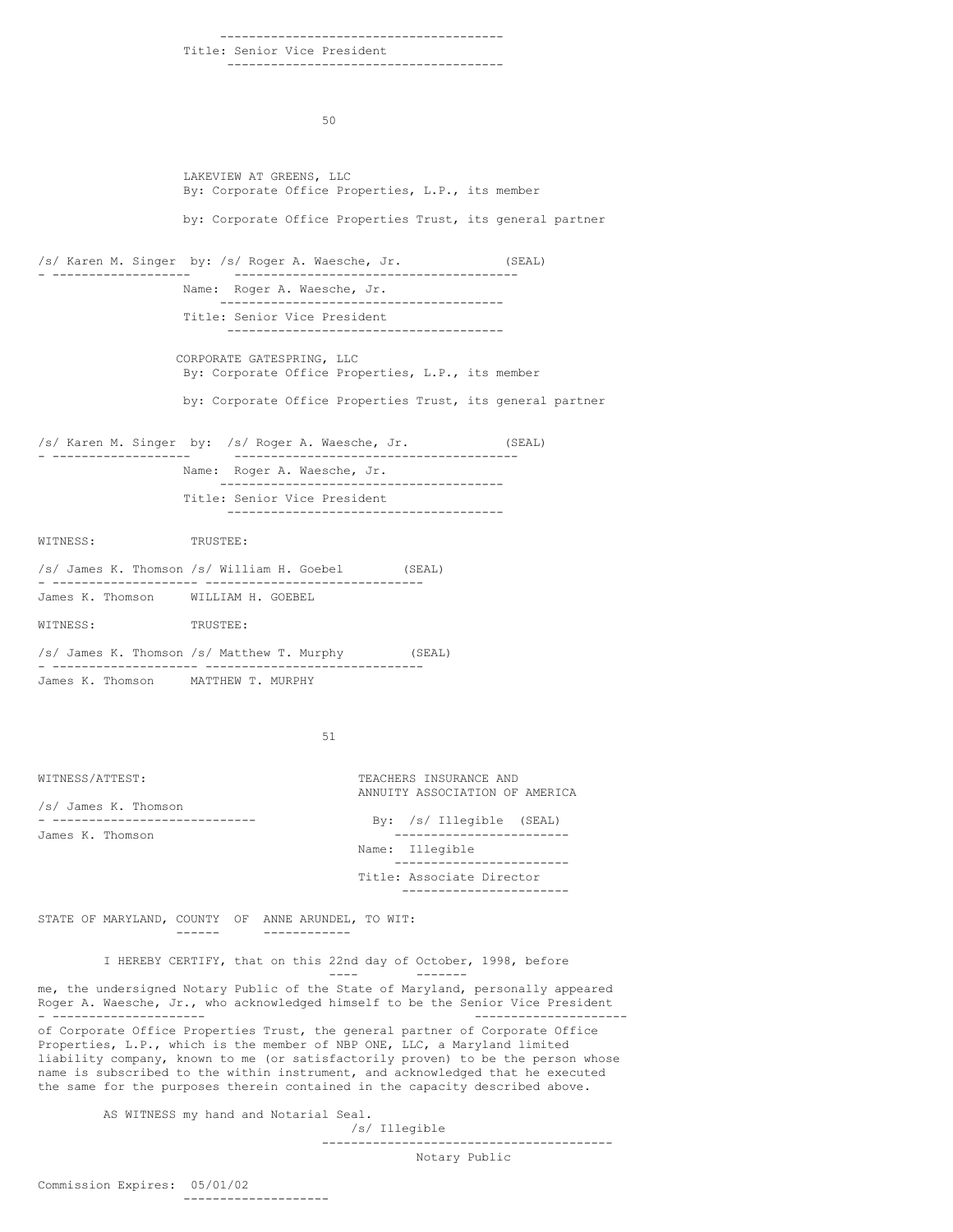Title: Senior Vice President

LAKEVIEW AT GREENS, LLC
By: Corporate Office Properties, L.P., its member

by: Corporate Office Properties Trust, its general partner

/s/ Karen M. Singer by: /s/ Roger A. Waesche, Jr. (SEAL)

Name: Roger A. Waesche, Jr.

Title: Senior Vice President

CORPORATE GATESPRING, LLC
By: Corporate Office Properties, L.P., its member

by: Corporate Office Properties Trust, its general partner

/s/ Karen M. Singer by: /s/ Roger A. Waesche, Jr. (SEAL)

Name: Roger A. Waesche, Jr.

Title: Senior Vice President

WITNESS: TRUSTEE:

/s/ James K. Thomson /s/ William H. Goebel (SEAL)

James K. Thomson WILLIAM H. GOEBEL

WITNESS: TRUSTEE:

/s/ James K. Thomson /s/ Matthew T. Murphy (SEAL)

James K. Thomson MATTHEW T. MURPHY

WITNESS/ATTEST:

/s/ James K. Thomson

James K. Thomson

TEACHERS INSURANCE AND ANNUITY ASSOCIATION OF AMERICA

By: /s/ Illegible (SEAL)

Name: Illegible

Title: Associate Director

STATE OF MARYLAND, COUNTY OF ANNE ARUNDEL, TO WIT:

I HEREBY CERTIFY, that on this 22nd day of October, 1998, before me, the undersigned Notary Public of the State of Maryland, personally appeared Roger A. Waesche, Jr., who acknowledged himself to be the Senior Vice President of Corporate Office Properties Trust, the general partner of Corporate Office Properties, L.P., which is the member of NBP ONE, LLC, a Maryland limited liability company, known to me (or satisfactorily proven) to be the person whose name is subscribed to the within instrument, and acknowledged that he executed the same for the purposes therein contained in the capacity described above.

AS WITNESS my hand and Notarial Seal.

/s/ Illegible

Notary Public

Commission Expires: 05/01/02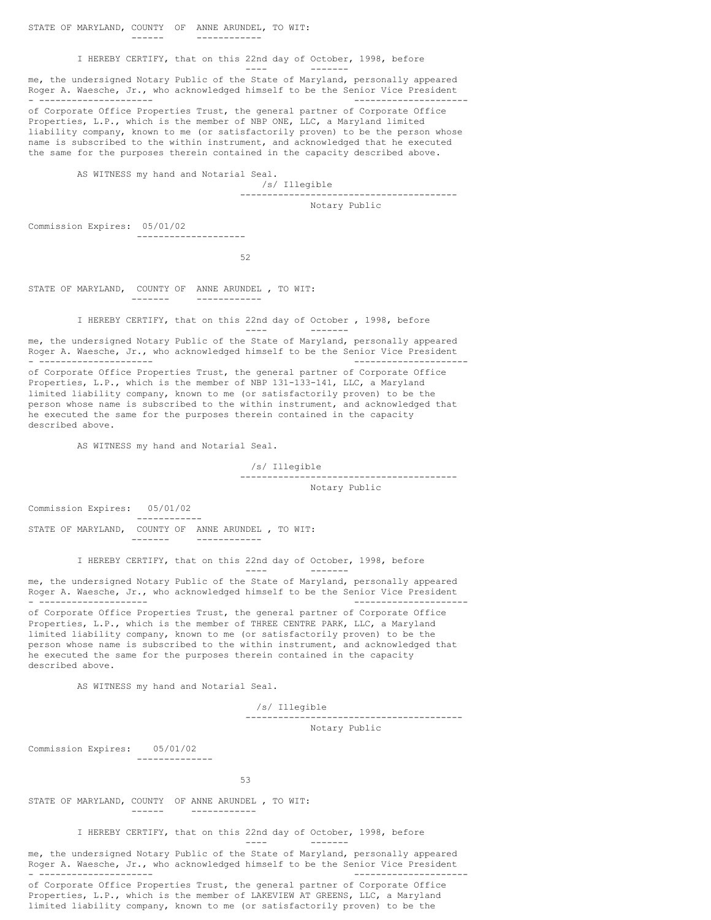STATE OF MARYLAND, COUNTY OF ANNE ARUNDEL, TO WIT:

I HEREBY CERTIFY, that on this 22nd day of October, 1998, before me, the undersigned Notary Public of the State of Maryland, personally appeared Roger A. Waesche, Jr., who acknowledged himself to be the Senior Vice President of Corporate Office Properties Trust, the general partner of Corporate Office Properties, L.P., which is the member of NBP ONE, LLC, a Maryland limited liability company, known to me (or satisfactorily proven) to be the person whose name is subscribed to the within instrument, and acknowledged that he executed the same for the purposes therein contained in the capacity described above.

AS WITNESS my hand and Notarial Seal.

/s/ Illegible

Notary Public

Commission Expires: 05/01/02

STATE OF MARYLAND, COUNTY OF ANNE ARUNDEL , TO WIT:

I HEREBY CERTIFY, that on this 22nd day of October , 1998, before me, the undersigned Notary Public of the State of Maryland, personally appeared Roger A. Waesche, Jr., who acknowledged himself to be the Senior Vice President of Corporate Office Properties Trust, the general partner of Corporate Office Properties, L.P., which is the member of NBP 131-133-141, LLC, a Maryland limited liability company, known to me (or satisfactorily proven) to be the person whose name is subscribed to the within instrument, and acknowledged that he executed the same for the purposes therein contained in the capacity described above.

AS WITNESS my hand and Notarial Seal.

/s/ Illegible

Notary Public

Commission Expires: 05/01/02

STATE OF MARYLAND, COUNTY OF ANNE ARUNDEL , TO WIT:

I HEREBY CERTIFY, that on this 22nd day of October, 1998, before me, the undersigned Notary Public of the State of Maryland, personally appeared Roger A. Waesche, Jr., who acknowledged himself to be the Senior Vice President of Corporate Office Properties Trust, the general partner of Corporate Office Properties, L.P., which is the member of THREE CENTRE PARK, LLC, a Maryland limited liability company, known to me (or satisfactorily proven) to be the person whose name is subscribed to the within instrument, and acknowledged that he executed the same for the purposes therein contained in the capacity described above.

AS WITNESS my hand and Notarial Seal.

/s/ Illegible

Notary Public

Commission Expires: 05/01/02

STATE OF MARYLAND, COUNTY OF ANNE ARUNDEL , TO WIT:

I HEREBY CERTIFY, that on this 22nd day of October, 1998, before me, the undersigned Notary Public of the State of Maryland, personally appeared Roger A. Waesche, Jr., who acknowledged himself to be the Senior Vice President of Corporate Office Properties Trust, the general partner of Corporate Office Properties, L.P., which is the member of LAKEVIEW AT GREENS, LLC, a Maryland limited liability company, known to me (or satisfactorily proven) to be the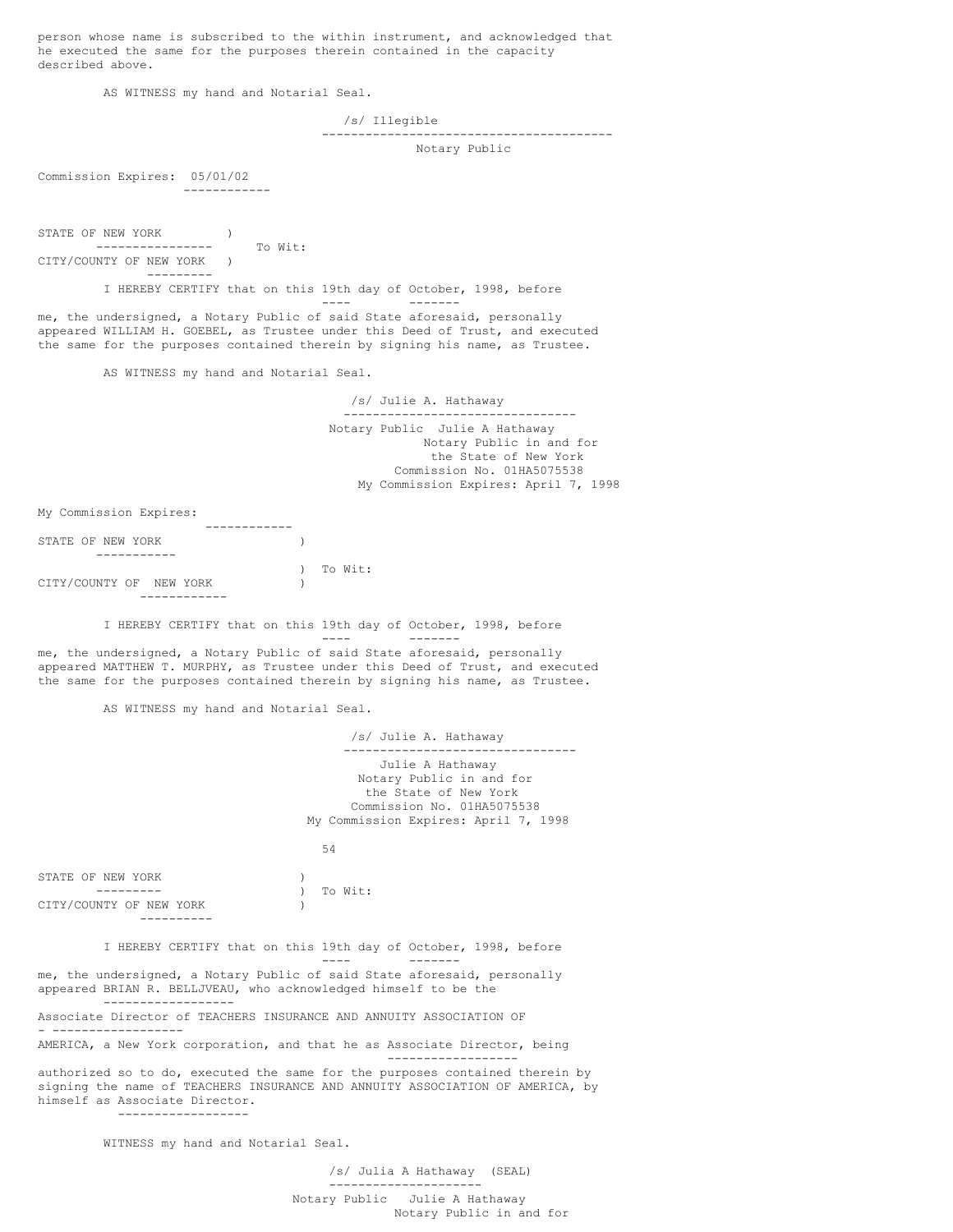person whose name is subscribed to the within instrument, and acknowledged that he executed the same for the purposes therein contained in the capacity described above.

AS WITNESS my hand and Notarial Seal.

/s/ Illegible

Notary Public

Commission Expires: 05/01/02

STATE OF NEW YORK )
To Wit:
CITY/COUNTY OF NEW YORK )

I HEREBY CERTIFY that on this 19th day of October, 1998, before me, the undersigned, a Notary Public of said State aforesaid, personally appeared WILLIAM H. GOEBEL, as Trustee under this Deed of Trust, and executed the same for the purposes contained therein by signing his name, as Trustee.

AS WITNESS my hand and Notarial Seal.

/s/ Julie A. Hathaway

Notary Public Julie A Hathaway
Notary Public in and for
the State of New York
Commission No. 01HA5075538
My Commission Expires: April 7, 1998

My Commission Expires:

STATE OF NEW YORK )
) To Wit:
CITY/COUNTY OF NEW YORK )

I HEREBY CERTIFY that on this 19th day of October, 1998, before me, the undersigned, a Notary Public of said State aforesaid, personally appeared MATTHEW T. MURPHY, as Trustee under this Deed of Trust, and executed the same for the purposes contained therein by signing his name, as Trustee.

AS WITNESS my hand and Notarial Seal.

/s/ Julie A. Hathaway

Julie A Hathaway
Notary Public in and for
the State of New York
Commission No. 01HA5075538
My Commission Expires: April 7, 1998

STATE OF NEW YORK )
) To Wit:
CITY/COUNTY OF NEW YORK )

I HEREBY CERTIFY that on this 19th day of October, 1998, before me, the undersigned, a Notary Public of said State aforesaid, personally appeared BRIAN R. BELLJVEAU, who acknowledged himself to be the Associate Director of TEACHERS INSURANCE AND ANNUITY ASSOCIATION OF AMERICA, a New York corporation, and that he as Associate Director, being authorized so to do, executed the same for the purposes contained therein by signing the name of TEACHERS INSURANCE AND ANNUITY ASSOCIATION OF AMERICA, by himself as Associate Director.

WITNESS my hand and Notarial Seal.

/s/ Julia A Hathaway (SEAL)

Notary Public Julie A Hathaway
Notary Public in and for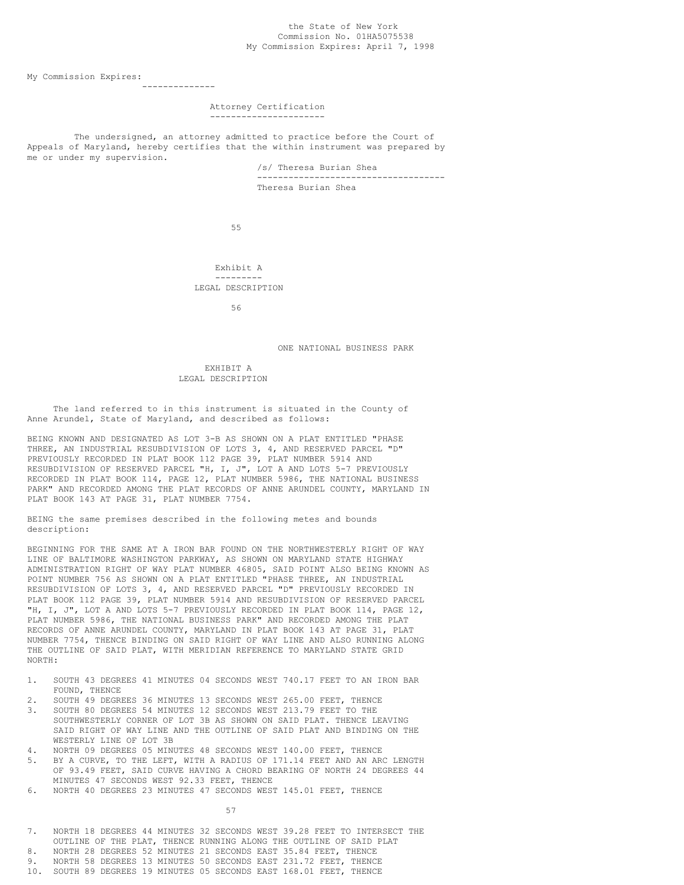the State of New York
Commission No. 01HA5075538
My Commission Expires: April 7, 1998

My Commission Expires: ______________

## Attorney Certification

The undersigned, an attorney admitted to practice before the Court of Appeals of Maryland, hereby certifies that the within instrument was prepared by me or under my supervision.

/s/ Theresa Burian Shea
------------------------------------
Theresa Burian Shea

## Exhibit A

LEGAL DESCRIPTION

ONE NATIONAL BUSINESS PARK

## EXHIBIT A
LEGAL DESCRIPTION

The land referred to in this instrument is situated in the County of Anne Arundel, State of Maryland, and described as follows:

BEING KNOWN AND DESIGNATED AS LOT 3-B AS SHOWN ON A PLAT ENTITLED "PHASE THREE, AN INDUSTRIAL RESUBDIVISION OF LOTS 3, 4, AND RESERVED PARCEL "D" PREVIOUSLY RECORDED IN PLAT BOOK 112 PAGE 39, PLAT NUMBER 5914 AND RESUBDIVISION OF RESERVED PARCEL "H, I, J", LOT A AND LOTS 5-7 PREVIOUSLY RECORDED IN PLAT BOOK 114, PAGE 12, PLAT NUMBER 5986, THE NATIONAL BUSINESS PARK" AND RECORDED AMONG THE PLAT RECORDS OF ANNE ARUNDEL COUNTY, MARYLAND IN PLAT BOOK 143 AT PAGE 31, PLAT NUMBER 7754.

BEING the same premises described in the following metes and bounds description:

BEGINNING FOR THE SAME AT A IRON BAR FOUND ON THE NORTHWESTERLY RIGHT OF WAY LINE OF BALTIMORE WASHINGTON PARKWAY, AS SHOWN ON MARYLAND STATE HIGHWAY ADMINISTRATION RIGHT OF WAY PLAT NUMBER 46805, SAID POINT ALSO BEING KNOWN AS POINT NUMBER 756 AS SHOWN ON A PLAT ENTITLED "PHASE THREE, AN INDUSTRIAL RESUBDIVISION OF LOTS 3, 4, AND RESERVED PARCEL "D" PREVIOUSLY RECORDED IN PLAT BOOK 112 PAGE 39, PLAT NUMBER 5914 AND RESUBDIVISION OF RESERVED PARCEL "H, I, J", LOT A AND LOTS 5-7 PREVIOUSLY RECORDED IN PLAT BOOK 114, PAGE 12, PLAT NUMBER 5986, THE NATIONAL BUSINESS PARK" AND RECORDED AMONG THE PLAT RECORDS OF ANNE ARUNDEL COUNTY, MARYLAND IN PLAT BOOK 143 AT PAGE 31, PLAT NUMBER 7754, THENCE BINDING ON SAID RIGHT OF WAY LINE AND ALSO RUNNING ALONG THE OUTLINE OF SAID PLAT, WITH MERIDIAN REFERENCE TO MARYLAND STATE GRID NORTH:

1. SOUTH 43 DEGREES 41 MINUTES 04 SECONDS WEST 740.17 FEET TO AN IRON BAR FOUND, THENCE
2. SOUTH 49 DEGREES 36 MINUTES 13 SECONDS WEST 265.00 FEET, THENCE
3. SOUTH 80 DEGREES 54 MINUTES 12 SECONDS WEST 213.79 FEET TO THE SOUTHWESTERLY CORNER OF LOT 3B AS SHOWN ON SAID PLAT. THENCE LEAVING SAID RIGHT OF WAY LINE AND THE OUTLINE OF SAID PLAT AND BINDING ON THE WESTERLY LINE OF LOT 3B
4. NORTH 09 DEGREES 05 MINUTES 48 SECONDS WEST 140.00 FEET, THENCE
5. BY A CURVE, TO THE LEFT, WITH A RADIUS OF 171.14 FEET AND AN ARC LENGTH OF 93.49 FEET, SAID CURVE HAVING A CHORD BEARING OF NORTH 24 DEGREES 44 MINUTES 47 SECONDS WEST 92.33 FEET, THENCE
6. NORTH 40 DEGREES 23 MINUTES 47 SECONDS WEST 145.01 FEET, THENCE
7. NORTH 18 DEGREES 44 MINUTES 32 SECONDS WEST 39.28 FEET TO INTERSECT THE OUTLINE OF THE PLAT, THENCE RUNNING ALONG THE OUTLINE OF SAID PLAT
8. NORTH 28 DEGREES 52 MINUTES 21 SECONDS EAST 35.84 FEET, THENCE
9. NORTH 58 DEGREES 13 MINUTES 50 SECONDS EAST 231.72 FEET, THENCE
10. SOUTH 89 DEGREES 19 MINUTES 05 SECONDS EAST 168.01 FEET, THENCE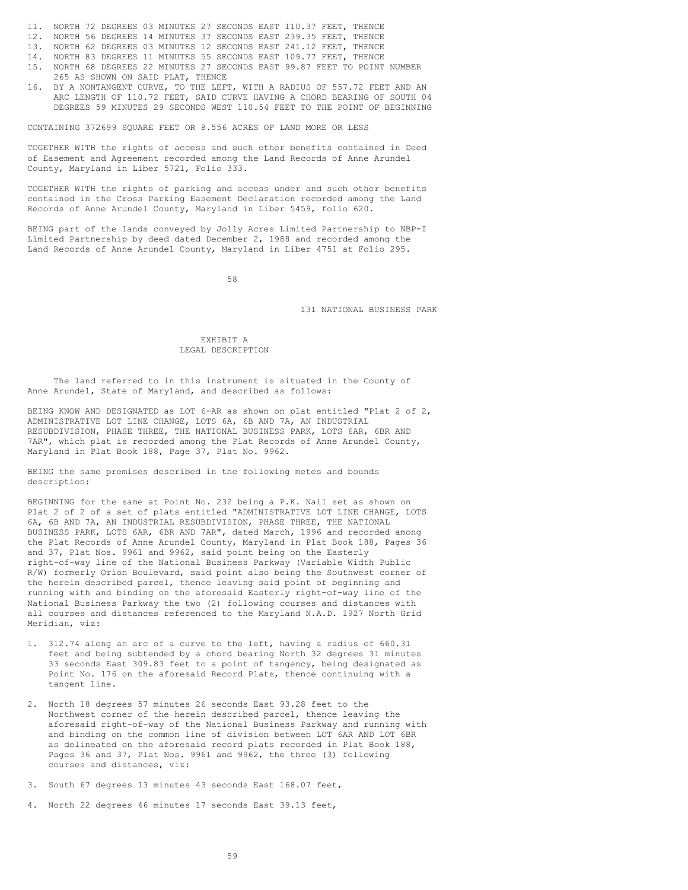11. NORTH 72 DEGREES 03 MINUTES 27 SECONDS EAST 110.37 FEET, THENCE
12. NORTH 56 DEGREES 14 MINUTES 37 SECONDS EAST 239.35 FEET, THENCE
13. NORTH 62 DEGREES 03 MINUTES 12 SECONDS EAST 241.12 FEET, THENCE
14. NORTH 83 DEGREES 11 MINUTES 55 SECONDS EAST 109.77 FEET, THENCE
15. NORTH 68 DEGREES 22 MINUTES 27 SECONDS EAST 99.87 FEET TO POINT NUMBER 265 AS SHOWN ON SAID PLAT, THENCE
16. BY A NONTANGENT CURVE, TO THE LEFT, WITH A RADIUS OF 557.72 FEET AND AN ARC LENGTH OF 110.72 FEET, SAID CURVE HAVING A CHORD BEARING OF SOUTH 04 DEGREES 59 MINUTES 29 SECONDS WEST 110.54 FEET TO THE POINT OF BEGINNING

CONTAINING 372699 SQUARE FEET OR 8.556 ACRES OF LAND MORE OR LESS

TOGETHER WITH the rights of access and such other benefits contained in Deed of Easement and Agreement recorded among the Land Records of Anne Arundel County, Maryland in Liber 5721, Folio 333.

TOGETHER WITH the rights of parking and access under and such other benefits contained in the Cross Parking Easement Declaration recorded among the Land Records of Anne Arundel County, Maryland in Liber 5459, folio 620.

BEING part of the lands conveyed by Jolly Acres Limited Partnership to NBP-I Limited Partnership by deed dated December 2, 1988 and recorded among the Land Records of Anne Arundel County, Maryland in Liber 4751 at Folio 295.

131 NATIONAL BUSINESS PARK

EXHIBIT A
LEGAL DESCRIPTION

The land referred to in this instrument is situated in the County of Anne Arundel, State of Maryland, and described as follows:

BEING KNOW AND DESIGNATED as LOT 6-AR as shown on plat entitled "Plat 2 of 2, ADMINISTRATIVE LOT LINE CHANGE, LOTS 6A, 6B AND 7A, AN INDUSTRIAL RESUBDIVISION, PHASE THREE, THE NATIONAL BUSINESS PARK, LOTS 6AR, 6BR AND 7AR", which plat is recorded among the Plat Records of Anne Arundel County, Maryland in Plat Book 188, Page 37, Plat No. 9962.

BEING the same premises described in the following metes and bounds description:

BEGINNING for the same at Point No. 232 being a P.K. Nail set as shown on Plat 2 of 2 of a set of plats entitled "ADMINISTRATIVE LOT LINE CHANGE, LOTS 6A, 6B AND 7A, AN INDUSTRIAL RESUBDIVISION, PHASE THREE, THE NATIONAL BUSINESS PARK, LOTS 6AR, 6BR AND 7AR", dated March, 1996 and recorded among the Plat Records of Anne Arundel County, Maryland in Plat Book 188, Pages 36 and 37, Plat Nos. 9961 and 9962, said point being on the Easterly right-of-way line of the National Business Parkway (Variable Width Public R/W) formerly Orion Boulevard, said point also being the Southwest corner of the herein described parcel, thence leaving said point of beginning and running with and binding on the aforesaid Easterly right-of-way line of the National Business Parkway the two (2) following courses and distances with all courses and distances referenced to the Maryland N.A.D. 1927 North Grid Meridian, viz:

1. 312.74 along an arc of a curve to the left, having a radius of 660.31 feet and being subtended by a chord bearing North 32 degrees 31 minutes 33 seconds East 309.83 feet to a point of tangency, being designated as Point No. 176 on the aforesaid Record Plats, thence continuing with a tangent line.

2. North 18 degrees 57 minutes 26 seconds East 93.28 feet to the Northwest corner of the herein described parcel, thence leaving the aforesaid right-of-way of the National Business Parkway and running with and binding on the common line of division between LOT 6AR AND LOT 6BR as delineated on the aforesaid record plats recorded in Plat Book 188, Pages 36 and 37, Plat Nos. 9961 and 9962, the three (3) following courses and distances, viz:

3. South 67 degrees 13 minutes 43 seconds East 168.07 feet,

4. North 22 degrees 46 minutes 17 seconds East 39.13 feet,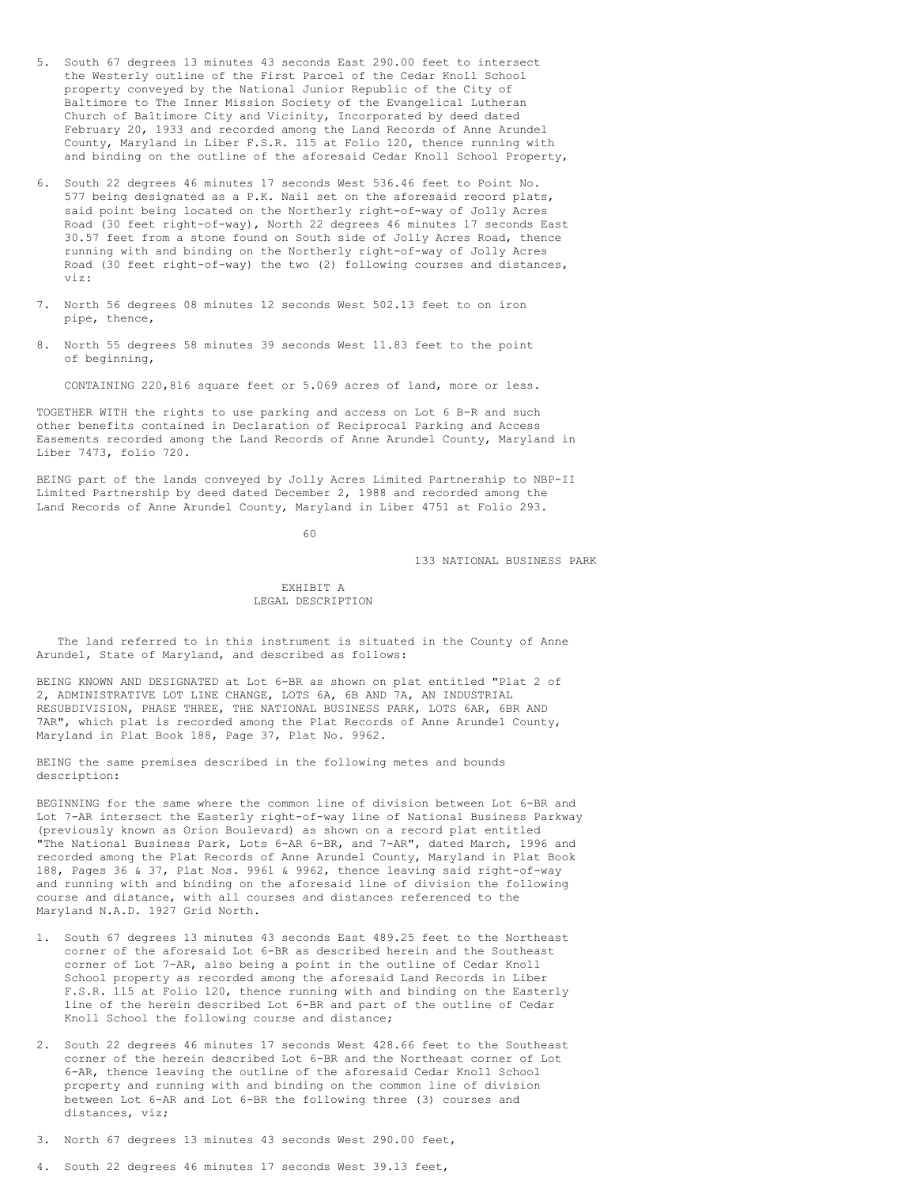5. South 67 degrees 13 minutes 43 seconds East 290.00 feet to intersect the Westerly outline of the First Parcel of the Cedar Knoll School property conveyed by the National Junior Republic of the City of Baltimore to The Inner Mission Society of the Evangelical Lutheran Church of Baltimore City and Vicinity, Incorporated by deed dated February 20, 1933 and recorded among the Land Records of Anne Arundel County, Maryland in Liber F.S.R. 115 at Folio 120, thence running with and binding on the outline of the aforesaid Cedar Knoll School Property,

6. South 22 degrees 46 minutes 17 seconds West 536.46 feet to Point No. 577 being designated as a P.K. Nail set on the aforesaid record plats, said point being located on the Northerly right-of-way of Jolly Acres Road (30 feet right-of-way), North 22 degrees 46 minutes 17 seconds East 30.57 feet from a stone found on South side of Jolly Acres Road, thence running with and binding on the Northerly right-of-way of Jolly Acres Road (30 feet right-of-way) the two (2) following courses and distances, viz:

7. North 56 degrees 08 minutes 12 seconds West 502.13 feet to on iron pipe, thence,

8. North 55 degrees 58 minutes 39 seconds West 11.83 feet to the point of beginning,

   CONTAINING 220,816 square feet or 5.069 acres of land, more or less.

TOGETHER WITH the rights to use parking and access on Lot 6 B-R and such other benefits contained in Declaration of Reciprocal Parking and Access Easements recorded among the Land Records of Anne Arundel County, Maryland in Liber 7473, folio 720.

BEING part of the lands conveyed by Jolly Acres Limited Partnership to NBP-II Limited Partnership by deed dated December 2, 1988 and recorded among the Land Records of Anne Arundel County, Maryland in Liber 4751 at Folio 293.

133 NATIONAL BUSINESS PARK

## EXHIBIT A
## LEGAL DESCRIPTION

The land referred to in this instrument is situated in the County of Anne Arundel, State of Maryland, and described as follows:

BEING KNOWN AND DESIGNATED at Lot 6-BR as shown on plat entitled "Plat 2 of 2, ADMINISTRATIVE LOT LINE CHANGE, LOTS 6A, 6B AND 7A, AN INDUSTRIAL RESUBDIVISION, PHASE THREE, THE NATIONAL BUSINESS PARK, LOTS 6AR, 6BR AND 7AR", which plat is recorded among the Plat Records of Anne Arundel County, Maryland in Plat Book 188, Page 37, Plat No. 9962.

BEING the same premises described in the following metes and bounds description:

BEGINNING for the same where the common line of division between Lot 6-BR and Lot 7-AR intersect the Easterly right-of-way line of National Business Parkway (previously known as Orion Boulevard) as shown on a record plat entitled "The National Business Park, Lots 6-AR 6-BR, and 7-AR", dated March, 1996 and recorded among the Plat Records of Anne Arundel County, Maryland in Plat Book 188, Pages 36 & 37, Plat Nos. 9961 & 9962, thence leaving said right-of-way and running with and binding on the aforesaid line of division the following course and distance, with all courses and distances referenced to the Maryland N.A.D. 1927 Grid North.

1. South 67 degrees 13 minutes 43 seconds East 489.25 feet to the Northeast corner of the aforesaid Lot 6-BR as described herein and the Southeast corner of Lot 7-AR, also being a point in the outline of Cedar Knoll School property as recorded among the aforesaid Land Records in Liber F.S.R. 115 at Folio 120, thence running with and binding on the Easterly line of the herein described Lot 6-BR and part of the outline of Cedar Knoll School the following course and distance;

2. South 22 degrees 46 minutes 17 seconds West 428.66 feet to the Southeast corner of the herein described Lot 6-BR and the Northeast corner of Lot 6-AR, thence leaving the outline of the aforesaid Cedar Knoll School property and running with and binding on the common line of division between Lot 6-AR and Lot 6-BR the following three (3) courses and distances, viz;

3. North 67 degrees 13 minutes 43 seconds West 290.00 feet,

4. South 22 degrees 46 minutes 17 seconds West 39.13 feet,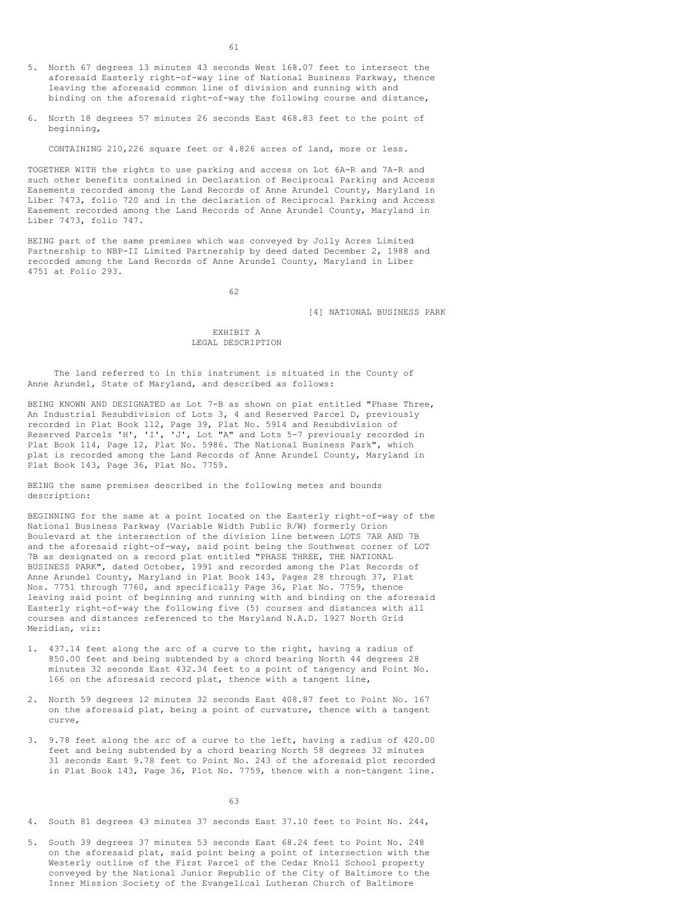5. North 67 degrees 13 minutes 43 seconds West 168.07 feet to intersect the aforesaid Easterly right-of-way line of National Business Parkway, thence leaving the aforesaid common line of division and running with and binding on the aforesaid right-of-way the following course and distance,

6. North 18 degrees 57 minutes 26 seconds East 468.83 feet to the point of beginning,

CONTAINING 210,226 square feet or 4.826 acres of land, more or less.

TOGETHER WITH the rights to use parking and access on Lot 6A-R and 7A-R and such other benefits contained in Declaration of Reciprocal Parking and Access Easements recorded among the Land Records of Anne Arundel County, Maryland in Liber 7473, folio 720 and in the declaration of Reciprocal Parking and Access Easement recorded among the Land Records of Anne Arundel County, Maryland in Liber 7473, folio 747.

BEING part of the same premises which was conveyed by Jolly Acres Limited Partnership to NBP-II Limited Partnership by deed dated December 2, 1988 and recorded among the Land Records of Anne Arundel County, Maryland in Liber 4751 at Folio 293.

[4] NATIONAL BUSINESS PARK

EXHIBIT A
LEGAL DESCRIPTION

The land referred to in this instrument is situated in the County of Anne Arundel, State of Maryland, and described as follows:

BEING KNOWN AND DESIGNATED as Lot 7-B as shown on plat entitled "Phase Three, An Industrial Resubdivision of Lots 3, 4 and Reserved Parcel D, previously recorded in Plat Book 112, Page 39, Plat No. 5914 and Resubdivision of Reserved Parcels 'H', 'I', 'J', Lot "A" and Lots 5-7 previously recorded in Plat Book 114, Page 12, Plat No. 5986. The National Business Park", which plat is recorded among the Land Records of Anne Arundel County, Maryland in Plat Book 143, Page 36, Plat No. 7759.

BEING the same premises described in the following metes and bounds description:

BEGINNING for the same at a point located on the Easterly right-of-way of the National Business Parkway (Variable Width Public R/W) formerly Orion Boulevard at the intersection of the division line between LOTS 7AR AND 7B and the aforesaid right-of-way, said point being the Southwest corner of LOT 7B as designated on a record plat entitled "PHASE THREE, THE NATIONAL BUSINESS PARK", dated October, 1991 and recorded among the Plat Records of Anne Arundel County, Maryland in Plat Book 143, Pages 28 through 37, Plat Nos. 7751 through 7760, and specifically Page 36, Plat No. 7759, thence leaving said point of beginning and running with and binding on the aforesaid Easterly right-of-way the following five (5) courses and distances with all courses and distances referenced to the Maryland N.A.D. 1927 North Grid Meridian, viz:

1. 437.14 feet along the arc of a curve to the right, having a radius of 850.00 feet and being subtended by a chord bearing North 44 degrees 28 minutes 32 seconds East 432.34 feet to a point of tangency and Point No. 166 on the aforesaid record plat, thence with a tangent line,

2. North 59 degrees 12 minutes 32 seconds East 408.87 feet to Point No. 167 on the aforesaid plat, being a point of curvature, thence with a tangent curve,

3. 9.78 feet along the arc of a curve to the left, having a radius of 420.00 feet and being subtended by a chord bearing North 58 degrees 32 minutes 31 seconds East 9.78 feet to Point No. 243 of the aforesaid plot recorded in Plat Book 143, Page 36, Plot No. 7759, thence with a non-tangent line.

4. South 81 degrees 43 minutes 37 seconds East 37.10 feet to Point No. 244,

5. South 39 degrees 37 minutes 53 seconds East 68.24 feet to Point No. 248 on the aforesaid plat, said point being a point of intersection with the Westerly outline of the First Parcel of the Cedar Knoll School property conveyed by the National Junior Republic of the City of Baltimore to the Inner Mission Society of the Evangelical Lutheran Church of Baltimore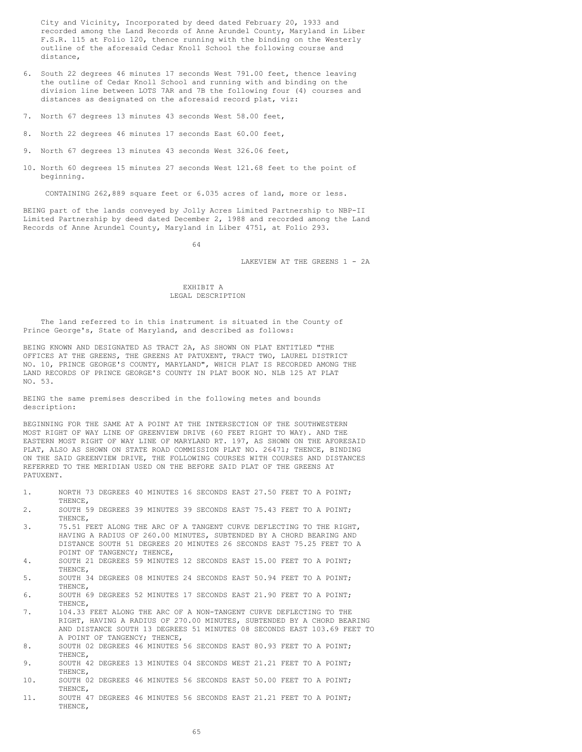City and Vicinity, Incorporated by deed dated February 20, 1933 and recorded among the Land Records of Anne Arundel County, Maryland in Liber F.S.R. 115 at Folio 120, thence running with the binding on the Westerly outline of the aforesaid Cedar Knoll School the following course and distance,

6. South 22 degrees 46 minutes 17 seconds West 791.00 feet, thence leaving the outline of Cedar Knoll School and running with and binding on the division line between LOTS 7AR and 7B the following four (4) courses and distances as designated on the aforesaid record plat, viz:

7. North 67 degrees 13 minutes 43 seconds West 58.00 feet,

8. North 22 degrees 46 minutes 17 seconds East 60.00 feet,

9. North 67 degrees 13 minutes 43 seconds West 326.06 feet,

10. North 60 degrees 15 minutes 27 seconds West 121.68 feet to the point of beginning.

CONTAINING 262,889 square feet or 6.035 acres of land, more or less.

BEING part of the lands conveyed by Jolly Acres Limited Partnership to NBP-II Limited Partnership by deed dated December 2, 1988 and recorded among the Land Records of Anne Arundel County, Maryland in Liber 4751, at Folio 293.

LAKEVIEW AT THE GREENS 1 - 2A

## EXHIBIT A
## LEGAL DESCRIPTION

The land referred to in this instrument is situated in the County of Prince George's, State of Maryland, and described as follows:

BEING KNOWN AND DESIGNATED AS TRACT 2A, AS SHOWN ON PLAT ENTITLED "THE OFFICES AT THE GREENS, THE GREENS AT PATUXENT, TRACT TWO, LAUREL DISTRICT NO. 10, PRINCE GEORGE'S COUNTY, MARYLAND", WHICH PLAT IS RECORDED AMONG THE LAND RECORDS OF PRINCE GEORGE'S COUNTY IN PLAT BOOK NO. NLB 125 AT PLAT NO. 53.

BEING the same premises described in the following metes and bounds description:

BEGINNING FOR THE SAME AT A POINT AT THE INTERSECTION OF THE SOUTHWESTERN MOST RIGHT OF WAY LINE OF GREENVIEW DRIVE (60 FEET RIGHT TO WAY). AND THE EASTERN MOST RIGHT OF WAY LINE OF MARYLAND RT. 197, AS SHOWN ON THE AFORESAID PLAT, ALSO AS SHOWN ON STATE ROAD COMMISSION PLAT NO. 26471; THENCE, BINDING ON THE SAID GREENVIEW DRIVE, THE FOLLOWING COURSES WITH COURSES AND DISTANCES REFERRED TO THE MERIDIAN USED ON THE BEFORE SAID PLAT OF THE GREENS AT PATUXENT.

1. NORTH 73 DEGREES 40 MINUTES 16 SECONDS EAST 27.50 FEET TO A POINT; THENCE,
2. SOUTH 59 DEGREES 39 MINUTES 39 SECONDS EAST 75.43 FEET TO A POINT; THENCE,
3. 75.51 FEET ALONG THE ARC OF A TANGENT CURVE DEFLECTING TO THE RIGHT, HAVING A RADIUS OF 260.00 MINUTES, SUBTENDED BY A CHORD BEARING AND DISTANCE SOUTH 51 DEGREES 20 MINUTES 26 SECONDS EAST 75.25 FEET TO A POINT OF TANGENCY; THENCE,
4. SOUTH 21 DEGREES 59 MINUTES 12 SECONDS EAST 15.00 FEET TO A POINT; THENCE,
5. SOUTH 34 DEGREES 08 MINUTES 24 SECONDS EAST 50.94 FEET TO A POINT; THENCE,
6. SOUTH 69 DEGREES 52 MINUTES 17 SECONDS EAST 21.90 FEET TO A POINT; THENCE,
7. 104.33 FEET ALONG THE ARC OF A NON-TANGENT CURVE DEFLECTING TO THE RIGHT, HAVING A RADIUS OF 270.00 MINUTES, SUBTENDED BY A CHORD BEARING AND DISTANCE SOUTH 13 DEGREES 51 MINUTES 08 SECONDS EAST 103.69 FEET TO A POINT OF TANGENCY; THENCE,
8. SOUTH 02 DEGREES 46 MINUTES 56 SECONDS EAST 80.93 FEET TO A POINT; THENCE,
9. SOUTH 42 DEGREES 13 MINUTES 04 SECONDS WEST 21.21 FEET TO A POINT; THENCE,
10. SOUTH 02 DEGREES 46 MINUTES 56 SECONDS EAST 50.00 FEET TO A POINT; THENCE,
11. SOUTH 47 DEGREES 46 MINUTES 56 SECONDS EAST 21.21 FEET TO A POINT; THENCE,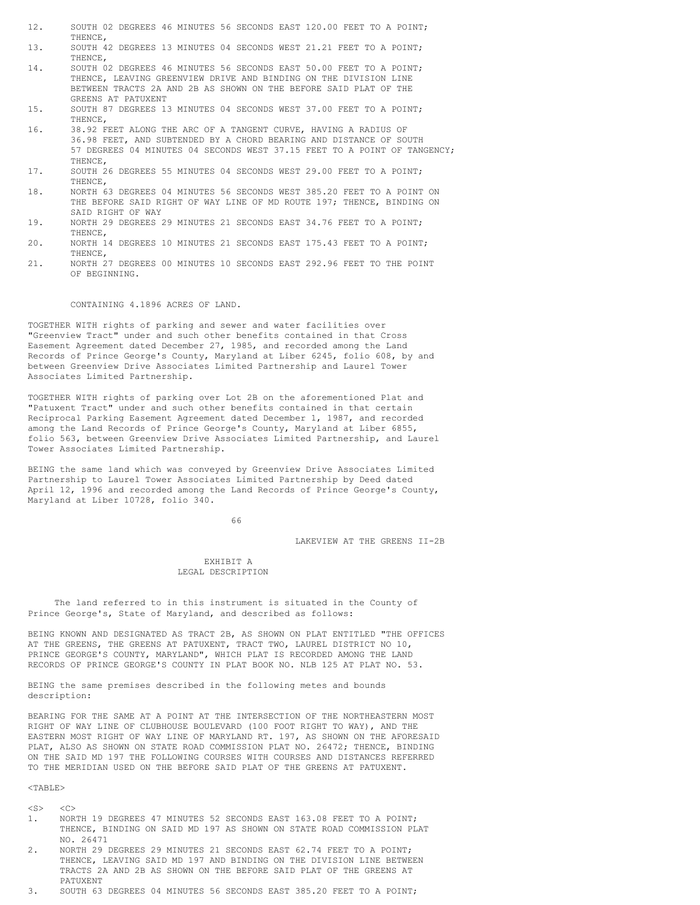12. SOUTH 02 DEGREES 46 MINUTES 56 SECONDS EAST 120.00 FEET TO A POINT; THENCE,
13. SOUTH 42 DEGREES 13 MINUTES 04 SECONDS WEST 21.21 FEET TO A POINT; THENCE,
14. SOUTH 02 DEGREES 46 MINUTES 56 SECONDS EAST 50.00 FEET TO A POINT; THENCE, LEAVING GREENVIEW DRIVE AND BINDING ON THE DIVISION LINE BETWEEN TRACTS 2A AND 2B AS SHOWN ON THE BEFORE SAID PLAT OF THE GREENS AT PATUXENT
15. SOUTH 87 DEGREES 13 MINUTES 04 SECONDS WEST 37.00 FEET TO A POINT; THENCE,
16. 38.92 FEET ALONG THE ARC OF A TANGENT CURVE, HAVING A RADIUS OF 36.98 FEET, AND SUBTENDED BY A CHORD BEARING AND DISTANCE OF SOUTH 57 DEGREES 04 MINUTES 04 SECONDS WEST 37.15 FEET TO A POINT OF TANGENCY; THENCE,
17. SOUTH 26 DEGREES 55 MINUTES 04 SECONDS WEST 29.00 FEET TO A POINT; THENCE,
18. NORTH 63 DEGREES 04 MINUTES 56 SECONDS WEST 385.20 FEET TO A POINT ON THE BEFORE SAID RIGHT OF WAY LINE OF MD ROUTE 197; THENCE, BINDING ON SAID RIGHT OF WAY
19. NORTH 29 DEGREES 29 MINUTES 21 SECONDS EAST 34.76 FEET TO A POINT; THENCE,
20. NORTH 14 DEGREES 10 MINUTES 21 SECONDS EAST 175.43 FEET TO A POINT; THENCE,
21. NORTH 27 DEGREES 00 MINUTES 10 SECONDS EAST 292.96 FEET TO THE POINT OF BEGINNING.

CONTAINING 4.1896 ACRES OF LAND.

TOGETHER WITH rights of parking and sewer and water facilities over "Greenview Tract" under and such other benefits contained in that Cross Easement Agreement dated December 27, 1985, and recorded among the Land Records of Prince George's County, Maryland at Liber 6245, folio 608, by and between Greenview Drive Associates Limited Partnership and Laurel Tower Associates Limited Partnership.

TOGETHER WITH rights of parking over Lot 2B on the aforementioned Plat and "Patuxent Tract" under and such other benefits contained in that certain Reciprocal Parking Easement Agreement dated December 1, 1987, and recorded among the Land Records of Prince George's County, Maryland at Liber 6855, folio 563, between Greenview Drive Associates Limited Partnership, and Laurel Tower Associates Limited Partnership.

BEING the same land which was conveyed by Greenview Drive Associates Limited Partnership to Laurel Tower Associates Limited Partnership by Deed dated April 12, 1996 and recorded among the Land Records of Prince George's County, Maryland at Liber 10728, folio 340.

LAKEVIEW AT THE GREENS II-2B

EXHIBIT A
LEGAL DESCRIPTION

The land referred to in this instrument is situated in the County of Prince George's, State of Maryland, and described as follows:

BEING KNOWN AND DESIGNATED AS TRACT 2B, AS SHOWN ON PLAT ENTITLED "THE OFFICES AT THE GREENS, THE GREENS AT PATUXENT, TRACT TWO, LAUREL DISTRICT NO 10, PRINCE GEORGE'S COUNTY, MARYLAND", WHICH PLAT IS RECORDED AMONG THE LAND RECORDS OF PRINCE GEORGE'S COUNTY IN PLAT BOOK NO. NLB 125 AT PLAT NO. 53.

BEING the same premises described in the following metes and bounds description:

BEARING FOR THE SAME AT A POINT AT THE INTERSECTION OF THE NORTHEASTERN MOST RIGHT OF WAY LINE OF CLUBHOUSE BOULEVARD (100 FOOT RIGHT TO WAY), AND THE EASTERN MOST RIGHT OF WAY LINE OF MARYLAND RT. 197, AS SHOWN ON THE AFORESAID PLAT, ALSO AS SHOWN ON STATE ROAD COMMISSION PLAT NO. 26472; THENCE, BINDING ON THE SAID MD 197 THE FOLLOWING COURSES WITH COURSES AND DISTANCES REFERRED TO THE MERIDIAN USED ON THE BEFORE SAID PLAT OF THE GREENS AT PATUXENT.

1. NORTH 19 DEGREES 47 MINUTES 52 SECONDS EAST 163.08 FEET TO A POINT; THENCE, BINDING ON SAID MD 197 AS SHOWN ON STATE ROAD COMMISSION PLAT NO. 26471
2. NORTH 29 DEGREES 29 MINUTES 21 SECONDS EAST 62.74 FEET TO A POINT; THENCE, LEAVING SAID MD 197 AND BINDING ON THE DIVISION LINE BETWEEN TRACTS 2A AND 2B AS SHOWN ON THE BEFORE SAID PLAT OF THE GREENS AT PATUXENT
3. SOUTH 63 DEGREES 04 MINUTES 56 SECONDS EAST 385.20 FEET TO A POINT;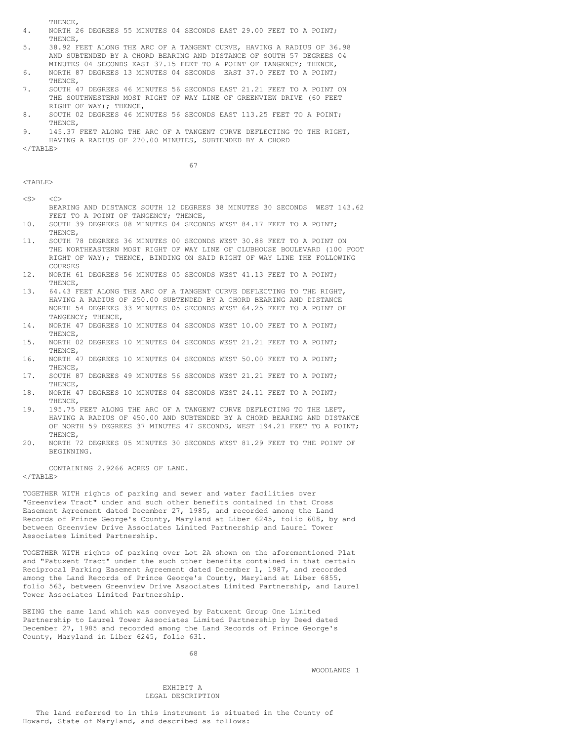THENCE,

4. NORTH 26 DEGREES 55 MINUTES 04 SECONDS EAST 29.00 FEET TO A POINT; THENCE,
5. 38.92 FEET ALONG THE ARC OF A TANGENT CURVE, HAVING A RADIUS OF 36.98 AND SUBTENDED BY A CHORD BEARING AND DISTANCE OF SOUTH 57 DEGREES 04 MINUTES 04 SECONDS EAST 37.15 FEET TO A POINT OF TANGENCY; THENCE,
6. NORTH 87 DEGREES 13 MINUTES 04 SECONDS EAST 37.0 FEET TO A POINT; THENCE,
7. SOUTH 47 DEGREES 46 MINUTES 56 SECONDS EAST 21.21 FEET TO A POINT ON THE SOUTHWESTERN MOST RIGHT OF WAY LINE OF GREENVIEW DRIVE (60 FEET RIGHT OF WAY); THENCE,
8. SOUTH 02 DEGREES 46 MINUTES 56 SECONDS EAST 113.25 FEET TO A POINT; THENCE,
9. 145.37 FEET ALONG THE ARC OF A TANGENT CURVE DEFLECTING TO THE RIGHT, HAVING A RADIUS OF 270.00 MINUTES, SUBTENDED BY A CHORD BEARING AND DISTANCE SOUTH 12 DEGREES 38 MINUTES 30 SECONDS WEST 143.62 FEET TO A POINT OF TANGENCY; THENCE,
10. SOUTH 39 DEGREES 08 MINUTES 04 SECONDS WEST 84.17 FEET TO A POINT; THENCE,
11. SOUTH 78 DEGREES 36 MINUTES 00 SECONDS WEST 30.88 FEET TO A POINT ON THE NORTHEASTERN MOST RIGHT OF WAY LINE OF CLUBHOUSE BOULEVARD (100 FOOT RIGHT OF WAY); THENCE, BINDING ON SAID RIGHT OF WAY LINE THE FOLLOWING COURSES
12. NORTH 61 DEGREES 56 MINUTES 05 SECONDS WEST 41.13 FEET TO A POINT; THENCE,
13. 64.43 FEET ALONG THE ARC OF A TANGENT CURVE DEFLECTING TO THE RIGHT, HAVING A RADIUS OF 250.00 SUBTENDED BY A CHORD BEARING AND DISTANCE NORTH 54 DEGREES 33 MINUTES 05 SECONDS WEST 64.25 FEET TO A POINT OF TANGENCY; THENCE,
14. NORTH 47 DEGREES 10 MINUTES 04 SECONDS WEST 10.00 FEET TO A POINT; THENCE,
15. NORTH 02 DEGREES 10 MINUTES 04 SECONDS WEST 21.21 FEET TO A POINT; THENCE,
16. NORTH 47 DEGREES 10 MINUTES 04 SECONDS WEST 50.00 FEET TO A POINT; THENCE,
17. SOUTH 87 DEGREES 49 MINUTES 56 SECONDS WEST 21.21 FEET TO A POINT; THENCE,
18. NORTH 47 DEGREES 10 MINUTES 04 SECONDS WEST 24.11 FEET TO A POINT; THENCE,
19. 195.75 FEET ALONG THE ARC OF A TANGENT CURVE DEFLECTING TO THE LEFT, HAVING A RADIUS OF 450.00 AND SUBTENDED BY A CHORD BEARING AND DISTANCE OF NORTH 59 DEGREES 37 MINUTES 47 SECONDS, WEST 194.21 FEET TO A POINT; THENCE,
20. NORTH 72 DEGREES 05 MINUTES 30 SECONDS WEST 81.29 FEET TO THE POINT OF BEGINNING.

CONTAINING 2.9266 ACRES OF LAND.

TOGETHER WITH rights of parking and sewer and water facilities over "Greenview Tract" under and such other benefits contained in that Cross Easement Agreement dated December 27, 1985, and recorded among the Land Records of Prince George's County, Maryland at Liber 6245, folio 608, by and between Greenview Drive Associates Limited Partnership and Laurel Tower Associates Limited Partnership.

TOGETHER WITH rights of parking over Lot 2A shown on the aforementioned Plat and "Patuxent Tract" under the such other benefits contained in that certain Reciprocal Parking Easement Agreement dated December 1, 1987, and recorded among the Land Records of Prince George's County, Maryland at Liber 6855, folio 563, between Greenview Drive Associates Limited Partnership, and Laurel Tower Associates Limited Partnership.

BEING the same land which was conveyed by Patuxent Group One Limited Partnership to Laurel Tower Associates Limited Partnership by Deed dated December 27, 1985 and recorded among the Land Records of Prince George's County, Maryland in Liber 6245, folio 631.

WOODLANDS 1

EXHIBIT A
LEGAL DESCRIPTION

The land referred to in this instrument is situated in the County of Howard, State of Maryland, and described as follows: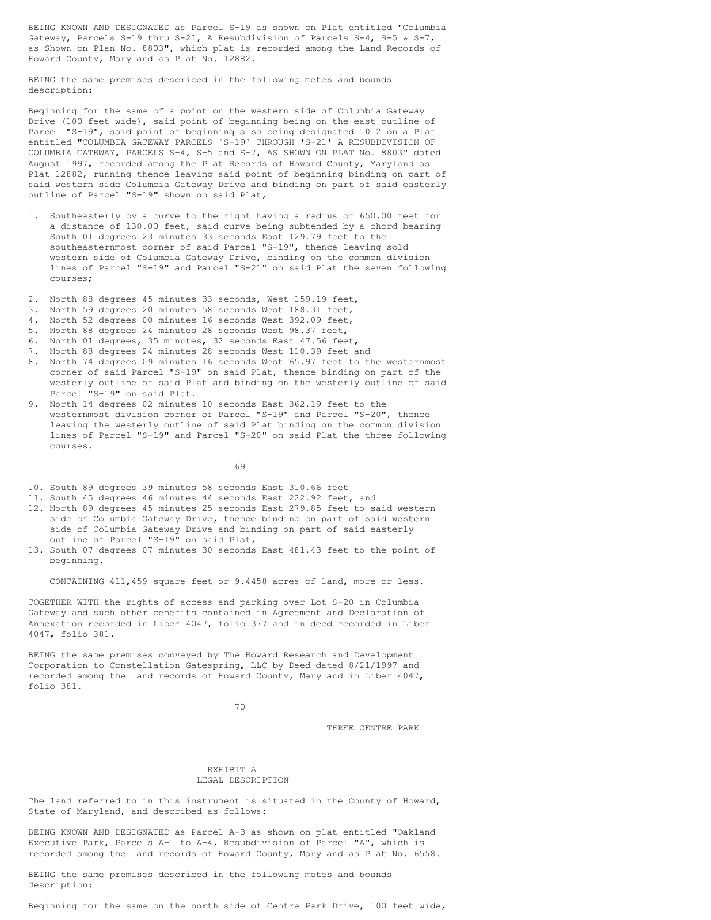BEING KNOWN AND DESIGNATED as Parcel S-19 as shown on Plat entitled "Columbia Gateway, Parcels S-19 thru S-21, A Resubdivision of Parcels S-4, S-5 & S-7, as Shown on Plan No. 8803", which plat is recorded among the Land Records of Howard County, Maryland as Plat No. 12882.

BEING the same premises described in the following metes and bounds description:

Beginning for the same of a point on the western side of Columbia Gateway Drive (100 feet wide), said point of beginning being on the east outline of Parcel "S-19", said point of beginning also being designated 1012 on a Plat entitled "COLUMBIA GATEWAY PARCELS 'S-19' THROUGH 'S-21' A RESUBDIVISION OF COLUMBIA GATEWAY, PARCELS S-4, S-5 and S-7, AS SHOWN ON PLAT No. 8803" dated August 1997, recorded among the Plat Records of Howard County, Maryland as Plat 12882, running thence leaving said point of beginning binding on part of said western side Columbia Gateway Drive and binding on part of said easterly outline of Parcel "S-19" shown on said Plat,

1. Southeasterly by a curve to the right having a radius of 650.00 feet for a distance of 130.00 feet, said curve being subtended by a chord bearing South 01 degrees 23 minutes 33 seconds East 129.79 feet to the southeasternmost corner of said Parcel "S-19", thence leaving sold western side of Columbia Gateway Drive, binding on the common division lines of Parcel "S-19" and Parcel "S-21" on said Plat the seven following courses;
2. North 88 degrees 45 minutes 33 seconds, West 159.19 feet,
3. North 59 degrees 20 minutes 58 seconds West 188.31 feet,
4. North 52 degrees 00 minutes 16 seconds West 392.09 feet,
5. North 88 degrees 24 minutes 28 seconds West 98.37 feet,
6. North 01 degrees, 35 minutes, 32 seconds East 47.56 feet,
7. North 88 degrees 24 minutes 28 seconds West 110.39 feet and
8. North 74 degrees 09 minutes 16 seconds West 65.97 feet to the westernmost corner of said Parcel "S-19" on said Plat, thence binding on part of the westerly outline of said Plat and binding on the westerly outline of said Parcel "S-19" on said Plat.
9. North 14 degrees 02 minutes 10 seconds East 362.19 feet to the westernmost division corner of Parcel "S-19" and Parcel "S-20", thence leaving the westerly outline of said Plat binding on the common division lines of Parcel "S-19" and Parcel "S-20" on said Plat the three following courses.
10. South 89 degrees 39 minutes 58 seconds East 310.66 feet
11. South 45 degrees 46 minutes 44 seconds East 222.92 feet, and
12. North 89 degrees 45 minutes 25 seconds East 279.85 feet to said western side of Columbia Gateway Drive, thence binding on part of said western side of Columbia Gateway Drive and binding on part of said easterly outline of Parcel "S-19" on said Plat,
13. South 07 degrees 07 minutes 30 seconds East 481.43 feet to the point of beginning.

CONTAINING 411,459 square feet or 9.4458 acres of land, more or less.

TOGETHER WITH the rights of access and parking over Lot S-20 in Columbia Gateway and such other benefits contained in Agreement and Declaration of Annexation recorded in Liber 4047, folio 377 and in deed recorded in Liber 4047, folio 381.

BEING the same premises conveyed by The Howard Research and Development Corporation to Constellation Gatespring, LLC by Deed dated 8/21/1997 and recorded among the land records of Howard County, Maryland in Liber 4047, folio 381.

THREE CENTRE PARK

## EXHIBIT A
## LEGAL DESCRIPTION

The land referred to in this instrument is situated in the County of Howard, State of Maryland, and described as follows:

BEING KNOWN AND DESIGNATED as Parcel A-3 as shown on plat entitled "Oakland Executive Park, Parcels A-1 to A-4, Resubdivision of Parcel "A", which is recorded among the land records of Howard County, Maryland as Plat No. 6558.

BEING the same premises described in the following metes and bounds description:

Beginning for the same on the north side of Centre Park Drive, 100 feet wide,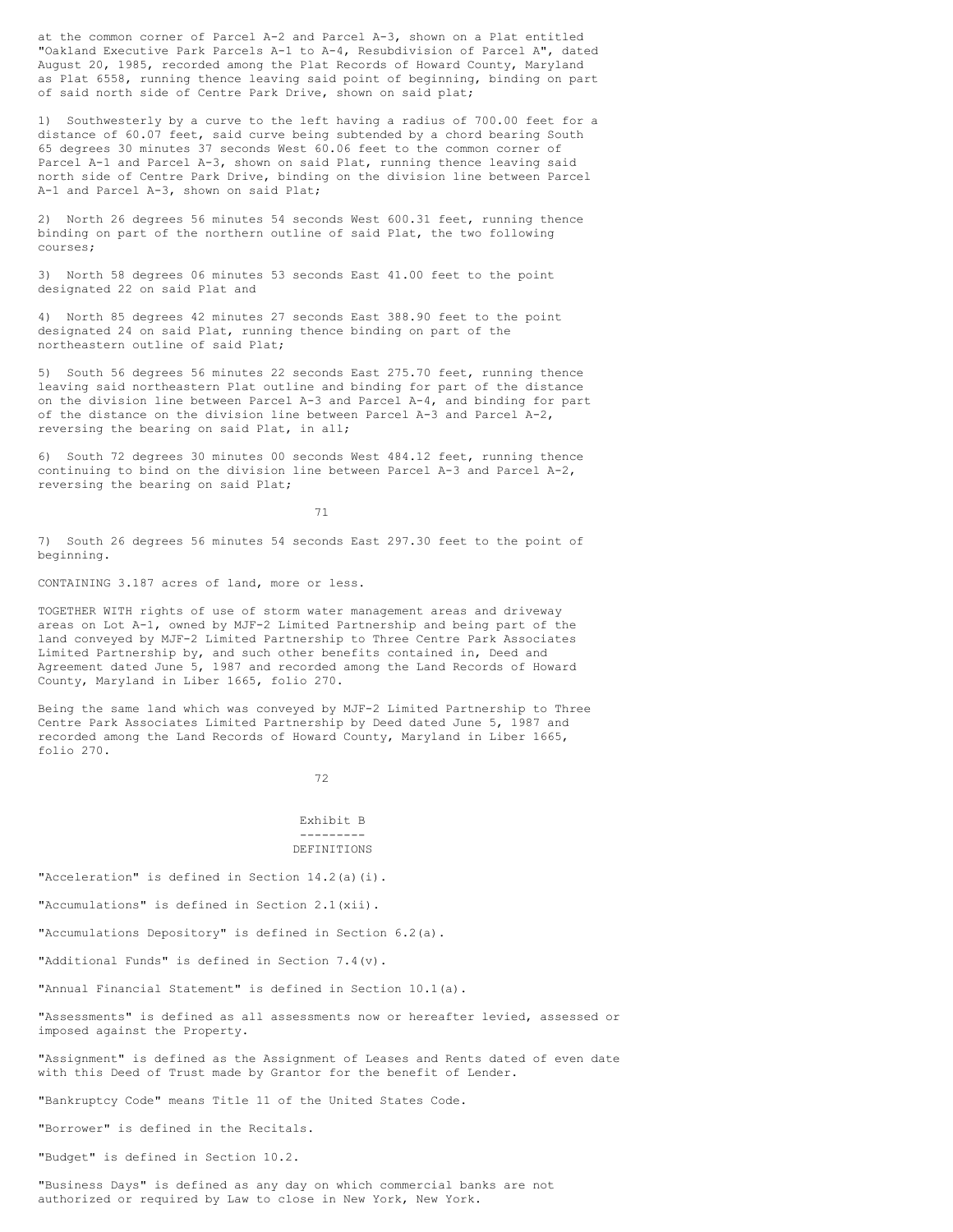at the common corner of Parcel A-2 and Parcel A-3, shown on a Plat entitled "Oakland Executive Park Parcels A-1 to A-4, Resubdivision of Parcel A", dated August 20, 1985, recorded among the Plat Records of Howard County, Maryland as Plat 6558, running thence leaving said point of beginning, binding on part of said north side of Centre Park Drive, shown on said plat;

1) Southwesterly by a curve to the left having a radius of 700.00 feet for a distance of 60.07 feet, said curve being subtended by a chord bearing South 65 degrees 30 minutes 37 seconds West 60.06 feet to the common corner of Parcel A-1 and Parcel A-3, shown on said Plat, running thence leaving said north side of Centre Park Drive, binding on the division line between Parcel A-1 and Parcel A-3, shown on said Plat;

2) North 26 degrees 56 minutes 54 seconds West 600.31 feet, running thence binding on part of the northern outline of said Plat, the two following courses;

3) North 58 degrees 06 minutes 53 seconds East 41.00 feet to the point designated 22 on said Plat and

4) North 85 degrees 42 minutes 27 seconds East 388.90 feet to the point designated 24 on said Plat, running thence binding on part of the northeastern outline of said Plat;

5) South 56 degrees 56 minutes 22 seconds East 275.70 feet, running thence leaving said northeastern Plat outline and binding for part of the distance on the division line between Parcel A-3 and Parcel A-4, and binding for part of the distance on the division line between Parcel A-3 and Parcel A-2, reversing the bearing on said Plat, in all;

6) South 72 degrees 30 minutes 00 seconds West 484.12 feet, running thence continuing to bind on the division line between Parcel A-3 and Parcel A-2, reversing the bearing on said Plat;

7) South 26 degrees 56 minutes 54 seconds East 297.30 feet to the point of beginning.

CONTAINING 3.187 acres of land, more or less.

TOGETHER WITH rights of use of storm water management areas and driveway areas on Lot A-1, owned by MJF-2 Limited Partnership and being part of the land conveyed by MJF-2 Limited Partnership to Three Centre Park Associates Limited Partnership by, and such other benefits contained in, Deed and Agreement dated June 5, 1987 and recorded among the Land Records of Howard County, Maryland in Liber 1665, folio 270.

Being the same land which was conveyed by MJF-2 Limited Partnership to Three Centre Park Associates Limited Partnership by Deed dated June 5, 1987 and recorded among the Land Records of Howard County, Maryland in Liber 1665, folio 270.

# Exhibit B

## DEFINITIONS

"Acceleration" is defined in Section 14.2(a)(i).

"Accumulations" is defined in Section 2.1(xii).

"Accumulations Depository" is defined in Section 6.2(a).

"Additional Funds" is defined in Section 7.4(v).

"Annual Financial Statement" is defined in Section 10.1(a).

"Assessments" is defined as all assessments now or hereafter levied, assessed or imposed against the Property.

"Assignment" is defined as the Assignment of Leases and Rents dated of even date with this Deed of Trust made by Grantor for the benefit of Lender.

"Bankruptcy Code" means Title 11 of the United States Code.

"Borrower" is defined in the Recitals.

"Budget" is defined in Section 10.2.

"Business Days" is defined as any day on which commercial banks are not authorized or required by Law to close in New York, New York.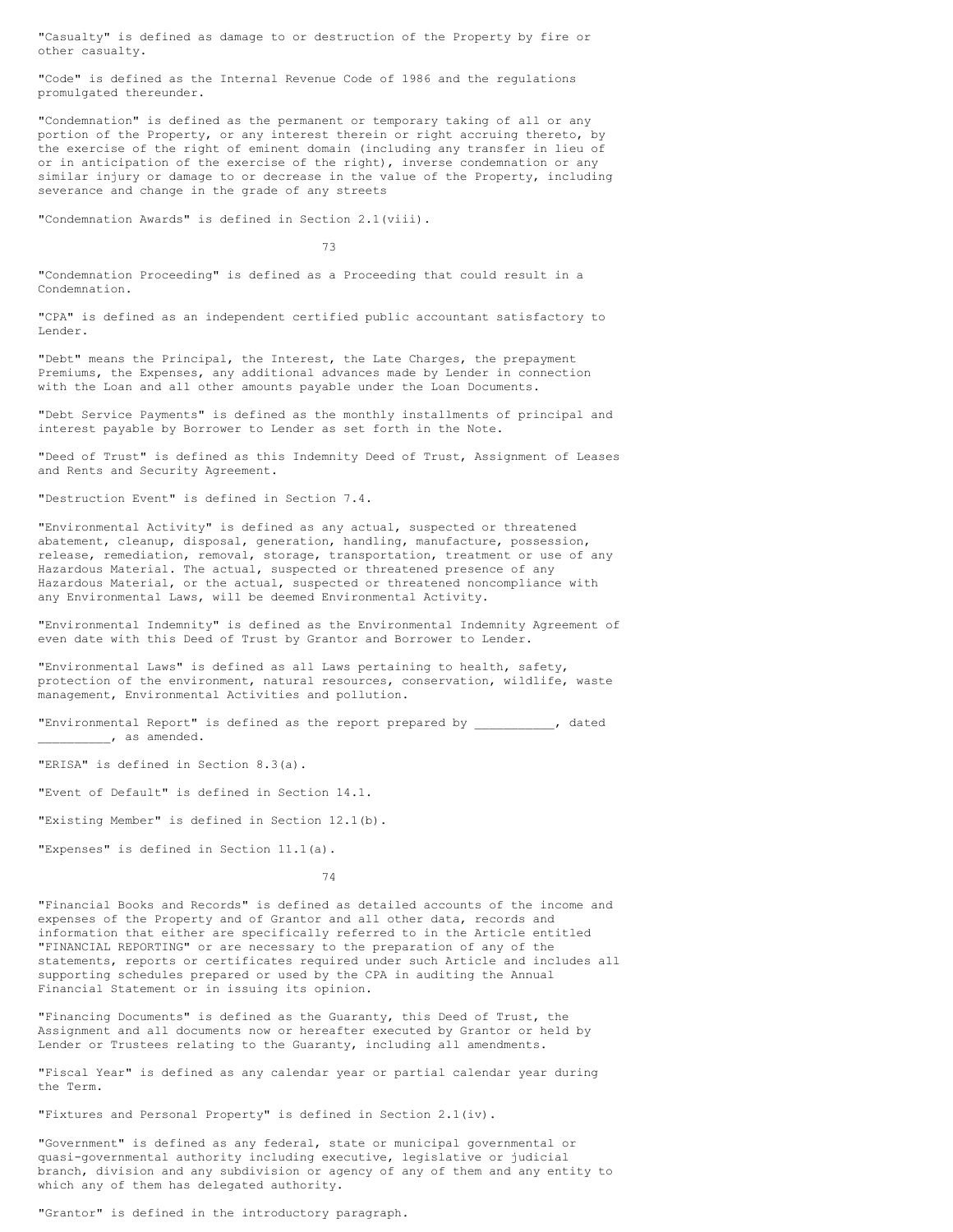"Casualty" is defined as damage to or destruction of the Property by fire or other casualty.

"Code" is defined as the Internal Revenue Code of 1986 and the regulations promulgated thereunder.

"Condemnation" is defined as the permanent or temporary taking of all or any portion of the Property, or any interest therein or right accruing thereto, by the exercise of the right of eminent domain (including any transfer in lieu of or in anticipation of the exercise of the right), inverse condemnation or any similar injury or damage to or decrease in the value of the Property, including severance and change in the grade of any streets

"Condemnation Awards" is defined in Section 2.1(viii).

"Condemnation Proceeding" is defined as a Proceeding that could result in a Condemnation.

"CPA" is defined as an independent certified public accountant satisfactory to Lender.

"Debt" means the Principal, the Interest, the Late Charges, the prepayment Premiums, the Expenses, any additional advances made by Lender in connection with the Loan and all other amounts payable under the Loan Documents.

"Debt Service Payments" is defined as the monthly installments of principal and interest payable by Borrower to Lender as set forth in the Note.

"Deed of Trust" is defined as this Indemnity Deed of Trust, Assignment of Leases and Rents and Security Agreement.

"Destruction Event" is defined in Section 7.4.

"Environmental Activity" is defined as any actual, suspected or threatened abatement, cleanup, disposal, generation, handling, manufacture, possession, release, remediation, removal, storage, transportation, treatment or use of any Hazardous Material. The actual, suspected or threatened presence of any Hazardous Material, or the actual, suspected or threatened noncompliance with any Environmental Laws, will be deemed Environmental Activity.

"Environmental Indemnity" is defined as the Environmental Indemnity Agreement of even date with this Deed of Trust by Grantor and Borrower to Lender.

"Environmental Laws" is defined as all Laws pertaining to health, safety, protection of the environment, natural resources, conservation, wildlife, waste management, Environmental Activities and pollution.

"Environmental Report" is defined as the report prepared by ___________, dated __________, as amended.

"ERISA" is defined in Section 8.3(a).

"Event of Default" is defined in Section 14.1.

"Existing Member" is defined in Section 12.1(b).

"Expenses" is defined in Section 11.1(a).

"Financial Books and Records" is defined as detailed accounts of the income and expenses of the Property and of Grantor and all other data, records and information that either are specifically referred to in the Article entitled "FINANCIAL REPORTING" or are necessary to the preparation of any of the statements, reports or certificates required under such Article and includes all supporting schedules prepared or used by the CPA in auditing the Annual Financial Statement or in issuing its opinion.

"Financing Documents" is defined as the Guaranty, this Deed of Trust, the Assignment and all documents now or hereafter executed by Grantor or held by Lender or Trustees relating to the Guaranty, including all amendments.

"Fiscal Year" is defined as any calendar year or partial calendar year during the Term.

"Fixtures and Personal Property" is defined in Section 2.1(iv).

"Government" is defined as any federal, state or municipal governmental or quasi-governmental authority including executive, legislative or judicial branch, division and any subdivision or agency of any of them and any entity to which any of them has delegated authority.

"Grantor" is defined in the introductory paragraph.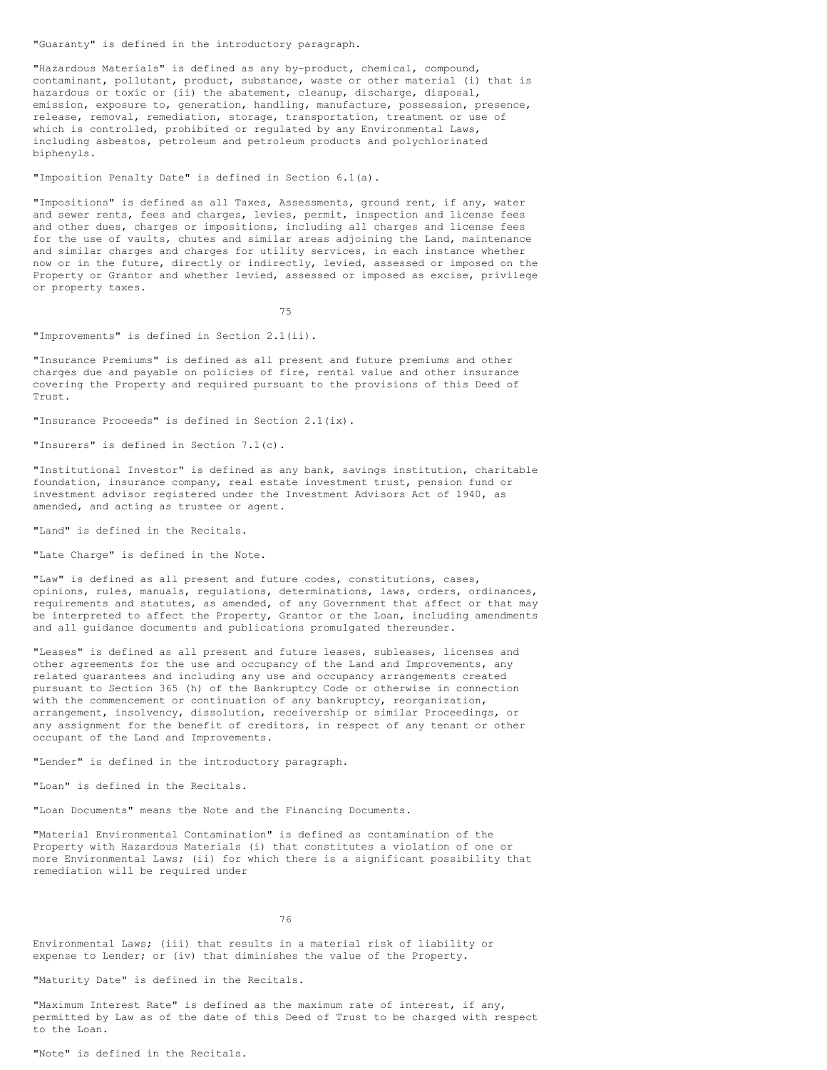"Guaranty" is defined in the introductory paragraph.

"Hazardous Materials" is defined as any by-product, chemical, compound, contaminant, pollutant, product, substance, waste or other material (i) that is hazardous or toxic or (ii) the abatement, cleanup, discharge, disposal, emission, exposure to, generation, handling, manufacture, possession, presence, release, removal, remediation, storage, transportation, treatment or use of which is controlled, prohibited or regulated by any Environmental Laws, including asbestos, petroleum and petroleum products and polychlorinated biphenyls.

"Imposition Penalty Date" is defined in Section 6.1(a).

"Impositions" is defined as all Taxes, Assessments, ground rent, if any, water and sewer rents, fees and charges, levies, permit, inspection and license fees and other dues, charges or impositions, including all charges and license fees for the use of vaults, chutes and similar areas adjoining the Land, maintenance and similar charges and charges for utility services, in each instance whether now or in the future, directly or indirectly, levied, assessed or imposed on the Property or Grantor and whether levied, assessed or imposed as excise, privilege or property taxes.

"Improvements" is defined in Section 2.1(ii).

"Insurance Premiums" is defined as all present and future premiums and other charges due and payable on policies of fire, rental value and other insurance covering the Property and required pursuant to the provisions of this Deed of Trust.

"Insurance Proceeds" is defined in Section 2.1(ix).

"Insurers" is defined in Section 7.1(c).

"Institutional Investor" is defined as any bank, savings institution, charitable foundation, insurance company, real estate investment trust, pension fund or investment advisor registered under the Investment Advisors Act of 1940, as amended, and acting as trustee or agent.

"Land" is defined in the Recitals.

"Late Charge" is defined in the Note.

"Law" is defined as all present and future codes, constitutions, cases, opinions, rules, manuals, regulations, determinations, laws, orders, ordinances, requirements and statutes, as amended, of any Government that affect or that may be interpreted to affect the Property, Grantor or the Loan, including amendments and all guidance documents and publications promulgated thereunder.

"Leases" is defined as all present and future leases, subleases, licenses and other agreements for the use and occupancy of the Land and Improvements, any related guarantees and including any use and occupancy arrangements created pursuant to Section 365 (h) of the Bankruptcy Code or otherwise in connection with the commencement or continuation of any bankruptcy, reorganization, arrangement, insolvency, dissolution, receivership or similar Proceedings, or any assignment for the benefit of creditors, in respect of any tenant or other occupant of the Land and Improvements.

"Lender" is defined in the introductory paragraph.

"Loan" is defined in the Recitals.

"Loan Documents" means the Note and the Financing Documents.

"Material Environmental Contamination" is defined as contamination of the Property with Hazardous Materials (i) that constitutes a violation of one or more Environmental Laws; (ii) for which there is a significant possibility that remediation will be required under Environmental Laws; (iii) that results in a material risk of liability or expense to Lender; or (iv) that diminishes the value of the Property.

"Maturity Date" is defined in the Recitals.

"Maximum Interest Rate" is defined as the maximum rate of interest, if any, permitted by Law as of the date of this Deed of Trust to be charged with respect to the Loan.

"Note" is defined in the Recitals.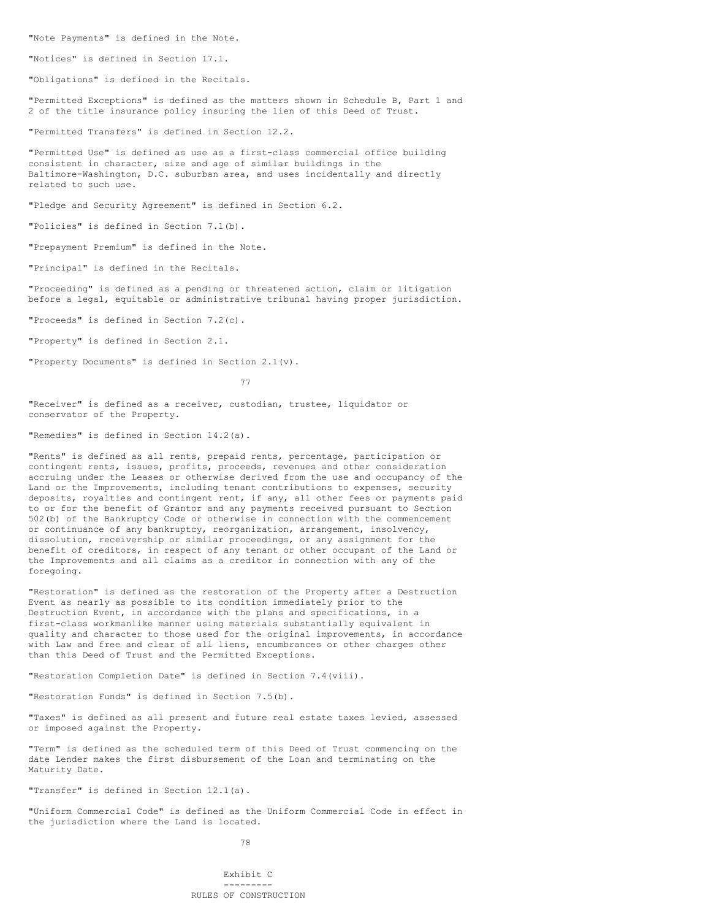"Note Payments" is defined in the Note.

"Notices" is defined in Section 17.1.

"Obligations" is defined in the Recitals.

"Permitted Exceptions" is defined as the matters shown in Schedule B, Part 1 and 2 of the title insurance policy insuring the lien of this Deed of Trust.

"Permitted Transfers" is defined in Section 12.2.

"Permitted Use" is defined as use as a first-class commercial office building consistent in character, size and age of similar buildings in the Baltimore-Washington, D.C. suburban area, and uses incidentally and directly related to such use.

"Pledge and Security Agreement" is defined in Section 6.2.

"Policies" is defined in Section 7.1(b).

"Prepayment Premium" is defined in the Note.

"Principal" is defined in the Recitals.

"Proceeding" is defined as a pending or threatened action, claim or litigation before a legal, equitable or administrative tribunal having proper jurisdiction.

"Proceeds" is defined in Section 7.2(c).

"Property" is defined in Section 2.1.

"Property Documents" is defined in Section 2.1(v).

"Receiver" is defined as a receiver, custodian, trustee, liquidator or conservator of the Property.

"Remedies" is defined in Section 14.2(a).

"Rents" is defined as all rents, prepaid rents, percentage, participation or contingent rents, issues, profits, proceeds, revenues and other consideration accruing under the Leases or otherwise derived from the use and occupancy of the Land or the Improvements, including tenant contributions to expenses, security deposits, royalties and contingent rent, if any, all other fees or payments paid to or for the benefit of Grantor and any payments received pursuant to Section 502(b) of the Bankruptcy Code or otherwise in connection with the commencement or continuance of any bankruptcy, reorganization, arrangement, insolvency, dissolution, receivership or similar proceedings, or any assignment for the benefit of creditors, in respect of any tenant or other occupant of the Land or the Improvements and all claims as a creditor in connection with any of the foregoing.

"Restoration" is defined as the restoration of the Property after a Destruction Event as nearly as possible to its condition immediately prior to the Destruction Event, in accordance with the plans and specifications, in a first-class workmanlike manner using materials substantially equivalent in quality and character to those used for the original improvements, in accordance with Law and free and clear of all liens, encumbrances or other charges other than this Deed of Trust and the Permitted Exceptions.

"Restoration Completion Date" is defined in Section 7.4(viii).

"Restoration Funds" is defined in Section 7.5(b).

"Taxes" is defined as all present and future real estate taxes levied, assessed or imposed against the Property.

"Term" is defined as the scheduled term of this Deed of Trust commencing on the date Lender makes the first disbursement of the Loan and terminating on the Maturity Date.

"Transfer" is defined in Section 12.1(a).

"Uniform Commercial Code" is defined as the Uniform Commercial Code in effect in the jurisdiction where the Land is located.

# Exhibit C

## RULES OF CONSTRUCTION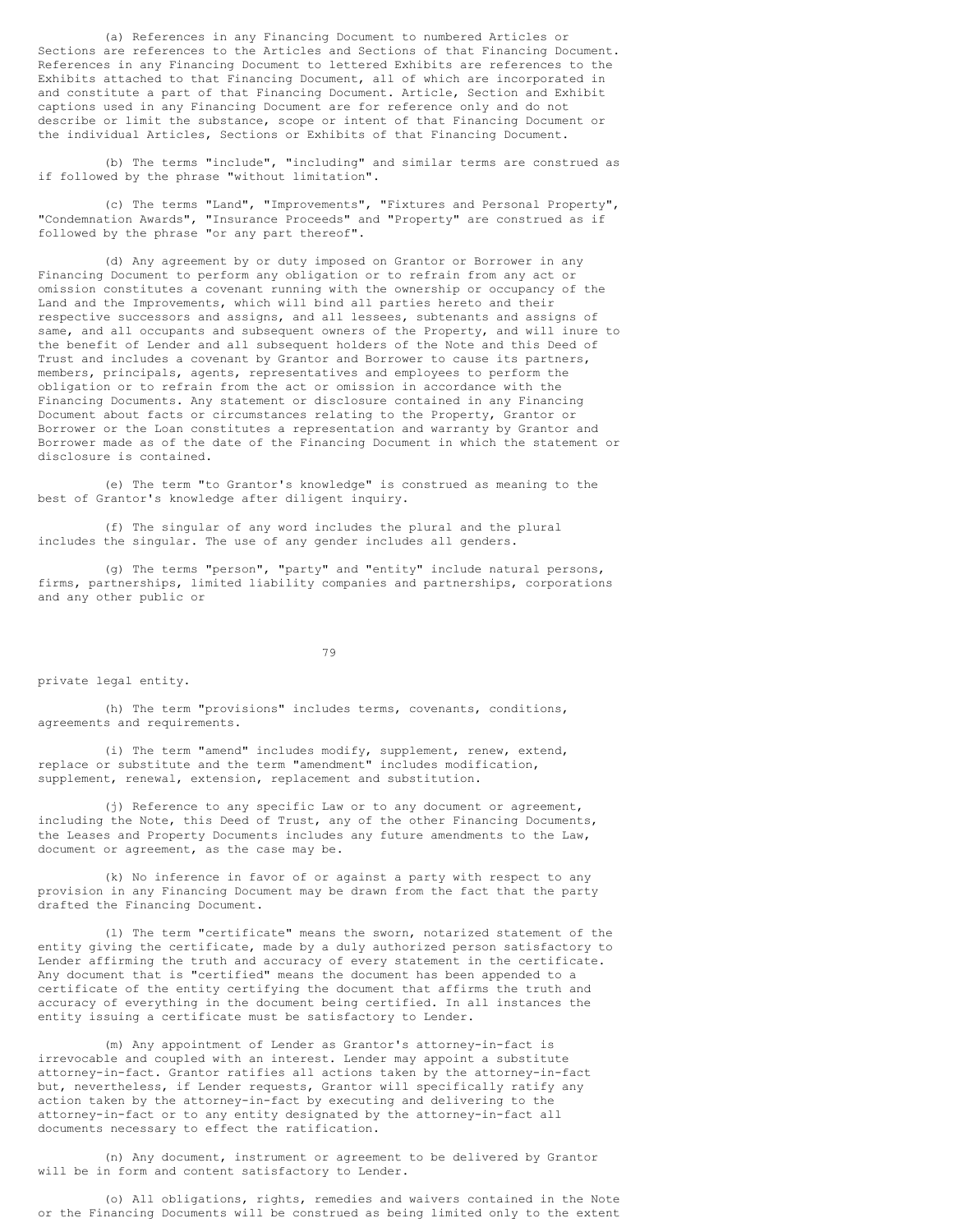(a) References in any Financing Document to numbered Articles or Sections are references to the Articles and Sections of that Financing Document. References in any Financing Document to lettered Exhibits are references to the Exhibits attached to that Financing Document, all of which are incorporated in and constitute a part of that Financing Document. Article, Section and Exhibit captions used in any Financing Document are for reference only and do not describe or limit the substance, scope or intent of that Financing Document or the individual Articles, Sections or Exhibits of that Financing Document.

(b) The terms "include", "including" and similar terms are construed as if followed by the phrase "without limitation".

(c) The terms "Land", "Improvements", "Fixtures and Personal Property", "Condemnation Awards", "Insurance Proceeds" and "Property" are construed as if followed by the phrase "or any part thereof".

(d) Any agreement by or duty imposed on Grantor or Borrower in any Financing Document to perform any obligation or to refrain from any act or omission constitutes a covenant running with the ownership or occupancy of the Land and the Improvements, which will bind all parties hereto and their respective successors and assigns, and all lessees, subtenants and assigns of same, and all occupants and subsequent owners of the Property, and will inure to the benefit of Lender and all subsequent holders of the Note and this Deed of Trust and includes a covenant by Grantor and Borrower to cause its partners, members, principals, agents, representatives and employees to perform the obligation or to refrain from the act or omission in accordance with the Financing Documents. Any statement or disclosure contained in any Financing Document about facts or circumstances relating to the Property, Grantor or Borrower or the Loan constitutes a representation and warranty by Grantor and Borrower made as of the date of the Financing Document in which the statement or disclosure is contained.

(e) The term "to Grantor's knowledge" is construed as meaning to the best of Grantor's knowledge after diligent inquiry.

(f) The singular of any word includes the plural and the plural includes the singular. The use of any gender includes all genders.

(g) The terms "person", "party" and "entity" include natural persons, firms, partnerships, limited liability companies and partnerships, corporations and any other public or private legal entity.

(h) The term "provisions" includes terms, covenants, conditions, agreements and requirements.

(i) The term "amend" includes modify, supplement, renew, extend, replace or substitute and the term "amendment" includes modification, supplement, renewal, extension, replacement and substitution.

(j) Reference to any specific Law or to any document or agreement, including the Note, this Deed of Trust, any of the other Financing Documents, the Leases and Property Documents includes any future amendments to the Law, document or agreement, as the case may be.

(k) No inference in favor of or against a party with respect to any provision in any Financing Document may be drawn from the fact that the party drafted the Financing Document.

(l) The term "certificate" means the sworn, notarized statement of the entity giving the certificate, made by a duly authorized person satisfactory to Lender affirming the truth and accuracy of every statement in the certificate. Any document that is "certified" means the document has been appended to a certificate of the entity certifying the document that affirms the truth and accuracy of everything in the document being certified. In all instances the entity issuing a certificate must be satisfactory to Lender.

(m) Any appointment of Lender as Grantor's attorney-in-fact is irrevocable and coupled with an interest. Lender may appoint a substitute attorney-in-fact. Grantor ratifies all actions taken by the attorney-in-fact but, nevertheless, if Lender requests, Grantor will specifically ratify any action taken by the attorney-in-fact by executing and delivering to the attorney-in-fact or to any entity designated by the attorney-in-fact all documents necessary to effect the ratification.

(n) Any document, instrument or agreement to be delivered by Grantor will be in form and content satisfactory to Lender.

(o) All obligations, rights, remedies and waivers contained in the Note or the Financing Documents will be construed as being limited only to the extent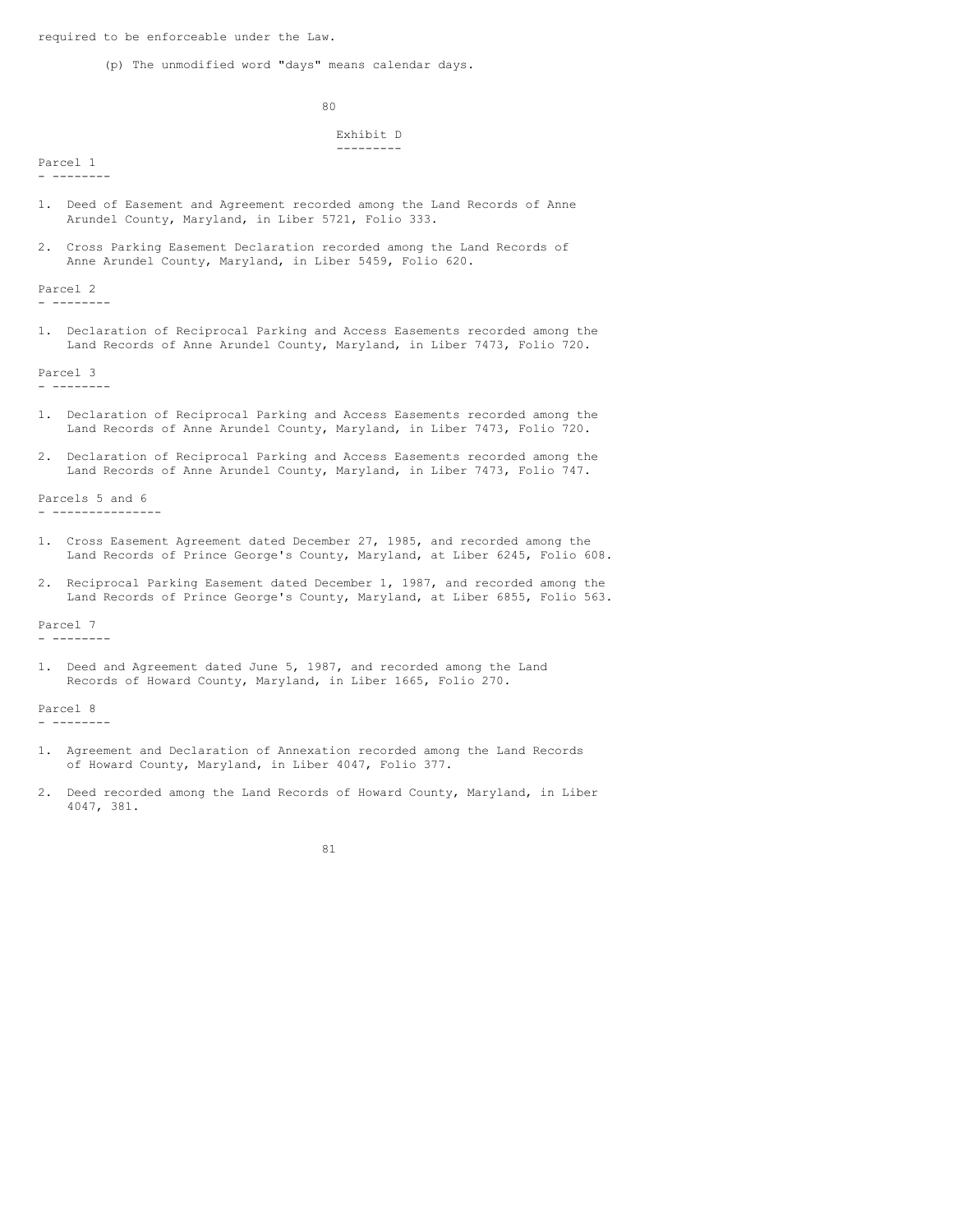required to be enforceable under the Law.

(p) The unmodified word "days" means calendar days.

## Exhibit D

### Parcel 1

1. Deed of Easement and Agreement recorded among the Land Records of Anne Arundel County, Maryland, in Liber 5721, Folio 333.

2. Cross Parking Easement Declaration recorded among the Land Records of Anne Arundel County, Maryland, in Liber 5459, Folio 620.

### Parcel 2

1. Declaration of Reciprocal Parking and Access Easements recorded among the Land Records of Anne Arundel County, Maryland, in Liber 7473, Folio 720.

### Parcel 3

1. Declaration of Reciprocal Parking and Access Easements recorded among the Land Records of Anne Arundel County, Maryland, in Liber 7473, Folio 720.

2. Declaration of Reciprocal Parking and Access Easements recorded among the Land Records of Anne Arundel County, Maryland, in Liber 7473, Folio 747.

### Parcels 5 and 6

1. Cross Easement Agreement dated December 27, 1985, and recorded among the Land Records of Prince George's County, Maryland, at Liber 6245, Folio 608.

2. Reciprocal Parking Easement dated December 1, 1987, and recorded among the Land Records of Prince George's County, Maryland, at Liber 6855, Folio 563.

### Parcel 7

1. Deed and Agreement dated June 5, 1987, and recorded among the Land Records of Howard County, Maryland, in Liber 1665, Folio 270.

### Parcel 8

1. Agreement and Declaration of Annexation recorded among the Land Records of Howard County, Maryland, in Liber 4047, Folio 377.

2. Deed recorded among the Land Records of Howard County, Maryland, in Liber 4047, 381.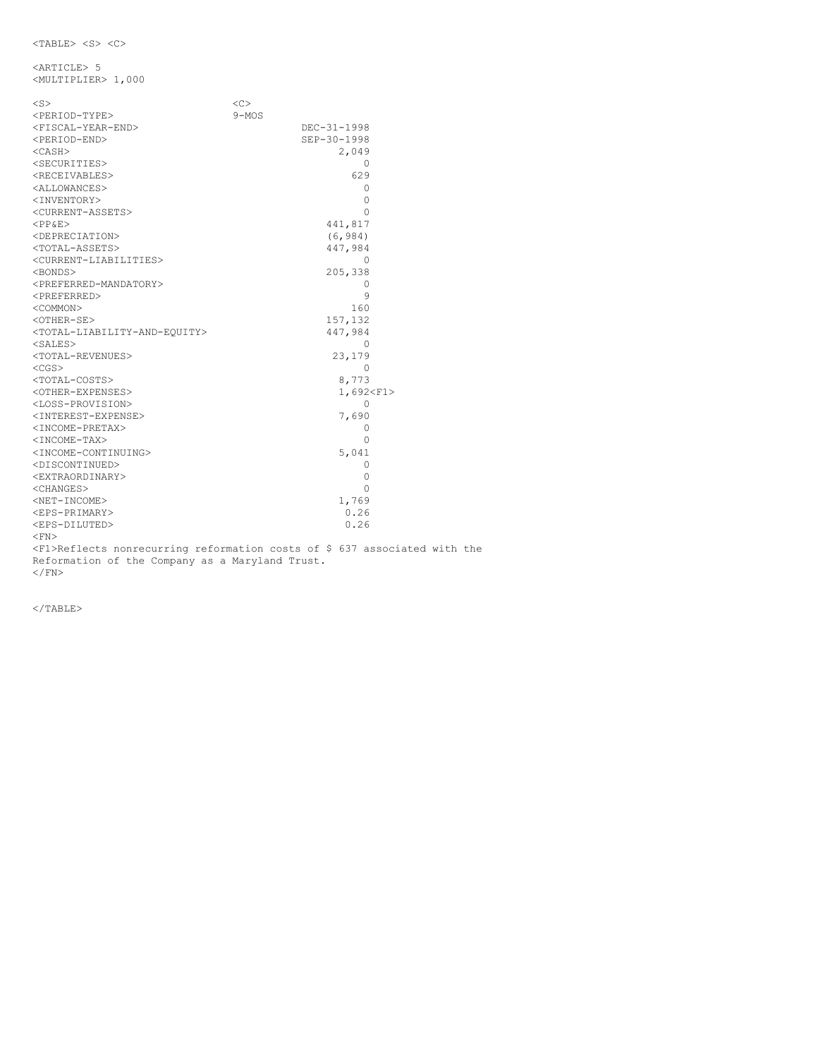```
<TABLE> <S> <C>

<ARTICLE> 5
<MULTIPLIER> 1,000

<S>                             <C>
<PERIOD-TYPE>                   9-MOS
<FISCAL-YEAR-END>                          DEC-31-1998
<PERIOD-END>                               SEP-30-1998
<CASH>                                           2,049
<SECURITIES>                                         0
<RECEIVABLES>                                      629
<ALLOWANCES>                                         0
<INVENTORY>                                          0
<CURRENT-ASSETS>                                     0
<PP&E>                                         441,817
<DEPRECIATION>                                 (6,984)
<TOTAL-ASSETS>                                 447,984
<CURRENT-LIABILITIES>                                0
<BONDS>                                        205,338
<PREFERRED-MANDATORY>                                0
<PREFERRED>                                          9
<COMMON>                                           160
<OTHER-SE>                                     157,132
<TOTAL-LIABILITY-AND-EQUITY>                   447,984
<SALES>                                              0
<TOTAL-REVENUES>                                23,179
<CGS>                                                0
<TOTAL-COSTS>                                    8,773
<OTHER-EXPENSES>                                 1,692<F1>
<LOSS-PROVISION>                                     0
<INTEREST-EXPENSE>                               7,690
<INCOME-PRETAX>                                      0
<INCOME-TAX>                                         0
<INCOME-CONTINUING>                              5,041
<DISCONTINUED>                                       0
<EXTRAORDINARY>                                      0
<CHANGES>                                            0
<NET-INCOME>                                     1,769
<EPS-PRIMARY>                                     0.26
<EPS-DILUTED>                                     0.26
<FN>
<F1>Reflects nonrecurring reformation costs of $ 637 associated with the
Reformation of the Company as a Maryland Trust.
</FN>

</TABLE>
```